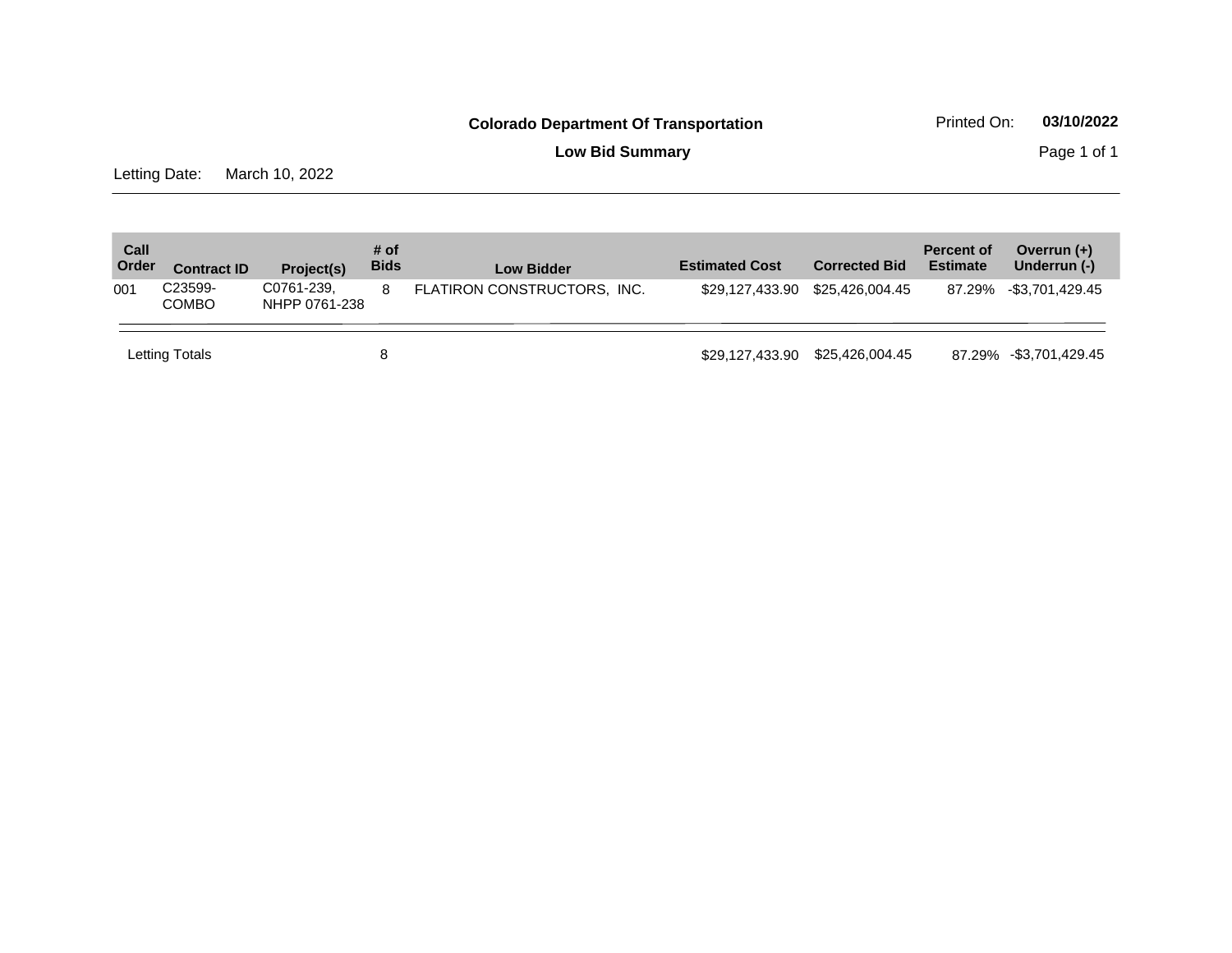**Colorado Department Of Transportation**

Printed On: **03/10/2022**

**Low Bid Summary**

Letting Date: March 10, 2022

| Call Order | Contract ID | Project(s) | # of Bids | Low Bidder | Estimated Cost | Corrected Bid | Percent of Estimate | Overrun (+) Underrun (-) |
|---|---|---|---|---|---|---|---|---|
| 001 | C23599-COMBO | C0761-239, NHPP 0761-238 | 8 | FLATIRON CONSTRUCTORS, INC. | $29,127,433.90 | $25,426,004.45 | 87.29% | -$3,701,429.45 |
| Letting Totals | | | 8 | | $29,127,433.90 | $25,426,004.45 | 87.29% | -$3,701,429.45 |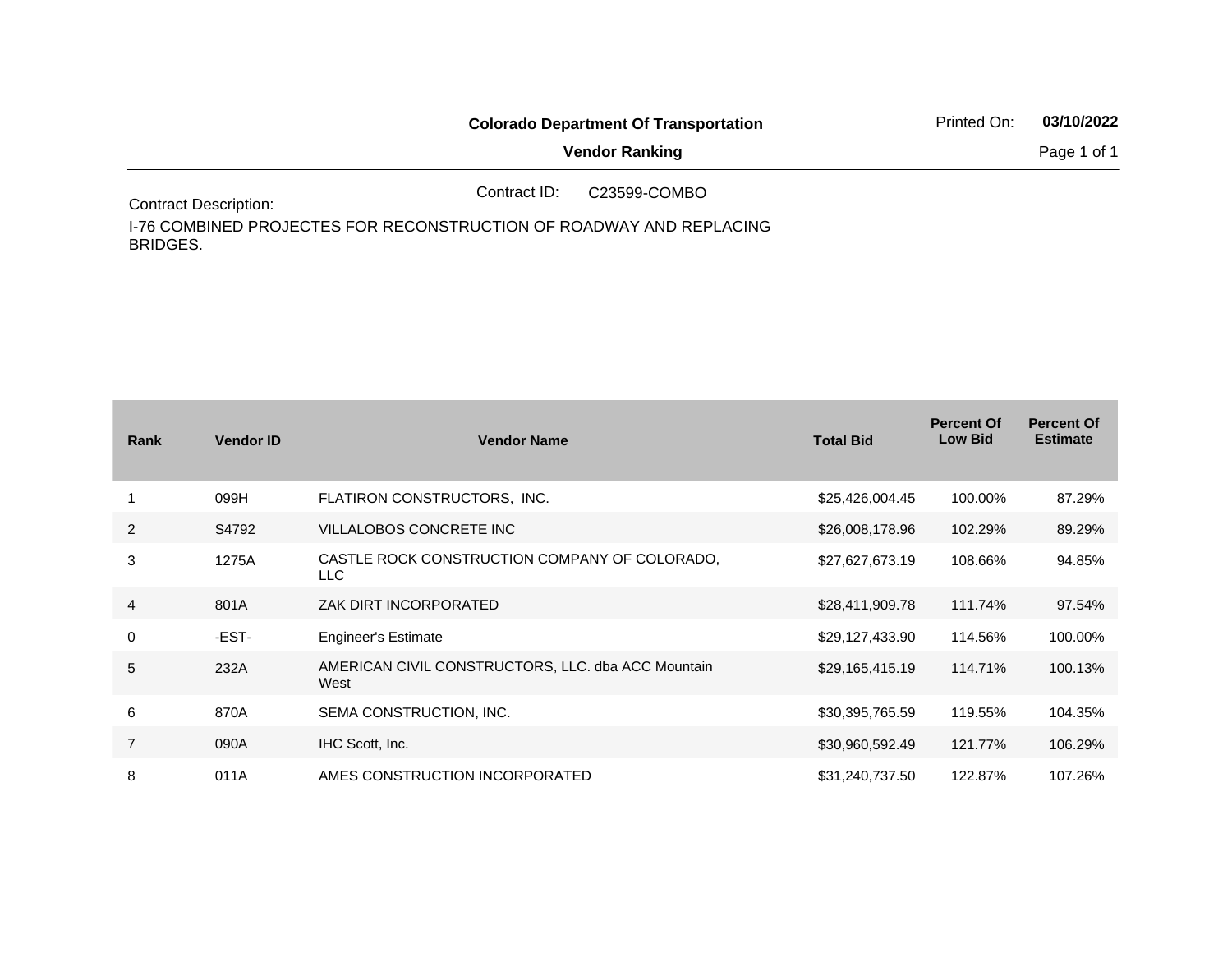**Colorado Department Of Transportation**

**Vendor Ranking**

Printed On: **03/10/2022**

Contract ID: C23599-COMBO

Contract Description:

I-76 COMBINED PROJECTES FOR RECONSTRUCTION OF ROADWAY AND REPLACING BRIDGES.

| Rank | Vendor ID | Vendor Name | Total Bid | Percent Of Low Bid | Percent Of Estimate |
|---|---|---|---|---|---|
| 1 | 099H | FLATIRON CONSTRUCTORS, INC. | $25,426,004.45 | 100.00% | 87.29% |
| 2 | S4792 | VILLALOBOS CONCRETE INC | $26,008,178.96 | 102.29% | 89.29% |
| 3 | 1275A | CASTLE ROCK CONSTRUCTION COMPANY OF COLORADO, LLC | $27,627,673.19 | 108.66% | 94.85% |
| 4 | 801A | ZAK DIRT INCORPORATED | $28,411,909.78 | 111.74% | 97.54% |
| 0 | -EST- | Engineer's Estimate | $29,127,433.90 | 114.56% | 100.00% |
| 5 | 232A | AMERICAN CIVIL CONSTRUCTORS, LLC. dba ACC Mountain West | $29,165,415.19 | 114.71% | 100.13% |
| 6 | 870A | SEMA CONSTRUCTION, INC. | $30,395,765.59 | 119.55% | 104.35% |
| 7 | 090A | IHC Scott, Inc. | $30,960,592.49 | 121.77% | 106.29% |
| 8 | 011A | AMES CONSTRUCTION INCORPORATED | $31,240,737.50 | 122.87% | 107.26% |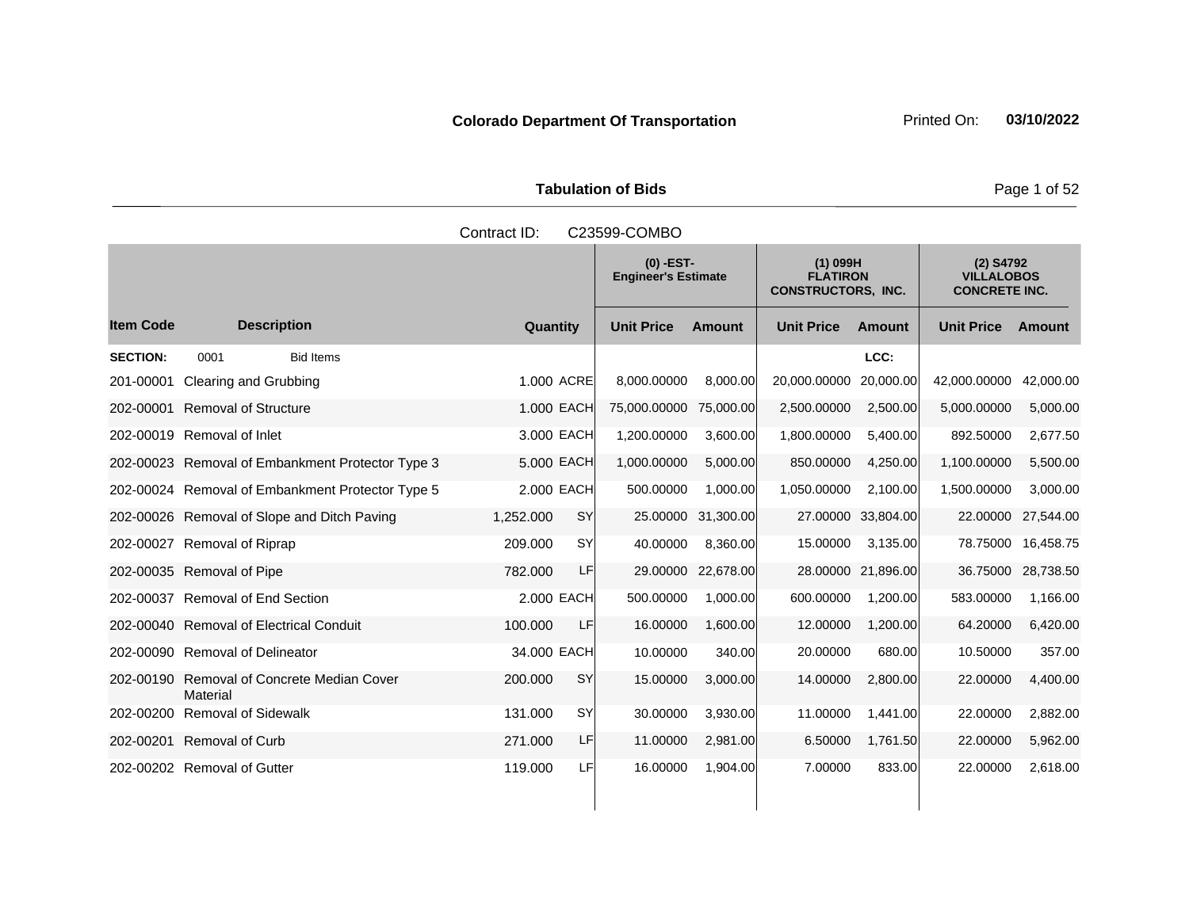**Colorado Department Of Transportation** Printed On: **03/10/2022**

**Tabulation of Bids**

Contract ID: C23599-COMBO

| | | | | (0) -EST- Engineer's Estimate | | (1) 099H FLATIRON CONSTRUCTORS, INC. | | (2) S4792 VILLALOBOS CONCRETE INC. | |
|---|---|---|---|---|---|---|---|---|---|
| **Item Code** | **Description** | **Quantity** | | **Unit Price** | **Amount** | **Unit Price** | **Amount** | **Unit Price** | **Amount** |
| **SECTION:** | 0001 Bid Items | | | | | | LCC: | | |
| 201-00001 | Clearing and Grubbing | 1.000 | ACRE | 8,000.00000 | 8,000.00 | 20,000.00000 | 20,000.00 | 42,000.00000 | 42,000.00 |
| 202-00001 | Removal of Structure | 1.000 | EACH | 75,000.00000 | 75,000.00 | 2,500.00000 | 2,500.00 | 5,000.00000 | 5,000.00 |
| 202-00019 | Removal of Inlet | 3.000 | EACH | 1,200.00000 | 3,600.00 | 1,800.00000 | 5,400.00 | 892.50000 | 2,677.50 |
| 202-00023 | Removal of Embankment Protector Type 3 | 5.000 | EACH | 1,000.00000 | 5,000.00 | 850.00000 | 4,250.00 | 1,100.00000 | 5,500.00 |
| 202-00024 | Removal of Embankment Protector Type 5 | 2.000 | EACH | 500.00000 | 1,000.00 | 1,050.00000 | 2,100.00 | 1,500.00000 | 3,000.00 |
| 202-00026 | Removal of Slope and Ditch Paving | 1,252.000 | SY | 25.00000 | 31,300.00 | 27.00000 | 33,804.00 | 22.00000 | 27,544.00 |
| 202-00027 | Removal of Riprap | 209.000 | SY | 40.00000 | 8,360.00 | 15.00000 | 3,135.00 | 78.75000 | 16,458.75 |
| 202-00035 | Removal of Pipe | 782.000 | LF | 29.00000 | 22,678.00 | 28.00000 | 21,896.00 | 36.75000 | 28,738.50 |
| 202-00037 | Removal of End Section | 2.000 | EACH | 500.00000 | 1,000.00 | 600.00000 | 1,200.00 | 583.00000 | 1,166.00 |
| 202-00040 | Removal of Electrical Conduit | 100.000 | LF | 16.00000 | 1,600.00 | 12.00000 | 1,200.00 | 64.20000 | 6,420.00 |
| 202-00090 | Removal of Delineator | 34.000 | EACH | 10.00000 | 340.00 | 20.00000 | 680.00 | 10.50000 | 357.00 |
| 202-00190 | Removal of Concrete Median Cover Material | 200.000 | SY | 15.00000 | 3,000.00 | 14.00000 | 2,800.00 | 22.00000 | 4,400.00 |
| 202-00200 | Removal of Sidewalk | 131.000 | SY | 30.00000 | 3,930.00 | 11.00000 | 1,441.00 | 22.00000 | 2,882.00 |
| 202-00201 | Removal of Curb | 271.000 | LF | 11.00000 | 2,981.00 | 6.50000 | 1,761.50 | 22.00000 | 5,962.00 |
| 202-00202 | Removal of Gutter | 119.000 | LF | 16.00000 | 1,904.00 | 7.00000 | 833.00 | 22.00000 | 2,618.00 |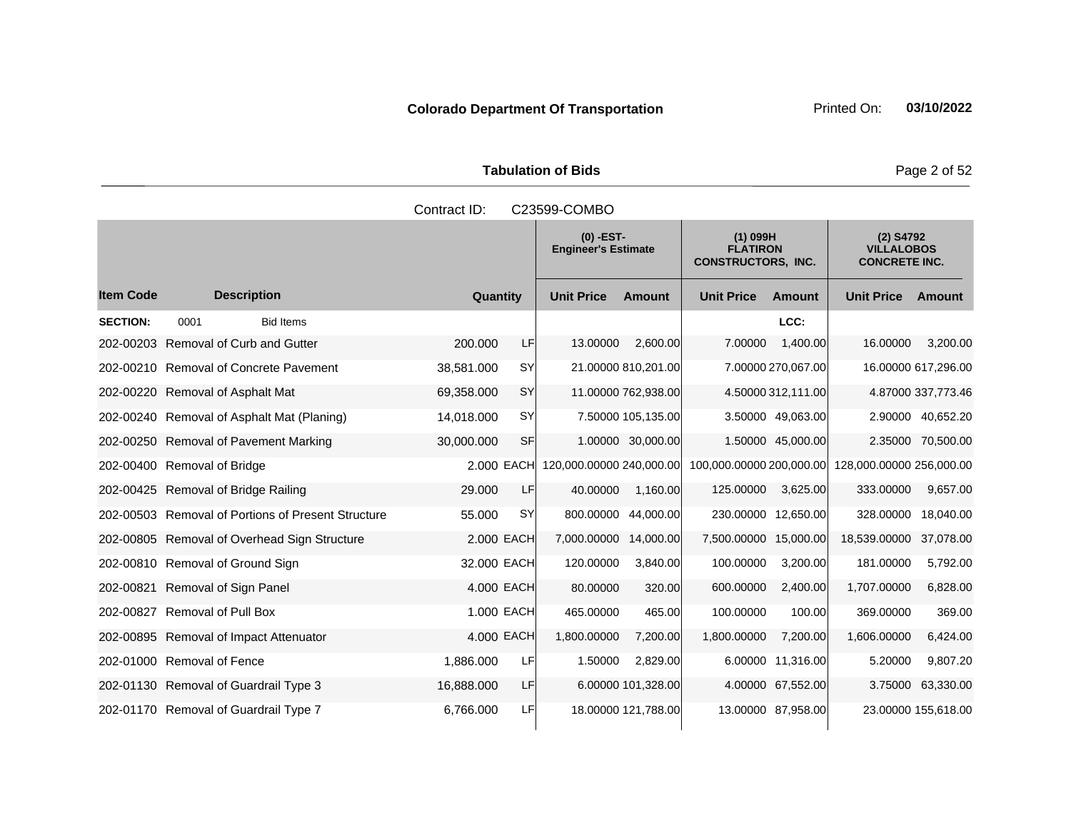**Colorado Department Of Transportation** Printed On: **03/10/2022**

**Tabulation of Bids**

Contract ID: C23599-COMBO

| Item Code | Description | Quantity | | (0) -EST- Engineer's Estimate Unit Price | Amount | (1) 099H FLATIRON CONSTRUCTORS, INC. Unit Price | Amount | (2) S4792 VILLALOBOS CONCRETE INC. Unit Price | Amount |
|---|---|---|---|---|---|---|---|---|---|
| **SECTION:** | 0001 Bid Items | | | | | | LCC: | | |
| 202-00203 | Removal of Curb and Gutter | 200.000 | LF | 13.00000 | 2,600.00 | 7.00000 | 1,400.00 | 16.00000 | 3,200.00 |
| 202-00210 | Removal of Concrete Pavement | 38,581.000 | SY | 21.00000 | 810,201.00 | 7.00000 | 270,067.00 | 16.00000 | 617,296.00 |
| 202-00220 | Removal of Asphalt Mat | 69,358.000 | SY | 11.00000 | 762,938.00 | 4.50000 | 312,111.00 | 4.87000 | 337,773.46 |
| 202-00240 | Removal of Asphalt Mat (Planing) | 14,018.000 | SY | 7.50000 | 105,135.00 | 3.50000 | 49,063.00 | 2.90000 | 40,652.20 |
| 202-00250 | Removal of Pavement Marking | 30,000.000 | SF | 1.00000 | 30,000.00 | 1.50000 | 45,000.00 | 2.35000 | 70,500.00 |
| 202-00400 | Removal of Bridge | 2.000 | EACH | 120,000.00000 | 240,000.00 | 100,000.00000 | 200,000.00 | 128,000.00000 | 256,000.00 |
| 202-00425 | Removal of Bridge Railing | 29.000 | LF | 40.00000 | 1,160.00 | 125.00000 | 3,625.00 | 333.00000 | 9,657.00 |
| 202-00503 | Removal of Portions of Present Structure | 55.000 | SY | 800.00000 | 44,000.00 | 230.00000 | 12,650.00 | 328.00000 | 18,040.00 |
| 202-00805 | Removal of Overhead Sign Structure | 2.000 | EACH | 7,000.00000 | 14,000.00 | 7,500.00000 | 15,000.00 | 18,539.00000 | 37,078.00 |
| 202-00810 | Removal of Ground Sign | 32.000 | EACH | 120.00000 | 3,840.00 | 100.00000 | 3,200.00 | 181.00000 | 5,792.00 |
| 202-00821 | Removal of Sign Panel | 4.000 | EACH | 80.00000 | 320.00 | 600.00000 | 2,400.00 | 1,707.00000 | 6,828.00 |
| 202-00827 | Removal of Pull Box | 1.000 | EACH | 465.00000 | 465.00 | 100.00000 | 100.00 | 369.00000 | 369.00 |
| 202-00895 | Removal of Impact Attenuator | 4.000 | EACH | 1,800.00000 | 7,200.00 | 1,800.00000 | 7,200.00 | 1,606.00000 | 6,424.00 |
| 202-01000 | Removal of Fence | 1,886.000 | LF | 1.50000 | 2,829.00 | 6.00000 | 11,316.00 | 5.20000 | 9,807.20 |
| 202-01130 | Removal of Guardrail Type 3 | 16,888.000 | LF | 6.00000 | 101,328.00 | 4.00000 | 67,552.00 | 3.75000 | 63,330.00 |
| 202-01170 | Removal of Guardrail Type 7 | 6,766.000 | LF | 18.00000 | 121,788.00 | 13.00000 | 87,958.00 | 23.00000 | 155,618.00 |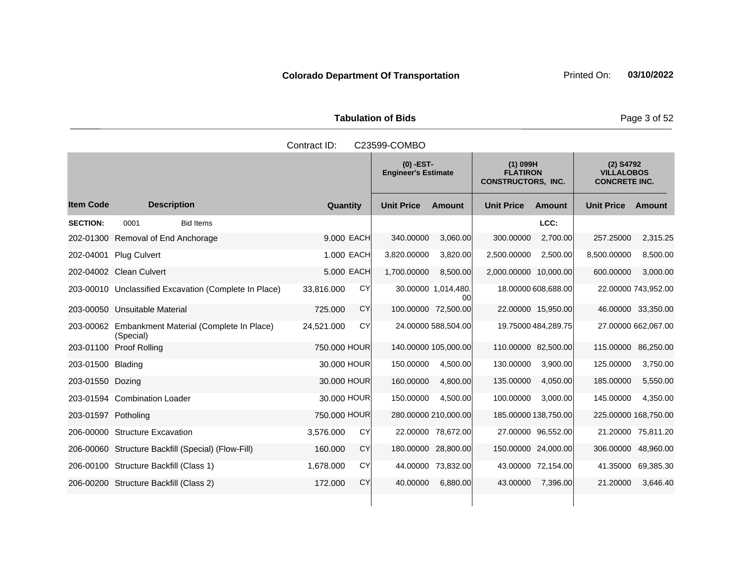**Colorado Department Of Transportation**

Printed On: **03/10/2022**

**Tabulation of Bids**

Contract ID: C23599-COMBO

| Item Code | Description | Quantity | | (0) -EST- Engineer's Estimate Unit Price | Amount | (1) 099H FLATIRON CONSTRUCTORS, INC. Unit Price | Amount | (2) S4792 VILLALOBOS CONCRETE INC. Unit Price | Amount |
|---|---|---|---|---|---|---|---|---|---|
| **SECTION:** | 0001 Bid Items | | | | | | LCC: | | |
| 202-01300 | Removal of End Anchorage | 9.000 | EACH | 340.00000 | 3,060.00 | 300.00000 | 2,700.00 | 257.25000 | 2,315.25 |
| 202-04001 | Plug Culvert | 1.000 | EACH | 3,820.00000 | 3,820.00 | 2,500.00000 | 2,500.00 | 8,500.00000 | 8,500.00 |
| 202-04002 | Clean Culvert | 5.000 | EACH | 1,700.00000 | 8,500.00 | 2,000.00000 | 10,000.00 | 600.00000 | 3,000.00 |
| 203-00010 | Unclassified Excavation (Complete In Place) | 33,816.000 | CY | 30.00000 | 1,014,480.00 | 18.00000 | 608,688.00 | 22.00000 | 743,952.00 |
| 203-00050 | Unsuitable Material | 725.000 | CY | 100.00000 | 72,500.00 | 22.00000 | 15,950.00 | 46.00000 | 33,350.00 |
| 203-00062 | Embankment Material (Complete In Place) (Special) | 24,521.000 | CY | 24.00000 | 588,504.00 | 19.75000 | 484,289.75 | 27.00000 | 662,067.00 |
| 203-01100 | Proof Rolling | 750.000 | HOUR | 140.00000 | 105,000.00 | 110.00000 | 82,500.00 | 115.00000 | 86,250.00 |
| 203-01500 | Blading | 30.000 | HOUR | 150.00000 | 4,500.00 | 130.00000 | 3,900.00 | 125.00000 | 3,750.00 |
| 203-01550 | Dozing | 30.000 | HOUR | 160.00000 | 4,800.00 | 135.00000 | 4,050.00 | 185.00000 | 5,550.00 |
| 203-01594 | Combination Loader | 30.000 | HOUR | 150.00000 | 4,500.00 | 100.00000 | 3,000.00 | 145.00000 | 4,350.00 |
| 203-01597 | Potholing | 750.000 | HOUR | 280.00000 | 210,000.00 | 185.00000 | 138,750.00 | 225.00000 | 168,750.00 |
| 206-00000 | Structure Excavation | 3,576.000 | CY | 22.00000 | 78,672.00 | 27.00000 | 96,552.00 | 21.20000 | 75,811.20 |
| 206-00060 | Structure Backfill (Special) (Flow-Fill) | 160.000 | CY | 180.00000 | 28,800.00 | 150.00000 | 24,000.00 | 306.00000 | 48,960.00 |
| 206-00100 | Structure Backfill (Class 1) | 1,678.000 | CY | 44.00000 | 73,832.00 | 43.00000 | 72,154.00 | 41.35000 | 69,385.30 |
| 206-00200 | Structure Backfill (Class 2) | 172.000 | CY | 40.00000 | 6,880.00 | 43.00000 | 7,396.00 | 21.20000 | 3,646.40 |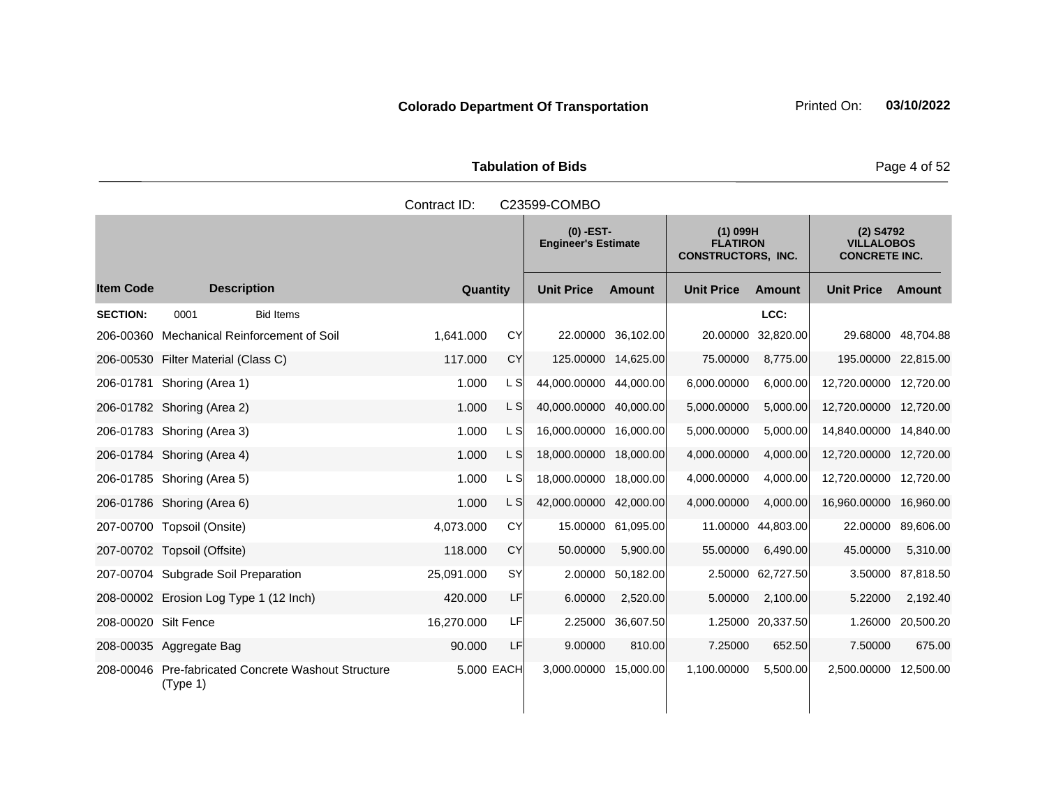**Colorado Department Of Transportation**

**Tabulation of Bids**

Contract ID: C23599-COMBO

| Item Code | Description | Quantity | | (0) -EST- Engineer's Estimate | | (1) 099H FLATIRON CONSTRUCTORS, INC. | | (2) S4792 VILLALOBOS CONCRETE INC. | |
|---|---|---|---|---|---|---|---|---|---|
| | | | | Unit Price | Amount | Unit Price | Amount | Unit Price | Amount |
| **SECTION:** | 0001 Bid Items | | | | | | LCC: | | |
| 206-00360 | Mechanical Reinforcement of Soil | 1,641.000 | CY | 22.00000 | 36,102.00 | 20.00000 | 32,820.00 | 29.68000 | 48,704.88 |
| 206-00530 | Filter Material (Class C) | 117.000 | CY | 125.00000 | 14,625.00 | 75.00000 | 8,775.00 | 195.00000 | 22,815.00 |
| 206-01781 | Shoring (Area 1) | 1.000 | L S | 44,000.00000 | 44,000.00 | 6,000.00000 | 6,000.00 | 12,720.00000 | 12,720.00 |
| 206-01782 | Shoring (Area 2) | 1.000 | L S | 40,000.00000 | 40,000.00 | 5,000.00000 | 5,000.00 | 12,720.00000 | 12,720.00 |
| 206-01783 | Shoring (Area 3) | 1.000 | L S | 16,000.00000 | 16,000.00 | 5,000.00000 | 5,000.00 | 14,840.00000 | 14,840.00 |
| 206-01784 | Shoring (Area 4) | 1.000 | L S | 18,000.00000 | 18,000.00 | 4,000.00000 | 4,000.00 | 12,720.00000 | 12,720.00 |
| 206-01785 | Shoring (Area 5) | 1.000 | L S | 18,000.00000 | 18,000.00 | 4,000.00000 | 4,000.00 | 12,720.00000 | 12,720.00 |
| 206-01786 | Shoring (Area 6) | 1.000 | L S | 42,000.00000 | 42,000.00 | 4,000.00000 | 4,000.00 | 16,960.00000 | 16,960.00 |
| 207-00700 | Topsoil (Onsite) | 4,073.000 | CY | 15.00000 | 61,095.00 | 11.00000 | 44,803.00 | 22.00000 | 89,606.00 |
| 207-00702 | Topsoil (Offsite) | 118.000 | CY | 50.00000 | 5,900.00 | 55.00000 | 6,490.00 | 45.00000 | 5,310.00 |
| 207-00704 | Subgrade Soil Preparation | 25,091.000 | SY | 2.00000 | 50,182.00 | 2.50000 | 62,727.50 | 3.50000 | 87,818.50 |
| 208-00002 | Erosion Log Type 1 (12 Inch) | 420.000 | LF | 6.00000 | 2,520.00 | 5.00000 | 2,100.00 | 5.22000 | 2,192.40 |
| 208-00020 | Silt Fence | 16,270.000 | LF | 2.25000 | 36,607.50 | 1.25000 | 20,337.50 | 1.26000 | 20,500.20 |
| 208-00035 | Aggregate Bag | 90.000 | LF | 9.00000 | 810.00 | 7.25000 | 652.50 | 7.50000 | 675.00 |
| 208-00046 | Pre-fabricated Concrete Washout Structure (Type 1) | 5.000 | EACH | 3,000.00000 | 15,000.00 | 1,100.00000 | 5,500.00 | 2,500.00000 | 12,500.00 |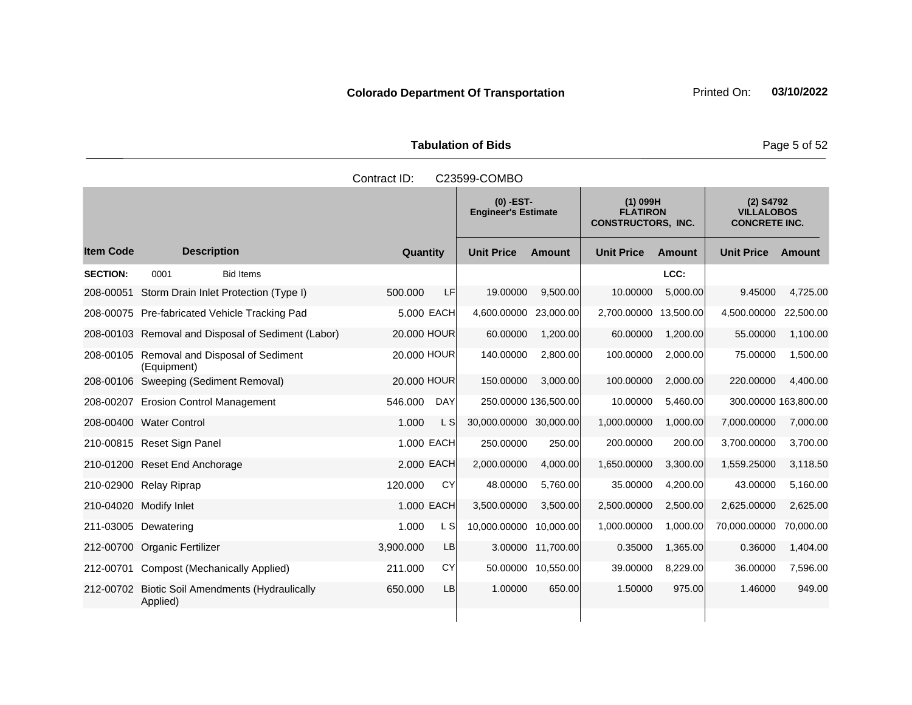**Colorado Department Of Transportation** Printed On: **03/10/2022**

**Tabulation of Bids**

Contract ID: C23599-COMBO

| | | | | (0) -EST- Engineer's Estimate | | (1) 099H FLATIRON CONSTRUCTORS, INC. | | (2) S4792 VILLALOBOS CONCRETE INC. | |
|---|---|---|---|---|---|---|---|---|---|
| **Item Code** | **Description** | **Quantity** | | **Unit Price** | **Amount** | **Unit Price** | **Amount** | **Unit Price** | **Amount** |
| **SECTION:** | 0001 Bid Items | | | | | | LCC: | | |
| 208-00051 | Storm Drain Inlet Protection (Type I) | 500.000 | LF | 19.00000 | 9,500.00 | 10.00000 | 5,000.00 | 9.45000 | 4,725.00 |
| 208-00075 | Pre-fabricated Vehicle Tracking Pad | 5.000 | EACH | 4,600.00000 | 23,000.00 | 2,700.00000 | 13,500.00 | 4,500.00000 | 22,500.00 |
| 208-00103 | Removal and Disposal of Sediment (Labor) | 20.000 | HOUR | 60.00000 | 1,200.00 | 60.00000 | 1,200.00 | 55.00000 | 1,100.00 |
| 208-00105 | Removal and Disposal of Sediment (Equipment) | 20.000 | HOUR | 140.00000 | 2,800.00 | 100.00000 | 2,000.00 | 75.00000 | 1,500.00 |
| 208-00106 | Sweeping (Sediment Removal) | 20.000 | HOUR | 150.00000 | 3,000.00 | 100.00000 | 2,000.00 | 220.00000 | 4,400.00 |
| 208-00207 | Erosion Control Management | 546.000 | DAY | 250.00000 | 136,500.00 | 10.00000 | 5,460.00 | 300.00000 | 163,800.00 |
| 208-00400 | Water Control | 1.000 | L S | 30,000.00000 | 30,000.00 | 1,000.00000 | 1,000.00 | 7,000.00000 | 7,000.00 |
| 210-00815 | Reset Sign Panel | 1.000 | EACH | 250.00000 | 250.00 | 200.00000 | 200.00 | 3,700.00000 | 3,700.00 |
| 210-01200 | Reset End Anchorage | 2.000 | EACH | 2,000.00000 | 4,000.00 | 1,650.00000 | 3,300.00 | 1,559.25000 | 3,118.50 |
| 210-02900 | Relay Riprap | 120.000 | CY | 48.00000 | 5,760.00 | 35.00000 | 4,200.00 | 43.00000 | 5,160.00 |
| 210-04020 | Modify Inlet | 1.000 | EACH | 3,500.00000 | 3,500.00 | 2,500.00000 | 2,500.00 | 2,625.00000 | 2,625.00 |
| 211-03005 | Dewatering | 1.000 | L S | 10,000.00000 | 10,000.00 | 1,000.00000 | 1,000.00 | 70,000.00000 | 70,000.00 |
| 212-00700 | Organic Fertilizer | 3,900.000 | LB | 3.00000 | 11,700.00 | 0.35000 | 1,365.00 | 0.36000 | 1,404.00 |
| 212-00701 | Compost (Mechanically Applied) | 211.000 | CY | 50.00000 | 10,550.00 | 39.00000 | 8,229.00 | 36.00000 | 7,596.00 |
| 212-00702 | Biotic Soil Amendments (Hydraulically Applied) | 650.000 | LB | 1.00000 | 650.00 | 1.50000 | 975.00 | 1.46000 | 949.00 |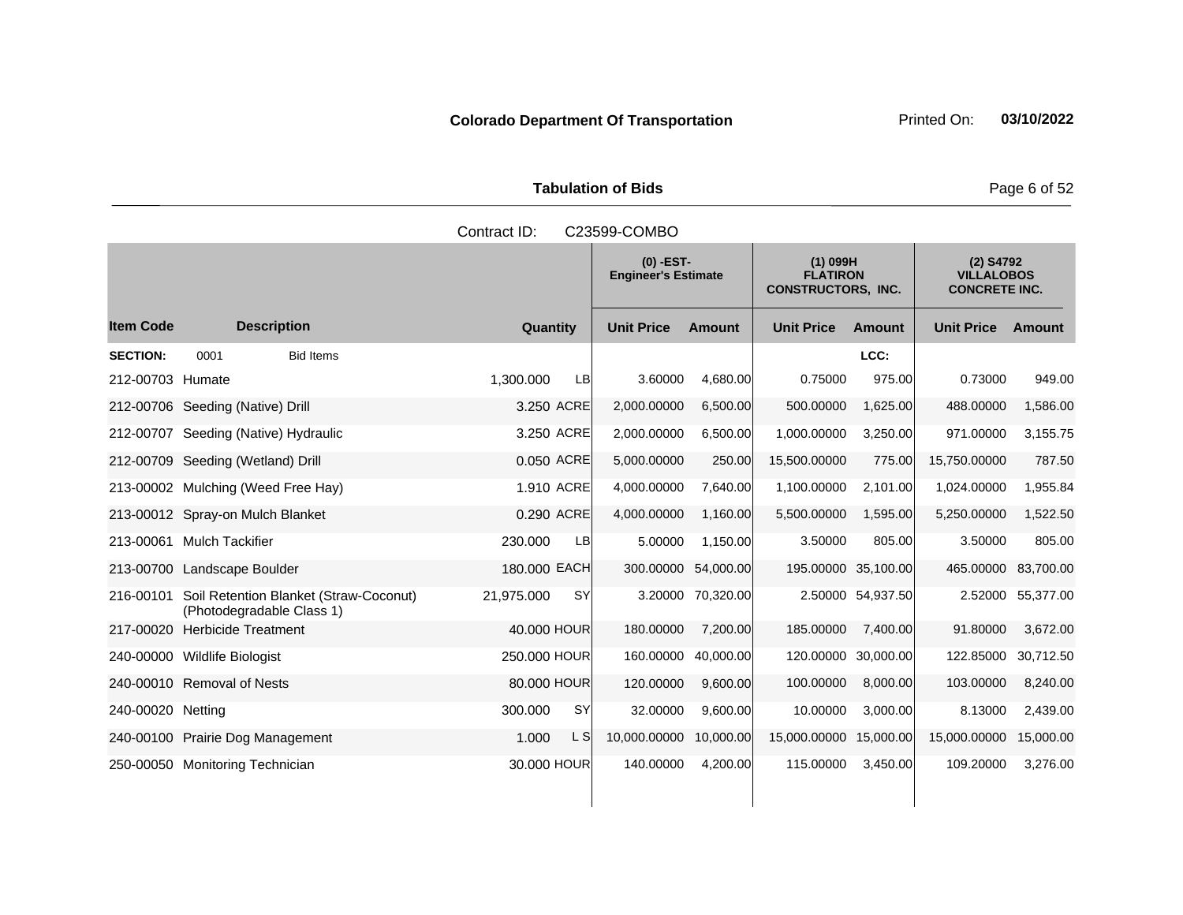**Colorado Department Of Transportation** Printed On: **03/10/2022**

**Tabulation of Bids**

Contract ID: C23599-COMBO

| Item Code | Description | Quantity | | (0) -EST- Engineer's Estimate Unit Price | Amount | (1) 099H FLATIRON CONSTRUCTORS, INC. Unit Price | Amount | (2) S4792 VILLALOBOS CONCRETE INC. Unit Price | Amount |
|---|---|---|---|---|---|---|---|---|---|
| **SECTION:** | 0001 Bid Items | | | | | | LCC: | | |
| 212-00703 | Humate | 1,300.000 | LB | 3.60000 | 4,680.00 | 0.75000 | 975.00 | 0.73000 | 949.00 |
| 212-00706 | Seeding (Native) Drill | 3.250 | ACRE | 2,000.00000 | 6,500.00 | 500.00000 | 1,625.00 | 488.00000 | 1,586.00 |
| 212-00707 | Seeding (Native) Hydraulic | 3.250 | ACRE | 2,000.00000 | 6,500.00 | 1,000.00000 | 3,250.00 | 971.00000 | 3,155.75 |
| 212-00709 | Seeding (Wetland) Drill | 0.050 | ACRE | 5,000.00000 | 250.00 | 15,500.00000 | 775.00 | 15,750.00000 | 787.50 |
| 213-00002 | Mulching (Weed Free Hay) | 1.910 | ACRE | 4,000.00000 | 7,640.00 | 1,100.00000 | 2,101.00 | 1,024.00000 | 1,955.84 |
| 213-00012 | Spray-on Mulch Blanket | 0.290 | ACRE | 4,000.00000 | 1,160.00 | 5,500.00000 | 1,595.00 | 5,250.00000 | 1,522.50 |
| 213-00061 | Mulch Tackifier | 230.000 | LB | 5.00000 | 1,150.00 | 3.50000 | 805.00 | 3.50000 | 805.00 |
| 213-00700 | Landscape Boulder | 180.000 | EACH | 300.00000 | 54,000.00 | 195.00000 | 35,100.00 | 465.00000 | 83,700.00 |
| 216-00101 | Soil Retention Blanket (Straw-Coconut) (Photodegradable Class 1) | 21,975.000 | SY | 3.20000 | 70,320.00 | 2.50000 | 54,937.50 | 2.52000 | 55,377.00 |
| 217-00020 | Herbicide Treatment | 40.000 | HOUR | 180.00000 | 7,200.00 | 185.00000 | 7,400.00 | 91.80000 | 3,672.00 |
| 240-00000 | Wildlife Biologist | 250.000 | HOUR | 160.00000 | 40,000.00 | 120.00000 | 30,000.00 | 122.85000 | 30,712.50 |
| 240-00010 | Removal of Nests | 80.000 | HOUR | 120.00000 | 9,600.00 | 100.00000 | 8,000.00 | 103.00000 | 8,240.00 |
| 240-00020 | Netting | 300.000 | SY | 32.00000 | 9,600.00 | 10.00000 | 3,000.00 | 8.13000 | 2,439.00 |
| 240-00100 | Prairie Dog Management | 1.000 | L S | 10,000.00000 | 10,000.00 | 15,000.00000 | 15,000.00 | 15,000.00000 | 15,000.00 |
| 250-00050 | Monitoring Technician | 30.000 | HOUR | 140.00000 | 4,200.00 | 115.00000 | 3,450.00 | 109.20000 | 3,276.00 |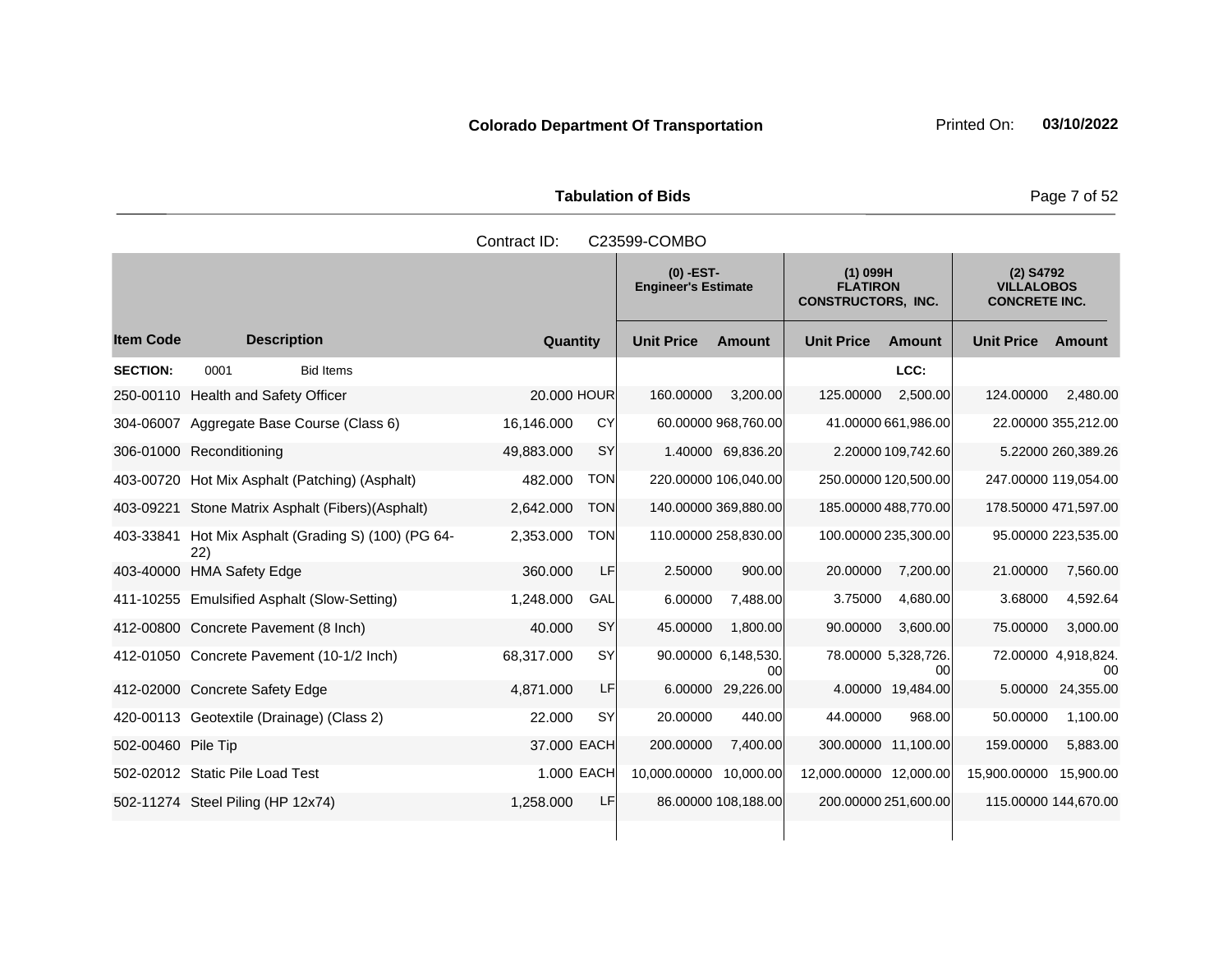**Colorado Department Of Transportation** Printed On: **03/10/2022**

**Tabulation of Bids**

Contract ID: C23599-COMBO

| Item Code | Description | Quantity | | (0) -EST- Engineer's Estimate Unit Price | Amount | (1) 099H FLATIRON CONSTRUCTORS, INC. Unit Price | Amount | (2) S4792 VILLALOBOS CONCRETE INC. Unit Price | Amount |
|---|---|---|---|---|---|---|---|---|---|
| **SECTION:** | 0001 Bid Items | | | | | | LCC: | | |
| 250-00110 | Health and Safety Officer | 20.000 | HOUR | 160.00000 | 3,200.00 | 125.00000 | 2,500.00 | 124.00000 | 2,480.00 |
| 304-06007 | Aggregate Base Course (Class 6) | 16,146.000 | CY | 60.00000 | 968,760.00 | 41.00000 | 661,986.00 | 22.00000 | 355,212.00 |
| 306-01000 | Reconditioning | 49,883.000 | SY | 1.40000 | 69,836.20 | 2.20000 | 109,742.60 | 5.22000 | 260,389.26 |
| 403-00720 | Hot Mix Asphalt (Patching) (Asphalt) | 482.000 | TON | 220.00000 | 106,040.00 | 250.00000 | 120,500.00 | 247.00000 | 119,054.00 |
| 403-09221 | Stone Matrix Asphalt (Fibers)(Asphalt) | 2,642.000 | TON | 140.00000 | 369,880.00 | 185.00000 | 488,770.00 | 178.50000 | 471,597.00 |
| 403-33841 | Hot Mix Asphalt (Grading S) (100) (PG 64-22) | 2,353.000 | TON | 110.00000 | 258,830.00 | 100.00000 | 235,300.00 | 95.00000 | 223,535.00 |
| 403-40000 | HMA Safety Edge | 360.000 | LF | 2.50000 | 900.00 | 20.00000 | 7,200.00 | 21.00000 | 7,560.00 |
| 411-10255 | Emulsified Asphalt (Slow-Setting) | 1,248.000 | GAL | 6.00000 | 7,488.00 | 3.75000 | 4,680.00 | 3.68000 | 4,592.64 |
| 412-00800 | Concrete Pavement (8 Inch) | 40.000 | SY | 45.00000 | 1,800.00 | 90.00000 | 3,600.00 | 75.00000 | 3,000.00 |
| 412-01050 | Concrete Pavement (10-1/2 Inch) | 68,317.000 | SY | 90.00000 | 6,148,530.00 | 78.00000 | 5,328,726.00 | 72.00000 | 4,918,824.00 |
| 412-02000 | Concrete Safety Edge | 4,871.000 | LF | 6.00000 | 29,226.00 | 4.00000 | 19,484.00 | 5.00000 | 24,355.00 |
| 420-00113 | Geotextile (Drainage) (Class 2) | 22.000 | SY | 20.00000 | 440.00 | 44.00000 | 968.00 | 50.00000 | 1,100.00 |
| 502-00460 | Pile Tip | 37.000 | EACH | 200.00000 | 7,400.00 | 300.00000 | 11,100.00 | 159.00000 | 5,883.00 |
| 502-02012 | Static Pile Load Test | 1.000 | EACH | 10,000.00000 | 10,000.00 | 12,000.00000 | 12,000.00 | 15,900.00000 | 15,900.00 |
| 502-11274 | Steel Piling (HP 12x74) | 1,258.000 | LF | 86.00000 | 108,188.00 | 200.00000 | 251,600.00 | 115.00000 | 144,670.00 |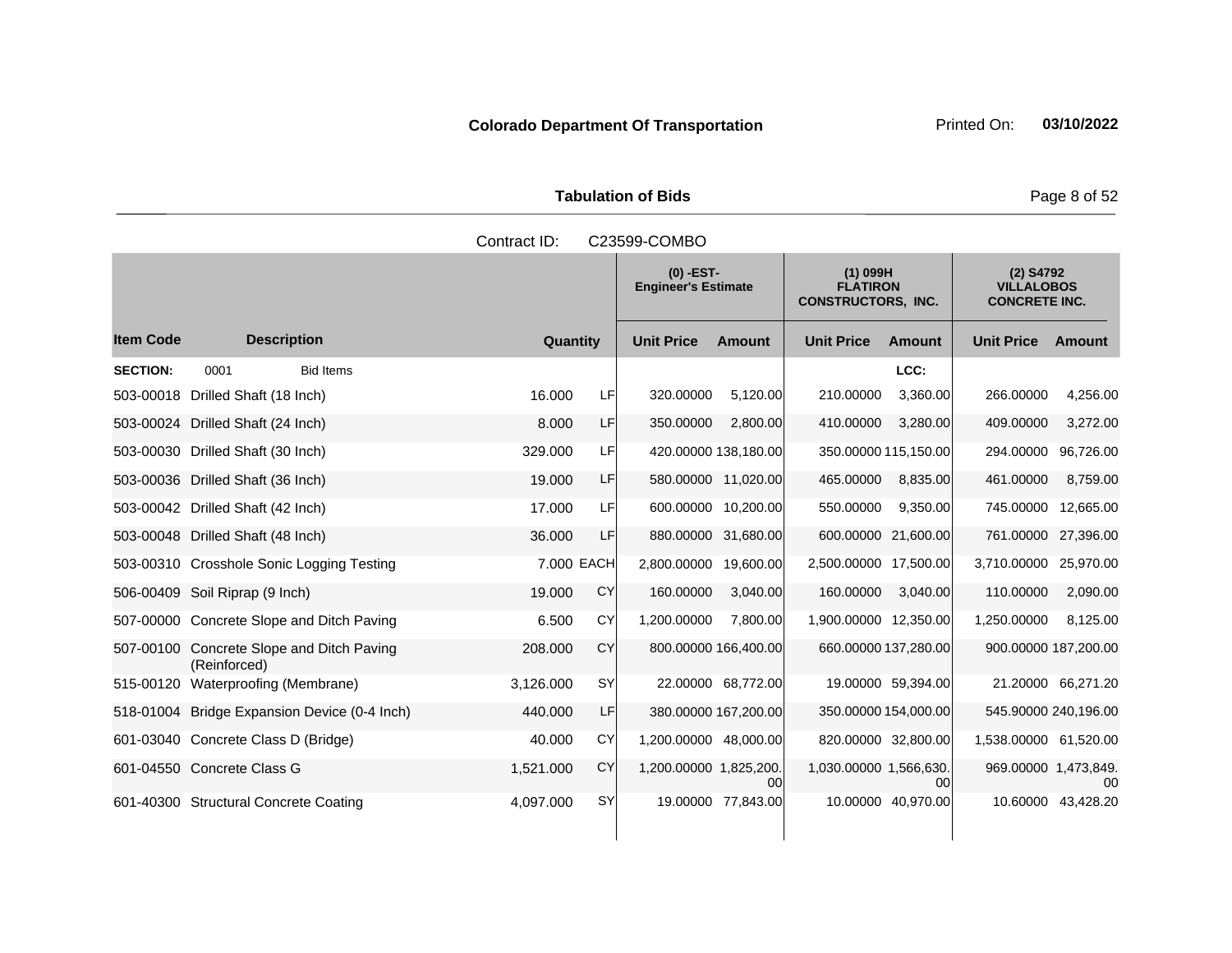**Colorado Department Of Transportation**

Printed On: **03/10/2022**

**Tabulation of Bids**

Contract ID: C23599-COMBO

| | | | | (0) -EST- Engineer's Estimate | | (1) 099H FLATIRON CONSTRUCTORS, INC. | | (2) S4792 VILLALOBOS CONCRETE INC. | |
|---|---|---|---|---|---|---|---|---|---|
| **Item Code** | **Description** | **Quantity** | | **Unit Price** | **Amount** | **Unit Price** | **Amount** | **Unit Price** | **Amount** |
| **SECTION:** | 0001 Bid Items | | | | | | LCC: | | |
| 503-00018 | Drilled Shaft (18 Inch) | 16.000 | LF | 320.00000 | 5,120.00 | 210.00000 | 3,360.00 | 266.00000 | 4,256.00 |
| 503-00024 | Drilled Shaft (24 Inch) | 8.000 | LF | 350.00000 | 2,800.00 | 410.00000 | 3,280.00 | 409.00000 | 3,272.00 |
| 503-00030 | Drilled Shaft (30 Inch) | 329.000 | LF | 420.00000 | 138,180.00 | 350.00000 | 115,150.00 | 294.00000 | 96,726.00 |
| 503-00036 | Drilled Shaft (36 Inch) | 19.000 | LF | 580.00000 | 11,020.00 | 465.00000 | 8,835.00 | 461.00000 | 8,759.00 |
| 503-00042 | Drilled Shaft (42 Inch) | 17.000 | LF | 600.00000 | 10,200.00 | 550.00000 | 9,350.00 | 745.00000 | 12,665.00 |
| 503-00048 | Drilled Shaft (48 Inch) | 36.000 | LF | 880.00000 | 31,680.00 | 600.00000 | 21,600.00 | 761.00000 | 27,396.00 |
| 503-00310 | Crosshole Sonic Logging Testing | 7.000 | EACH | 2,800.00000 | 19,600.00 | 2,500.00000 | 17,500.00 | 3,710.00000 | 25,970.00 |
| 506-00409 | Soil Riprap (9 Inch) | 19.000 | CY | 160.00000 | 3,040.00 | 160.00000 | 3,040.00 | 110.00000 | 2,090.00 |
| 507-00000 | Concrete Slope and Ditch Paving | 6.500 | CY | 1,200.00000 | 7,800.00 | 1,900.00000 | 12,350.00 | 1,250.00000 | 8,125.00 |
| 507-00100 | Concrete Slope and Ditch Paving (Reinforced) | 208.000 | CY | 800.00000 | 166,400.00 | 660.00000 | 137,280.00 | 900.00000 | 187,200.00 |
| 515-00120 | Waterproofing (Membrane) | 3,126.000 | SY | 22.00000 | 68,772.00 | 19.00000 | 59,394.00 | 21.20000 | 66,271.20 |
| 518-01004 | Bridge Expansion Device (0-4 Inch) | 440.000 | LF | 380.00000 | 167,200.00 | 350.00000 | 154,000.00 | 545.90000 | 240,196.00 |
| 601-03040 | Concrete Class D (Bridge) | 40.000 | CY | 1,200.00000 | 48,000.00 | 820.00000 | 32,800.00 | 1,538.00000 | 61,520.00 |
| 601-04550 | Concrete Class G | 1,521.000 | CY | 1,200.00000 | 1,825,200.00 | 1,030.00000 | 1,566,630.00 | 969.00000 | 1,473,849.00 |
| 601-40300 | Structural Concrete Coating | 4,097.000 | SY | 19.00000 | 77,843.00 | 10.00000 | 40,970.00 | 10.60000 | 43,428.20 |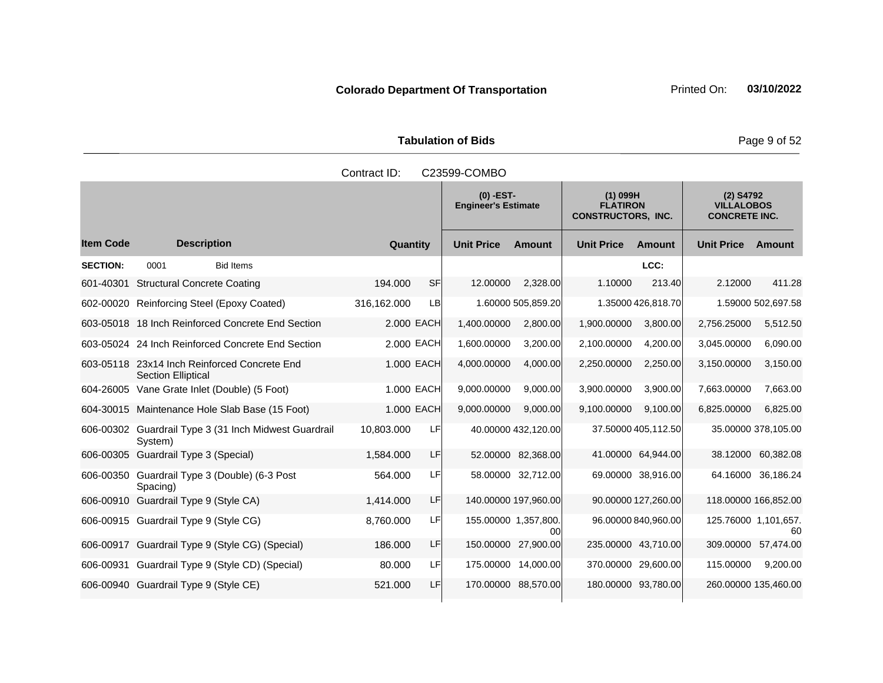**Colorado Department Of Transportation**

Printed On: **03/10/2022**

**Tabulation of Bids**

Contract ID: C23599-COMBO

| | | | | (0) -EST- Engineer's Estimate | | (1) 099H FLATIRON CONSTRUCTORS, INC. | | (2) S4792 VILLALOBOS CONCRETE INC. | |
|---|---|---|---|---|---|---|---|---|---|
| **Item Code** | **Description** | **Quantity** | | **Unit Price** | **Amount** | **Unit Price** | **Amount** | **Unit Price** | **Amount** |
| **SECTION:** | 0001 Bid Items | | | | | | LCC: | | |
| 601-40301 | Structural Concrete Coating | 194.000 | SF | 12.00000 | 2,328.00 | 1.10000 | 213.40 | 2.12000 | 411.28 |
| 602-00020 | Reinforcing Steel (Epoxy Coated) | 316,162.000 | LB | 1.60000 | 505,859.20 | 1.35000 | 426,818.70 | 1.59000 | 502,697.58 |
| 603-05018 | 18 Inch Reinforced Concrete End Section | 2.000 | EACH | 1,400.00000 | 2,800.00 | 1,900.00000 | 3,800.00 | 2,756.25000 | 5,512.50 |
| 603-05024 | 24 Inch Reinforced Concrete End Section | 2.000 | EACH | 1,600.00000 | 3,200.00 | 2,100.00000 | 4,200.00 | 3,045.00000 | 6,090.00 |
| 603-05118 | 23x14 Inch Reinforced Concrete End Section Elliptical | 1.000 | EACH | 4,000.00000 | 4,000.00 | 2,250.00000 | 2,250.00 | 3,150.00000 | 3,150.00 |
| 604-26005 | Vane Grate Inlet (Double) (5 Foot) | 1.000 | EACH | 9,000.00000 | 9,000.00 | 3,900.00000 | 3,900.00 | 7,663.00000 | 7,663.00 |
| 604-30015 | Maintenance Hole Slab Base (15 Foot) | 1.000 | EACH | 9,000.00000 | 9,000.00 | 9,100.00000 | 9,100.00 | 6,825.00000 | 6,825.00 |
| 606-00302 | Guardrail Type 3 (31 Inch Midwest Guardrail System) | 10,803.000 | LF | 40.00000 | 432,120.00 | 37.50000 | 405,112.50 | 35.00000 | 378,105.00 |
| 606-00305 | Guardrail Type 3 (Special) | 1,584.000 | LF | 52.00000 | 82,368.00 | 41.00000 | 64,944.00 | 38.12000 | 60,382.08 |
| 606-00350 | Guardrail Type 3 (Double) (6-3 Post Spacing) | 564.000 | LF | 58.00000 | 32,712.00 | 69.00000 | 38,916.00 | 64.16000 | 36,186.24 |
| 606-00910 | Guardrail Type 9 (Style CA) | 1,414.000 | LF | 140.00000 | 197,960.00 | 90.00000 | 127,260.00 | 118.00000 | 166,852.00 |
| 606-00915 | Guardrail Type 9 (Style CG) | 8,760.000 | LF | 155.00000 | 1,357,800.00 | 96.00000 | 840,960.00 | 125.76000 | 1,101,657.60 |
| 606-00917 | Guardrail Type 9 (Style CG) (Special) | 186.000 | LF | 150.00000 | 27,900.00 | 235.00000 | 43,710.00 | 309.00000 | 57,474.00 |
| 606-00931 | Guardrail Type 9 (Style CD) (Special) | 80.000 | LF | 175.00000 | 14,000.00 | 370.00000 | 29,600.00 | 115.00000 | 9,200.00 |
| 606-00940 | Guardrail Type 9 (Style CE) | 521.000 | LF | 170.00000 | 88,570.00 | 180.00000 | 93,780.00 | 260.00000 | 135,460.00 |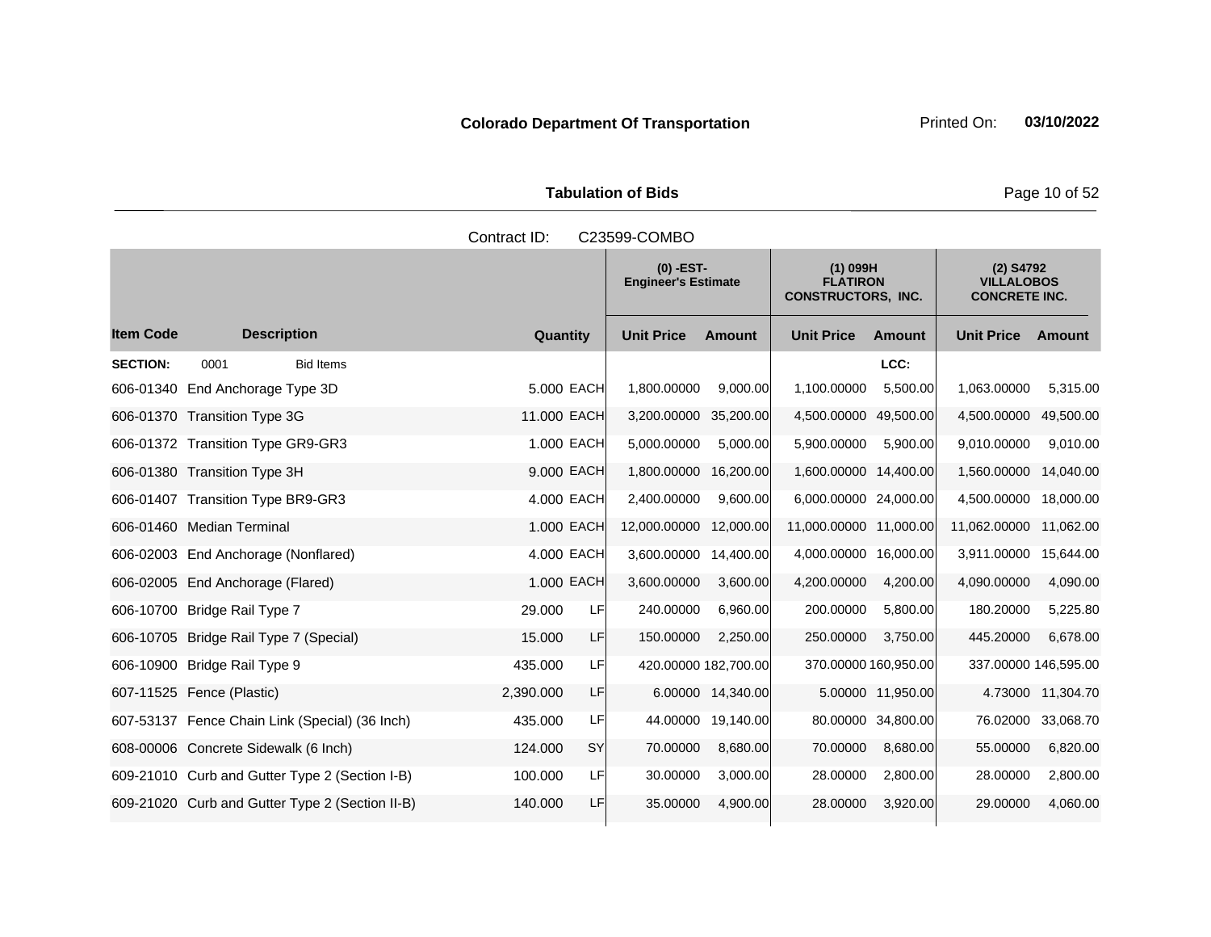**Colorado Department Of Transportation** Printed On: **03/10/2022**

**Tabulation of Bids**

Contract ID: C23599-COMBO

| Item Code | Description | Quantity | | (0) -EST- Engineer's Estimate Unit Price | Amount | (1) 099H FLATIRON CONSTRUCTORS, INC. Unit Price | Amount | (2) S4792 VILLALOBOS CONCRETE INC. Unit Price | Amount |
|---|---|---|---|---|---|---|---|---|---|
| **SECTION:** | 0001 Bid Items | | | | | | LCC: | | |
| 606-01340 | End Anchorage Type 3D | 5.000 | EACH | 1,800.00000 | 9,000.00 | 1,100.00000 | 5,500.00 | 1,063.00000 | 5,315.00 |
| 606-01370 | Transition Type 3G | 11.000 | EACH | 3,200.00000 | 35,200.00 | 4,500.00000 | 49,500.00 | 4,500.00000 | 49,500.00 |
| 606-01372 | Transition Type GR9-GR3 | 1.000 | EACH | 5,000.00000 | 5,000.00 | 5,900.00000 | 5,900.00 | 9,010.00000 | 9,010.00 |
| 606-01380 | Transition Type 3H | 9.000 | EACH | 1,800.00000 | 16,200.00 | 1,600.00000 | 14,400.00 | 1,560.00000 | 14,040.00 |
| 606-01407 | Transition Type BR9-GR3 | 4.000 | EACH | 2,400.00000 | 9,600.00 | 6,000.00000 | 24,000.00 | 4,500.00000 | 18,000.00 |
| 606-01460 | Median Terminal | 1.000 | EACH | 12,000.00000 | 12,000.00 | 11,000.00000 | 11,000.00 | 11,062.00000 | 11,062.00 |
| 606-02003 | End Anchorage (Nonflared) | 4.000 | EACH | 3,600.00000 | 14,400.00 | 4,000.00000 | 16,000.00 | 3,911.00000 | 15,644.00 |
| 606-02005 | End Anchorage (Flared) | 1.000 | EACH | 3,600.00000 | 3,600.00 | 4,200.00000 | 4,200.00 | 4,090.00000 | 4,090.00 |
| 606-10700 | Bridge Rail Type 7 | 29.000 | LF | 240.00000 | 6,960.00 | 200.00000 | 5,800.00 | 180.20000 | 5,225.80 |
| 606-10705 | Bridge Rail Type 7 (Special) | 15.000 | LF | 150.00000 | 2,250.00 | 250.00000 | 3,750.00 | 445.20000 | 6,678.00 |
| 606-10900 | Bridge Rail Type 9 | 435.000 | LF | 420.00000 | 182,700.00 | 370.00000 | 160,950.00 | 337.00000 | 146,595.00 |
| 607-11525 | Fence (Plastic) | 2,390.000 | LF | 6.00000 | 14,340.00 | 5.00000 | 11,950.00 | 4.73000 | 11,304.70 |
| 607-53137 | Fence Chain Link (Special) (36 Inch) | 435.000 | LF | 44.00000 | 19,140.00 | 80.00000 | 34,800.00 | 76.02000 | 33,068.70 |
| 608-00006 | Concrete Sidewalk (6 Inch) | 124.000 | SY | 70.00000 | 8,680.00 | 70.00000 | 8,680.00 | 55.00000 | 6,820.00 |
| 609-21010 | Curb and Gutter Type 2 (Section I-B) | 100.000 | LF | 30.00000 | 3,000.00 | 28.00000 | 2,800.00 | 28.00000 | 2,800.00 |
| 609-21020 | Curb and Gutter Type 2 (Section II-B) | 140.000 | LF | 35.00000 | 4,900.00 | 28.00000 | 3,920.00 | 29.00000 | 4,060.00 |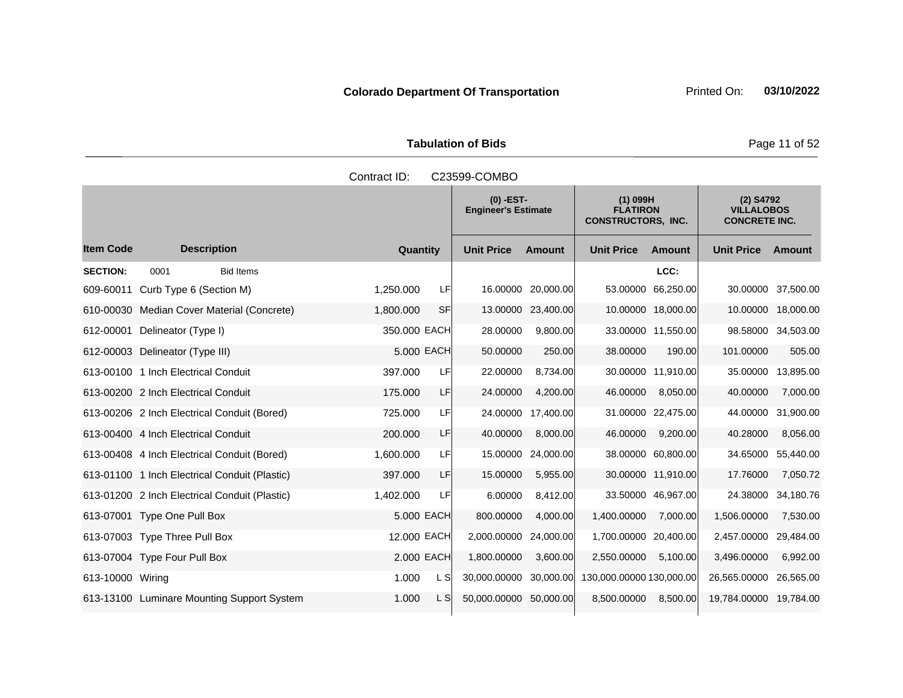**Colorado Department Of Transportation**

Printed On: **03/10/2022**

**Tabulation of Bids**

Contract ID: C23599-COMBO

| | | | | (0) -EST- Engineer's Estimate | | (1) 099H FLATIRON CONSTRUCTORS, INC. | | (2) S4792 VILLALOBOS CONCRETE INC. | |
|---|---|---|---|---|---|---|---|---|---|
| **Item Code** | **Description** | **Quantity** | | **Unit Price** | **Amount** | **Unit Price** | **Amount** | **Unit Price** | **Amount** |
| **SECTION:** | 0001 Bid Items | | | | | | LCC: | | |
| 609-60011 | Curb Type 6 (Section M) | 1,250.000 | LF | 16.00000 | 20,000.00 | 53.00000 | 66,250.00 | 30.00000 | 37,500.00 |
| 610-00030 | Median Cover Material (Concrete) | 1,800.000 | SF | 13.00000 | 23,400.00 | 10.00000 | 18,000.00 | 10.00000 | 18,000.00 |
| 612-00001 | Delineator (Type I) | 350.000 | EACH | 28.00000 | 9,800.00 | 33.00000 | 11,550.00 | 98.58000 | 34,503.00 |
| 612-00003 | Delineator (Type III) | 5.000 | EACH | 50.00000 | 250.00 | 38.00000 | 190.00 | 101.00000 | 505.00 |
| 613-00100 | 1 Inch Electrical Conduit | 397.000 | LF | 22.00000 | 8,734.00 | 30.00000 | 11,910.00 | 35.00000 | 13,895.00 |
| 613-00200 | 2 Inch Electrical Conduit | 175.000 | LF | 24.00000 | 4,200.00 | 46.00000 | 8,050.00 | 40.00000 | 7,000.00 |
| 613-00206 | 2 Inch Electrical Conduit (Bored) | 725.000 | LF | 24.00000 | 17,400.00 | 31.00000 | 22,475.00 | 44.00000 | 31,900.00 |
| 613-00400 | 4 Inch Electrical Conduit | 200.000 | LF | 40.00000 | 8,000.00 | 46.00000 | 9,200.00 | 40.28000 | 8,056.00 |
| 613-00408 | 4 Inch Electrical Conduit (Bored) | 1,600.000 | LF | 15.00000 | 24,000.00 | 38.00000 | 60,800.00 | 34.65000 | 55,440.00 |
| 613-01100 | 1 Inch Electrical Conduit (Plastic) | 397.000 | LF | 15.00000 | 5,955.00 | 30.00000 | 11,910.00 | 17.76000 | 7,050.72 |
| 613-01200 | 2 Inch Electrical Conduit (Plastic) | 1,402.000 | LF | 6.00000 | 8,412.00 | 33.50000 | 46,967.00 | 24.38000 | 34,180.76 |
| 613-07001 | Type One Pull Box | 5.000 | EACH | 800.00000 | 4,000.00 | 1,400.00000 | 7,000.00 | 1,506.00000 | 7,530.00 |
| 613-07003 | Type Three Pull Box | 12.000 | EACH | 2,000.00000 | 24,000.00 | 1,700.00000 | 20,400.00 | 2,457.00000 | 29,484.00 |
| 613-07004 | Type Four Pull Box | 2.000 | EACH | 1,800.00000 | 3,600.00 | 2,550.00000 | 5,100.00 | 3,496.00000 | 6,992.00 |
| 613-10000 | Wiring | 1.000 | L S | 30,000.00000 | 30,000.00 | 130,000.00000 | 130,000.00 | 26,565.00000 | 26,565.00 |
| 613-13100 | Luminare Mounting Support System | 1.000 | L S | 50,000.00000 | 50,000.00 | 8,500.00000 | 8,500.00 | 19,784.00000 | 19,784.00 |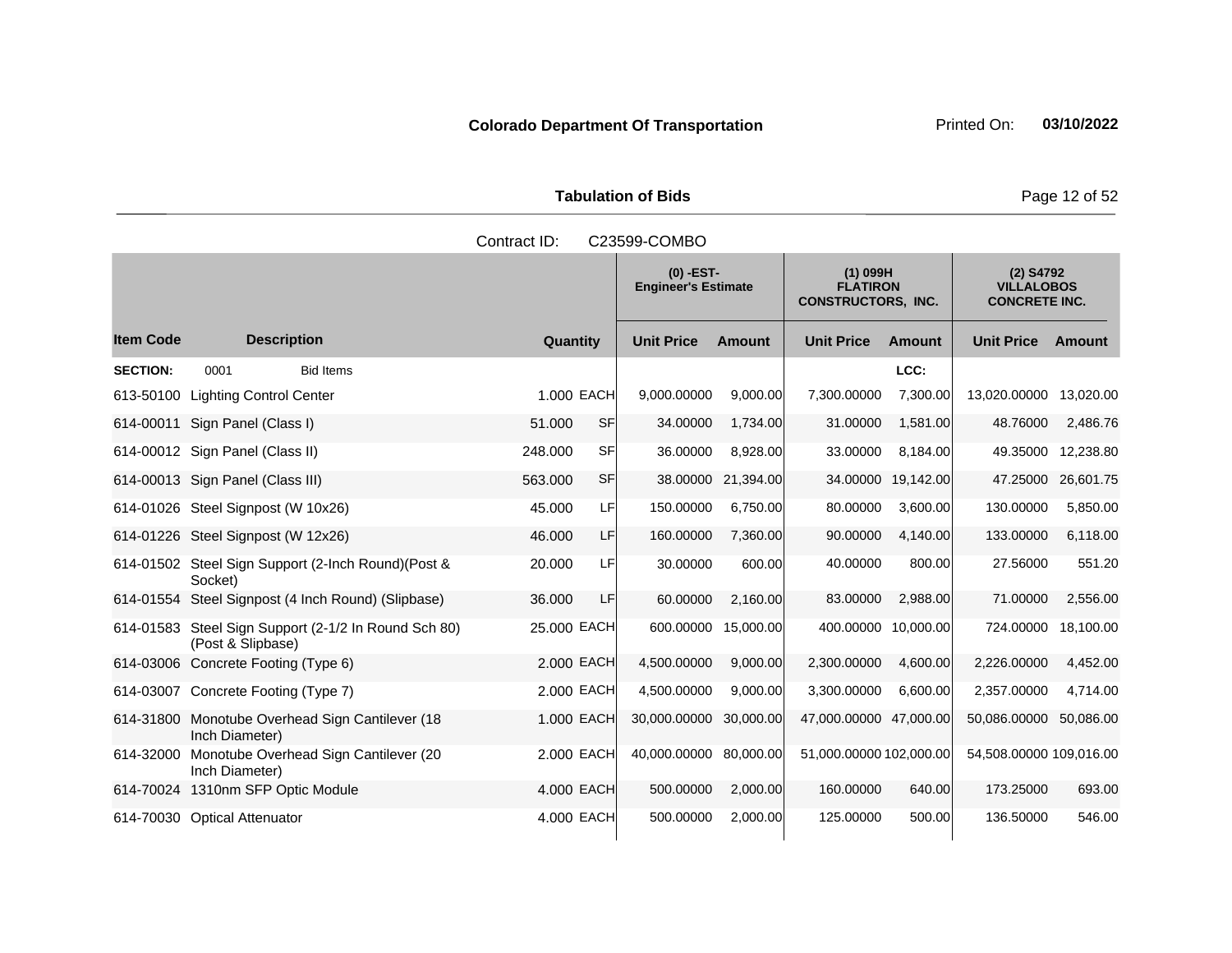**Colorado Department Of Transportation**

Printed On: **03/10/2022**

**Tabulation of Bids**

Contract ID: C23599-COMBO

| Item Code | Description | Quantity | | (0) -EST- Engineer's Estimate Unit Price | Amount | (1) 099H FLATIRON CONSTRUCTORS, INC. Unit Price | Amount | (2) S4792 VILLALOBOS CONCRETE INC. Unit Price | Amount |
|---|---|---|---|---|---|---|---|---|---|
| **SECTION:** | 0001 Bid Items | | | | | | LCC: | | |
| 613-50100 | Lighting Control Center | 1.000 | EACH | 9,000.00000 | 9,000.00 | 7,300.00000 | 7,300.00 | 13,020.00000 | 13,020.00 |
| 614-00011 | Sign Panel (Class I) | 51.000 | SF | 34.00000 | 1,734.00 | 31.00000 | 1,581.00 | 48.76000 | 2,486.76 |
| 614-00012 | Sign Panel (Class II) | 248.000 | SF | 36.00000 | 8,928.00 | 33.00000 | 8,184.00 | 49.35000 | 12,238.80 |
| 614-00013 | Sign Panel (Class III) | 563.000 | SF | 38.00000 | 21,394.00 | 34.00000 | 19,142.00 | 47.25000 | 26,601.75 |
| 614-01026 | Steel Signpost (W 10x26) | 45.000 | LF | 150.00000 | 6,750.00 | 80.00000 | 3,600.00 | 130.00000 | 5,850.00 |
| 614-01226 | Steel Signpost (W 12x26) | 46.000 | LF | 160.00000 | 7,360.00 | 90.00000 | 4,140.00 | 133.00000 | 6,118.00 |
| 614-01502 | Steel Sign Support (2-Inch Round)(Post & Socket) | 20.000 | LF | 30.00000 | 600.00 | 40.00000 | 800.00 | 27.56000 | 551.20 |
| 614-01554 | Steel Signpost (4 Inch Round) (Slipbase) | 36.000 | LF | 60.00000 | 2,160.00 | 83.00000 | 2,988.00 | 71.00000 | 2,556.00 |
| 614-01583 | Steel Sign Support (2-1/2 In Round Sch 80) (Post & Slipbase) | 25.000 | EACH | 600.00000 | 15,000.00 | 400.00000 | 10,000.00 | 724.00000 | 18,100.00 |
| 614-03006 | Concrete Footing (Type 6) | 2.000 | EACH | 4,500.00000 | 9,000.00 | 2,300.00000 | 4,600.00 | 2,226.00000 | 4,452.00 |
| 614-03007 | Concrete Footing (Type 7) | 2.000 | EACH | 4,500.00000 | 9,000.00 | 3,300.00000 | 6,600.00 | 2,357.00000 | 4,714.00 |
| 614-31800 | Monotube Overhead Sign Cantilever (18 Inch Diameter) | 1.000 | EACH | 30,000.00000 | 30,000.00 | 47,000.00000 | 47,000.00 | 50,086.00000 | 50,086.00 |
| 614-32000 | Monotube Overhead Sign Cantilever (20 Inch Diameter) | 2.000 | EACH | 40,000.00000 | 80,000.00 | 51,000.00000 | 102,000.00 | 54,508.00000 | 109,016.00 |
| 614-70024 | 1310nm SFP Optic Module | 4.000 | EACH | 500.00000 | 2,000.00 | 160.00000 | 640.00 | 173.25000 | 693.00 |
| 614-70030 | Optical Attenuator | 4.000 | EACH | 500.00000 | 2,000.00 | 125.00000 | 500.00 | 136.50000 | 546.00 |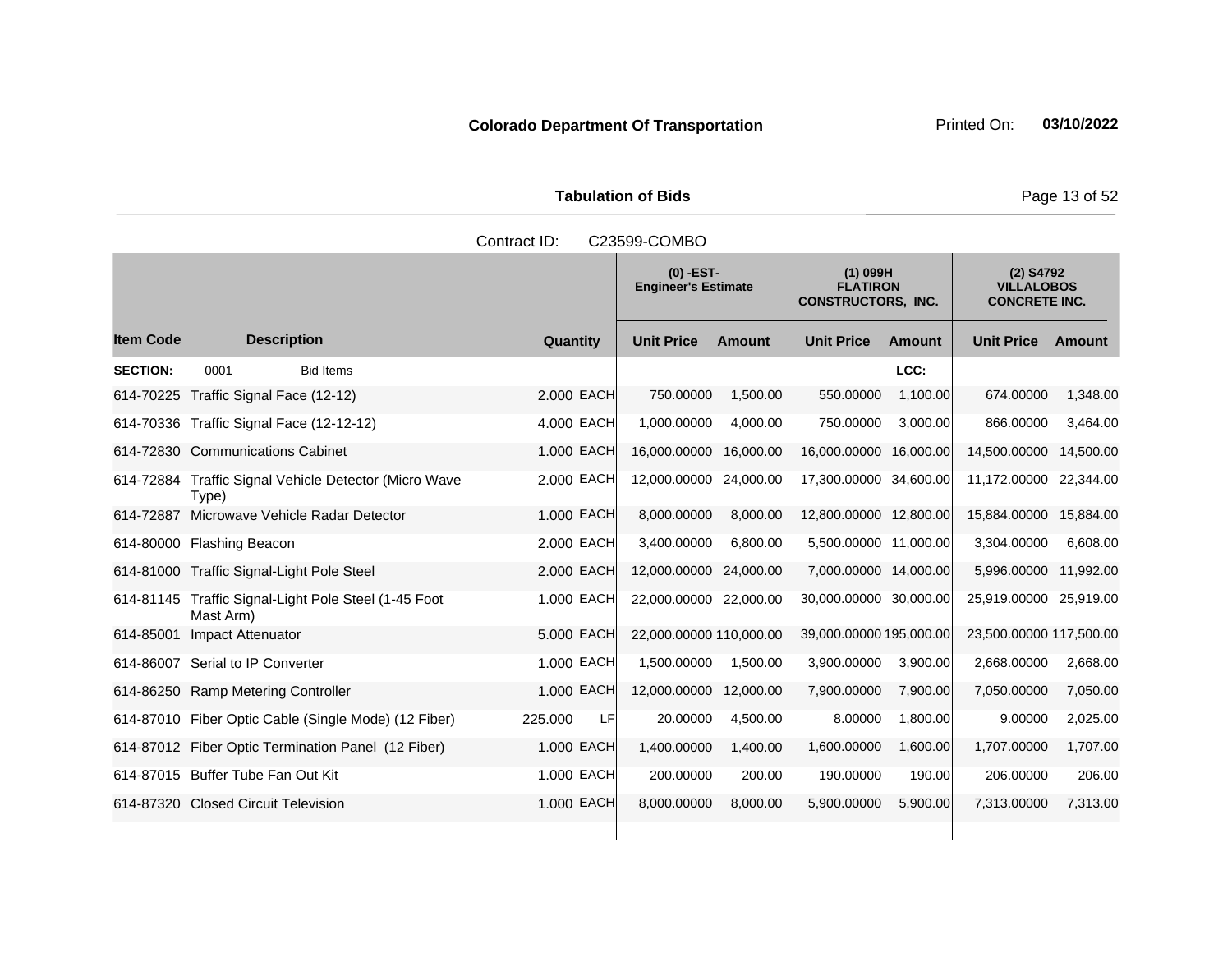**Colorado Department Of Transportation** Printed On: **03/10/2022**

**Tabulation of Bids**

Contract ID: C23599-COMBO

| Item Code | Description | Quantity | | (0) -EST- Engineer's Estimate | | (1) 099H FLATIRON CONSTRUCTORS, INC. | | (2) S4792 VILLALOBOS CONCRETE INC. | |
|---|---|---|---|---|---|---|---|---|---|
| | | | | Unit Price | Amount | Unit Price | Amount | Unit Price | Amount |
| **SECTION:** | 0001 Bid Items | | | | | | LCC: | | |
| 614-70225 | Traffic Signal Face (12-12) | 2.000 | EACH | 750.00000 | 1,500.00 | 550.00000 | 1,100.00 | 674.00000 | 1,348.00 |
| 614-70336 | Traffic Signal Face (12-12-12) | 4.000 | EACH | 1,000.00000 | 4,000.00 | 750.00000 | 3,000.00 | 866.00000 | 3,464.00 |
| 614-72830 | Communications Cabinet | 1.000 | EACH | 16,000.00000 | 16,000.00 | 16,000.00000 | 16,000.00 | 14,500.00000 | 14,500.00 |
| 614-72884 | Traffic Signal Vehicle Detector (Micro Wave Type) | 2.000 | EACH | 12,000.00000 | 24,000.00 | 17,300.00000 | 34,600.00 | 11,172.00000 | 22,344.00 |
| 614-72887 | Microwave Vehicle Radar Detector | 1.000 | EACH | 8,000.00000 | 8,000.00 | 12,800.00000 | 12,800.00 | 15,884.00000 | 15,884.00 |
| 614-80000 | Flashing Beacon | 2.000 | EACH | 3,400.00000 | 6,800.00 | 5,500.00000 | 11,000.00 | 3,304.00000 | 6,608.00 |
| 614-81000 | Traffic Signal-Light Pole Steel | 2.000 | EACH | 12,000.00000 | 24,000.00 | 7,000.00000 | 14,000.00 | 5,996.00000 | 11,992.00 |
| 614-81145 | Traffic Signal-Light Pole Steel (1-45 Foot Mast Arm) | 1.000 | EACH | 22,000.00000 | 22,000.00 | 30,000.00000 | 30,000.00 | 25,919.00000 | 25,919.00 |
| 614-85001 | Impact Attenuator | 5.000 | EACH | 22,000.00000 | 110,000.00 | 39,000.00000 | 195,000.00 | 23,500.00000 | 117,500.00 |
| 614-86007 | Serial to IP Converter | 1.000 | EACH | 1,500.00000 | 1,500.00 | 3,900.00000 | 3,900.00 | 2,668.00000 | 2,668.00 |
| 614-86250 | Ramp Metering Controller | 1.000 | EACH | 12,000.00000 | 12,000.00 | 7,900.00000 | 7,900.00 | 7,050.00000 | 7,050.00 |
| 614-87010 | Fiber Optic Cable (Single Mode) (12 Fiber) | 225.000 | LF | 20.00000 | 4,500.00 | 8.00000 | 1,800.00 | 9.00000 | 2,025.00 |
| 614-87012 | Fiber Optic Termination Panel (12 Fiber) | 1.000 | EACH | 1,400.00000 | 1,400.00 | 1,600.00000 | 1,600.00 | 1,707.00000 | 1,707.00 |
| 614-87015 | Buffer Tube Fan Out Kit | 1.000 | EACH | 200.00000 | 200.00 | 190.00000 | 190.00 | 206.00000 | 206.00 |
| 614-87320 | Closed Circuit Television | 1.000 | EACH | 8,000.00000 | 8,000.00 | 5,900.00000 | 5,900.00 | 7,313.00000 | 7,313.00 |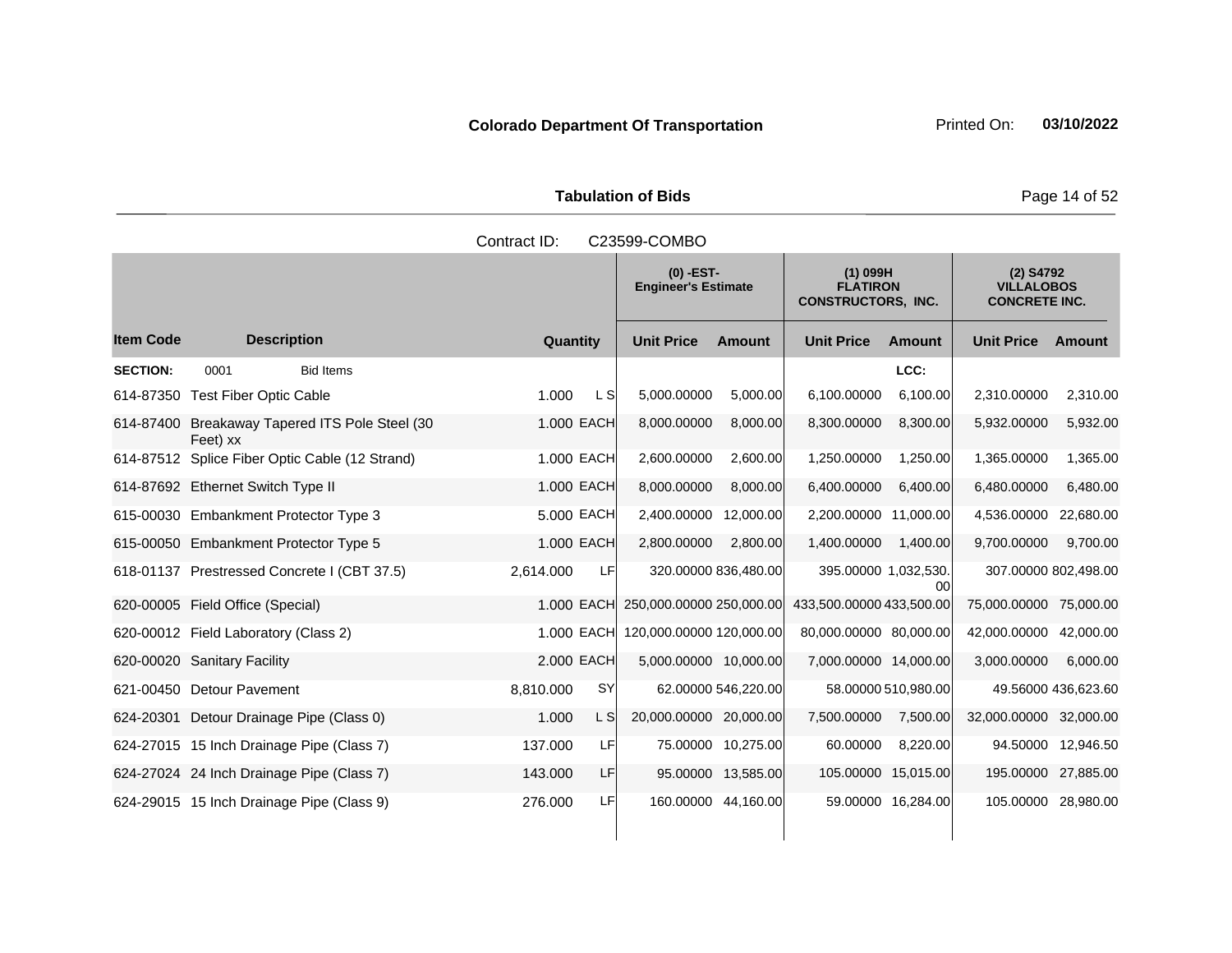**Colorado Department Of Transportation** Printed On: **03/10/2022**

**Tabulation of Bids**

Contract ID: C23599-COMBO

| Item Code | Description | Quantity | | (0) -EST- Engineer's Estimate Unit Price | Amount | (1) 099H FLATIRON CONSTRUCTORS, INC. Unit Price | Amount | (2) S4792 VILLALOBOS CONCRETE INC. Unit Price | Amount |
|---|---|---|---|---|---|---|---|---|---|
| **SECTION:** | 0001 Bid Items | | | | | | LCC: | | |
| 614-87350 | Test Fiber Optic Cable | 1.000 | L S | 5,000.00000 | 5,000.00 | 6,100.00000 | 6,100.00 | 2,310.00000 | 2,310.00 |
| 614-87400 | Breakaway Tapered ITS Pole Steel (30 Feet) xx | 1.000 | EACH | 8,000.00000 | 8,000.00 | 8,300.00000 | 8,300.00 | 5,932.00000 | 5,932.00 |
| 614-87512 | Splice Fiber Optic Cable (12 Strand) | 1.000 | EACH | 2,600.00000 | 2,600.00 | 1,250.00000 | 1,250.00 | 1,365.00000 | 1,365.00 |
| 614-87692 | Ethernet Switch Type II | 1.000 | EACH | 8,000.00000 | 8,000.00 | 6,400.00000 | 6,400.00 | 6,480.00000 | 6,480.00 |
| 615-00030 | Embankment Protector Type 3 | 5.000 | EACH | 2,400.00000 | 12,000.00 | 2,200.00000 | 11,000.00 | 4,536.00000 | 22,680.00 |
| 615-00050 | Embankment Protector Type 5 | 1.000 | EACH | 2,800.00000 | 2,800.00 | 1,400.00000 | 1,400.00 | 9,700.00000 | 9,700.00 |
| 618-01137 | Prestressed Concrete I (CBT 37.5) | 2,614.000 | LF | 320.00000 | 836,480.00 | 395.00000 | 1,032,530.00 | 307.00000 | 802,498.00 |
| 620-00005 | Field Office (Special) | 1.000 | EACH | 250,000.00000 | 250,000.00 | 433,500.00000 | 433,500.00 | 75,000.00000 | 75,000.00 |
| 620-00012 | Field Laboratory (Class 2) | 1.000 | EACH | 120,000.00000 | 120,000.00 | 80,000.00000 | 80,000.00 | 42,000.00000 | 42,000.00 |
| 620-00020 | Sanitary Facility | 2.000 | EACH | 5,000.00000 | 10,000.00 | 7,000.00000 | 14,000.00 | 3,000.00000 | 6,000.00 |
| 621-00450 | Detour Pavement | 8,810.000 | SY | 62.00000 | 546,220.00 | 58.00000 | 510,980.00 | 49.56000 | 436,623.60 |
| 624-20301 | Detour Drainage Pipe (Class 0) | 1.000 | L S | 20,000.00000 | 20,000.00 | 7,500.00000 | 7,500.00 | 32,000.00000 | 32,000.00 |
| 624-27015 | 15 Inch Drainage Pipe (Class 7) | 137.000 | LF | 75.00000 | 10,275.00 | 60.00000 | 8,220.00 | 94.50000 | 12,946.50 |
| 624-27024 | 24 Inch Drainage Pipe (Class 7) | 143.000 | LF | 95.00000 | 13,585.00 | 105.00000 | 15,015.00 | 195.00000 | 27,885.00 |
| 624-29015 | 15 Inch Drainage Pipe (Class 9) | 276.000 | LF | 160.00000 | 44,160.00 | 59.00000 | 16,284.00 | 105.00000 | 28,980.00 |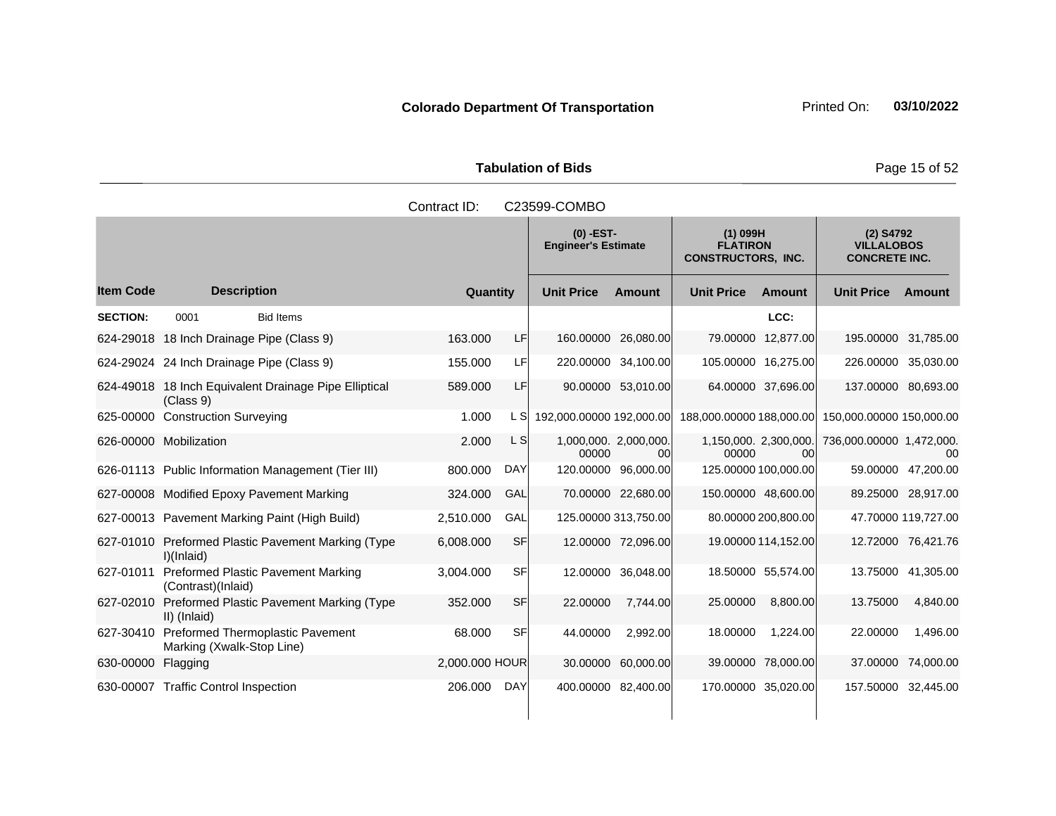**Colorado Department Of Transportation**

**Tabulation of Bids**

Contract ID: C23599-COMBO

| Item Code | Description | Quantity | | (0) -EST- Engineer's Estimate | | (1) 099H FLATIRON CONSTRUCTORS, INC. | | (2) S4792 VILLALOBOS CONCRETE INC. | |
|---|---|---|---|---|---|---|---|---|---|
| | | | | Unit Price | Amount | Unit Price | Amount | Unit Price | Amount |
| **SECTION:** | 0001 Bid Items | | | | | | LCC: | | |
| 624-29018 | 18 Inch Drainage Pipe (Class 9) | 163.000 | LF | 160.00000 | 26,080.00 | 79.00000 | 12,877.00 | 195.00000 | 31,785.00 |
| 624-29024 | 24 Inch Drainage Pipe (Class 9) | 155.000 | LF | 220.00000 | 34,100.00 | 105.00000 | 16,275.00 | 226.00000 | 35,030.00 |
| 624-49018 | 18 Inch Equivalent Drainage Pipe Elliptical (Class 9) | 589.000 | LF | 90.00000 | 53,010.00 | 64.00000 | 37,696.00 | 137.00000 | 80,693.00 |
| 625-00000 | Construction Surveying | 1.000 | L S | 192,000.00000 | 192,000.00 | 188,000.00000 | 188,000.00 | 150,000.00000 | 150,000.00 |
| 626-00000 | Mobilization | 2.000 | L S | 1,000,000.00000 | 2,000,000.00 | 1,150,000.00000 | 2,300,000.00 | 736,000.00000 | 1,472,000.00 |
| 626-01113 | Public Information Management (Tier III) | 800.000 | DAY | 120.00000 | 96,000.00 | 125.00000 | 100,000.00 | 59.00000 | 47,200.00 |
| 627-00008 | Modified Epoxy Pavement Marking | 324.000 | GAL | 70.00000 | 22,680.00 | 150.00000 | 48,600.00 | 89.25000 | 28,917.00 |
| 627-00013 | Pavement Marking Paint (High Build) | 2,510.000 | GAL | 125.00000 | 313,750.00 | 80.00000 | 200,800.00 | 47.70000 | 119,727.00 |
| 627-01010 | Preformed Plastic Pavement Marking (Type I)(Inlaid) | 6,008.000 | SF | 12.00000 | 72,096.00 | 19.00000 | 114,152.00 | 12.72000 | 76,421.76 |
| 627-01011 | Preformed Plastic Pavement Marking (Contrast)(Inlaid) | 3,004.000 | SF | 12.00000 | 36,048.00 | 18.50000 | 55,574.00 | 13.75000 | 41,305.00 |
| 627-02010 | Preformed Plastic Pavement Marking (Type II) (Inlaid) | 352.000 | SF | 22.00000 | 7,744.00 | 25.00000 | 8,800.00 | 13.75000 | 4,840.00 |
| 627-30410 | Preformed Thermoplastic Pavement Marking (Xwalk-Stop Line) | 68.000 | SF | 44.00000 | 2,992.00 | 18.00000 | 1,224.00 | 22.00000 | 1,496.00 |
| 630-00000 | Flagging | 2,000.000 | HOUR | 30.00000 | 60,000.00 | 39.00000 | 78,000.00 | 37.00000 | 74,000.00 |
| 630-00007 | Traffic Control Inspection | 206.000 | DAY | 400.00000 | 82,400.00 | 170.00000 | 35,020.00 | 157.50000 | 32,445.00 |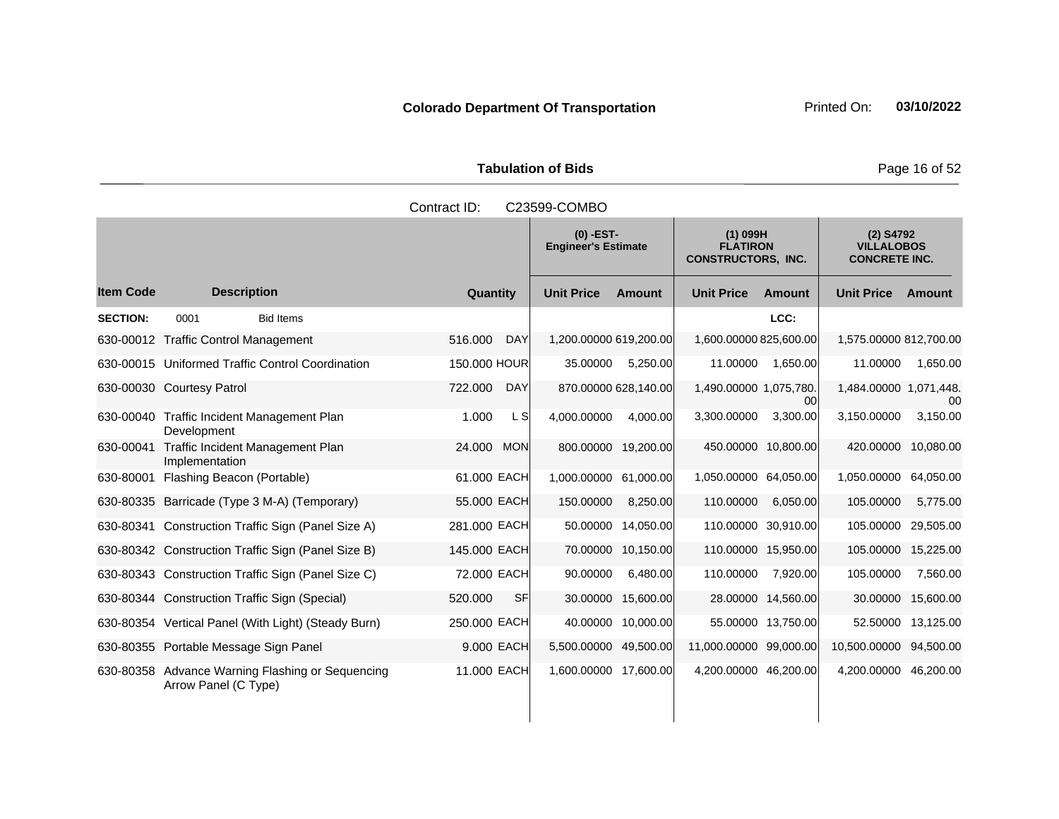**Colorado Department Of Transportation** Printed On: **03/10/2022**

**Tabulation of Bids**

Contract ID: C23599-COMBO

| Item Code | Description | Quantity | | (0) -EST- Engineer's Estimate Unit Price | Amount | (1) 099H FLATIRON CONSTRUCTORS, INC. Unit Price | Amount | (2) S4792 VILLALOBOS CONCRETE INC. Unit Price | Amount |
|---|---|---|---|---|---|---|---|---|---|
| **SECTION:** | 0001 Bid Items | | | | | | LCC: | | |
| 630-00012 | Traffic Control Management | 516.000 | DAY | 1,200.00000 | 619,200.00 | 1,600.00000 | 825,600.00 | 1,575.00000 | 812,700.00 |
| 630-00015 | Uniformed Traffic Control Coordination | 150.000 | HOUR | 35.00000 | 5,250.00 | 11.00000 | 1,650.00 | 11.00000 | 1,650.00 |
| 630-00030 | Courtesy Patrol | 722.000 | DAY | 870.00000 | 628,140.00 | 1,490.00000 | 1,075,780.00 | 1,484.00000 | 1,071,448.00 |
| 630-00040 | Traffic Incident Management Plan Development | 1.000 | L S | 4,000.00000 | 4,000.00 | 3,300.00000 | 3,300.00 | 3,150.00000 | 3,150.00 |
| 630-00041 | Traffic Incident Management Plan Implementation | 24.000 | MON | 800.00000 | 19,200.00 | 450.00000 | 10,800.00 | 420.00000 | 10,080.00 |
| 630-80001 | Flashing Beacon (Portable) | 61.000 | EACH | 1,000.00000 | 61,000.00 | 1,050.00000 | 64,050.00 | 1,050.00000 | 64,050.00 |
| 630-80335 | Barricade (Type 3 M-A) (Temporary) | 55.000 | EACH | 150.00000 | 8,250.00 | 110.00000 | 6,050.00 | 105.00000 | 5,775.00 |
| 630-80341 | Construction Traffic Sign (Panel Size A) | 281.000 | EACH | 50.00000 | 14,050.00 | 110.00000 | 30,910.00 | 105.00000 | 29,505.00 |
| 630-80342 | Construction Traffic Sign (Panel Size B) | 145.000 | EACH | 70.00000 | 10,150.00 | 110.00000 | 15,950.00 | 105.00000 | 15,225.00 |
| 630-80343 | Construction Traffic Sign (Panel Size C) | 72.000 | EACH | 90.00000 | 6,480.00 | 110.00000 | 7,920.00 | 105.00000 | 7,560.00 |
| 630-80344 | Construction Traffic Sign (Special) | 520.000 | SF | 30.00000 | 15,600.00 | 28.00000 | 14,560.00 | 30.00000 | 15,600.00 |
| 630-80354 | Vertical Panel (With Light) (Steady Burn) | 250.000 | EACH | 40.00000 | 10,000.00 | 55.00000 | 13,750.00 | 52.50000 | 13,125.00 |
| 630-80355 | Portable Message Sign Panel | 9.000 | EACH | 5,500.00000 | 49,500.00 | 11,000.00000 | 99,000.00 | 10,500.00000 | 94,500.00 |
| 630-80358 | Advance Warning Flashing or Sequencing Arrow Panel (C Type) | 11.000 | EACH | 1,600.00000 | 17,600.00 | 4,200.00000 | 46,200.00 | 4,200.00000 | 46,200.00 |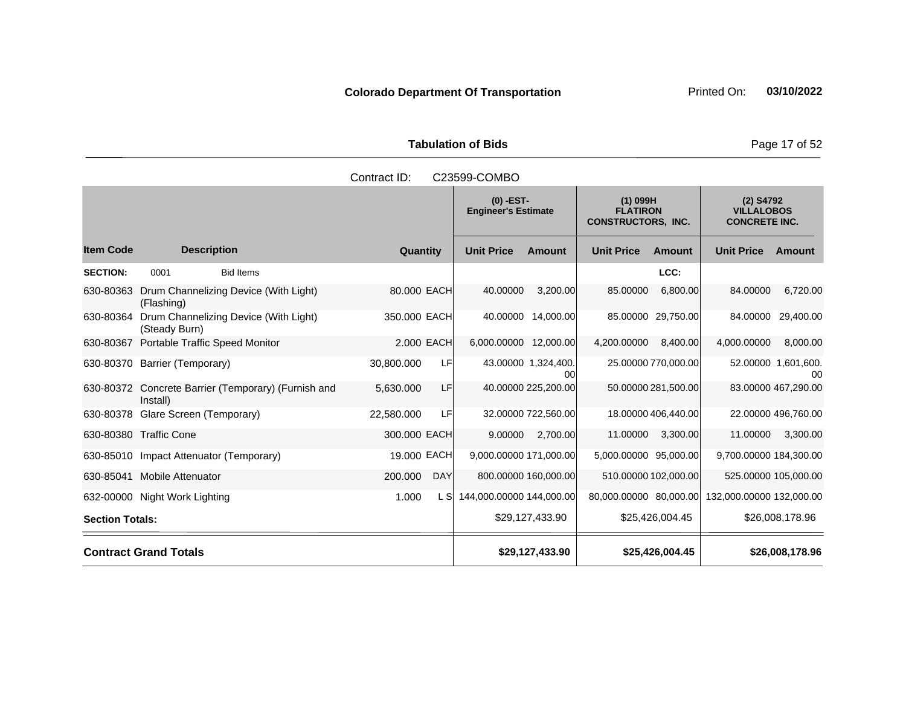Colorado Department Of Transportation Printed On: 03/10/2022

**Tabulation of Bids**

Contract ID: C23599-COMBO

| Item Code | Description | Quantity | | (0) -EST- Engineer's Estimate Unit Price | Amount | (1) 099H FLATIRON CONSTRUCTORS, INC. Unit Price | Amount | (2) S4792 VILLALOBOS CONCRETE INC. Unit Price | Amount |
|---|---|---|---|---|---|---|---|---|---|
| **SECTION:** | 0001 Bid Items | | | | | | LCC: | | |
| 630-80363 | Drum Channelizing Device (With Light) (Flashing) | 80.000 | EACH | 40.00000 | 3,200.00 | 85.00000 | 6,800.00 | 84.00000 | 6,720.00 |
| 630-80364 | Drum Channelizing Device (With Light) (Steady Burn) | 350.000 | EACH | 40.00000 | 14,000.00 | 85.00000 | 29,750.00 | 84.00000 | 29,400.00 |
| 630-80367 | Portable Traffic Speed Monitor | 2.000 | EACH | 6,000.00000 | 12,000.00 | 4,200.00000 | 8,400.00 | 4,000.00000 | 8,000.00 |
| 630-80370 | Barrier (Temporary) | 30,800.000 | LF | 43.00000 | 1,324,400.00 | 25.00000 | 770,000.00 | 52.00000 | 1,601,600.00 |
| 630-80372 | Concrete Barrier (Temporary) (Furnish and Install) | 5,630.000 | LF | 40.00000 | 225,200.00 | 50.00000 | 281,500.00 | 83.00000 | 467,290.00 |
| 630-80378 | Glare Screen (Temporary) | 22,580.000 | LF | 32.00000 | 722,560.00 | 18.00000 | 406,440.00 | 22.00000 | 496,760.00 |
| 630-80380 | Traffic Cone | 300.000 | EACH | 9.00000 | 2,700.00 | 11.00000 | 3,300.00 | 11.00000 | 3,300.00 |
| 630-85010 | Impact Attenuator (Temporary) | 19.000 | EACH | 9,000.00000 | 171,000.00 | 5,000.00000 | 95,000.00 | 9,700.00000 | 184,300.00 |
| 630-85041 | Mobile Attenuator | 200.000 | DAY | 800.00000 | 160,000.00 | 510.00000 | 102,000.00 | 525.00000 | 105,000.00 |
| 632-00000 | Night Work Lighting | 1.000 | L S | 144,000.00000 | 144,000.00 | 80,000.00000 | 80,000.00 | 132,000.00000 | 132,000.00 |
| **Section Totals:** | | | | | $29,127,433.90 | | $25,426,004.45 | | $26,008,178.96 |
| **Contract Grand Totals** | | | | | **$29,127,433.90** | | **$25,426,004.45** | | **$26,008,178.96** |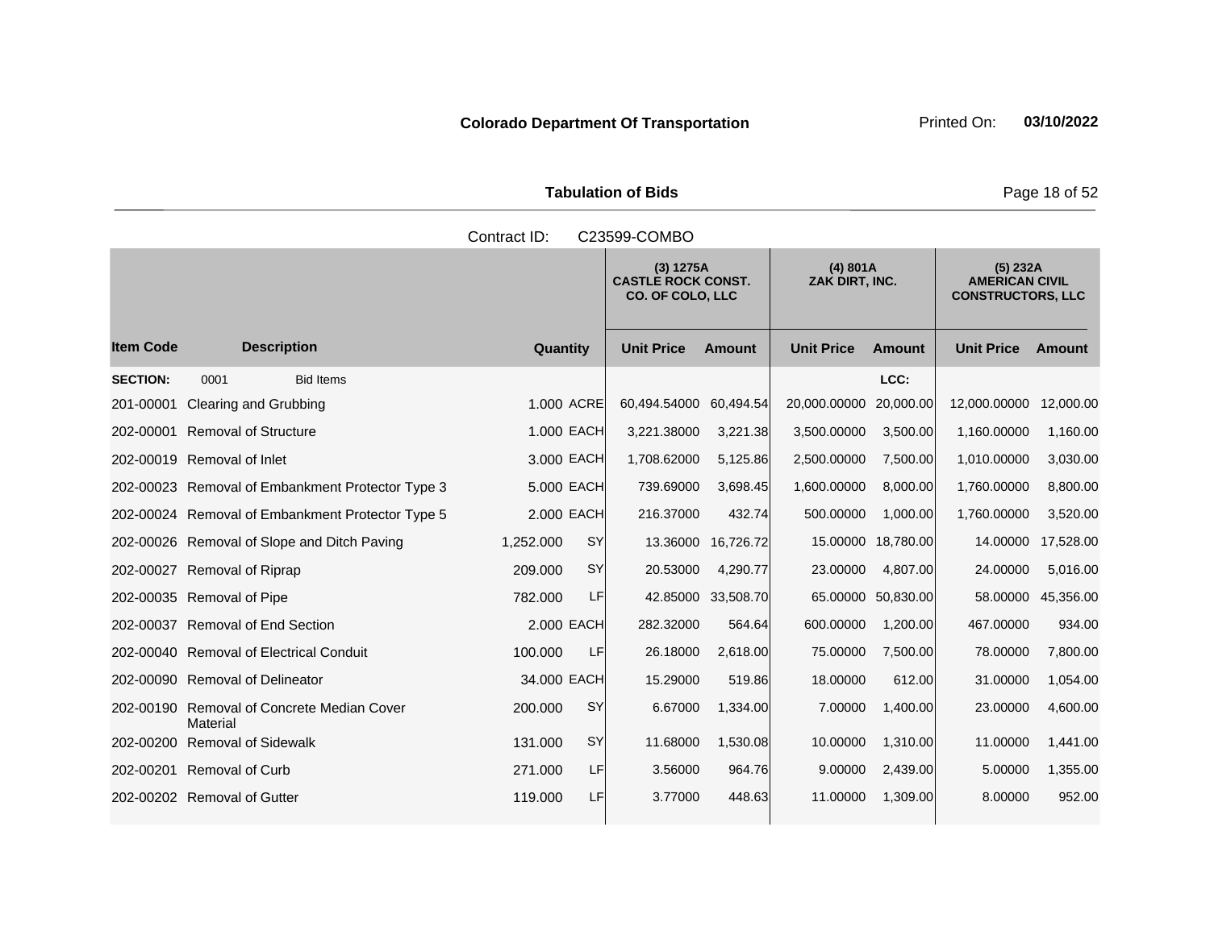**Colorado Department Of Transportation** Printed On: **03/10/2022**

**Tabulation of Bids**

Contract ID: C23599-COMBO

| | | | | (3) 1275A CASTLE ROCK CONST. CO. OF COLO, LLC | | (4) 801A ZAK DIRT, INC. | | (5) 232A AMERICAN CIVIL CONSTRUCTORS, LLC | |
|---|---|---|---|---|---|---|---|---|---|
| **Item Code** | **Description** | **Quantity** | | **Unit Price** | **Amount** | **Unit Price** | **Amount** | **Unit Price** | **Amount** |
| **SECTION:** | 0001 Bid Items | | | | | | LCC: | | |
| 201-00001 | Clearing and Grubbing | 1.000 | ACRE | 60,494.54000 | 60,494.54 | 20,000.00000 | 20,000.00 | 12,000.00000 | 12,000.00 |
| 202-00001 | Removal of Structure | 1.000 | EACH | 3,221.38000 | 3,221.38 | 3,500.00000 | 3,500.00 | 1,160.00000 | 1,160.00 |
| 202-00019 | Removal of Inlet | 3.000 | EACH | 1,708.62000 | 5,125.86 | 2,500.00000 | 7,500.00 | 1,010.00000 | 3,030.00 |
| 202-00023 | Removal of Embankment Protector Type 3 | 5.000 | EACH | 739.69000 | 3,698.45 | 1,600.00000 | 8,000.00 | 1,760.00000 | 8,800.00 |
| 202-00024 | Removal of Embankment Protector Type 5 | 2.000 | EACH | 216.37000 | 432.74 | 500.00000 | 1,000.00 | 1,760.00000 | 3,520.00 |
| 202-00026 | Removal of Slope and Ditch Paving | 1,252.000 | SY | 13.36000 | 16,726.72 | 15.00000 | 18,780.00 | 14.00000 | 17,528.00 |
| 202-00027 | Removal of Riprap | 209.000 | SY | 20.53000 | 4,290.77 | 23.00000 | 4,807.00 | 24.00000 | 5,016.00 |
| 202-00035 | Removal of Pipe | 782.000 | LF | 42.85000 | 33,508.70 | 65.00000 | 50,830.00 | 58.00000 | 45,356.00 |
| 202-00037 | Removal of End Section | 2.000 | EACH | 282.32000 | 564.64 | 600.00000 | 1,200.00 | 467.00000 | 934.00 |
| 202-00040 | Removal of Electrical Conduit | 100.000 | LF | 26.18000 | 2,618.00 | 75.00000 | 7,500.00 | 78.00000 | 7,800.00 |
| 202-00090 | Removal of Delineator | 34.000 | EACH | 15.29000 | 519.86 | 18.00000 | 612.00 | 31.00000 | 1,054.00 |
| 202-00190 | Removal of Concrete Median Cover Material | 200.000 | SY | 6.67000 | 1,334.00 | 7.00000 | 1,400.00 | 23.00000 | 4,600.00 |
| 202-00200 | Removal of Sidewalk | 131.000 | SY | 11.68000 | 1,530.08 | 10.00000 | 1,310.00 | 11.00000 | 1,441.00 |
| 202-00201 | Removal of Curb | 271.000 | LF | 3.56000 | 964.76 | 9.00000 | 2,439.00 | 5.00000 | 1,355.00 |
| 202-00202 | Removal of Gutter | 119.000 | LF | 3.77000 | 448.63 | 11.00000 | 1,309.00 | 8.00000 | 952.00 |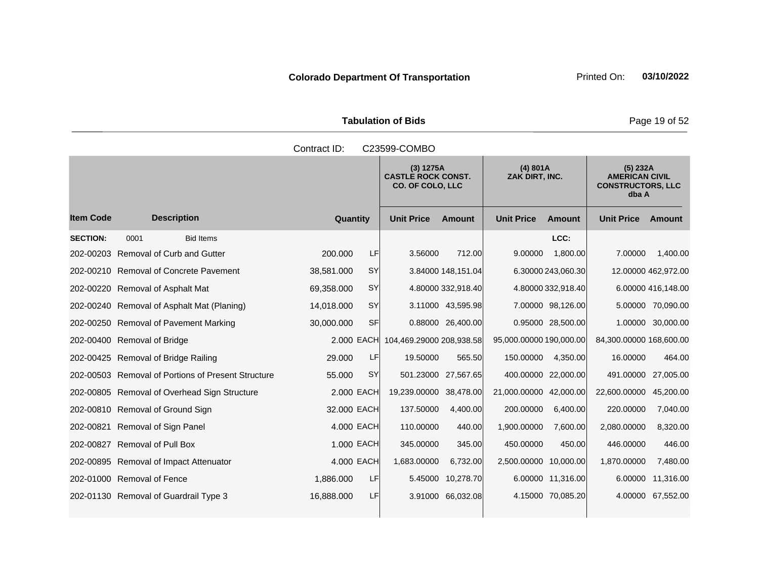**Colorado Department Of Transportation** Printed On: **03/10/2022**

**Tabulation of Bids**

Contract ID: C23599-COMBO

| | | | | (3) 1275A CASTLE ROCK CONST. CO. OF COLO, LLC | | (4) 801A ZAK DIRT, INC. | | (5) 232A AMERICAN CIVIL CONSTRUCTORS, LLC dba A | |
|---|---|---|---|---|---|---|---|---|---|
| **Item Code** | **Description** | **Quantity** | | **Unit Price** | **Amount** | **Unit Price** | **Amount** | **Unit Price** | **Amount** |
| **SECTION:** | 0001 Bid Items | | | | | | LCC: | | |
| 202-00203 | Removal of Curb and Gutter | 200.000 | LF | 3.56000 | 712.00 | 9.00000 | 1,800.00 | 7.00000 | 1,400.00 |
| 202-00210 | Removal of Concrete Pavement | 38,581.000 | SY | 3.84000 | 148,151.04 | 6.30000 | 243,060.30 | 12.00000 | 462,972.00 |
| 202-00220 | Removal of Asphalt Mat | 69,358.000 | SY | 4.80000 | 332,918.40 | 4.80000 | 332,918.40 | 6.00000 | 416,148.00 |
| 202-00240 | Removal of Asphalt Mat (Planing) | 14,018.000 | SY | 3.11000 | 43,595.98 | 7.00000 | 98,126.00 | 5.00000 | 70,090.00 |
| 202-00250 | Removal of Pavement Marking | 30,000.000 | SF | 0.88000 | 26,400.00 | 0.95000 | 28,500.00 | 1.00000 | 30,000.00 |
| 202-00400 | Removal of Bridge | 2.000 | EACH | 104,469.29000 | 208,938.58 | 95,000.00000 | 190,000.00 | 84,300.00000 | 168,600.00 |
| 202-00425 | Removal of Bridge Railing | 29.000 | LF | 19.50000 | 565.50 | 150.00000 | 4,350.00 | 16.00000 | 464.00 |
| 202-00503 | Removal of Portions of Present Structure | 55.000 | SY | 501.23000 | 27,567.65 | 400.00000 | 22,000.00 | 491.00000 | 27,005.00 |
| 202-00805 | Removal of Overhead Sign Structure | 2.000 | EACH | 19,239.00000 | 38,478.00 | 21,000.00000 | 42,000.00 | 22,600.00000 | 45,200.00 |
| 202-00810 | Removal of Ground Sign | 32.000 | EACH | 137.50000 | 4,400.00 | 200.00000 | 6,400.00 | 220.00000 | 7,040.00 |
| 202-00821 | Removal of Sign Panel | 4.000 | EACH | 110.00000 | 440.00 | 1,900.00000 | 7,600.00 | 2,080.00000 | 8,320.00 |
| 202-00827 | Removal of Pull Box | 1.000 | EACH | 345.00000 | 345.00 | 450.00000 | 450.00 | 446.00000 | 446.00 |
| 202-00895 | Removal of Impact Attenuator | 4.000 | EACH | 1,683.00000 | 6,732.00 | 2,500.00000 | 10,000.00 | 1,870.00000 | 7,480.00 |
| 202-01000 | Removal of Fence | 1,886.000 | LF | 5.45000 | 10,278.70 | 6.00000 | 11,316.00 | 6.00000 | 11,316.00 |
| 202-01130 | Removal of Guardrail Type 3 | 16,888.000 | LF | 3.91000 | 66,032.08 | 4.15000 | 70,085.20 | 4.00000 | 67,552.00 |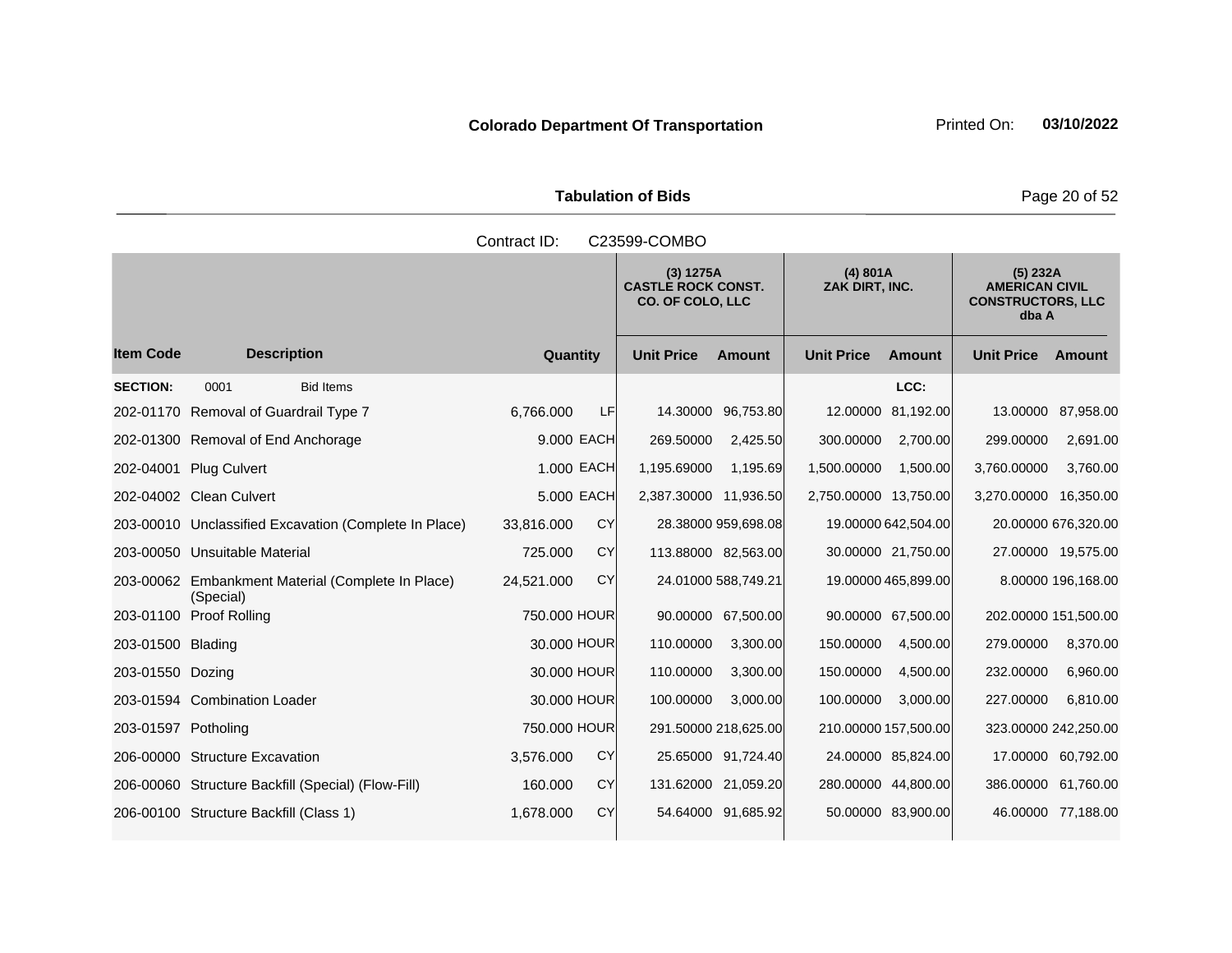**Colorado Department Of Transportation**

Printed On: **03/10/2022**

**Tabulation of Bids**

Contract ID: C23599-COMBO

| Item Code | Description | Quantity | | (3) 1275A CASTLE ROCK CONST. CO. OF COLO, LLC Unit Price | Amount | (4) 801A ZAK DIRT, INC. Unit Price | Amount | (5) 232A AMERICAN CIVIL CONSTRUCTORS, LLC dba A Unit Price | Amount |
|---|---|---|---|---|---|---|---|---|---|
| **SECTION:** | 0001 Bid Items | | | | | | LCC: | | |
| 202-01170 | Removal of Guardrail Type 7 | 6,766.000 | LF | 14.30000 | 96,753.80 | 12.00000 | 81,192.00 | 13.00000 | 87,958.00 |
| 202-01300 | Removal of End Anchorage | 9.000 | EACH | 269.50000 | 2,425.50 | 300.00000 | 2,700.00 | 299.00000 | 2,691.00 |
| 202-04001 | Plug Culvert | 1.000 | EACH | 1,195.69000 | 1,195.69 | 1,500.00000 | 1,500.00 | 3,760.00000 | 3,760.00 |
| 202-04002 | Clean Culvert | 5.000 | EACH | 2,387.30000 | 11,936.50 | 2,750.00000 | 13,750.00 | 3,270.00000 | 16,350.00 |
| 203-00010 | Unclassified Excavation (Complete In Place) | 33,816.000 | CY | 28.38000 | 959,698.08 | 19.00000 | 642,504.00 | 20.00000 | 676,320.00 |
| 203-00050 | Unsuitable Material | 725.000 | CY | 113.88000 | 82,563.00 | 30.00000 | 21,750.00 | 27.00000 | 19,575.00 |
| 203-00062 | Embankment Material (Complete In Place) (Special) | 24,521.000 | CY | 24.01000 | 588,749.21 | 19.00000 | 465,899.00 | 8.00000 | 196,168.00 |
| 203-01100 | Proof Rolling | 750.000 | HOUR | 90.00000 | 67,500.00 | 90.00000 | 67,500.00 | 202.00000 | 151,500.00 |
| 203-01500 | Blading | 30.000 | HOUR | 110.00000 | 3,300.00 | 150.00000 | 4,500.00 | 279.00000 | 8,370.00 |
| 203-01550 | Dozing | 30.000 | HOUR | 110.00000 | 3,300.00 | 150.00000 | 4,500.00 | 232.00000 | 6,960.00 |
| 203-01594 | Combination Loader | 30.000 | HOUR | 100.00000 | 3,000.00 | 100.00000 | 3,000.00 | 227.00000 | 6,810.00 |
| 203-01597 | Potholing | 750.000 | HOUR | 291.50000 | 218,625.00 | 210.00000 | 157,500.00 | 323.00000 | 242,250.00 |
| 206-00000 | Structure Excavation | 3,576.000 | CY | 25.65000 | 91,724.40 | 24.00000 | 85,824.00 | 17.00000 | 60,792.00 |
| 206-00060 | Structure Backfill (Special) (Flow-Fill) | 160.000 | CY | 131.62000 | 21,059.20 | 280.00000 | 44,800.00 | 386.00000 | 61,760.00 |
| 206-00100 | Structure Backfill (Class 1) | 1,678.000 | CY | 54.64000 | 91,685.92 | 50.00000 | 83,900.00 | 46.00000 | 77,188.00 |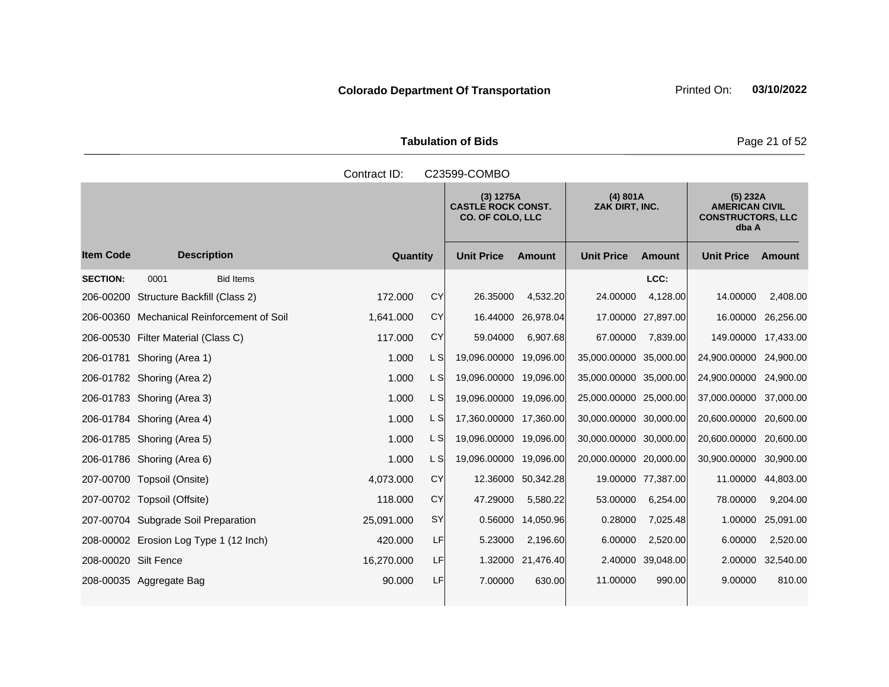**Colorado Department Of Transportation** Printed On: **03/10/2022**

**Tabulation of Bids**

Contract ID: C23599-COMBO

| | | | | (3) 1275A CASTLE ROCK CONST. CO. OF COLO, LLC | | (4) 801A ZAK DIRT, INC. | | (5) 232A AMERICAN CIVIL CONSTRUCTORS, LLC dba A | |
|---|---|---|---|---|---|---|---|---|---|
| **Item Code** | **Description** | **Quantity** | | **Unit Price** | **Amount** | **Unit Price** | **Amount** | **Unit Price** | **Amount** |
| **SECTION:** | 0001 Bid Items | | | | | | LCC: | | |
| 206-00200 | Structure Backfill (Class 2) | 172.000 | CY | 26.35000 | 4,532.20 | 24.00000 | 4,128.00 | 14.00000 | 2,408.00 |
| 206-00360 | Mechanical Reinforcement of Soil | 1,641.000 | CY | 16.44000 | 26,978.04 | 17.00000 | 27,897.00 | 16.00000 | 26,256.00 |
| 206-00530 | Filter Material (Class C) | 117.000 | CY | 59.04000 | 6,907.68 | 67.00000 | 7,839.00 | 149.00000 | 17,433.00 |
| 206-01781 | Shoring (Area 1) | 1.000 | L S | 19,096.00000 | 19,096.00 | 35,000.00000 | 35,000.00 | 24,900.00000 | 24,900.00 |
| 206-01782 | Shoring (Area 2) | 1.000 | L S | 19,096.00000 | 19,096.00 | 35,000.00000 | 35,000.00 | 24,900.00000 | 24,900.00 |
| 206-01783 | Shoring (Area 3) | 1.000 | L S | 19,096.00000 | 19,096.00 | 25,000.00000 | 25,000.00 | 37,000.00000 | 37,000.00 |
| 206-01784 | Shoring (Area 4) | 1.000 | L S | 17,360.00000 | 17,360.00 | 30,000.00000 | 30,000.00 | 20,600.00000 | 20,600.00 |
| 206-01785 | Shoring (Area 5) | 1.000 | L S | 19,096.00000 | 19,096.00 | 30,000.00000 | 30,000.00 | 20,600.00000 | 20,600.00 |
| 206-01786 | Shoring (Area 6) | 1.000 | L S | 19,096.00000 | 19,096.00 | 20,000.00000 | 20,000.00 | 30,900.00000 | 30,900.00 |
| 207-00700 | Topsoil (Onsite) | 4,073.000 | CY | 12.36000 | 50,342.28 | 19.00000 | 77,387.00 | 11.00000 | 44,803.00 |
| 207-00702 | Topsoil (Offsite) | 118.000 | CY | 47.29000 | 5,580.22 | 53.00000 | 6,254.00 | 78.00000 | 9,204.00 |
| 207-00704 | Subgrade Soil Preparation | 25,091.000 | SY | 0.56000 | 14,050.96 | 0.28000 | 7,025.48 | 1.00000 | 25,091.00 |
| 208-00002 | Erosion Log Type 1 (12 Inch) | 420.000 | LF | 5.23000 | 2,196.60 | 6.00000 | 2,520.00 | 6.00000 | 2,520.00 |
| 208-00020 | Silt Fence | 16,270.000 | LF | 1.32000 | 21,476.40 | 2.40000 | 39,048.00 | 2.00000 | 32,540.00 |
| 208-00035 | Aggregate Bag | 90.000 | LF | 7.00000 | 630.00 | 11.00000 | 990.00 | 9.00000 | 810.00 |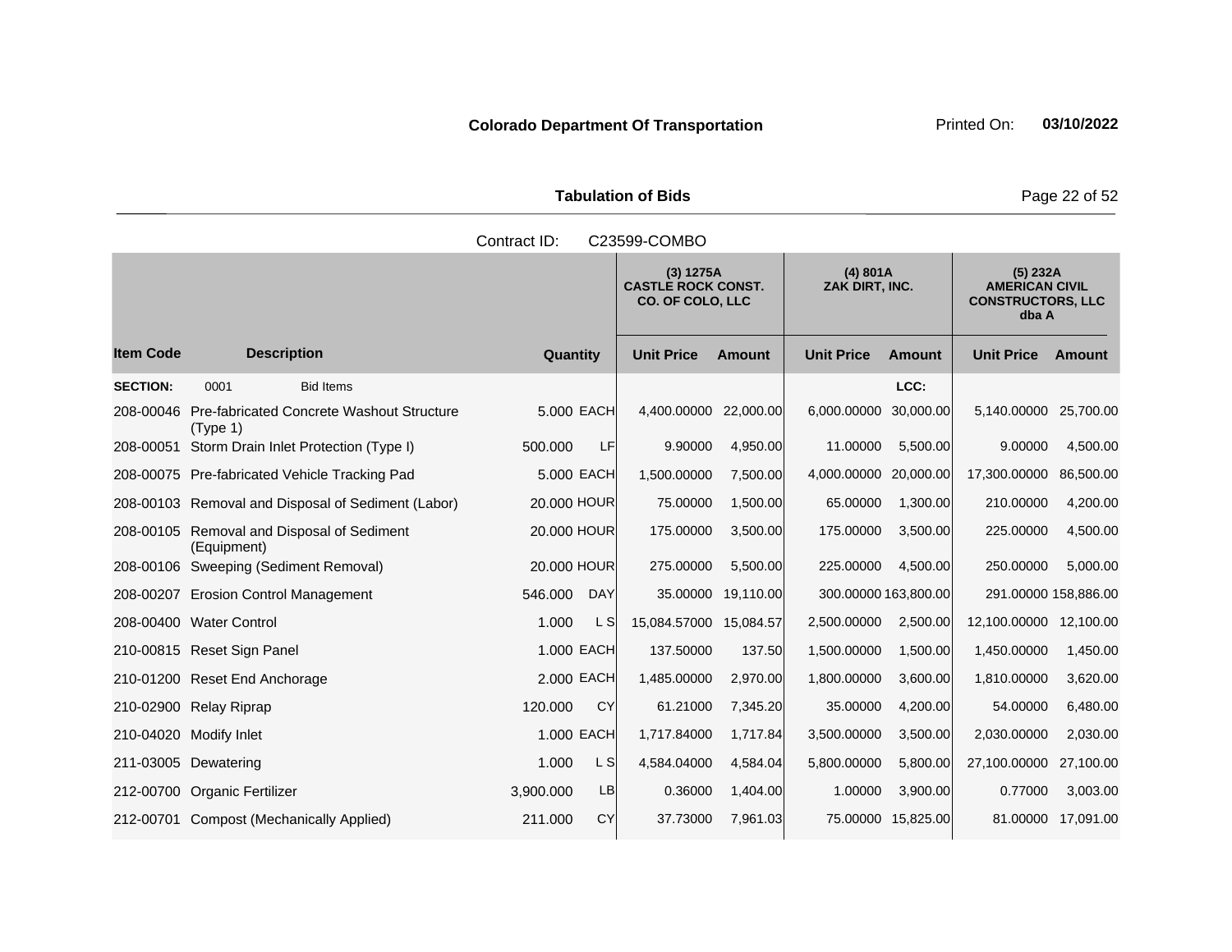**Colorado Department Of Transportation** Printed On: **03/10/2022**

**Tabulation of Bids**

Contract ID: C23599-COMBO

| | | | | (3) 1275A CASTLE ROCK CONST. CO. OF COLO, LLC | | (4) 801A ZAK DIRT, INC. | | (5) 232A AMERICAN CIVIL CONSTRUCTORS, LLC dba A | |
|---|---|---|---|---|---|---|---|---|---|
| **Item Code** | **Description** | **Quantity** | | **Unit Price** | **Amount** | **Unit Price** | **Amount** | **Unit Price** | **Amount** |
| **SECTION:** | 0001 Bid Items | | | | | | LCC: | | |
| 208-00046 | Pre-fabricated Concrete Washout Structure (Type 1) | 5.000 | EACH | 4,400.00000 | 22,000.00 | 6,000.00000 | 30,000.00 | 5,140.00000 | 25,700.00 |
| 208-00051 | Storm Drain Inlet Protection (Type I) | 500.000 | LF | 9.90000 | 4,950.00 | 11.00000 | 5,500.00 | 9.00000 | 4,500.00 |
| 208-00075 | Pre-fabricated Vehicle Tracking Pad | 5.000 | EACH | 1,500.00000 | 7,500.00 | 4,000.00000 | 20,000.00 | 17,300.00000 | 86,500.00 |
| 208-00103 | Removal and Disposal of Sediment (Labor) | 20.000 | HOUR | 75.00000 | 1,500.00 | 65.00000 | 1,300.00 | 210.00000 | 4,200.00 |
| 208-00105 | Removal and Disposal of Sediment (Equipment) | 20.000 | HOUR | 175.00000 | 3,500.00 | 175.00000 | 3,500.00 | 225.00000 | 4,500.00 |
| 208-00106 | Sweeping (Sediment Removal) | 20.000 | HOUR | 275.00000 | 5,500.00 | 225.00000 | 4,500.00 | 250.00000 | 5,000.00 |
| 208-00207 | Erosion Control Management | 546.000 | DAY | 35.00000 | 19,110.00 | 300.00000 | 163,800.00 | 291.00000 | 158,886.00 |
| 208-00400 | Water Control | 1.000 | L S | 15,084.57000 | 15,084.57 | 2,500.00000 | 2,500.00 | 12,100.00000 | 12,100.00 |
| 210-00815 | Reset Sign Panel | 1.000 | EACH | 137.50000 | 137.50 | 1,500.00000 | 1,500.00 | 1,450.00000 | 1,450.00 |
| 210-01200 | Reset End Anchorage | 2.000 | EACH | 1,485.00000 | 2,970.00 | 1,800.00000 | 3,600.00 | 1,810.00000 | 3,620.00 |
| 210-02900 | Relay Riprap | 120.000 | CY | 61.21000 | 7,345.20 | 35.00000 | 4,200.00 | 54.00000 | 6,480.00 |
| 210-04020 | Modify Inlet | 1.000 | EACH | 1,717.84000 | 1,717.84 | 3,500.00000 | 3,500.00 | 2,030.00000 | 2,030.00 |
| 211-03005 | Dewatering | 1.000 | L S | 4,584.04000 | 4,584.04 | 5,800.00000 | 5,800.00 | 27,100.00000 | 27,100.00 |
| 212-00700 | Organic Fertilizer | 3,900.000 | LB | 0.36000 | 1,404.00 | 1.00000 | 3,900.00 | 0.77000 | 3,003.00 |
| 212-00701 | Compost (Mechanically Applied) | 211.000 | CY | 37.73000 | 7,961.03 | 75.00000 | 15,825.00 | 81.00000 | 17,091.00 |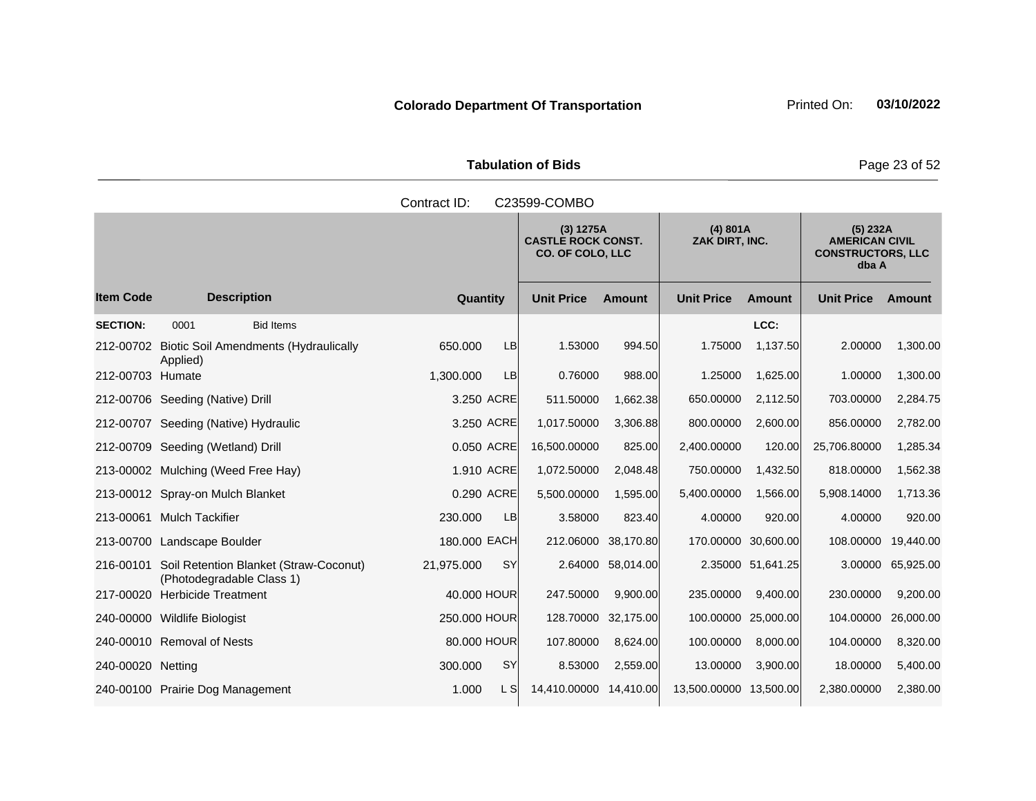**Colorado Department Of Transportation** Printed On: **03/10/2022**

**Tabulation of Bids**

Contract ID: C23599-COMBO

| Item Code | Description | Quantity | | (3) 1275A CASTLE ROCK CONST. CO. OF COLO, LLC Unit Price | Amount | (4) 801A ZAK DIRT, INC. Unit Price | Amount | (5) 232A AMERICAN CIVIL CONSTRUCTORS, LLC dba A Unit Price | Amount |
|---|---|---|---|---|---|---|---|---|---|
| **SECTION:** | 0001 Bid Items | | | | | | LCC: | | |
| 212-00702 | Biotic Soil Amendments (Hydraulically Applied) | 650.000 | LB | 1.53000 | 994.50 | 1.75000 | 1,137.50 | 2.00000 | 1,300.00 |
| 212-00703 | Humate | 1,300.000 | LB | 0.76000 | 988.00 | 1.25000 | 1,625.00 | 1.00000 | 1,300.00 |
| 212-00706 | Seeding (Native) Drill | 3.250 | ACRE | 511.50000 | 1,662.38 | 650.00000 | 2,112.50 | 703.00000 | 2,284.75 |
| 212-00707 | Seeding (Native) Hydraulic | 3.250 | ACRE | 1,017.50000 | 3,306.88 | 800.00000 | 2,600.00 | 856.00000 | 2,782.00 |
| 212-00709 | Seeding (Wetland) Drill | 0.050 | ACRE | 16,500.00000 | 825.00 | 2,400.00000 | 120.00 | 25,706.80000 | 1,285.34 |
| 213-00002 | Mulching (Weed Free Hay) | 1.910 | ACRE | 1,072.50000 | 2,048.48 | 750.00000 | 1,432.50 | 818.00000 | 1,562.38 |
| 213-00012 | Spray-on Mulch Blanket | 0.290 | ACRE | 5,500.00000 | 1,595.00 | 5,400.00000 | 1,566.00 | 5,908.14000 | 1,713.36 |
| 213-00061 | Mulch Tackifier | 230.000 | LB | 3.58000 | 823.40 | 4.00000 | 920.00 | 4.00000 | 920.00 |
| 213-00700 | Landscape Boulder | 180.000 | EACH | 212.06000 | 38,170.80 | 170.00000 | 30,600.00 | 108.00000 | 19,440.00 |
| 216-00101 | Soil Retention Blanket (Straw-Coconut) (Photodegradable Class 1) | 21,975.000 | SY | 2.64000 | 58,014.00 | 2.35000 | 51,641.25 | 3.00000 | 65,925.00 |
| 217-00020 | Herbicide Treatment | 40.000 | HOUR | 247.50000 | 9,900.00 | 235.00000 | 9,400.00 | 230.00000 | 9,200.00 |
| 240-00000 | Wildlife Biologist | 250.000 | HOUR | 128.70000 | 32,175.00 | 100.00000 | 25,000.00 | 104.00000 | 26,000.00 |
| 240-00010 | Removal of Nests | 80.000 | HOUR | 107.80000 | 8,624.00 | 100.00000 | 8,000.00 | 104.00000 | 8,320.00 |
| 240-00020 | Netting | 300.000 | SY | 8.53000 | 2,559.00 | 13.00000 | 3,900.00 | 18.00000 | 5,400.00 |
| 240-00100 | Prairie Dog Management | 1.000 | L S | 14,410.00000 | 14,410.00 | 13,500.00000 | 13,500.00 | 2,380.00000 | 2,380.00 |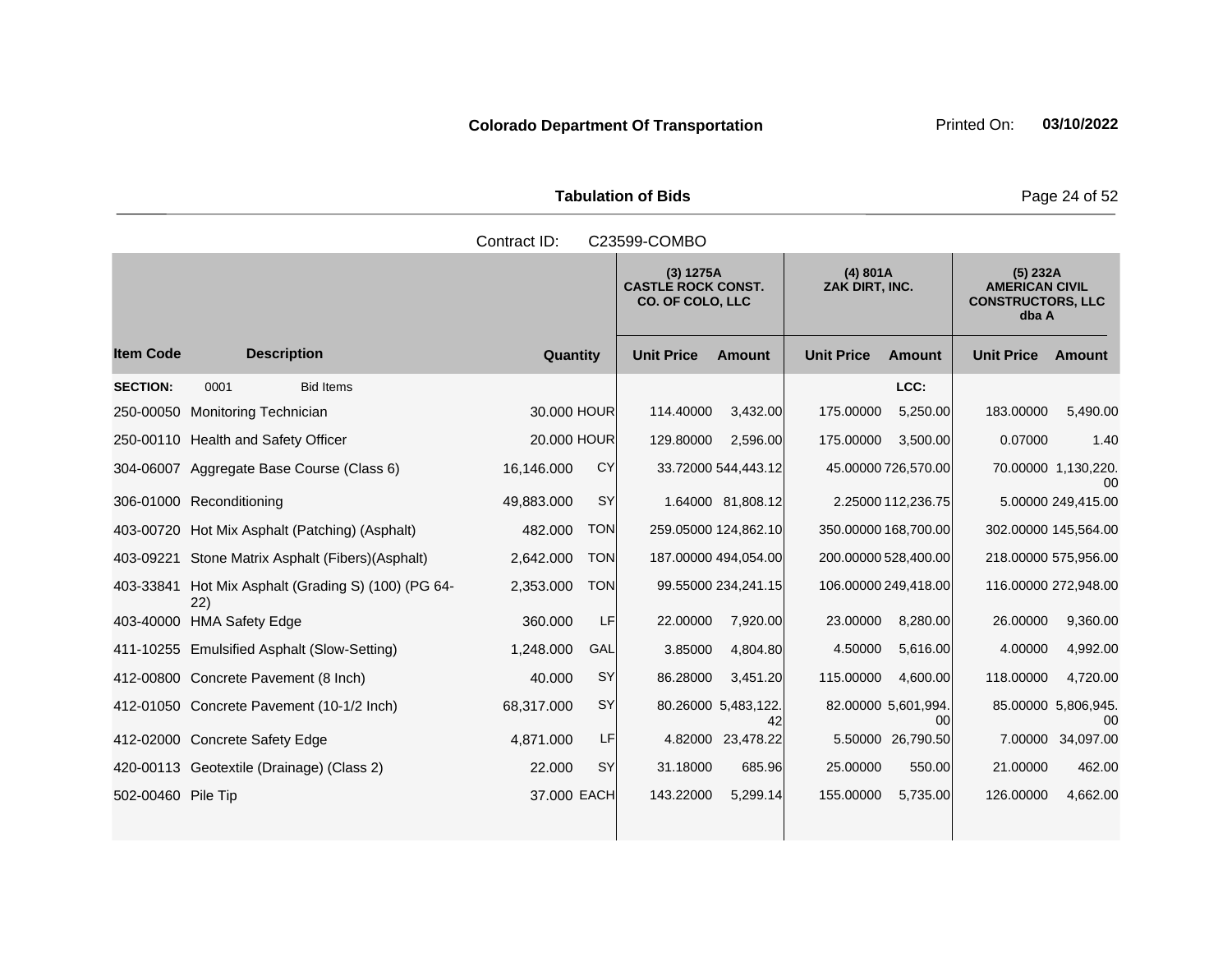**Colorado Department Of Transportation**

Printed On: **03/10/2022**

## Tabulation of Bids

Contract ID: C23599-COMBO

| Item Code | Description | Quantity | | (3) 1275A CASTLE ROCK CONST. CO. OF COLO, LLC | | (4) 801A ZAK DIRT, INC. | | (5) 232A AMERICAN CIVIL CONSTRUCTORS, LLC dba A | |
|---|---|---|---|---|---|---|---|---|---|
| | | | | Unit Price | Amount | Unit Price | Amount | Unit Price | Amount |
| **SECTION:** | 0001 Bid Items | | | | | | LCC: | | |
| 250-00050 | Monitoring Technician | 30.000 | HOUR | 114.40000 | 3,432.00 | 175.00000 | 5,250.00 | 183.00000 | 5,490.00 |
| 250-00110 | Health and Safety Officer | 20.000 | HOUR | 129.80000 | 2,596.00 | 175.00000 | 3,500.00 | 0.07000 | 1.40 |
| 304-06007 | Aggregate Base Course (Class 6) | 16,146.000 | CY | 33.72000 | 544,443.12 | 45.00000 | 726,570.00 | 70.00000 | 1,130,220.00 |
| 306-01000 | Reconditioning | 49,883.000 | SY | 1.64000 | 81,808.12 | 2.25000 | 112,236.75 | 5.00000 | 249,415.00 |
| 403-00720 | Hot Mix Asphalt (Patching) (Asphalt) | 482.000 | TON | 259.05000 | 124,862.10 | 350.00000 | 168,700.00 | 302.00000 | 145,564.00 |
| 403-09221 | Stone Matrix Asphalt (Fibers)(Asphalt) | 2,642.000 | TON | 187.00000 | 494,054.00 | 200.00000 | 528,400.00 | 218.00000 | 575,956.00 |
| 403-33841 | Hot Mix Asphalt (Grading S) (100) (PG 64-22) | 2,353.000 | TON | 99.55000 | 234,241.15 | 106.00000 | 249,418.00 | 116.00000 | 272,948.00 |
| 403-40000 | HMA Safety Edge | 360.000 | LF | 22.00000 | 7,920.00 | 23.00000 | 8,280.00 | 26.00000 | 9,360.00 |
| 411-10255 | Emulsified Asphalt (Slow-Setting) | 1,248.000 | GAL | 3.85000 | 4,804.80 | 4.50000 | 5,616.00 | 4.00000 | 4,992.00 |
| 412-00800 | Concrete Pavement (8 Inch) | 40.000 | SY | 86.28000 | 3,451.20 | 115.00000 | 4,600.00 | 118.00000 | 4,720.00 |
| 412-01050 | Concrete Pavement (10-1/2 Inch) | 68,317.000 | SY | 80.26000 | 5,483,122.42 | 82.00000 | 5,601,994.00 | 85.00000 | 5,806,945.00 |
| 412-02000 | Concrete Safety Edge | 4,871.000 | LF | 4.82000 | 23,478.22 | 5.50000 | 26,790.50 | 7.00000 | 34,097.00 |
| 420-00113 | Geotextile (Drainage) (Class 2) | 22.000 | SY | 31.18000 | 685.96 | 25.00000 | 550.00 | 21.00000 | 462.00 |
| 502-00460 | Pile Tip | 37.000 | EACH | 143.22000 | 5,299.14 | 155.00000 | 5,735.00 | 126.00000 | 4,662.00 |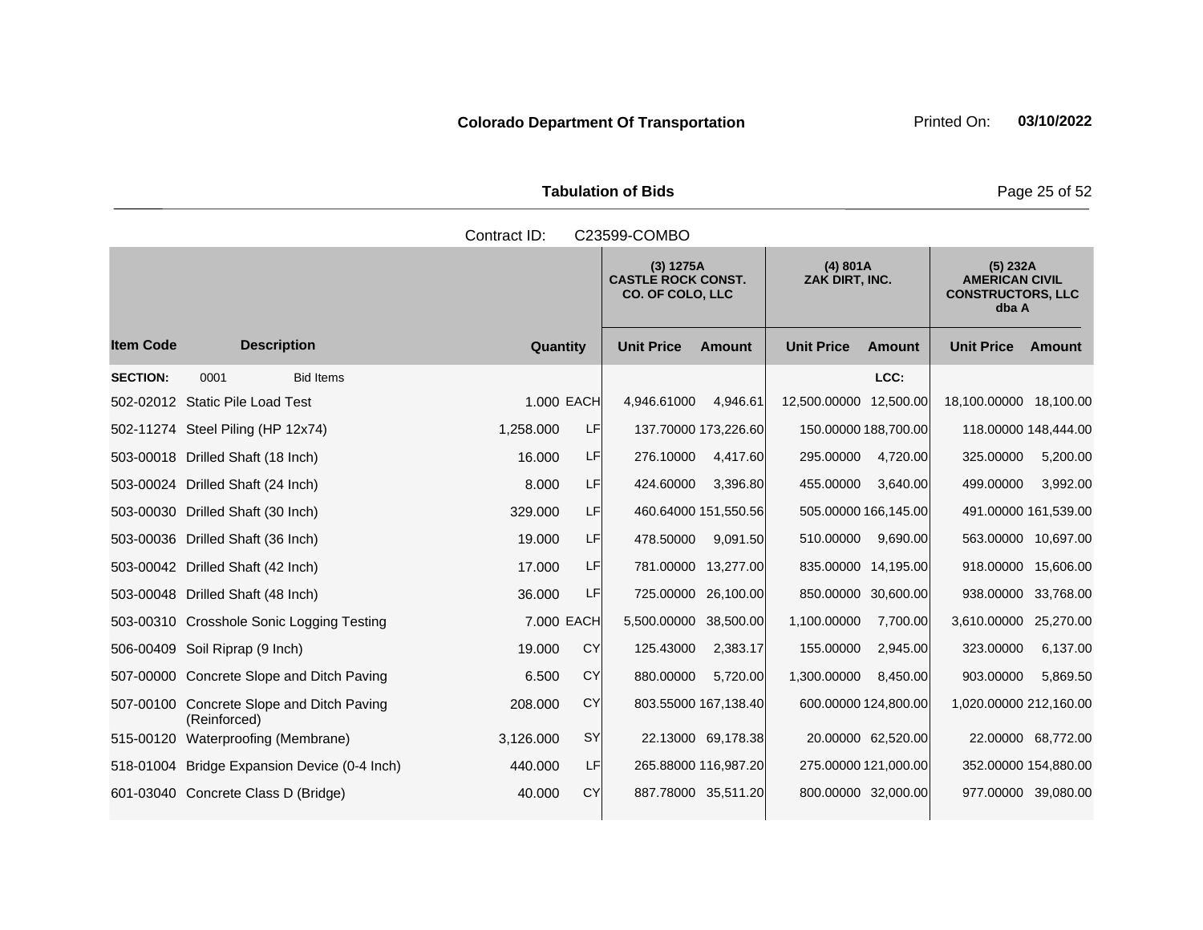**Colorado Department Of Transportation** Printed On: **03/10/2022**

**Tabulation of Bids**

Contract ID: C23599-COMBO

| Item Code | Description | Quantity | | (3) 1275A CASTLE ROCK CONST. CO. OF COLO, LLC | | (4) 801A ZAK DIRT, INC. | | (5) 232A AMERICAN CIVIL CONSTRUCTORS, LLC dba A | |
|---|---|---|---|---|---|---|---|---|---|
| | | | | Unit Price | Amount | Unit Price | Amount | Unit Price | Amount |
| **SECTION:** | 0001 Bid Items | | | | | | LCC: | | |
| 502-02012 | Static Pile Load Test | 1.000 | EACH | 4,946.61000 | 4,946.61 | 12,500.00000 | 12,500.00 | 18,100.00000 | 18,100.00 |
| 502-11274 | Steel Piling (HP 12x74) | 1,258.000 | LF | 137.70000 | 173,226.60 | 150.00000 | 188,700.00 | 118.00000 | 148,444.00 |
| 503-00018 | Drilled Shaft (18 Inch) | 16.000 | LF | 276.10000 | 4,417.60 | 295.00000 | 4,720.00 | 325.00000 | 5,200.00 |
| 503-00024 | Drilled Shaft (24 Inch) | 8.000 | LF | 424.60000 | 3,396.80 | 455.00000 | 3,640.00 | 499.00000 | 3,992.00 |
| 503-00030 | Drilled Shaft (30 Inch) | 329.000 | LF | 460.64000 | 151,550.56 | 505.00000 | 166,145.00 | 491.00000 | 161,539.00 |
| 503-00036 | Drilled Shaft (36 Inch) | 19.000 | LF | 478.50000 | 9,091.50 | 510.00000 | 9,690.00 | 563.00000 | 10,697.00 |
| 503-00042 | Drilled Shaft (42 Inch) | 17.000 | LF | 781.00000 | 13,277.00 | 835.00000 | 14,195.00 | 918.00000 | 15,606.00 |
| 503-00048 | Drilled Shaft (48 Inch) | 36.000 | LF | 725.00000 | 26,100.00 | 850.00000 | 30,600.00 | 938.00000 | 33,768.00 |
| 503-00310 | Crosshole Sonic Logging Testing | 7.000 | EACH | 5,500.00000 | 38,500.00 | 1,100.00000 | 7,700.00 | 3,610.00000 | 25,270.00 |
| 506-00409 | Soil Riprap (9 Inch) | 19.000 | CY | 125.43000 | 2,383.17 | 155.00000 | 2,945.00 | 323.00000 | 6,137.00 |
| 507-00000 | Concrete Slope and Ditch Paving | 6.500 | CY | 880.00000 | 5,720.00 | 1,300.00000 | 8,450.00 | 903.00000 | 5,869.50 |
| 507-00100 | Concrete Slope and Ditch Paving (Reinforced) | 208.000 | CY | 803.55000 | 167,138.40 | 600.00000 | 124,800.00 | 1,020.00000 | 212,160.00 |
| 515-00120 | Waterproofing (Membrane) | 3,126.000 | SY | 22.13000 | 69,178.38 | 20.00000 | 62,520.00 | 22.00000 | 68,772.00 |
| 518-01004 | Bridge Expansion Device (0-4 Inch) | 440.000 | LF | 265.88000 | 116,987.20 | 275.00000 | 121,000.00 | 352.00000 | 154,880.00 |
| 601-03040 | Concrete Class D (Bridge) | 40.000 | CY | 887.78000 | 35,511.20 | 800.00000 | 32,000.00 | 977.00000 | 39,080.00 |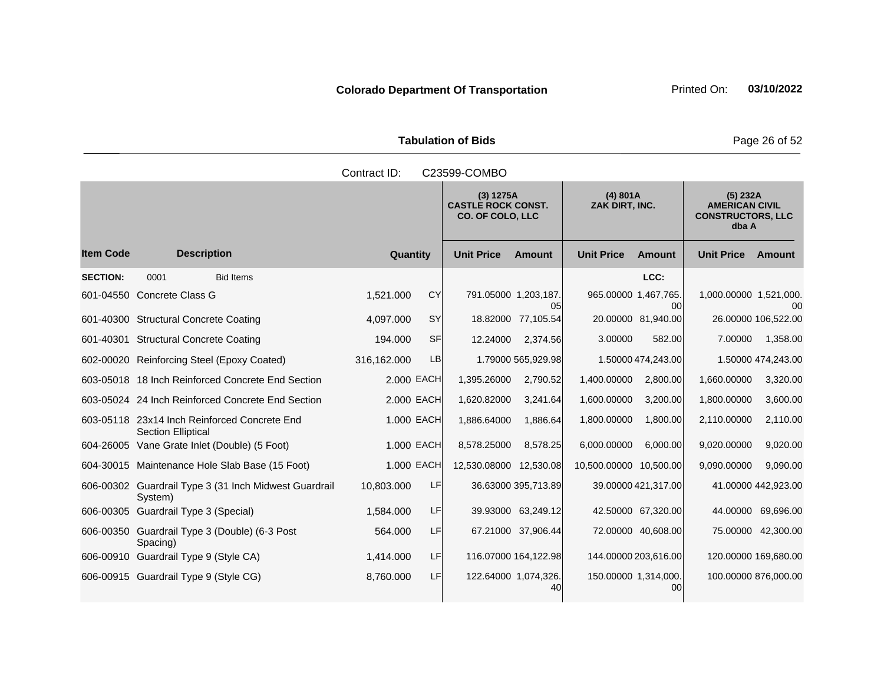**Colorado Department Of Transportation**

**Tabulation of Bids**

Contract ID: C23599-COMBO

| | | | | (3) 1275A CASTLE ROCK CONST. CO. OF COLO, LLC | | (4) 801A ZAK DIRT, INC. | | (5) 232A AMERICAN CIVIL CONSTRUCTORS, LLC dba A | |
|---|---|---|---|---|---|---|---|---|---|
| **Item Code** | **Description** | **Quantity** | | **Unit Price** | **Amount** | **Unit Price** | **Amount** | **Unit Price** | **Amount** |
| **SECTION:** | 0001 Bid Items | | | | | | **LCC:** | | |
| 601-04550 | Concrete Class G | 1,521.000 | CY | 791.05000 | 1,203,187.05 | 965.00000 | 1,467,765.00 | 1,000.00000 | 1,521,000.00 |
| 601-40300 | Structural Concrete Coating | 4,097.000 | SY | 18.82000 | 77,105.54 | 20.00000 | 81,940.00 | 26.00000 | 106,522.00 |
| 601-40301 | Structural Concrete Coating | 194.000 | SF | 12.24000 | 2,374.56 | 3.00000 | 582.00 | 7.00000 | 1,358.00 |
| 602-00020 | Reinforcing Steel (Epoxy Coated) | 316,162.000 | LB | 1.79000 | 565,929.98 | 1.50000 | 474,243.00 | 1.50000 | 474,243.00 |
| 603-05018 | 18 Inch Reinforced Concrete End Section | 2.000 | EACH | 1,395.26000 | 2,790.52 | 1,400.00000 | 2,800.00 | 1,660.00000 | 3,320.00 |
| 603-05024 | 24 Inch Reinforced Concrete End Section | 2.000 | EACH | 1,620.82000 | 3,241.64 | 1,600.00000 | 3,200.00 | 1,800.00000 | 3,600.00 |
| 603-05118 | 23x14 Inch Reinforced Concrete End Section Elliptical | 1.000 | EACH | 1,886.64000 | 1,886.64 | 1,800.00000 | 1,800.00 | 2,110.00000 | 2,110.00 |
| 604-26005 | Vane Grate Inlet (Double) (5 Foot) | 1.000 | EACH | 8,578.25000 | 8,578.25 | 6,000.00000 | 6,000.00 | 9,020.00000 | 9,020.00 |
| 604-30015 | Maintenance Hole Slab Base (15 Foot) | 1.000 | EACH | 12,530.08000 | 12,530.08 | 10,500.00000 | 10,500.00 | 9,090.00000 | 9,090.00 |
| 606-00302 | Guardrail Type 3 (31 Inch Midwest Guardrail System) | 10,803.000 | LF | 36.63000 | 395,713.89 | 39.00000 | 421,317.00 | 41.00000 | 442,923.00 |
| 606-00305 | Guardrail Type 3 (Special) | 1,584.000 | LF | 39.93000 | 63,249.12 | 42.50000 | 67,320.00 | 44.00000 | 69,696.00 |
| 606-00350 | Guardrail Type 3 (Double) (6-3 Post Spacing) | 564.000 | LF | 67.21000 | 37,906.44 | 72.00000 | 40,608.00 | 75.00000 | 42,300.00 |
| 606-00910 | Guardrail Type 9 (Style CA) | 1,414.000 | LF | 116.07000 | 164,122.98 | 144.00000 | 203,616.00 | 120.00000 | 169,680.00 |
| 606-00915 | Guardrail Type 9 (Style CG) | 8,760.000 | LF | 122.64000 | 1,074,326.40 | 150.00000 | 1,314,000.00 | 100.00000 | 876,000.00 |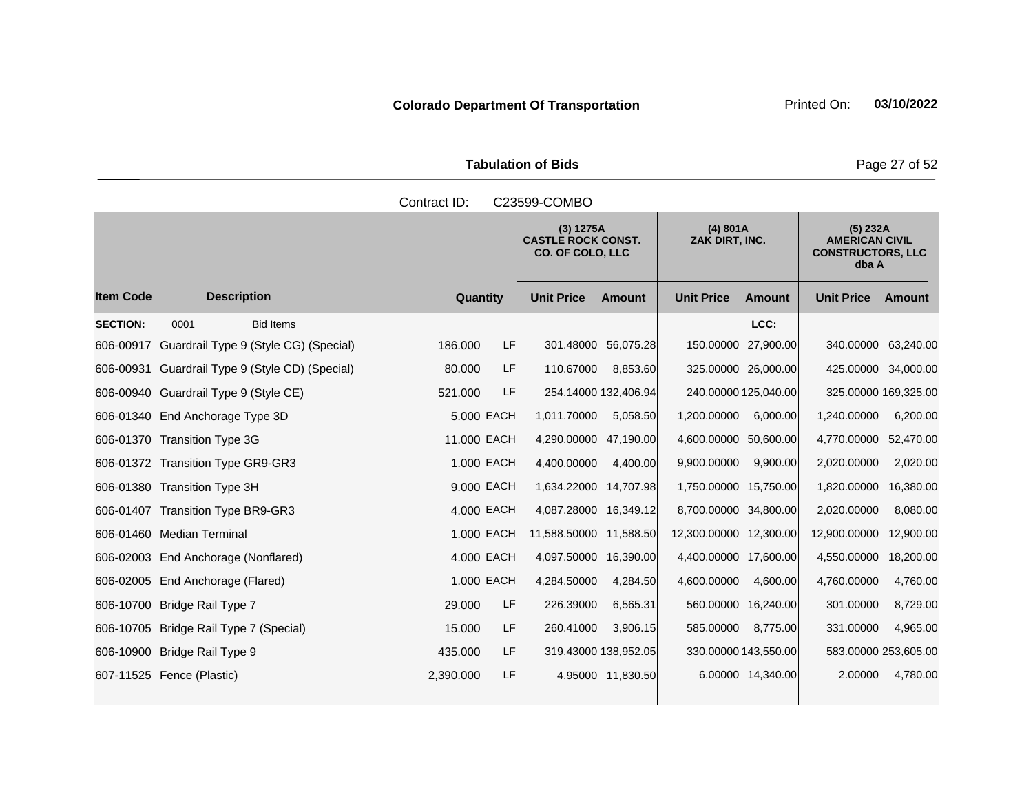**Colorado Department Of Transportation** Printed On: **03/10/2022**

**Tabulation of Bids**

Contract ID: C23599-COMBO

| Item Code | Description | Quantity | | (3) 1275A CASTLE ROCK CONST. CO. OF COLO, LLC | | (4) 801A ZAK DIRT, INC. | | (5) 232A AMERICAN CIVIL CONSTRUCTORS, LLC dba A | |
|---|---|---|---|---|---|---|---|---|---|
| | | | | Unit Price | Amount | Unit Price | Amount | Unit Price | Amount |
| **SECTION:** | 0001 Bid Items | | | | | | LCC: | | |
| 606-00917 | Guardrail Type 9 (Style CG) (Special) | 186.000 | LF | 301.48000 | 56,075.28 | 150.00000 | 27,900.00 | 340.00000 | 63,240.00 |
| 606-00931 | Guardrail Type 9 (Style CD) (Special) | 80.000 | LF | 110.67000 | 8,853.60 | 325.00000 | 26,000.00 | 425.00000 | 34,000.00 |
| 606-00940 | Guardrail Type 9 (Style CE) | 521.000 | LF | 254.14000 | 132,406.94 | 240.00000 | 125,040.00 | 325.00000 | 169,325.00 |
| 606-01340 | End Anchorage Type 3D | 5.000 | EACH | 1,011.70000 | 5,058.50 | 1,200.00000 | 6,000.00 | 1,240.00000 | 6,200.00 |
| 606-01370 | Transition Type 3G | 11.000 | EACH | 4,290.00000 | 47,190.00 | 4,600.00000 | 50,600.00 | 4,770.00000 | 52,470.00 |
| 606-01372 | Transition Type GR9-GR3 | 1.000 | EACH | 4,400.00000 | 4,400.00 | 9,900.00000 | 9,900.00 | 2,020.00000 | 2,020.00 |
| 606-01380 | Transition Type 3H | 9.000 | EACH | 1,634.22000 | 14,707.98 | 1,750.00000 | 15,750.00 | 1,820.00000 | 16,380.00 |
| 606-01407 | Transition Type BR9-GR3 | 4.000 | EACH | 4,087.28000 | 16,349.12 | 8,700.00000 | 34,800.00 | 2,020.00000 | 8,080.00 |
| 606-01460 | Median Terminal | 1.000 | EACH | 11,588.50000 | 11,588.50 | 12,300.00000 | 12,300.00 | 12,900.00000 | 12,900.00 |
| 606-02003 | End Anchorage (Nonflared) | 4.000 | EACH | 4,097.50000 | 16,390.00 | 4,400.00000 | 17,600.00 | 4,550.00000 | 18,200.00 |
| 606-02005 | End Anchorage (Flared) | 1.000 | EACH | 4,284.50000 | 4,284.50 | 4,600.00000 | 4,600.00 | 4,760.00000 | 4,760.00 |
| 606-10700 | Bridge Rail Type 7 | 29.000 | LF | 226.39000 | 6,565.31 | 560.00000 | 16,240.00 | 301.00000 | 8,729.00 |
| 606-10705 | Bridge Rail Type 7 (Special) | 15.000 | LF | 260.41000 | 3,906.15 | 585.00000 | 8,775.00 | 331.00000 | 4,965.00 |
| 606-10900 | Bridge Rail Type 9 | 435.000 | LF | 319.43000 | 138,952.05 | 330.00000 | 143,550.00 | 583.00000 | 253,605.00 |
| 607-11525 | Fence (Plastic) | 2,390.000 | LF | 4.95000 | 11,830.50 | 6.00000 | 14,340.00 | 2.00000 | 4,780.00 |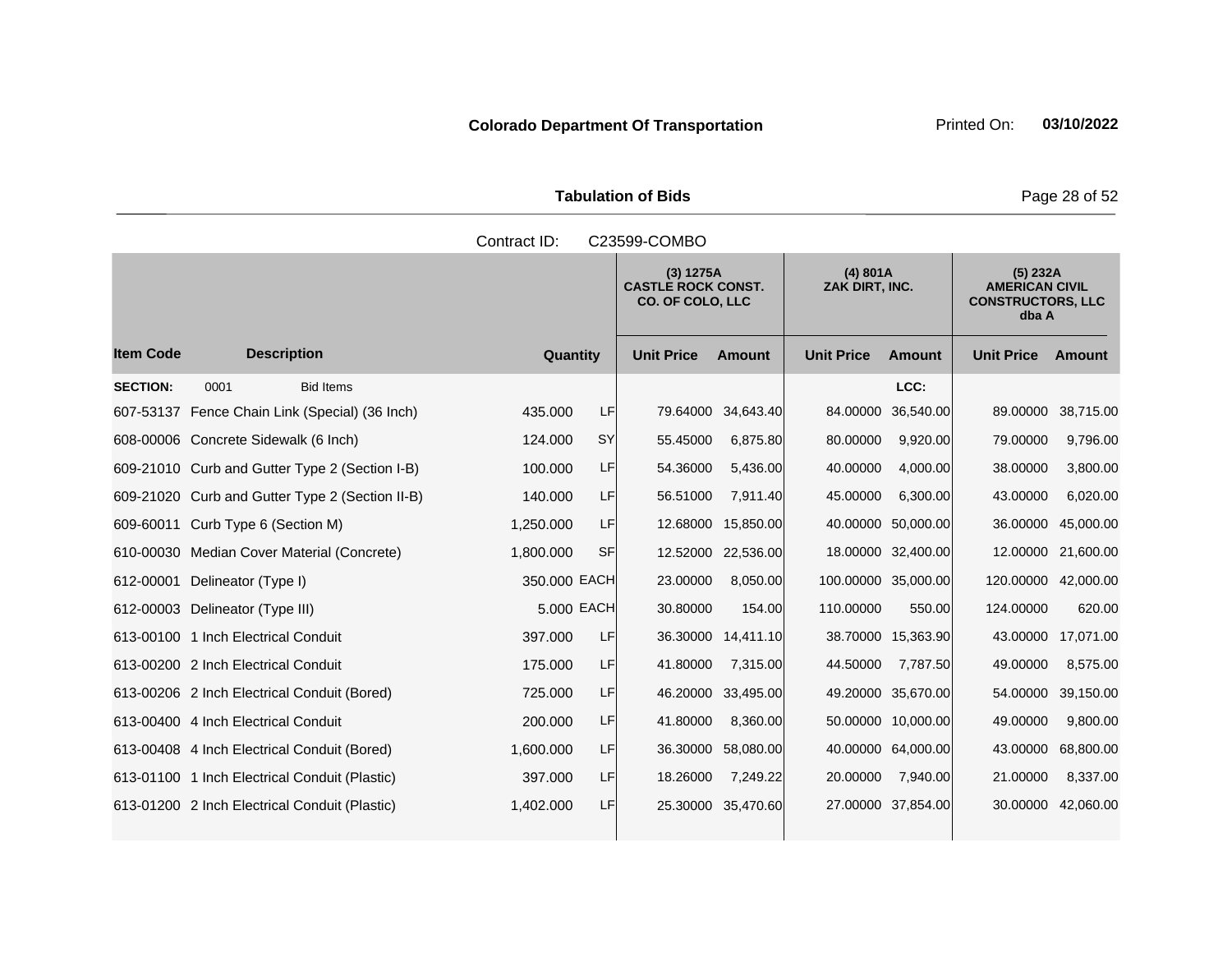**Colorado Department Of Transportation** Printed On: **03/10/2022**

**Tabulation of Bids**

Contract ID: C23599-COMBO

| Item Code | Description | Quantity | | (3) 1275A CASTLE ROCK CONST. CO. OF COLO, LLC Unit Price | Amount | (4) 801A ZAK DIRT, INC. Unit Price | Amount | (5) 232A AMERICAN CIVIL CONSTRUCTORS, LLC dba A Unit Price | Amount |
|---|---|---|---|---|---|---|---|---|---|
| **SECTION:** | 0001 Bid Items | | | | | | LCC: | | |
| 607-53137 | Fence Chain Link (Special) (36 Inch) | 435.000 | LF | 79.64000 | 34,643.40 | 84.00000 | 36,540.00 | 89.00000 | 38,715.00 |
| 608-00006 | Concrete Sidewalk (6 Inch) | 124.000 | SY | 55.45000 | 6,875.80 | 80.00000 | 9,920.00 | 79.00000 | 9,796.00 |
| 609-21010 | Curb and Gutter Type 2 (Section I-B) | 100.000 | LF | 54.36000 | 5,436.00 | 40.00000 | 4,000.00 | 38.00000 | 3,800.00 |
| 609-21020 | Curb and Gutter Type 2 (Section II-B) | 140.000 | LF | 56.51000 | 7,911.40 | 45.00000 | 6,300.00 | 43.00000 | 6,020.00 |
| 609-60011 | Curb Type 6 (Section M) | 1,250.000 | LF | 12.68000 | 15,850.00 | 40.00000 | 50,000.00 | 36.00000 | 45,000.00 |
| 610-00030 | Median Cover Material (Concrete) | 1,800.000 | SF | 12.52000 | 22,536.00 | 18.00000 | 32,400.00 | 12.00000 | 21,600.00 |
| 612-00001 | Delineator (Type I) | 350.000 | EACH | 23.00000 | 8,050.00 | 100.00000 | 35,000.00 | 120.00000 | 42,000.00 |
| 612-00003 | Delineator (Type III) | 5.000 | EACH | 30.80000 | 154.00 | 110.00000 | 550.00 | 124.00000 | 620.00 |
| 613-00100 | 1 Inch Electrical Conduit | 397.000 | LF | 36.30000 | 14,411.10 | 38.70000 | 15,363.90 | 43.00000 | 17,071.00 |
| 613-00200 | 2 Inch Electrical Conduit | 175.000 | LF | 41.80000 | 7,315.00 | 44.50000 | 7,787.50 | 49.00000 | 8,575.00 |
| 613-00206 | 2 Inch Electrical Conduit (Bored) | 725.000 | LF | 46.20000 | 33,495.00 | 49.20000 | 35,670.00 | 54.00000 | 39,150.00 |
| 613-00400 | 4 Inch Electrical Conduit | 200.000 | LF | 41.80000 | 8,360.00 | 50.00000 | 10,000.00 | 49.00000 | 9,800.00 |
| 613-00408 | 4 Inch Electrical Conduit (Bored) | 1,600.000 | LF | 36.30000 | 58,080.00 | 40.00000 | 64,000.00 | 43.00000 | 68,800.00 |
| 613-01100 | 1 Inch Electrical Conduit (Plastic) | 397.000 | LF | 18.26000 | 7,249.22 | 20.00000 | 7,940.00 | 21.00000 | 8,337.00 |
| 613-01200 | 2 Inch Electrical Conduit (Plastic) | 1,402.000 | LF | 25.30000 | 35,470.60 | 27.00000 | 37,854.00 | 30.00000 | 42,060.00 |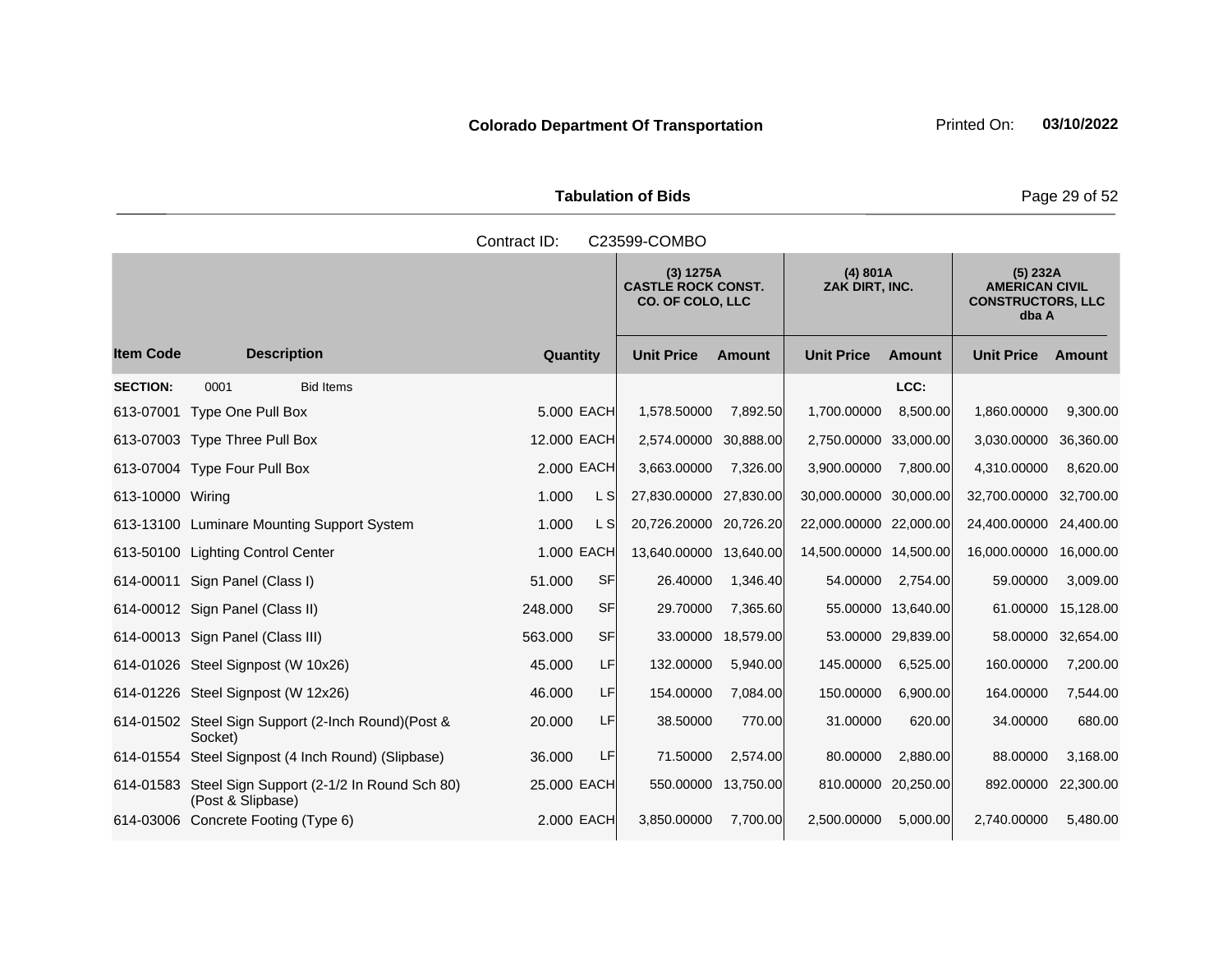**Colorado Department Of Transportation** Printed On: **03/10/2022**

**Tabulation of Bids**

Contract ID: C23599-COMBO

| Item Code | Description | Quantity | | (3) 1275A CASTLE ROCK CONST. CO. OF COLO, LLC Unit Price | Amount | (4) 801A ZAK DIRT, INC. Unit Price | Amount | (5) 232A AMERICAN CIVIL CONSTRUCTORS, LLC dba A Unit Price | Amount |
|---|---|---|---|---|---|---|---|---|---|
| **SECTION:** | 0001 Bid Items | | | | | | LCC: | | |
| 613-07001 | Type One Pull Box | 5.000 | EACH | 1,578.50000 | 7,892.50 | 1,700.00000 | 8,500.00 | 1,860.00000 | 9,300.00 |
| 613-07003 | Type Three Pull Box | 12.000 | EACH | 2,574.00000 | 30,888.00 | 2,750.00000 | 33,000.00 | 3,030.00000 | 36,360.00 |
| 613-07004 | Type Four Pull Box | 2.000 | EACH | 3,663.00000 | 7,326.00 | 3,900.00000 | 7,800.00 | 4,310.00000 | 8,620.00 |
| 613-10000 | Wiring | 1.000 | L S | 27,830.00000 | 27,830.00 | 30,000.00000 | 30,000.00 | 32,700.00000 | 32,700.00 |
| 613-13100 | Luminare Mounting Support System | 1.000 | L S | 20,726.20000 | 20,726.20 | 22,000.00000 | 22,000.00 | 24,400.00000 | 24,400.00 |
| 613-50100 | Lighting Control Center | 1.000 | EACH | 13,640.00000 | 13,640.00 | 14,500.00000 | 14,500.00 | 16,000.00000 | 16,000.00 |
| 614-00011 | Sign Panel (Class I) | 51.000 | SF | 26.40000 | 1,346.40 | 54.00000 | 2,754.00 | 59.00000 | 3,009.00 |
| 614-00012 | Sign Panel (Class II) | 248.000 | SF | 29.70000 | 7,365.60 | 55.00000 | 13,640.00 | 61.00000 | 15,128.00 |
| 614-00013 | Sign Panel (Class III) | 563.000 | SF | 33.00000 | 18,579.00 | 53.00000 | 29,839.00 | 58.00000 | 32,654.00 |
| 614-01026 | Steel Signpost (W 10x26) | 45.000 | LF | 132.00000 | 5,940.00 | 145.00000 | 6,525.00 | 160.00000 | 7,200.00 |
| 614-01226 | Steel Signpost (W 12x26) | 46.000 | LF | 154.00000 | 7,084.00 | 150.00000 | 6,900.00 | 164.00000 | 7,544.00 |
| 614-01502 | Steel Sign Support (2-Inch Round)(Post & Socket) | 20.000 | LF | 38.50000 | 770.00 | 31.00000 | 620.00 | 34.00000 | 680.00 |
| 614-01554 | Steel Signpost (4 Inch Round) (Slipbase) | 36.000 | LF | 71.50000 | 2,574.00 | 80.00000 | 2,880.00 | 88.00000 | 3,168.00 |
| 614-01583 | Steel Sign Support (2-1/2 In Round Sch 80) (Post & Slipbase) | 25.000 | EACH | 550.00000 | 13,750.00 | 810.00000 | 20,250.00 | 892.00000 | 22,300.00 |
| 614-03006 | Concrete Footing (Type 6) | 2.000 | EACH | 3,850.00000 | 7,700.00 | 2,500.00000 | 5,000.00 | 2,740.00000 | 5,480.00 |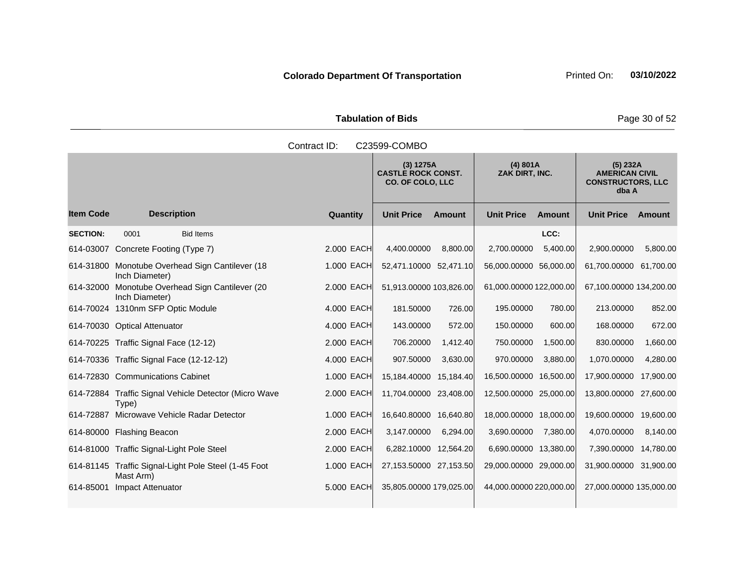**Colorado Department Of Transportation**

**Tabulation of Bids**

Contract ID: C23599-COMBO

| | | | | (3) 1275A CASTLE ROCK CONST. CO. OF COLO, LLC | | (4) 801A ZAK DIRT, INC. | | (5) 232A AMERICAN CIVIL CONSTRUCTORS, LLC dba A | |
|---|---|---|---|---|---|---|---|---|---|
| **Item Code** | **Description** | **Quantity** | | **Unit Price** | **Amount** | **Unit Price** | **Amount** | **Unit Price** | **Amount** |
| **SECTION:** | 0001 Bid Items | | | | | | LCC: | | |
| 614-03007 | Concrete Footing (Type 7) | 2.000 | EACH | 4,400.00000 | 8,800.00 | 2,700.00000 | 5,400.00 | 2,900.00000 | 5,800.00 |
| 614-31800 | Monotube Overhead Sign Cantilever (18 Inch Diameter) | 1.000 | EACH | 52,471.10000 | 52,471.10 | 56,000.00000 | 56,000.00 | 61,700.00000 | 61,700.00 |
| 614-32000 | Monotube Overhead Sign Cantilever (20 Inch Diameter) | 2.000 | EACH | 51,913.00000 | 103,826.00 | 61,000.00000 | 122,000.00 | 67,100.00000 | 134,200.00 |
| 614-70024 | 1310nm SFP Optic Module | 4.000 | EACH | 181.50000 | 726.00 | 195.00000 | 780.00 | 213.00000 | 852.00 |
| 614-70030 | Optical Attenuator | 4.000 | EACH | 143.00000 | 572.00 | 150.00000 | 600.00 | 168.00000 | 672.00 |
| 614-70225 | Traffic Signal Face (12-12) | 2.000 | EACH | 706.20000 | 1,412.40 | 750.00000 | 1,500.00 | 830.00000 | 1,660.00 |
| 614-70336 | Traffic Signal Face (12-12-12) | 4.000 | EACH | 907.50000 | 3,630.00 | 970.00000 | 3,880.00 | 1,070.00000 | 4,280.00 |
| 614-72830 | Communications Cabinet | 1.000 | EACH | 15,184.40000 | 15,184.40 | 16,500.00000 | 16,500.00 | 17,900.00000 | 17,900.00 |
| 614-72884 | Traffic Signal Vehicle Detector (Micro Wave Type) | 2.000 | EACH | 11,704.00000 | 23,408.00 | 12,500.00000 | 25,000.00 | 13,800.00000 | 27,600.00 |
| 614-72887 | Microwave Vehicle Radar Detector | 1.000 | EACH | 16,640.80000 | 16,640.80 | 18,000.00000 | 18,000.00 | 19,600.00000 | 19,600.00 |
| 614-80000 | Flashing Beacon | 2.000 | EACH | 3,147.00000 | 6,294.00 | 3,690.00000 | 7,380.00 | 4,070.00000 | 8,140.00 |
| 614-81000 | Traffic Signal-Light Pole Steel | 2.000 | EACH | 6,282.10000 | 12,564.20 | 6,690.00000 | 13,380.00 | 7,390.00000 | 14,780.00 |
| 614-81145 | Traffic Signal-Light Pole Steel (1-45 Foot Mast Arm) | 1.000 | EACH | 27,153.50000 | 27,153.50 | 29,000.00000 | 29,000.00 | 31,900.00000 | 31,900.00 |
| 614-85001 | Impact Attenuator | 5.000 | EACH | 35,805.00000 | 179,025.00 | 44,000.00000 | 220,000.00 | 27,000.00000 | 135,000.00 |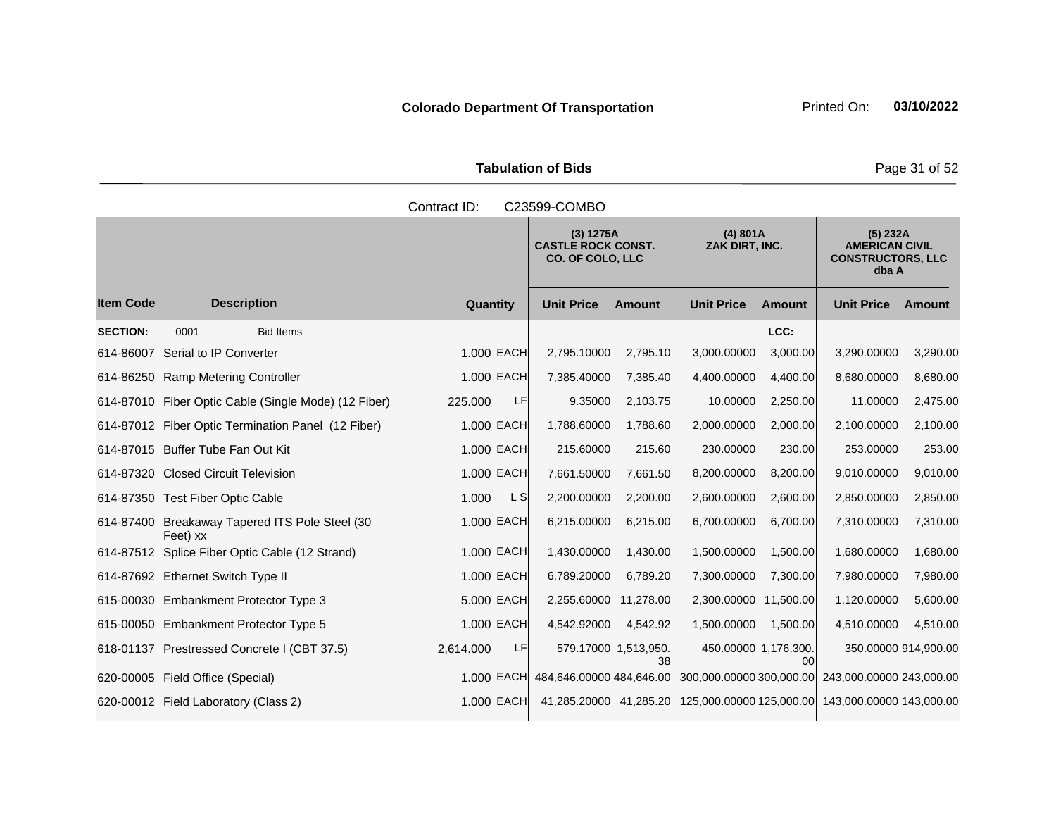**Colorado Department Of Transportation** Printed On: **03/10/2022**

**Tabulation of Bids**

Contract ID: C23599-COMBO

| Item Code | Description | Quantity | | (3) 1275A CASTLE ROCK CONST. CO. OF COLO, LLC | | (4) 801A ZAK DIRT, INC. | | (5) 232A AMERICAN CIVIL CONSTRUCTORS, LLC dba A | |
|---|---|---|---|---|---|---|---|---|---|
| | | | | Unit Price | Amount | Unit Price | Amount | Unit Price | Amount |
| **SECTION:** | 0001 Bid Items | | | | | | LCC: | | |
| 614-86007 | Serial to IP Converter | 1.000 | EACH | 2,795.10000 | 2,795.10 | 3,000.00000 | 3,000.00 | 3,290.00000 | 3,290.00 |
| 614-86250 | Ramp Metering Controller | 1.000 | EACH | 7,385.40000 | 7,385.40 | 4,400.00000 | 4,400.00 | 8,680.00000 | 8,680.00 |
| 614-87010 | Fiber Optic Cable (Single Mode) (12 Fiber) | 225.000 | LF | 9.35000 | 2,103.75 | 10.00000 | 2,250.00 | 11.00000 | 2,475.00 |
| 614-87012 | Fiber Optic Termination Panel (12 Fiber) | 1.000 | EACH | 1,788.60000 | 1,788.60 | 2,000.00000 | 2,000.00 | 2,100.00000 | 2,100.00 |
| 614-87015 | Buffer Tube Fan Out Kit | 1.000 | EACH | 215.60000 | 215.60 | 230.00000 | 230.00 | 253.00000 | 253.00 |
| 614-87320 | Closed Circuit Television | 1.000 | EACH | 7,661.50000 | 7,661.50 | 8,200.00000 | 8,200.00 | 9,010.00000 | 9,010.00 |
| 614-87350 | Test Fiber Optic Cable | 1.000 | L S | 2,200.00000 | 2,200.00 | 2,600.00000 | 2,600.00 | 2,850.00000 | 2,850.00 |
| 614-87400 | Breakaway Tapered ITS Pole Steel (30 Feet) xx | 1.000 | EACH | 6,215.00000 | 6,215.00 | 6,700.00000 | 6,700.00 | 7,310.00000 | 7,310.00 |
| 614-87512 | Splice Fiber Optic Cable (12 Strand) | 1.000 | EACH | 1,430.00000 | 1,430.00 | 1,500.00000 | 1,500.00 | 1,680.00000 | 1,680.00 |
| 614-87692 | Ethernet Switch Type II | 1.000 | EACH | 6,789.20000 | 6,789.20 | 7,300.00000 | 7,300.00 | 7,980.00000 | 7,980.00 |
| 615-00030 | Embankment Protector Type 3 | 5.000 | EACH | 2,255.60000 | 11,278.00 | 2,300.00000 | 11,500.00 | 1,120.00000 | 5,600.00 |
| 615-00050 | Embankment Protector Type 5 | 1.000 | EACH | 4,542.92000 | 4,542.92 | 1,500.00000 | 1,500.00 | 4,510.00000 | 4,510.00 |
| 618-01137 | Prestressed Concrete I (CBT 37.5) | 2,614.000 | LF | 579.17000 | 1,513,950.38 | 450.00000 | 1,176,300.00 | 350.00000 | 914,900.00 |
| 620-00005 | Field Office (Special) | 1.000 | EACH | 484,646.00000 | 484,646.00 | 300,000.00000 | 300,000.00 | 243,000.00000 | 243,000.00 |
| 620-00012 | Field Laboratory (Class 2) | 1.000 | EACH | 41,285.20000 | 41,285.20 | 125,000.00000 | 125,000.00 | 143,000.00000 | 143,000.00 |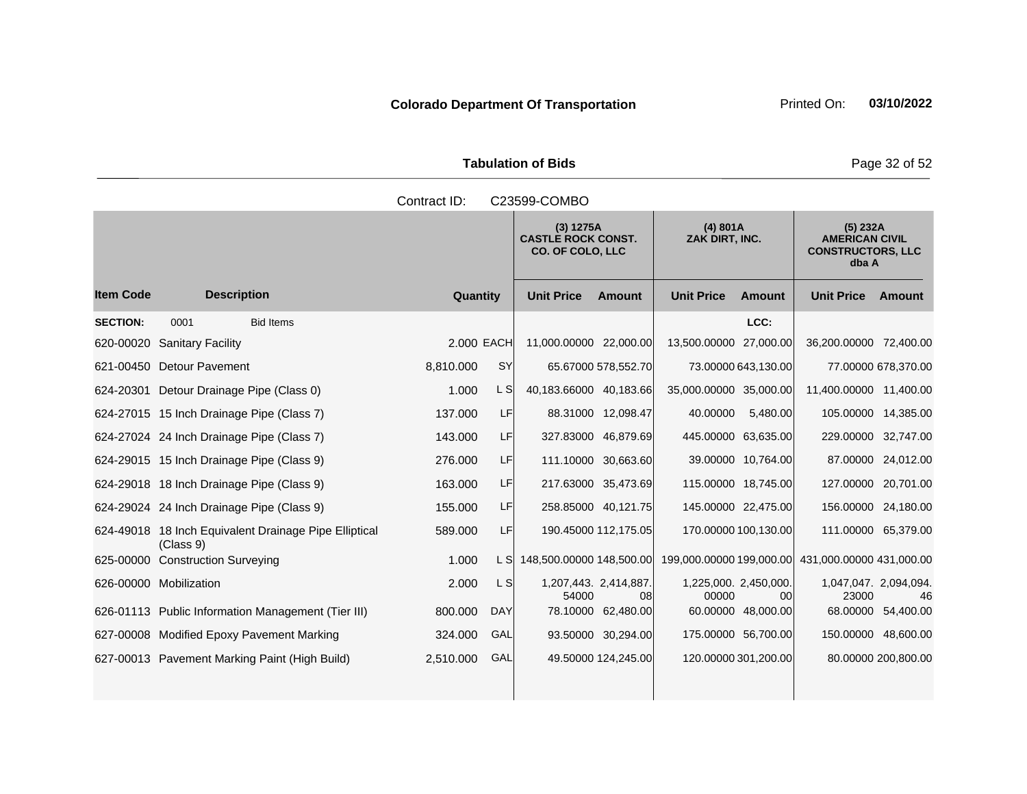**Colorado Department Of Transportation**

Printed On: **03/10/2022**

**Tabulation of Bids**

Contract ID: C23599-COMBO

| Item Code | Description | Quantity | | (3) 1275A CASTLE ROCK CONST. CO. OF COLO, LLC | | (4) 801A ZAK DIRT, INC. | | (5) 232A AMERICAN CIVIL CONSTRUCTORS, LLC dba A | |
|---|---|---|---|---|---|---|---|---|---|
| | | | | Unit Price | Amount | Unit Price | Amount | Unit Price | Amount |
| **SECTION:** | 0001 Bid Items | | | | | | LCC: | | |
| 620-00020 | Sanitary Facility | 2.000 | EACH | 11,000.00000 | 22,000.00 | 13,500.00000 | 27,000.00 | 36,200.00000 | 72,400.00 |
| 621-00450 | Detour Pavement | 8,810.000 | SY | 65.67000 | 578,552.70 | 73.00000 | 643,130.00 | 77.00000 | 678,370.00 |
| 624-20301 | Detour Drainage Pipe (Class 0) | 1.000 | L S | 40,183.66000 | 40,183.66 | 35,000.00000 | 35,000.00 | 11,400.00000 | 11,400.00 |
| 624-27015 | 15 Inch Drainage Pipe (Class 7) | 137.000 | LF | 88.31000 | 12,098.47 | 40.00000 | 5,480.00 | 105.00000 | 14,385.00 |
| 624-27024 | 24 Inch Drainage Pipe (Class 7) | 143.000 | LF | 327.83000 | 46,879.69 | 445.00000 | 63,635.00 | 229.00000 | 32,747.00 |
| 624-29015 | 15 Inch Drainage Pipe (Class 9) | 276.000 | LF | 111.10000 | 30,663.60 | 39.00000 | 10,764.00 | 87.00000 | 24,012.00 |
| 624-29018 | 18 Inch Drainage Pipe (Class 9) | 163.000 | LF | 217.63000 | 35,473.69 | 115.00000 | 18,745.00 | 127.00000 | 20,701.00 |
| 624-29024 | 24 Inch Drainage Pipe (Class 9) | 155.000 | LF | 258.85000 | 40,121.75 | 145.00000 | 22,475.00 | 156.00000 | 24,180.00 |
| 624-49018 | 18 Inch Equivalent Drainage Pipe Elliptical (Class 9) | 589.000 | LF | 190.45000 | 112,175.05 | 170.00000 | 100,130.00 | 111.00000 | 65,379.00 |
| 625-00000 | Construction Surveying | 1.000 | L S | 148,500.00000 | 148,500.00 | 199,000.00000 | 199,000.00 | 431,000.00000 | 431,000.00 |
| 626-00000 | Mobilization | 2.000 | L S | 1,207,443.54000 | 2,414,887.08 | 1,225,000.00000 | 2,450,000.00 | 1,047,047.23000 | 2,094,094.46 |
| 626-01113 | Public Information Management (Tier III) | 800.000 | DAY | 78.10000 | 62,480.00 | 60.00000 | 48,000.00 | 68.00000 | 54,400.00 |
| 627-00008 | Modified Epoxy Pavement Marking | 324.000 | GAL | 93.50000 | 30,294.00 | 175.00000 | 56,700.00 | 150.00000 | 48,600.00 |
| 627-00013 | Pavement Marking Paint (High Build) | 2,510.000 | GAL | 49.50000 | 124,245.00 | 120.00000 | 301,200.00 | 80.00000 | 200,800.00 |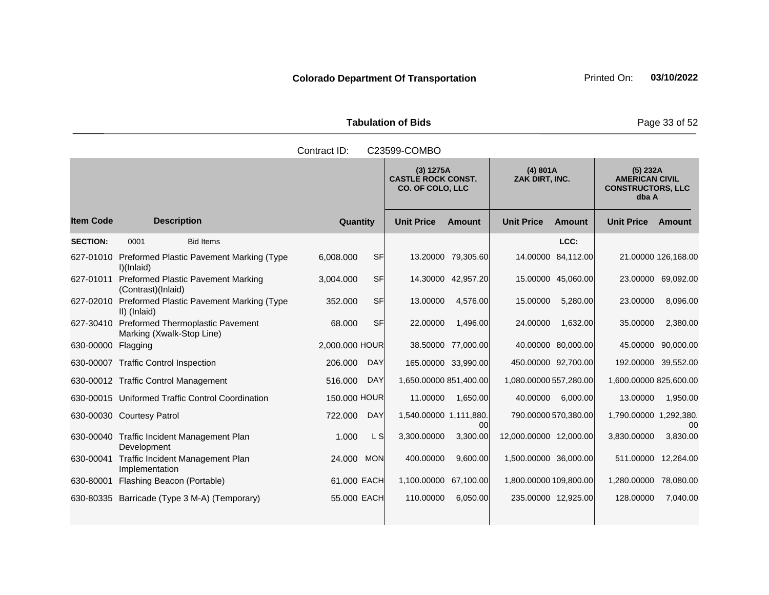**Colorado Department Of Transportation** Printed On: **03/10/2022**

**Tabulation of Bids**

Contract ID: C23599-COMBO

| | | | | (3) 1275A CASTLE ROCK CONST. CO. OF COLO, LLC | | (4) 801A ZAK DIRT, INC. | | (5) 232A AMERICAN CIVIL CONSTRUCTORS, LLC dba A | |
|---|---|---|---|---|---|---|---|---|---|
| **Item Code** | **Description** | **Quantity** | | **Unit Price** | **Amount** | **Unit Price** | **Amount** | **Unit Price** | **Amount** |
| **SECTION:** | 0001 Bid Items | | | | | | LCC: | | |
| 627-01010 | Preformed Plastic Pavement Marking (Type I)(Inlaid) | 6,008.000 | SF | 13.20000 | 79,305.60 | 14.00000 | 84,112.00 | 21.00000 | 126,168.00 |
| 627-01011 | Preformed Plastic Pavement Marking (Contrast)(Inlaid) | 3,004.000 | SF | 14.30000 | 42,957.20 | 15.00000 | 45,060.00 | 23.00000 | 69,092.00 |
| 627-02010 | Preformed Plastic Pavement Marking (Type II) (Inlaid) | 352.000 | SF | 13.00000 | 4,576.00 | 15.00000 | 5,280.00 | 23.00000 | 8,096.00 |
| 627-30410 | Preformed Thermoplastic Pavement Marking (Xwalk-Stop Line) | 68.000 | SF | 22.00000 | 1,496.00 | 24.00000 | 1,632.00 | 35.00000 | 2,380.00 |
| 630-00000 | Flagging | 2,000.000 | HOUR | 38.50000 | 77,000.00 | 40.00000 | 80,000.00 | 45.00000 | 90,000.00 |
| 630-00007 | Traffic Control Inspection | 206.000 | DAY | 165.00000 | 33,990.00 | 450.00000 | 92,700.00 | 192.00000 | 39,552.00 |
| 630-00012 | Traffic Control Management | 516.000 | DAY | 1,650.00000 | 851,400.00 | 1,080.00000 | 557,280.00 | 1,600.00000 | 825,600.00 |
| 630-00015 | Uniformed Traffic Control Coordination | 150.000 | HOUR | 11.00000 | 1,650.00 | 40.00000 | 6,000.00 | 13.00000 | 1,950.00 |
| 630-00030 | Courtesy Patrol | 722.000 | DAY | 1,540.00000 | 1,111,880.00 | 790.00000 | 570,380.00 | 1,790.00000 | 1,292,380.00 |
| 630-00040 | Traffic Incident Management Plan Development | 1.000 | L S | 3,300.00000 | 3,300.00 | 12,000.00000 | 12,000.00 | 3,830.00000 | 3,830.00 |
| 630-00041 | Traffic Incident Management Plan Implementation | 24.000 | MON | 400.00000 | 9,600.00 | 1,500.00000 | 36,000.00 | 511.00000 | 12,264.00 |
| 630-80001 | Flashing Beacon (Portable) | 61.000 | EACH | 1,100.00000 | 67,100.00 | 1,800.00000 | 109,800.00 | 1,280.00000 | 78,080.00 |
| 630-80335 | Barricade (Type 3 M-A) (Temporary) | 55.000 | EACH | 110.00000 | 6,050.00 | 235.00000 | 12,925.00 | 128.00000 | 7,040.00 |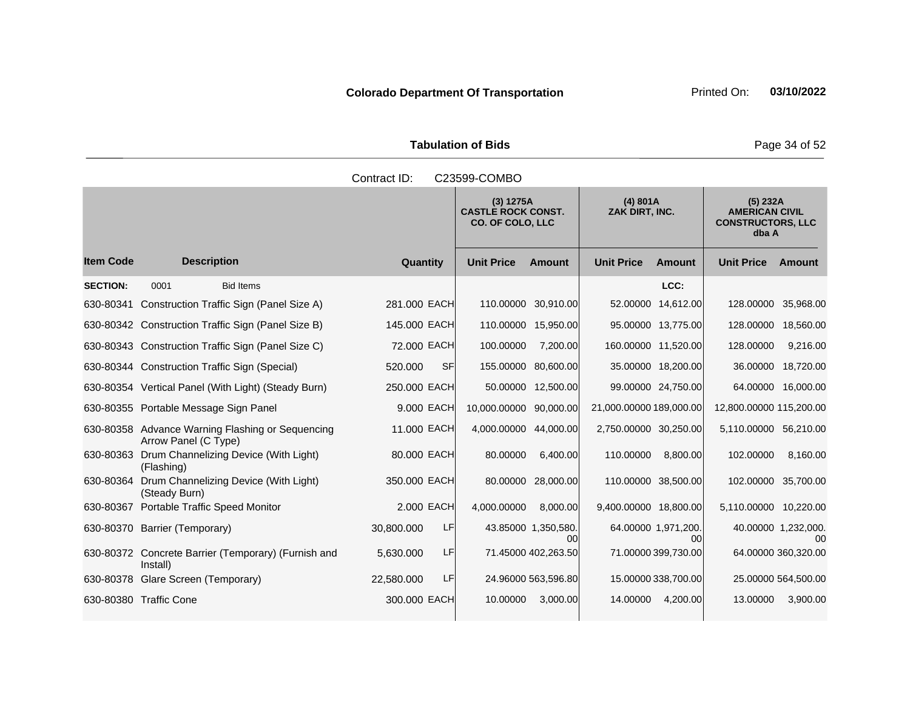**Colorado Department Of Transportation**

**Tabulation of Bids**

Contract ID: C23599-COMBO

| | | | | (3) 1275A CASTLE ROCK CONST. CO. OF COLO, LLC | | (4) 801A ZAK DIRT, INC. | | (5) 232A AMERICAN CIVIL CONSTRUCTORS, LLC dba A | |
|---|---|---|---|---|---|---|---|---|---|
| **Item Code** | **Description** | **Quantity** | | **Unit Price** | **Amount** | **Unit Price** | **Amount** | **Unit Price** | **Amount** |
| **SECTION:** | 0001 Bid Items | | | | | | LCC: | | |
| 630-80341 | Construction Traffic Sign (Panel Size A) | 281.000 | EACH | 110.00000 | 30,910.00 | 52.00000 | 14,612.00 | 128.00000 | 35,968.00 |
| 630-80342 | Construction Traffic Sign (Panel Size B) | 145.000 | EACH | 110.00000 | 15,950.00 | 95.00000 | 13,775.00 | 128.00000 | 18,560.00 |
| 630-80343 | Construction Traffic Sign (Panel Size C) | 72.000 | EACH | 100.00000 | 7,200.00 | 160.00000 | 11,520.00 | 128.00000 | 9,216.00 |
| 630-80344 | Construction Traffic Sign (Special) | 520.000 | SF | 155.00000 | 80,600.00 | 35.00000 | 18,200.00 | 36.00000 | 18,720.00 |
| 630-80354 | Vertical Panel (With Light) (Steady Burn) | 250.000 | EACH | 50.00000 | 12,500.00 | 99.00000 | 24,750.00 | 64.00000 | 16,000.00 |
| 630-80355 | Portable Message Sign Panel | 9.000 | EACH | 10,000.00000 | 90,000.00 | 21,000.00000 | 189,000.00 | 12,800.00000 | 115,200.00 |
| 630-80358 | Advance Warning Flashing or Sequencing Arrow Panel (C Type) | 11.000 | EACH | 4,000.00000 | 44,000.00 | 2,750.00000 | 30,250.00 | 5,110.00000 | 56,210.00 |
| 630-80363 | Drum Channelizing Device (With Light) (Flashing) | 80.000 | EACH | 80.00000 | 6,400.00 | 110.00000 | 8,800.00 | 102.00000 | 8,160.00 |
| 630-80364 | Drum Channelizing Device (With Light) (Steady Burn) | 350.000 | EACH | 80.00000 | 28,000.00 | 110.00000 | 38,500.00 | 102.00000 | 35,700.00 |
| 630-80367 | Portable Traffic Speed Monitor | 2.000 | EACH | 4,000.00000 | 8,000.00 | 9,400.00000 | 18,800.00 | 5,110.00000 | 10,220.00 |
| 630-80370 | Barrier (Temporary) | 30,800.000 | LF | 43.85000 | 1,350,580.00 | 64.00000 | 1,971,200.00 | 40.00000 | 1,232,000.00 |
| 630-80372 | Concrete Barrier (Temporary) (Furnish and Install) | 5,630.000 | LF | 71.45000 | 402,263.50 | 71.00000 | 399,730.00 | 64.00000 | 360,320.00 |
| 630-80378 | Glare Screen (Temporary) | 22,580.000 | LF | 24.96000 | 563,596.80 | 15.00000 | 338,700.00 | 25.00000 | 564,500.00 |
| 630-80380 | Traffic Cone | 300.000 | EACH | 10.00000 | 3,000.00 | 14.00000 | 4,200.00 | 13.00000 | 3,900.00 |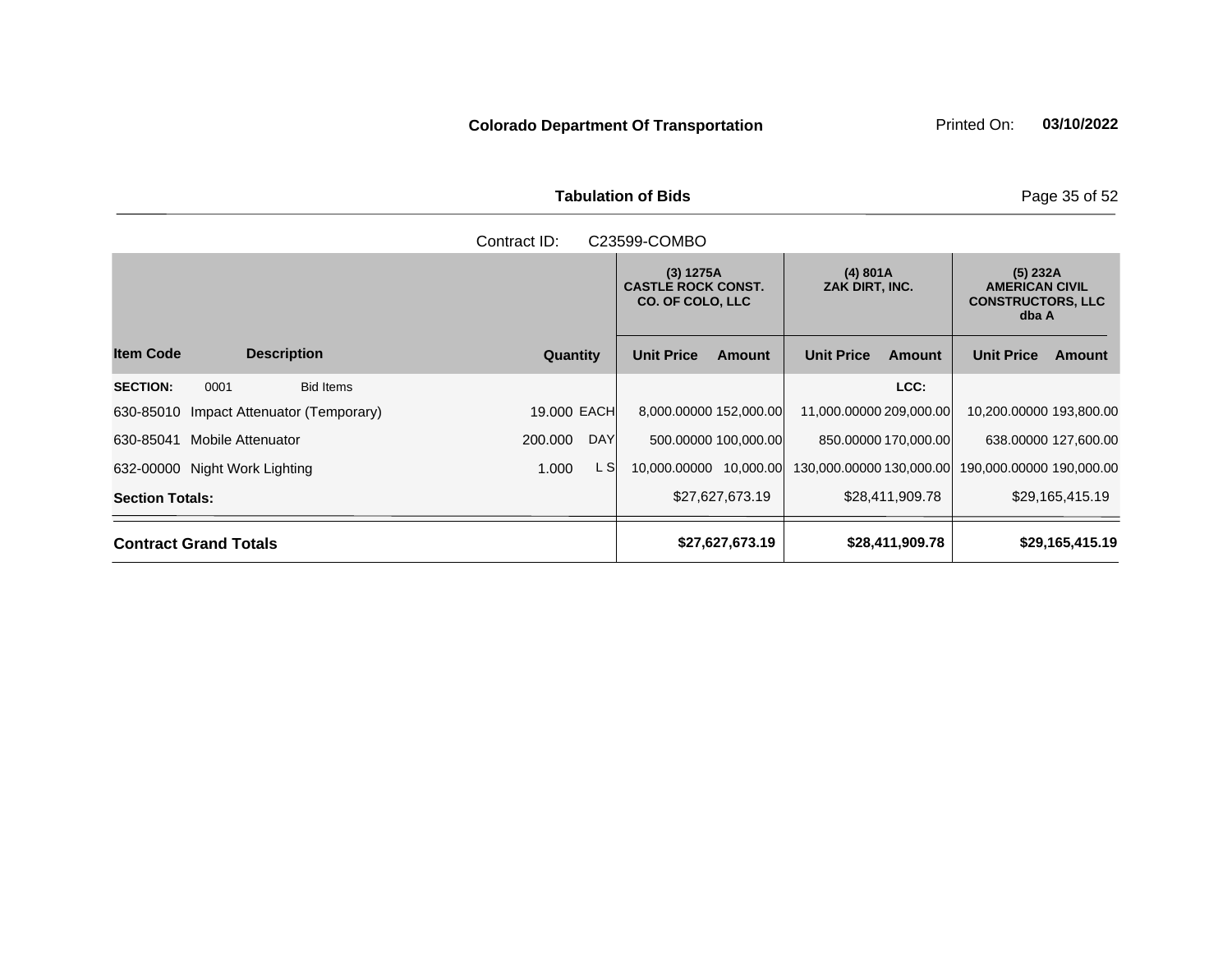**Colorado Department Of Transportation**

Printed On: **03/10/2022**

**Tabulation of Bids**

Contract ID: C23599-COMBO

| Item Code | Description | Quantity | | (3) 1275A CASTLE ROCK CONST. CO. OF COLO, LLC | | (4) 801A ZAK DIRT, INC. | | (5) 232A AMERICAN CIVIL CONSTRUCTORS, LLC dba A | |
|---|---|---|---|---|---|---|---|---|---|
| | | | | Unit Price | Amount | Unit Price | Amount | Unit Price | Amount |
| **SECTION:** | 0001 Bid Items | | | | | | LCC: | | |
| 630-85010 | Impact Attenuator (Temporary) | 19.000 | EACH | 8,000.00000 | 152,000.00 | 11,000.00000 | 209,000.00 | 10,200.00000 | 193,800.00 |
| 630-85041 | Mobile Attenuator | 200.000 | DAY | 500.00000 | 100,000.00 | 850.00000 | 170,000.00 | 638.00000 | 127,600.00 |
| 632-00000 | Night Work Lighting | 1.000 | L S | 10,000.00000 | 10,000.00 | 130,000.00000 | 130,000.00 | 190,000.00000 | 190,000.00 |
| **Section Totals:** | | | | | $27,627,673.19 | | $28,411,909.78 | | $29,165,415.19 |
| **Contract Grand Totals** | | | | | **$27,627,673.19** | | **$28,411,909.78** | | **$29,165,415.19** |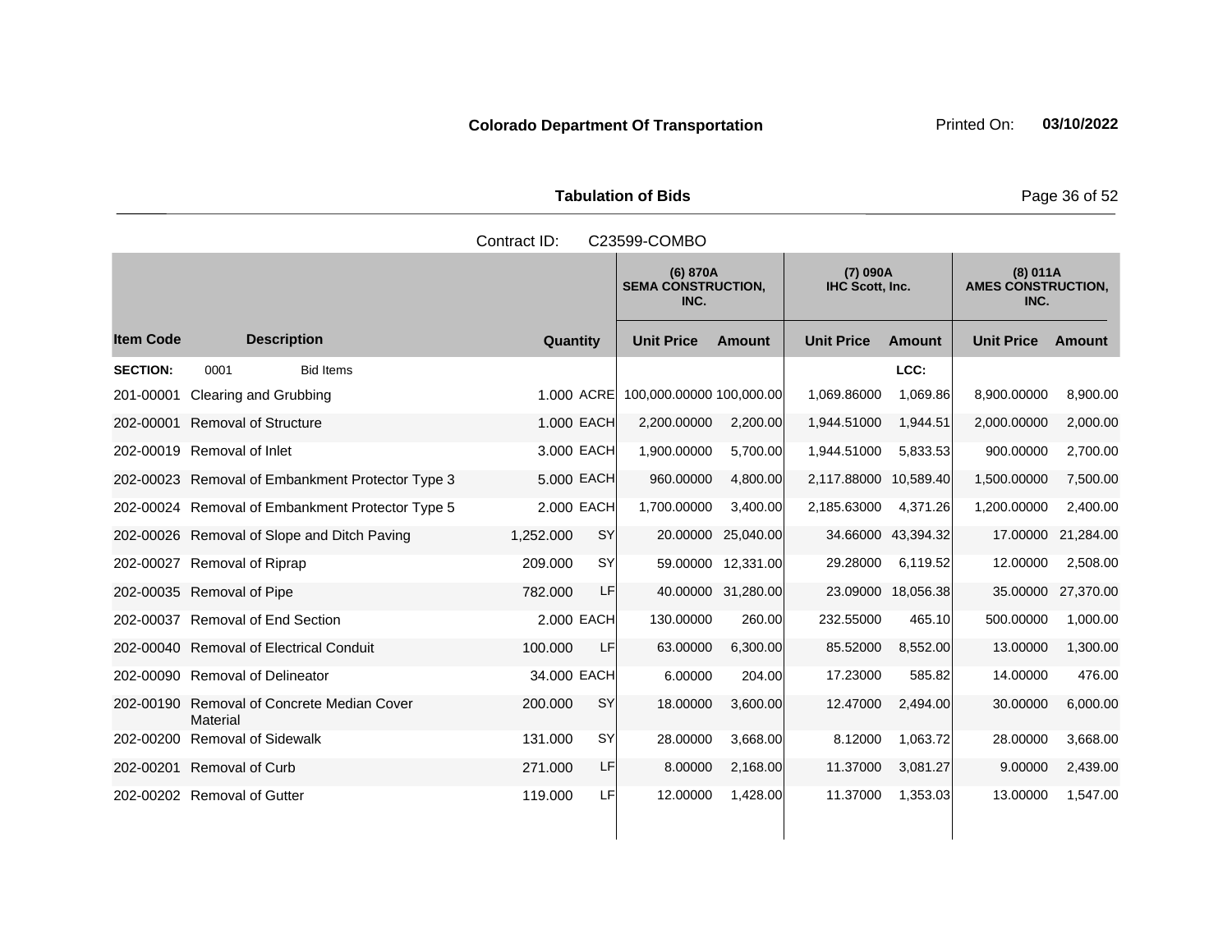**Colorado Department Of Transportation** Printed On: **03/10/2022**

**Tabulation of Bids**

Contract ID: C23599-COMBO

| Item Code | Description | Quantity | | (6) 870A SEMA CONSTRUCTION, INC. | | (7) 090A IHC Scott, Inc. | | (8) 011A AMES CONSTRUCTION, INC. | |
|---|---|---|---|---|---|---|---|---|---|
| | | | | Unit Price | Amount | Unit Price | Amount | Unit Price | Amount |
| **SECTION:** | 0001 Bid Items | | | | | | LCC: | | |
| 201-00001 | Clearing and Grubbing | 1.000 | ACRE | 100,000.00000 | 100,000.00 | 1,069.86000 | 1,069.86 | 8,900.00000 | 8,900.00 |
| 202-00001 | Removal of Structure | 1.000 | EACH | 2,200.00000 | 2,200.00 | 1,944.51000 | 1,944.51 | 2,000.00000 | 2,000.00 |
| 202-00019 | Removal of Inlet | 3.000 | EACH | 1,900.00000 | 5,700.00 | 1,944.51000 | 5,833.53 | 900.00000 | 2,700.00 |
| 202-00023 | Removal of Embankment Protector Type 3 | 5.000 | EACH | 960.00000 | 4,800.00 | 2,117.88000 | 10,589.40 | 1,500.00000 | 7,500.00 |
| 202-00024 | Removal of Embankment Protector Type 5 | 2.000 | EACH | 1,700.00000 | 3,400.00 | 2,185.63000 | 4,371.26 | 1,200.00000 | 2,400.00 |
| 202-00026 | Removal of Slope and Ditch Paving | 1,252.000 | SY | 20.00000 | 25,040.00 | 34.66000 | 43,394.32 | 17.00000 | 21,284.00 |
| 202-00027 | Removal of Riprap | 209.000 | SY | 59.00000 | 12,331.00 | 29.28000 | 6,119.52 | 12.00000 | 2,508.00 |
| 202-00035 | Removal of Pipe | 782.000 | LF | 40.00000 | 31,280.00 | 23.09000 | 18,056.38 | 35.00000 | 27,370.00 |
| 202-00037 | Removal of End Section | 2.000 | EACH | 130.00000 | 260.00 | 232.55000 | 465.10 | 500.00000 | 1,000.00 |
| 202-00040 | Removal of Electrical Conduit | 100.000 | LF | 63.00000 | 6,300.00 | 85.52000 | 8,552.00 | 13.00000 | 1,300.00 |
| 202-00090 | Removal of Delineator | 34.000 | EACH | 6.00000 | 204.00 | 17.23000 | 585.82 | 14.00000 | 476.00 |
| 202-00190 | Removal of Concrete Median Cover Material | 200.000 | SY | 18.00000 | 3,600.00 | 12.47000 | 2,494.00 | 30.00000 | 6,000.00 |
| 202-00200 | Removal of Sidewalk | 131.000 | SY | 28.00000 | 3,668.00 | 8.12000 | 1,063.72 | 28.00000 | 3,668.00 |
| 202-00201 | Removal of Curb | 271.000 | LF | 8.00000 | 2,168.00 | 11.37000 | 3,081.27 | 9.00000 | 2,439.00 |
| 202-00202 | Removal of Gutter | 119.000 | LF | 12.00000 | 1,428.00 | 11.37000 | 1,353.03 | 13.00000 | 1,547.00 |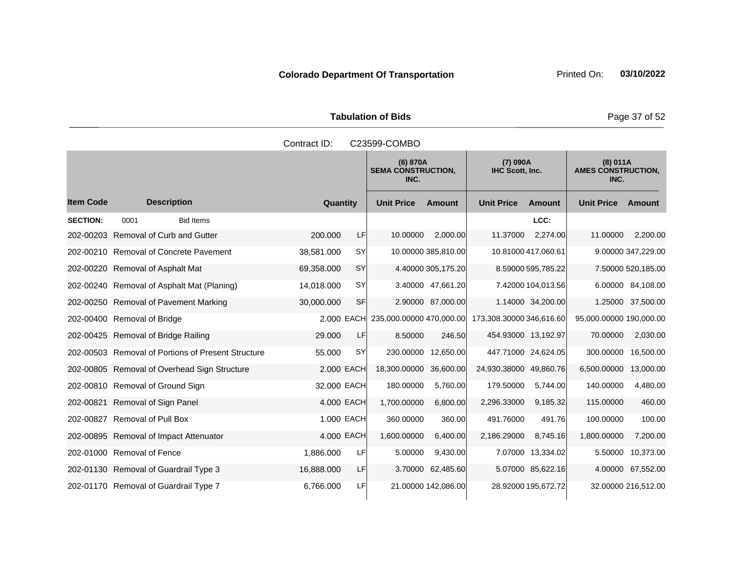**Colorado Department Of Transportation**

**Printed On: 03/10/2022**

## Tabulation of Bids

Contract ID: C23599-COMBO

| Item Code | Description | Quantity | | (6) 870A SEMA CONSTRUCTION, INC. | | (7) 090A IHC Scott, Inc. | | (8) 011A AMES CONSTRUCTION, INC. | |
|---|---|---|---|---|---|---|---|---|---|
| | | | | Unit Price | Amount | Unit Price | Amount | Unit Price | Amount |
| **SECTION:** | 0001 Bid Items | | | | | | LCC: | | |
| 202-00203 | Removal of Curb and Gutter | 200.000 | LF | 10.00000 | 2,000.00 | 11.37000 | 2,274.00 | 11.00000 | 2,200.00 |
| 202-00210 | Removal of Concrete Pavement | 38,581.000 | SY | 10.00000 | 385,810.00 | 10.81000 | 417,060.61 | 9.00000 | 347,229.00 |
| 202-00220 | Removal of Asphalt Mat | 69,358.000 | SY | 4.40000 | 305,175.20 | 8.59000 | 595,785.22 | 7.50000 | 520,185.00 |
| 202-00240 | Removal of Asphalt Mat (Planing) | 14,018.000 | SY | 3.40000 | 47,661.20 | 7.42000 | 104,013.56 | 6.00000 | 84,108.00 |
| 202-00250 | Removal of Pavement Marking | 30,000.000 | SF | 2.90000 | 87,000.00 | 1.14000 | 34,200.00 | 1.25000 | 37,500.00 |
| 202-00400 | Removal of Bridge | 2.000 | EACH | 235,000.00000 | 470,000.00 | 173,308.30000 | 346,616.60 | 95,000.00000 | 190,000.00 |
| 202-00425 | Removal of Bridge Railing | 29.000 | LF | 8.50000 | 246.50 | 454.93000 | 13,192.97 | 70.00000 | 2,030.00 |
| 202-00503 | Removal of Portions of Present Structure | 55.000 | SY | 230.00000 | 12,650.00 | 447.71000 | 24,624.05 | 300.00000 | 16,500.00 |
| 202-00805 | Removal of Overhead Sign Structure | 2.000 | EACH | 18,300.00000 | 36,600.00 | 24,930.38000 | 49,860.76 | 6,500.00000 | 13,000.00 |
| 202-00810 | Removal of Ground Sign | 32.000 | EACH | 180.00000 | 5,760.00 | 179.50000 | 5,744.00 | 140.00000 | 4,480.00 |
| 202-00821 | Removal of Sign Panel | 4.000 | EACH | 1,700.00000 | 6,800.00 | 2,296.33000 | 9,185.32 | 115.00000 | 460.00 |
| 202-00827 | Removal of Pull Box | 1.000 | EACH | 360.00000 | 360.00 | 491.76000 | 491.76 | 100.00000 | 100.00 |
| 202-00895 | Removal of Impact Attenuator | 4.000 | EACH | 1,600.00000 | 6,400.00 | 2,186.29000 | 8,745.16 | 1,800.00000 | 7,200.00 |
| 202-01000 | Removal of Fence | 1,886.000 | LF | 5.00000 | 9,430.00 | 7.07000 | 13,334.02 | 5.50000 | 10,373.00 |
| 202-01130 | Removal of Guardrail Type 3 | 16,888.000 | LF | 3.70000 | 62,485.60 | 5.07000 | 85,622.16 | 4.00000 | 67,552.00 |
| 202-01170 | Removal of Guardrail Type 7 | 6,766.000 | LF | 21.00000 | 142,086.00 | 28.92000 | 195,672.72 | 32.00000 | 216,512.00 |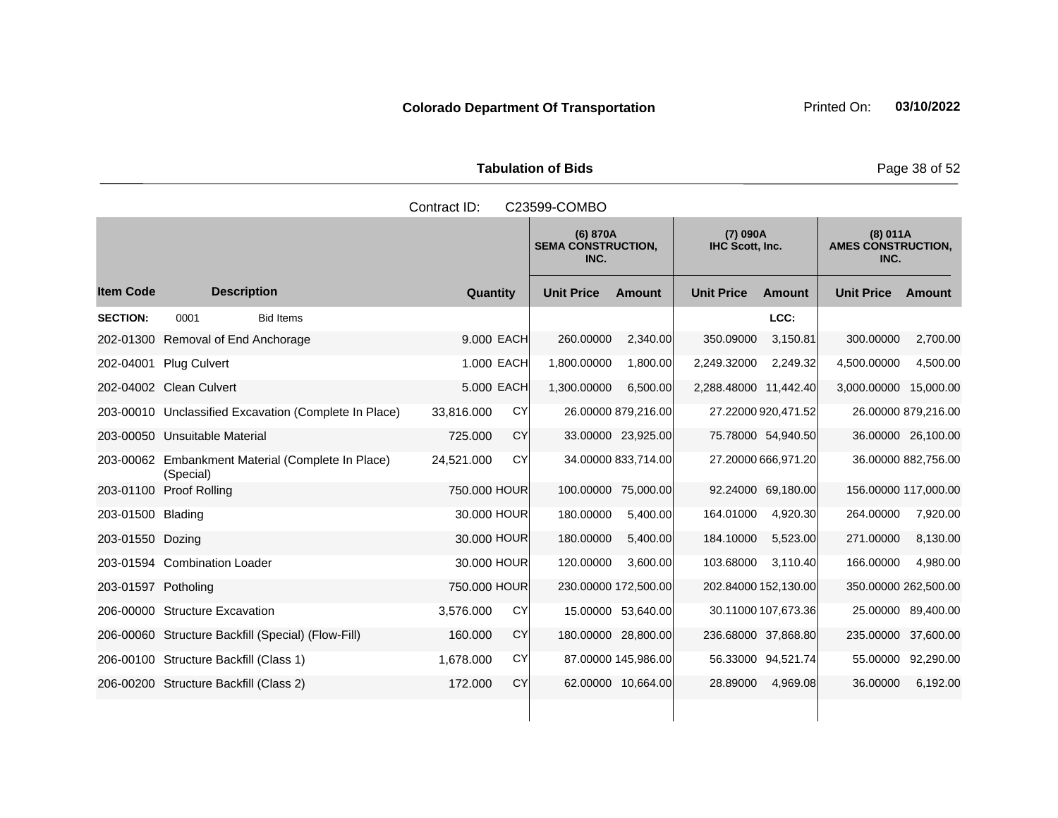**Colorado Department Of Transportation** Printed On: **03/10/2022**

**Tabulation of Bids**

Contract ID: C23599-COMBO

| Item Code | Description | Quantity | | (6) 870A SEMA CONSTRUCTION, INC. | | (7) 090A IHC Scott, Inc. | | (8) 011A AMES CONSTRUCTION, INC. | |
|---|---|---|---|---|---|---|---|---|---|
| | | | | Unit Price | Amount | Unit Price | Amount | Unit Price | Amount |
| **SECTION:** | 0001 Bid Items | | | | | | LCC: | | |
| 202-01300 | Removal of End Anchorage | 9.000 | EACH | 260.00000 | 2,340.00 | 350.09000 | 3,150.81 | 300.00000 | 2,700.00 |
| 202-04001 | Plug Culvert | 1.000 | EACH | 1,800.00000 | 1,800.00 | 2,249.32000 | 2,249.32 | 4,500.00000 | 4,500.00 |
| 202-04002 | Clean Culvert | 5.000 | EACH | 1,300.00000 | 6,500.00 | 2,288.48000 | 11,442.40 | 3,000.00000 | 15,000.00 |
| 203-00010 | Unclassified Excavation (Complete In Place) | 33,816.000 | CY | 26.00000 | 879,216.00 | 27.22000 | 920,471.52 | 26.00000 | 879,216.00 |
| 203-00050 | Unsuitable Material | 725.000 | CY | 33.00000 | 23,925.00 | 75.78000 | 54,940.50 | 36.00000 | 26,100.00 |
| 203-00062 | Embankment Material (Complete In Place) (Special) | 24,521.000 | CY | 34.00000 | 833,714.00 | 27.20000 | 666,971.20 | 36.00000 | 882,756.00 |
| 203-01100 | Proof Rolling | 750.000 | HOUR | 100.00000 | 75,000.00 | 92.24000 | 69,180.00 | 156.00000 | 117,000.00 |
| 203-01500 | Blading | 30.000 | HOUR | 180.00000 | 5,400.00 | 164.01000 | 4,920.30 | 264.00000 | 7,920.00 |
| 203-01550 | Dozing | 30.000 | HOUR | 180.00000 | 5,400.00 | 184.10000 | 5,523.00 | 271.00000 | 8,130.00 |
| 203-01594 | Combination Loader | 30.000 | HOUR | 120.00000 | 3,600.00 | 103.68000 | 3,110.40 | 166.00000 | 4,980.00 |
| 203-01597 | Potholing | 750.000 | HOUR | 230.00000 | 172,500.00 | 202.84000 | 152,130.00 | 350.00000 | 262,500.00 |
| 206-00000 | Structure Excavation | 3,576.000 | CY | 15.00000 | 53,640.00 | 30.11000 | 107,673.36 | 25.00000 | 89,400.00 |
| 206-00060 | Structure Backfill (Special) (Flow-Fill) | 160.000 | CY | 180.00000 | 28,800.00 | 236.68000 | 37,868.80 | 235.00000 | 37,600.00 |
| 206-00100 | Structure Backfill (Class 1) | 1,678.000 | CY | 87.00000 | 145,986.00 | 56.33000 | 94,521.74 | 55.00000 | 92,290.00 |
| 206-00200 | Structure Backfill (Class 2) | 172.000 | CY | 62.00000 | 10,664.00 | 28.89000 | 4,969.08 | 36.00000 | 6,192.00 |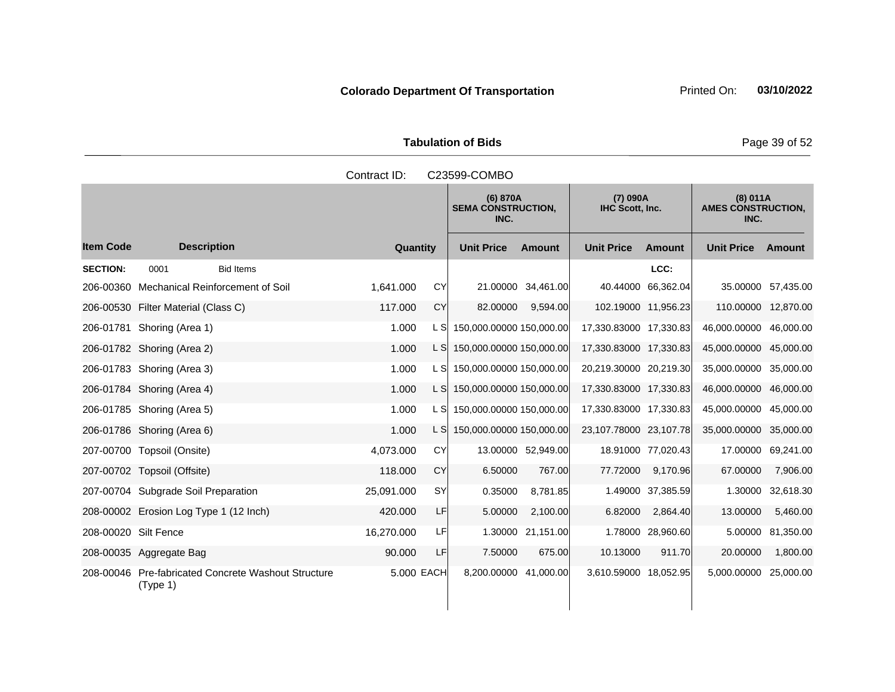**Colorado Department Of Transportation**

Printed On: **03/10/2022**

**Tabulation of Bids**

Contract ID: C23599-COMBO

| Item Code | Description | Quantity | | (6) 870A SEMA CONSTRUCTION, INC. | | (7) 090A IHC Scott, Inc. | | (8) 011A AMES CONSTRUCTION, INC. | |
|---|---|---|---|---|---|---|---|---|---|
| | | | | Unit Price | Amount | Unit Price | Amount | Unit Price | Amount |
| **SECTION:** | 0001 Bid Items | | | | | | LCC: | | |
| 206-00360 | Mechanical Reinforcement of Soil | 1,641.000 | CY | 21.00000 | 34,461.00 | 40.44000 | 66,362.04 | 35.00000 | 57,435.00 |
| 206-00530 | Filter Material (Class C) | 117.000 | CY | 82.00000 | 9,594.00 | 102.19000 | 11,956.23 | 110.00000 | 12,870.00 |
| 206-01781 | Shoring (Area 1) | 1.000 | L S | 150,000.00000 | 150,000.00 | 17,330.83000 | 17,330.83 | 46,000.00000 | 46,000.00 |
| 206-01782 | Shoring (Area 2) | 1.000 | L S | 150,000.00000 | 150,000.00 | 17,330.83000 | 17,330.83 | 45,000.00000 | 45,000.00 |
| 206-01783 | Shoring (Area 3) | 1.000 | L S | 150,000.00000 | 150,000.00 | 20,219.30000 | 20,219.30 | 35,000.00000 | 35,000.00 |
| 206-01784 | Shoring (Area 4) | 1.000 | L S | 150,000.00000 | 150,000.00 | 17,330.83000 | 17,330.83 | 46,000.00000 | 46,000.00 |
| 206-01785 | Shoring (Area 5) | 1.000 | L S | 150,000.00000 | 150,000.00 | 17,330.83000 | 17,330.83 | 45,000.00000 | 45,000.00 |
| 206-01786 | Shoring (Area 6) | 1.000 | L S | 150,000.00000 | 150,000.00 | 23,107.78000 | 23,107.78 | 35,000.00000 | 35,000.00 |
| 207-00700 | Topsoil (Onsite) | 4,073.000 | CY | 13.00000 | 52,949.00 | 18.91000 | 77,020.43 | 17.00000 | 69,241.00 |
| 207-00702 | Topsoil (Offsite) | 118.000 | CY | 6.50000 | 767.00 | 77.72000 | 9,170.96 | 67.00000 | 7,906.00 |
| 207-00704 | Subgrade Soil Preparation | 25,091.000 | SY | 0.35000 | 8,781.85 | 1.49000 | 37,385.59 | 1.30000 | 32,618.30 |
| 208-00002 | Erosion Log Type 1 (12 Inch) | 420.000 | LF | 5.00000 | 2,100.00 | 6.82000 | 2,864.40 | 13.00000 | 5,460.00 |
| 208-00020 | Silt Fence | 16,270.000 | LF | 1.30000 | 21,151.00 | 1.78000 | 28,960.60 | 5.00000 | 81,350.00 |
| 208-00035 | Aggregate Bag | 90.000 | LF | 7.50000 | 675.00 | 10.13000 | 911.70 | 20.00000 | 1,800.00 |
| 208-00046 | Pre-fabricated Concrete Washout Structure (Type 1) | 5.000 | EACH | 8,200.00000 | 41,000.00 | 3,610.59000 | 18,052.95 | 5,000.00000 | 25,000.00 |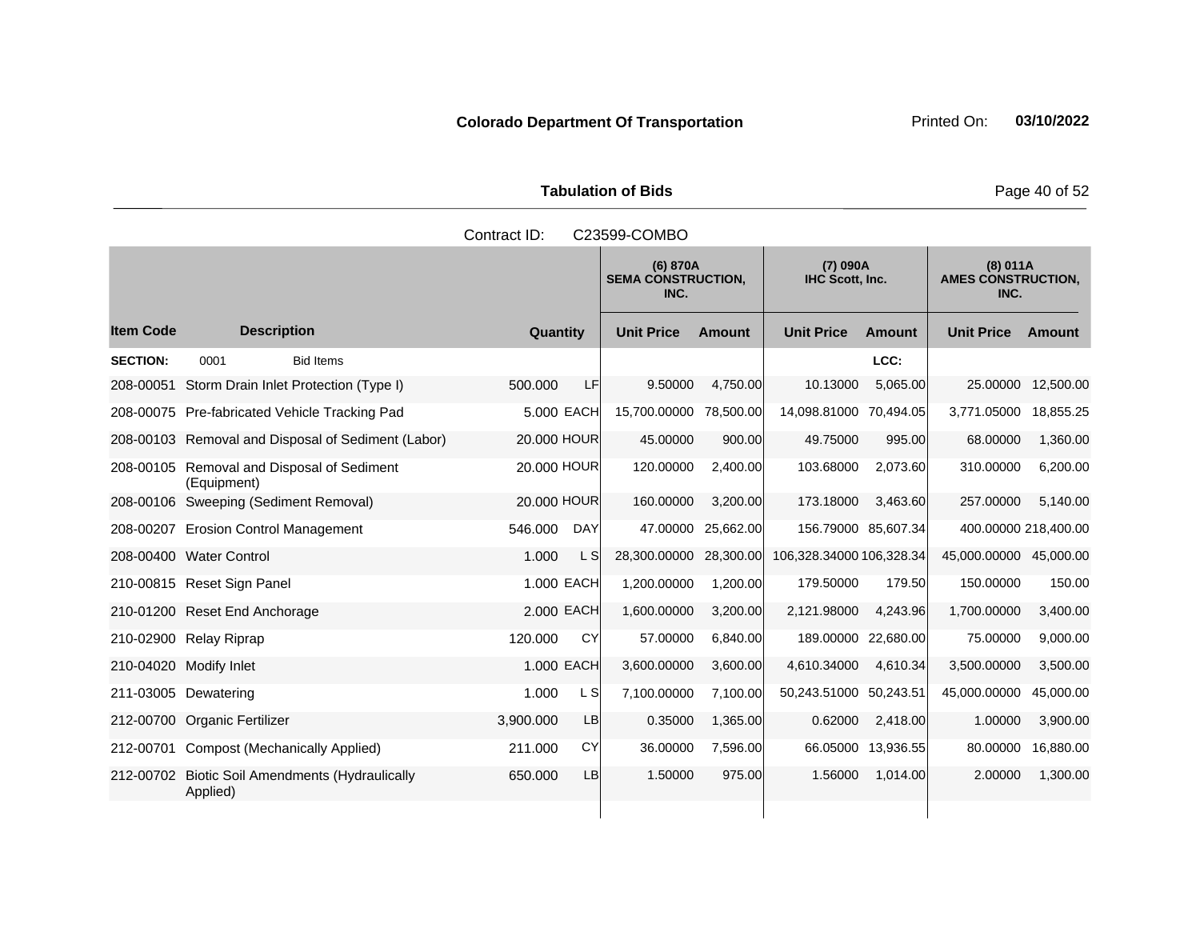**Colorado Department Of Transportation**

**Tabulation of Bids**

Contract ID: C23599-COMBO

| Item Code | Description | Quantity | Unit | (6) 870A SEMA CONSTRUCTION, INC. Unit Price | Amount | (7) 090A IHC Scott, Inc. Unit Price | Amount | (8) 011A AMES CONSTRUCTION, INC. Unit Price | Amount |
|---|---|---|---|---|---|---|---|---|---|
| **SECTION:** | 0001 Bid Items | | | | | | LCC: | | |
| 208-00051 | Storm Drain Inlet Protection (Type I) | 500.000 | LF | 9.50000 | 4,750.00 | 10.13000 | 5,065.00 | 25.00000 | 12,500.00 |
| 208-00075 | Pre-fabricated Vehicle Tracking Pad | 5.000 | EACH | 15,700.00000 | 78,500.00 | 14,098.81000 | 70,494.05 | 3,771.05000 | 18,855.25 |
| 208-00103 | Removal and Disposal of Sediment (Labor) | 20.000 | HOUR | 45.00000 | 900.00 | 49.75000 | 995.00 | 68.00000 | 1,360.00 |
| 208-00105 | Removal and Disposal of Sediment (Equipment) | 20.000 | HOUR | 120.00000 | 2,400.00 | 103.68000 | 2,073.60 | 310.00000 | 6,200.00 |
| 208-00106 | Sweeping (Sediment Removal) | 20.000 | HOUR | 160.00000 | 3,200.00 | 173.18000 | 3,463.60 | 257.00000 | 5,140.00 |
| 208-00207 | Erosion Control Management | 546.000 | DAY | 47.00000 | 25,662.00 | 156.79000 | 85,607.34 | 400.00000 | 218,400.00 |
| 208-00400 | Water Control | 1.000 | L S | 28,300.00000 | 28,300.00 | 106,328.34000 | 106,328.34 | 45,000.00000 | 45,000.00 |
| 210-00815 | Reset Sign Panel | 1.000 | EACH | 1,200.00000 | 1,200.00 | 179.50000 | 179.50 | 150.00000 | 150.00 |
| 210-01200 | Reset End Anchorage | 2.000 | EACH | 1,600.00000 | 3,200.00 | 2,121.98000 | 4,243.96 | 1,700.00000 | 3,400.00 |
| 210-02900 | Relay Riprap | 120.000 | CY | 57.00000 | 6,840.00 | 189.00000 | 22,680.00 | 75.00000 | 9,000.00 |
| 210-04020 | Modify Inlet | 1.000 | EACH | 3,600.00000 | 3,600.00 | 4,610.34000 | 4,610.34 | 3,500.00000 | 3,500.00 |
| 211-03005 | Dewatering | 1.000 | L S | 7,100.00000 | 7,100.00 | 50,243.51000 | 50,243.51 | 45,000.00000 | 45,000.00 |
| 212-00700 | Organic Fertilizer | 3,900.000 | LB | 0.35000 | 1,365.00 | 0.62000 | 2,418.00 | 1.00000 | 3,900.00 |
| 212-00701 | Compost (Mechanically Applied) | 211.000 | CY | 36.00000 | 7,596.00 | 66.05000 | 13,936.55 | 80.00000 | 16,880.00 |
| 212-00702 | Biotic Soil Amendments (Hydraulically Applied) | 650.000 | LB | 1.50000 | 975.00 | 1.56000 | 1,014.00 | 2.00000 | 1,300.00 |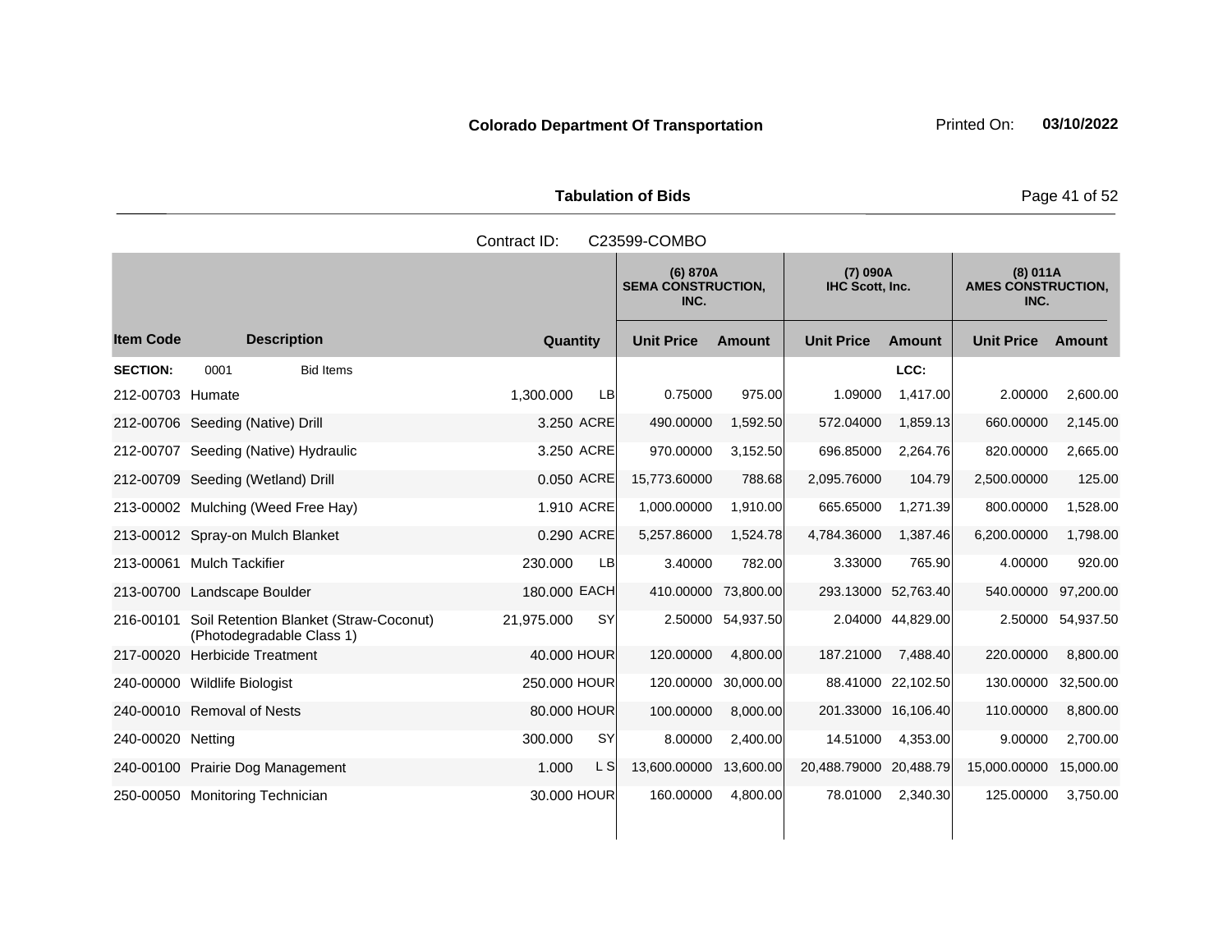**Colorado Department Of Transportation** Printed On: **03/10/2022**

**Tabulation of Bids**

Contract ID: C23599-COMBO

| Item Code | Description | Quantity | | (6) 870A SEMA CONSTRUCTION, INC. | | (7) 090A IHC Scott, Inc. | | (8) 011A AMES CONSTRUCTION, INC. | |
|---|---|---|---|---|---|---|---|---|---|
| | | | | Unit Price | Amount | Unit Price | Amount | Unit Price | Amount |
| **SECTION:** | 0001 Bid Items | | | | | | LCC: | | |
| 212-00703 | Humate | 1,300.000 | LB | 0.75000 | 975.00 | 1.09000 | 1,417.00 | 2.00000 | 2,600.00 |
| 212-00706 | Seeding (Native) Drill | 3.250 | ACRE | 490.00000 | 1,592.50 | 572.04000 | 1,859.13 | 660.00000 | 2,145.00 |
| 212-00707 | Seeding (Native) Hydraulic | 3.250 | ACRE | 970.00000 | 3,152.50 | 696.85000 | 2,264.76 | 820.00000 | 2,665.00 |
| 212-00709 | Seeding (Wetland) Drill | 0.050 | ACRE | 15,773.60000 | 788.68 | 2,095.76000 | 104.79 | 2,500.00000 | 125.00 |
| 213-00002 | Mulching (Weed Free Hay) | 1.910 | ACRE | 1,000.00000 | 1,910.00 | 665.65000 | 1,271.39 | 800.00000 | 1,528.00 |
| 213-00012 | Spray-on Mulch Blanket | 0.290 | ACRE | 5,257.86000 | 1,524.78 | 4,784.36000 | 1,387.46 | 6,200.00000 | 1,798.00 |
| 213-00061 | Mulch Tackifier | 230.000 | LB | 3.40000 | 782.00 | 3.33000 | 765.90 | 4.00000 | 920.00 |
| 213-00700 | Landscape Boulder | 180.000 | EACH | 410.00000 | 73,800.00 | 293.13000 | 52,763.40 | 540.00000 | 97,200.00 |
| 216-00101 | Soil Retention Blanket (Straw-Coconut) (Photodegradable Class 1) | 21,975.000 | SY | 2.50000 | 54,937.50 | 2.04000 | 44,829.00 | 2.50000 | 54,937.50 |
| 217-00020 | Herbicide Treatment | 40.000 | HOUR | 120.00000 | 4,800.00 | 187.21000 | 7,488.40 | 220.00000 | 8,800.00 |
| 240-00000 | Wildlife Biologist | 250.000 | HOUR | 120.00000 | 30,000.00 | 88.41000 | 22,102.50 | 130.00000 | 32,500.00 |
| 240-00010 | Removal of Nests | 80.000 | HOUR | 100.00000 | 8,000.00 | 201.33000 | 16,106.40 | 110.00000 | 8,800.00 |
| 240-00020 | Netting | 300.000 | SY | 8.00000 | 2,400.00 | 14.51000 | 4,353.00 | 9.00000 | 2,700.00 |
| 240-00100 | Prairie Dog Management | 1.000 | L S | 13,600.00000 | 13,600.00 | 20,488.79000 | 20,488.79 | 15,000.00000 | 15,000.00 |
| 250-00050 | Monitoring Technician | 30.000 | HOUR | 160.00000 | 4,800.00 | 78.01000 | 2,340.30 | 125.00000 | 3,750.00 |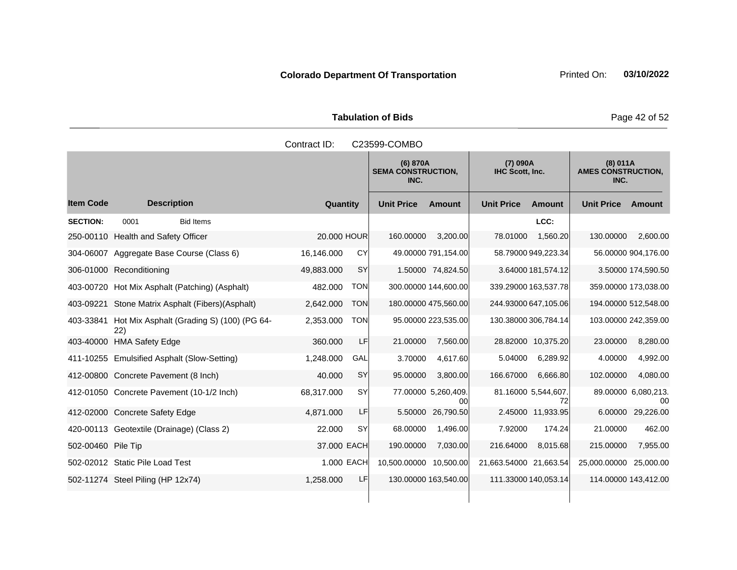**Colorado Department Of Transportation** Printed On: **03/10/2022**

**Tabulation of Bids**

Contract ID: C23599-COMBO

| Item Code | Description | Quantity | | (6) 870A SEMA CONSTRUCTION, INC. Unit Price | Amount | (7) 090A IHC Scott, Inc. Unit Price | Amount | (8) 011A AMES CONSTRUCTION, INC. Unit Price | Amount |
|---|---|---|---|---|---|---|---|---|---|
| **SECTION:** | 0001 Bid Items | | | | | | LCC: | | |
| 250-00110 | Health and Safety Officer | 20.000 | HOUR | 160.00000 | 3,200.00 | 78.01000 | 1,560.20 | 130.00000 | 2,600.00 |
| 304-06007 | Aggregate Base Course (Class 6) | 16,146.000 | CY | 49.00000 | 791,154.00 | 58.79000 | 949,223.34 | 56.00000 | 904,176.00 |
| 306-01000 | Reconditioning | 49,883.000 | SY | 1.50000 | 74,824.50 | 3.64000 | 181,574.12 | 3.50000 | 174,590.50 |
| 403-00720 | Hot Mix Asphalt (Patching) (Asphalt) | 482.000 | TON | 300.00000 | 144,600.00 | 339.29000 | 163,537.78 | 359.00000 | 173,038.00 |
| 403-09221 | Stone Matrix Asphalt (Fibers)(Asphalt) | 2,642.000 | TON | 180.00000 | 475,560.00 | 244.93000 | 647,105.06 | 194.00000 | 512,548.00 |
| 403-33841 | Hot Mix Asphalt (Grading S) (100) (PG 64-22) | 2,353.000 | TON | 95.00000 | 223,535.00 | 130.38000 | 306,784.14 | 103.00000 | 242,359.00 |
| 403-40000 | HMA Safety Edge | 360.000 | LF | 21.00000 | 7,560.00 | 28.82000 | 10,375.20 | 23.00000 | 8,280.00 |
| 411-10255 | Emulsified Asphalt (Slow-Setting) | 1,248.000 | GAL | 3.70000 | 4,617.60 | 5.04000 | 6,289.92 | 4.00000 | 4,992.00 |
| 412-00800 | Concrete Pavement (8 Inch) | 40.000 | SY | 95.00000 | 3,800.00 | 166.67000 | 6,666.80 | 102.00000 | 4,080.00 |
| 412-01050 | Concrete Pavement (10-1/2 Inch) | 68,317.000 | SY | 77.00000 | 5,260,409.00 | 81.16000 | 5,544,607.72 | 89.00000 | 6,080,213.00 |
| 412-02000 | Concrete Safety Edge | 4,871.000 | LF | 5.50000 | 26,790.50 | 2.45000 | 11,933.95 | 6.00000 | 29,226.00 |
| 420-00113 | Geotextile (Drainage) (Class 2) | 22.000 | SY | 68.00000 | 1,496.00 | 7.92000 | 174.24 | 21.00000 | 462.00 |
| 502-00460 | Pile Tip | 37.000 | EACH | 190.00000 | 7,030.00 | 216.64000 | 8,015.68 | 215.00000 | 7,955.00 |
| 502-02012 | Static Pile Load Test | 1.000 | EACH | 10,500.00000 | 10,500.00 | 21,663.54000 | 21,663.54 | 25,000.00000 | 25,000.00 |
| 502-11274 | Steel Piling (HP 12x74) | 1,258.000 | LF | 130.00000 | 163,540.00 | 111.33000 | 140,053.14 | 114.00000 | 143,412.00 |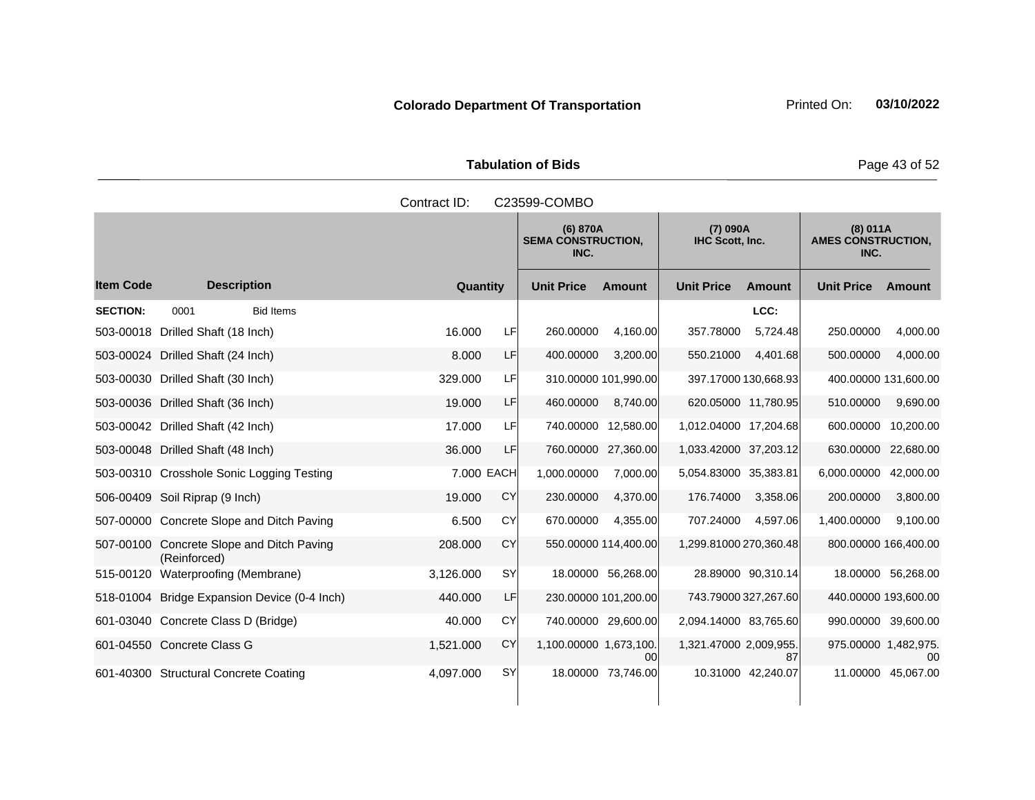**Colorado Department Of Transportation** Printed On: **03/10/2022**

**Tabulation of Bids**

Contract ID: C23599-COMBO

| Item Code | Description | Quantity | | (6) 870A SEMA CONSTRUCTION, INC. | | (7) 090A IHC Scott, Inc. | | (8) 011A AMES CONSTRUCTION, INC. | |
|---|---|---|---|---|---|---|---|---|---|
| | | | | Unit Price | Amount | Unit Price | Amount | Unit Price | Amount |
| **SECTION:** | 0001 Bid Items | | | | | | LCC: | | |
| 503-00018 | Drilled Shaft (18 Inch) | 16.000 | LF | 260.00000 | 4,160.00 | 357.78000 | 5,724.48 | 250.00000 | 4,000.00 |
| 503-00024 | Drilled Shaft (24 Inch) | 8.000 | LF | 400.00000 | 3,200.00 | 550.21000 | 4,401.68 | 500.00000 | 4,000.00 |
| 503-00030 | Drilled Shaft (30 Inch) | 329.000 | LF | 310.00000 | 101,990.00 | 397.17000 | 130,668.93 | 400.00000 | 131,600.00 |
| 503-00036 | Drilled Shaft (36 Inch) | 19.000 | LF | 460.00000 | 8,740.00 | 620.05000 | 11,780.95 | 510.00000 | 9,690.00 |
| 503-00042 | Drilled Shaft (42 Inch) | 17.000 | LF | 740.00000 | 12,580.00 | 1,012.04000 | 17,204.68 | 600.00000 | 10,200.00 |
| 503-00048 | Drilled Shaft (48 Inch) | 36.000 | LF | 760.00000 | 27,360.00 | 1,033.42000 | 37,203.12 | 630.00000 | 22,680.00 |
| 503-00310 | Crosshole Sonic Logging Testing | 7.000 | EACH | 1,000.00000 | 7,000.00 | 5,054.83000 | 35,383.81 | 6,000.00000 | 42,000.00 |
| 506-00409 | Soil Riprap (9 Inch) | 19.000 | CY | 230.00000 | 4,370.00 | 176.74000 | 3,358.06 | 200.00000 | 3,800.00 |
| 507-00000 | Concrete Slope and Ditch Paving | 6.500 | CY | 670.00000 | 4,355.00 | 707.24000 | 4,597.06 | 1,400.00000 | 9,100.00 |
| 507-00100 | Concrete Slope and Ditch Paving (Reinforced) | 208.000 | CY | 550.00000 | 114,400.00 | 1,299.81000 | 270,360.48 | 800.00000 | 166,400.00 |
| 515-00120 | Waterproofing (Membrane) | 3,126.000 | SY | 18.00000 | 56,268.00 | 28.89000 | 90,310.14 | 18.00000 | 56,268.00 |
| 518-01004 | Bridge Expansion Device (0-4 Inch) | 440.000 | LF | 230.00000 | 101,200.00 | 743.79000 | 327,267.60 | 440.00000 | 193,600.00 |
| 601-03040 | Concrete Class D (Bridge) | 40.000 | CY | 740.00000 | 29,600.00 | 2,094.14000 | 83,765.60 | 990.00000 | 39,600.00 |
| 601-04550 | Concrete Class G | 1,521.000 | CY | 1,100.00000 | 1,673,100.00 | 1,321.47000 | 2,009,955.87 | 975.00000 | 1,482,975.00 |
| 601-40300 | Structural Concrete Coating | 4,097.000 | SY | 18.00000 | 73,746.00 | 10.31000 | 42,240.07 | 11.00000 | 45,067.00 |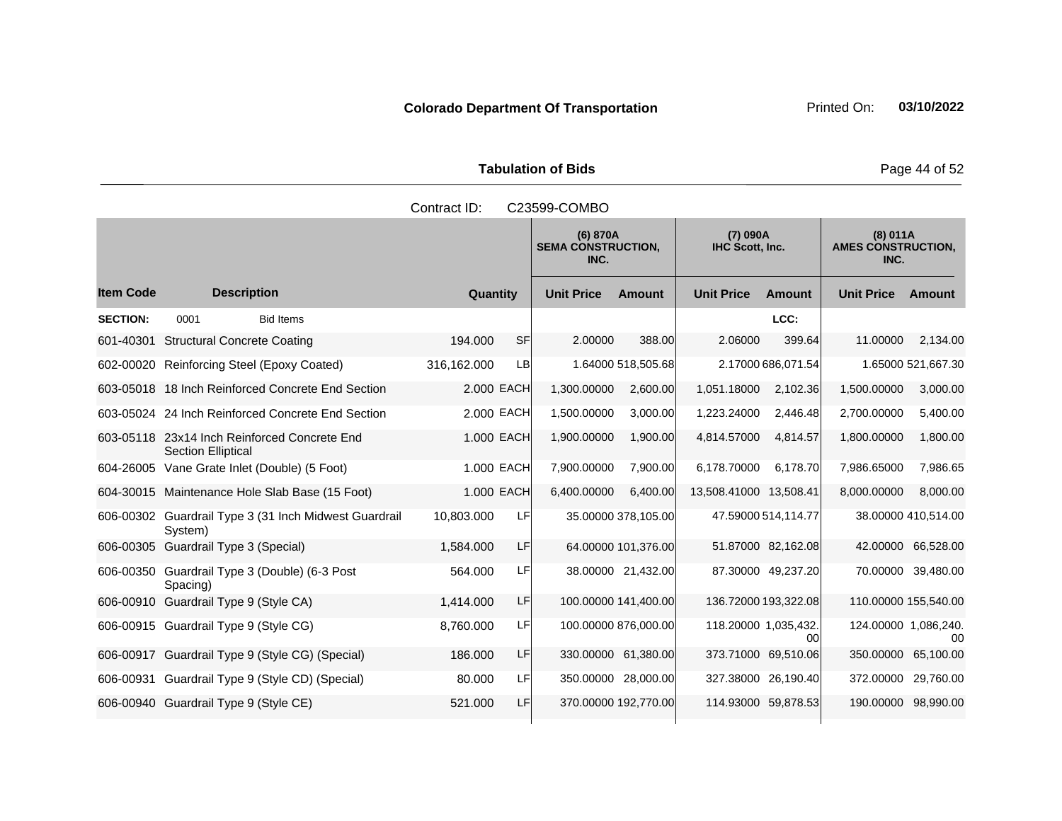**Colorado Department Of Transportation** Printed On: **03/10/2022**

**Tabulation of Bids**

Contract ID: C23599-COMBO

| | | | | (6) 870A SEMA CONSTRUCTION, INC. | | (7) 090A IHC Scott, Inc. | | (8) 011A AMES CONSTRUCTION, INC. | |
|---|---|---|---|---|---|---|---|---|---|
| **Item Code** | **Description** | **Quantity** | | **Unit Price** | **Amount** | **Unit Price** | **Amount** | **Unit Price** | **Amount** |
| **SECTION:** | 0001 Bid Items | | | | | | LCC: | | |
| 601-40301 | Structural Concrete Coating | 194.000 | SF | 2.00000 | 388.00 | 2.06000 | 399.64 | 11.00000 | 2,134.00 |
| 602-00020 | Reinforcing Steel (Epoxy Coated) | 316,162.000 | LB | 1.64000 | 518,505.68 | 2.17000 | 686,071.54 | 1.65000 | 521,667.30 |
| 603-05018 | 18 Inch Reinforced Concrete End Section | 2.000 | EACH | 1,300.00000 | 2,600.00 | 1,051.18000 | 2,102.36 | 1,500.00000 | 3,000.00 |
| 603-05024 | 24 Inch Reinforced Concrete End Section | 2.000 | EACH | 1,500.00000 | 3,000.00 | 1,223.24000 | 2,446.48 | 2,700.00000 | 5,400.00 |
| 603-05118 | 23x14 Inch Reinforced Concrete End Section Elliptical | 1.000 | EACH | 1,900.00000 | 1,900.00 | 4,814.57000 | 4,814.57 | 1,800.00000 | 1,800.00 |
| 604-26005 | Vane Grate Inlet (Double) (5 Foot) | 1.000 | EACH | 7,900.00000 | 7,900.00 | 6,178.70000 | 6,178.70 | 7,986.65000 | 7,986.65 |
| 604-30015 | Maintenance Hole Slab Base (15 Foot) | 1.000 | EACH | 6,400.00000 | 6,400.00 | 13,508.41000 | 13,508.41 | 8,000.00000 | 8,000.00 |
| 606-00302 | Guardrail Type 3 (31 Inch Midwest Guardrail System) | 10,803.000 | LF | 35.00000 | 378,105.00 | 47.59000 | 514,114.77 | 38.00000 | 410,514.00 |
| 606-00305 | Guardrail Type 3 (Special) | 1,584.000 | LF | 64.00000 | 101,376.00 | 51.87000 | 82,162.08 | 42.00000 | 66,528.00 |
| 606-00350 | Guardrail Type 3 (Double) (6-3 Post Spacing) | 564.000 | LF | 38.00000 | 21,432.00 | 87.30000 | 49,237.20 | 70.00000 | 39,480.00 |
| 606-00910 | Guardrail Type 9 (Style CA) | 1,414.000 | LF | 100.00000 | 141,400.00 | 136.72000 | 193,322.08 | 110.00000 | 155,540.00 |
| 606-00915 | Guardrail Type 9 (Style CG) | 8,760.000 | LF | 100.00000 | 876,000.00 | 118.20000 | 1,035,432.00 | 124.00000 | 1,086,240.00 |
| 606-00917 | Guardrail Type 9 (Style CG) (Special) | 186.000 | LF | 330.00000 | 61,380.00 | 373.71000 | 69,510.06 | 350.00000 | 65,100.00 |
| 606-00931 | Guardrail Type 9 (Style CD) (Special) | 80.000 | LF | 350.00000 | 28,000.00 | 327.38000 | 26,190.40 | 372.00000 | 29,760.00 |
| 606-00940 | Guardrail Type 9 (Style CE) | 521.000 | LF | 370.00000 | 192,770.00 | 114.93000 | 59,878.53 | 190.00000 | 98,990.00 |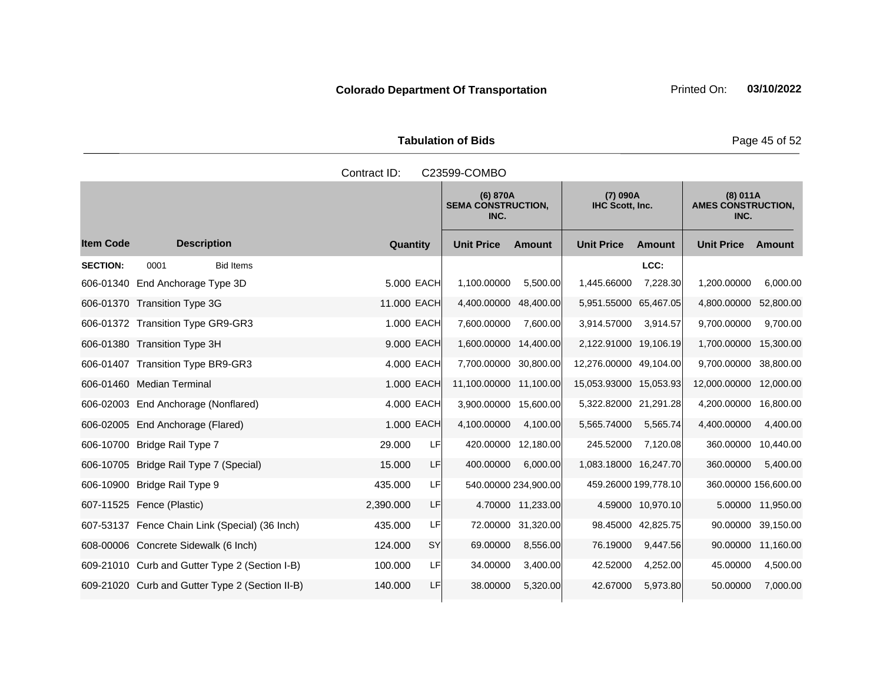**Colorado Department Of Transportation**

**Tabulation of Bids**

Contract ID: C23599-COMBO

| | | | | (6) 870A SEMA CONSTRUCTION, INC. | | (7) 090A IHC Scott, Inc. | | (8) 011A AMES CONSTRUCTION, INC. | |
|---|---|---|---|---|---|---|---|---|---|
| **Item Code** | **Description** | **Quantity** | | **Unit Price** | **Amount** | **Unit Price** | **Amount** | **Unit Price** | **Amount** |
| **SECTION:** | 0001 Bid Items | | | | | | LCC: | | |
| 606-01340 | End Anchorage Type 3D | 5.000 | EACH | 1,100.00000 | 5,500.00 | 1,445.66000 | 7,228.30 | 1,200.00000 | 6,000.00 |
| 606-01370 | Transition Type 3G | 11.000 | EACH | 4,400.00000 | 48,400.00 | 5,951.55000 | 65,467.05 | 4,800.00000 | 52,800.00 |
| 606-01372 | Transition Type GR9-GR3 | 1.000 | EACH | 7,600.00000 | 7,600.00 | 3,914.57000 | 3,914.57 | 9,700.00000 | 9,700.00 |
| 606-01380 | Transition Type 3H | 9.000 | EACH | 1,600.00000 | 14,400.00 | 2,122.91000 | 19,106.19 | 1,700.00000 | 15,300.00 |
| 606-01407 | Transition Type BR9-GR3 | 4.000 | EACH | 7,700.00000 | 30,800.00 | 12,276.00000 | 49,104.00 | 9,700.00000 | 38,800.00 |
| 606-01460 | Median Terminal | 1.000 | EACH | 11,100.00000 | 11,100.00 | 15,053.93000 | 15,053.93 | 12,000.00000 | 12,000.00 |
| 606-02003 | End Anchorage (Nonflared) | 4.000 | EACH | 3,900.00000 | 15,600.00 | 5,322.82000 | 21,291.28 | 4,200.00000 | 16,800.00 |
| 606-02005 | End Anchorage (Flared) | 1.000 | EACH | 4,100.00000 | 4,100.00 | 5,565.74000 | 5,565.74 | 4,400.00000 | 4,400.00 |
| 606-10700 | Bridge Rail Type 7 | 29.000 | LF | 420.00000 | 12,180.00 | 245.52000 | 7,120.08 | 360.00000 | 10,440.00 |
| 606-10705 | Bridge Rail Type 7 (Special) | 15.000 | LF | 400.00000 | 6,000.00 | 1,083.18000 | 16,247.70 | 360.00000 | 5,400.00 |
| 606-10900 | Bridge Rail Type 9 | 435.000 | LF | 540.00000 | 234,900.00 | 459.26000 | 199,778.10 | 360.00000 | 156,600.00 |
| 607-11525 | Fence (Plastic) | 2,390.000 | LF | 4.70000 | 11,233.00 | 4.59000 | 10,970.10 | 5.00000 | 11,950.00 |
| 607-53137 | Fence Chain Link (Special) (36 Inch) | 435.000 | LF | 72.00000 | 31,320.00 | 98.45000 | 42,825.75 | 90.00000 | 39,150.00 |
| 608-00006 | Concrete Sidewalk (6 Inch) | 124.000 | SY | 69.00000 | 8,556.00 | 76.19000 | 9,447.56 | 90.00000 | 11,160.00 |
| 609-21010 | Curb and Gutter Type 2 (Section I-B) | 100.000 | LF | 34.00000 | 3,400.00 | 42.52000 | 4,252.00 | 45.00000 | 4,500.00 |
| 609-21020 | Curb and Gutter Type 2 (Section II-B) | 140.000 | LF | 38.00000 | 5,320.00 | 42.67000 | 5,973.80 | 50.00000 | 7,000.00 |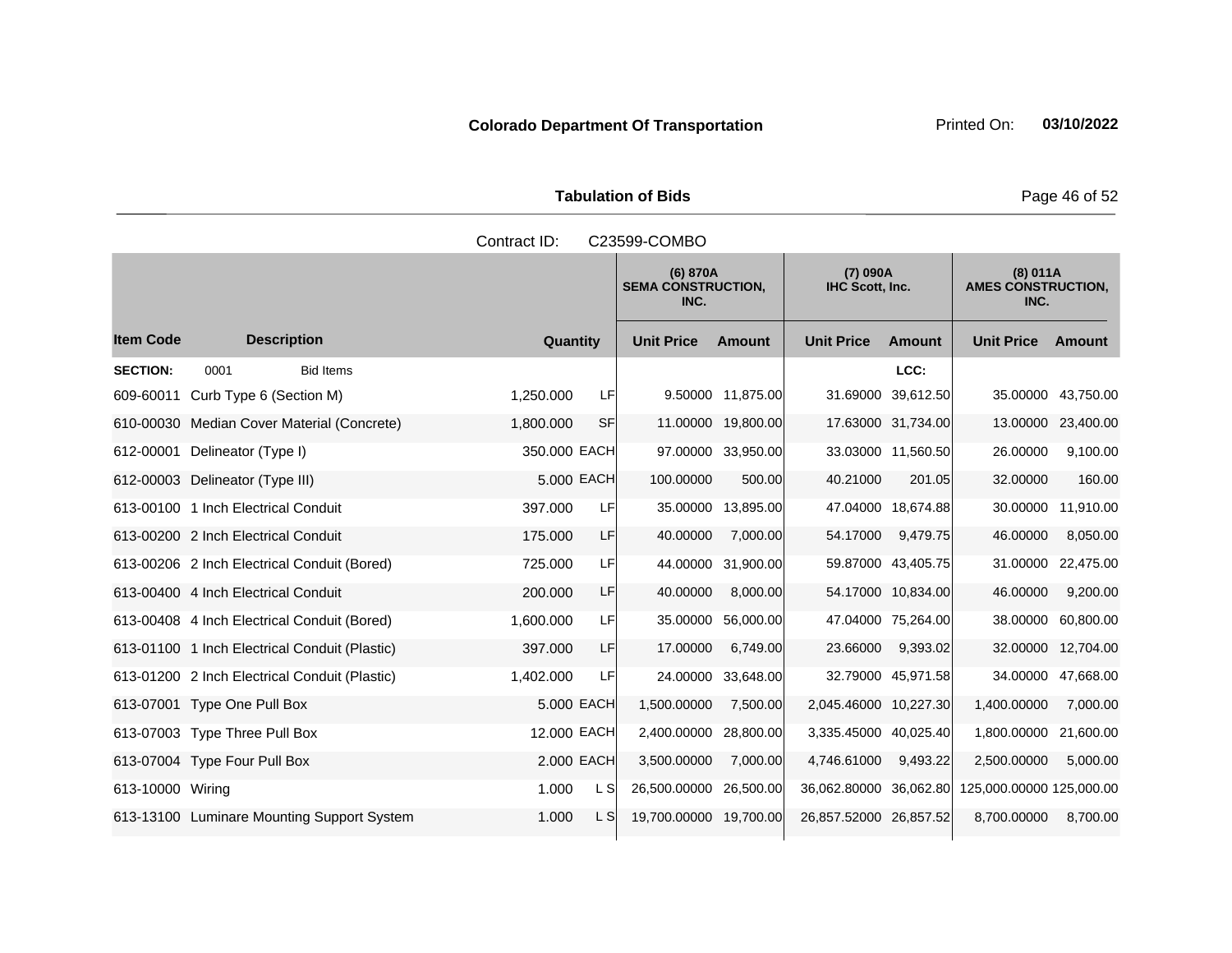**Colorado Department Of Transportation** Printed On: **03/10/2022**

**Tabulation of Bids**

Contract ID: C23599-COMBO

| Item Code | Description | Quantity | | (6) 870A SEMA CONSTRUCTION, INC. | | (7) 090A IHC Scott, Inc. | | (8) 011A AMES CONSTRUCTION, INC. | |
|---|---|---|---|---|---|---|---|---|---|
| | | | | Unit Price | Amount | Unit Price | Amount | Unit Price | Amount |
| **SECTION:** | 0001 Bid Items | | | | | | LCC: | | |
| 609-60011 | Curb Type 6 (Section M) | 1,250.000 | LF | 9.50000 | 11,875.00 | 31.69000 | 39,612.50 | 35.00000 | 43,750.00 |
| 610-00030 | Median Cover Material (Concrete) | 1,800.000 | SF | 11.00000 | 19,800.00 | 17.63000 | 31,734.00 | 13.00000 | 23,400.00 |
| 612-00001 | Delineator (Type I) | 350.000 | EACH | 97.00000 | 33,950.00 | 33.03000 | 11,560.50 | 26.00000 | 9,100.00 |
| 612-00003 | Delineator (Type III) | 5.000 | EACH | 100.00000 | 500.00 | 40.21000 | 201.05 | 32.00000 | 160.00 |
| 613-00100 | 1 Inch Electrical Conduit | 397.000 | LF | 35.00000 | 13,895.00 | 47.04000 | 18,674.88 | 30.00000 | 11,910.00 |
| 613-00200 | 2 Inch Electrical Conduit | 175.000 | LF | 40.00000 | 7,000.00 | 54.17000 | 9,479.75 | 46.00000 | 8,050.00 |
| 613-00206 | 2 Inch Electrical Conduit (Bored) | 725.000 | LF | 44.00000 | 31,900.00 | 59.87000 | 43,405.75 | 31.00000 | 22,475.00 |
| 613-00400 | 4 Inch Electrical Conduit | 200.000 | LF | 40.00000 | 8,000.00 | 54.17000 | 10,834.00 | 46.00000 | 9,200.00 |
| 613-00408 | 4 Inch Electrical Conduit (Bored) | 1,600.000 | LF | 35.00000 | 56,000.00 | 47.04000 | 75,264.00 | 38.00000 | 60,800.00 |
| 613-01100 | 1 Inch Electrical Conduit (Plastic) | 397.000 | LF | 17.00000 | 6,749.00 | 23.66000 | 9,393.02 | 32.00000 | 12,704.00 |
| 613-01200 | 2 Inch Electrical Conduit (Plastic) | 1,402.000 | LF | 24.00000 | 33,648.00 | 32.79000 | 45,971.58 | 34.00000 | 47,668.00 |
| 613-07001 | Type One Pull Box | 5.000 | EACH | 1,500.00000 | 7,500.00 | 2,045.46000 | 10,227.30 | 1,400.00000 | 7,000.00 |
| 613-07003 | Type Three Pull Box | 12.000 | EACH | 2,400.00000 | 28,800.00 | 3,335.45000 | 40,025.40 | 1,800.00000 | 21,600.00 |
| 613-07004 | Type Four Pull Box | 2.000 | EACH | 3,500.00000 | 7,000.00 | 4,746.61000 | 9,493.22 | 2,500.00000 | 5,000.00 |
| 613-10000 | Wiring | 1.000 | L S | 26,500.00000 | 26,500.00 | 36,062.80000 | 36,062.80 | 125,000.00000 | 125,000.00 |
| 613-13100 | Luminare Mounting Support System | 1.000 | L S | 19,700.00000 | 19,700.00 | 26,857.52000 | 26,857.52 | 8,700.00000 | 8,700.00 |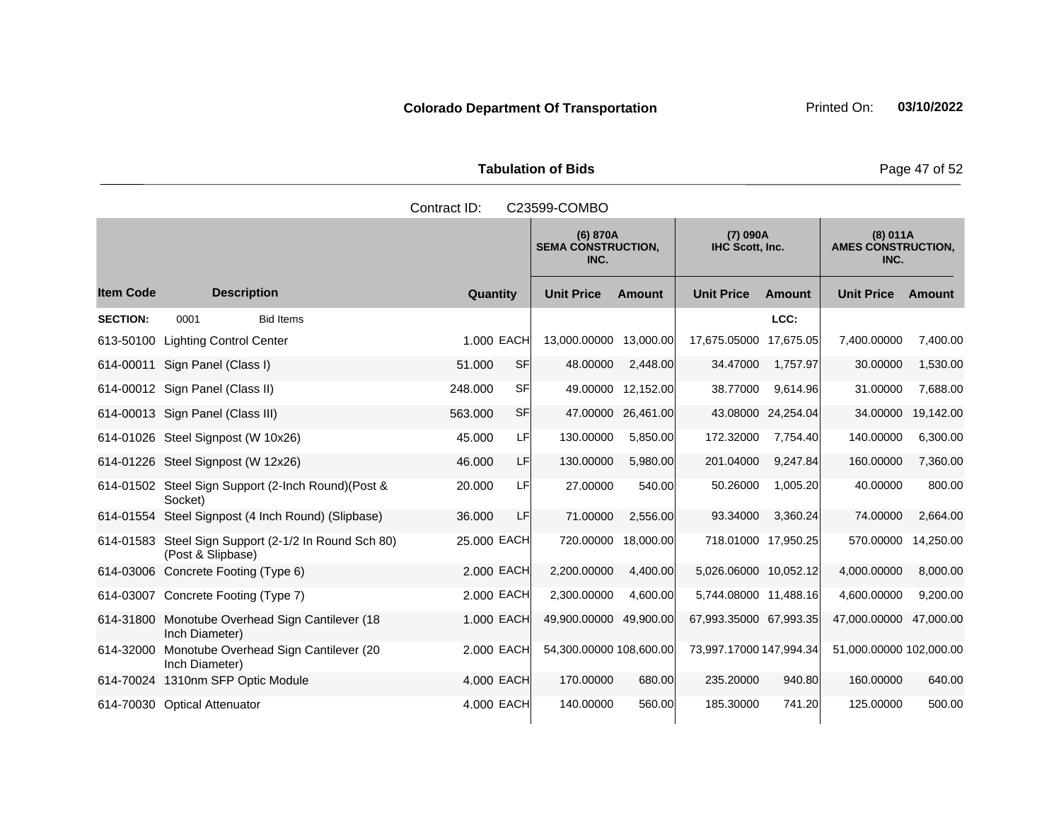**Colorado Department Of Transportation** Printed On: **03/10/2022**

**Tabulation of Bids**

Contract ID: C23599-COMBO

| Item Code | Description | Quantity | | (6) 870A SEMA CONSTRUCTION, INC. | | (7) 090A IHC Scott, Inc. | | (8) 011A AMES CONSTRUCTION, INC. | |
|---|---|---|---|---|---|---|---|---|---|
| | | | | Unit Price | Amount | Unit Price | Amount | Unit Price | Amount |
| **SECTION:** | 0001 Bid Items | | | | | | LCC: | | |
| 613-50100 | Lighting Control Center | 1.000 | EACH | 13,000.00000 | 13,000.00 | 17,675.05000 | 17,675.05 | 7,400.00000 | 7,400.00 |
| 614-00011 | Sign Panel (Class I) | 51.000 | SF | 48.00000 | 2,448.00 | 34.47000 | 1,757.97 | 30.00000 | 1,530.00 |
| 614-00012 | Sign Panel (Class II) | 248.000 | SF | 49.00000 | 12,152.00 | 38.77000 | 9,614.96 | 31.00000 | 7,688.00 |
| 614-00013 | Sign Panel (Class III) | 563.000 | SF | 47.00000 | 26,461.00 | 43.08000 | 24,254.04 | 34.00000 | 19,142.00 |
| 614-01026 | Steel Signpost (W 10x26) | 45.000 | LF | 130.00000 | 5,850.00 | 172.32000 | 7,754.40 | 140.00000 | 6,300.00 |
| 614-01226 | Steel Signpost (W 12x26) | 46.000 | LF | 130.00000 | 5,980.00 | 201.04000 | 9,247.84 | 160.00000 | 7,360.00 |
| 614-01502 | Steel Sign Support (2-Inch Round)(Post & Socket) | 20.000 | LF | 27.00000 | 540.00 | 50.26000 | 1,005.20 | 40.00000 | 800.00 |
| 614-01554 | Steel Signpost (4 Inch Round) (Slipbase) | 36.000 | LF | 71.00000 | 2,556.00 | 93.34000 | 3,360.24 | 74.00000 | 2,664.00 |
| 614-01583 | Steel Sign Support (2-1/2 In Round Sch 80) (Post & Slipbase) | 25.000 | EACH | 720.00000 | 18,000.00 | 718.01000 | 17,950.25 | 570.00000 | 14,250.00 |
| 614-03006 | Concrete Footing (Type 6) | 2.000 | EACH | 2,200.00000 | 4,400.00 | 5,026.06000 | 10,052.12 | 4,000.00000 | 8,000.00 |
| 614-03007 | Concrete Footing (Type 7) | 2.000 | EACH | 2,300.00000 | 4,600.00 | 5,744.08000 | 11,488.16 | 4,600.00000 | 9,200.00 |
| 614-31800 | Monotube Overhead Sign Cantilever (18 Inch Diameter) | 1.000 | EACH | 49,900.00000 | 49,900.00 | 67,993.35000 | 67,993.35 | 47,000.00000 | 47,000.00 |
| 614-32000 | Monotube Overhead Sign Cantilever (20 Inch Diameter) | 2.000 | EACH | 54,300.00000 | 108,600.00 | 73,997.17000 | 147,994.34 | 51,000.00000 | 102,000.00 |
| 614-70024 | 1310nm SFP Optic Module | 4.000 | EACH | 170.00000 | 680.00 | 235.20000 | 940.80 | 160.00000 | 640.00 |
| 614-70030 | Optical Attenuator | 4.000 | EACH | 140.00000 | 560.00 | 185.30000 | 741.20 | 125.00000 | 500.00 |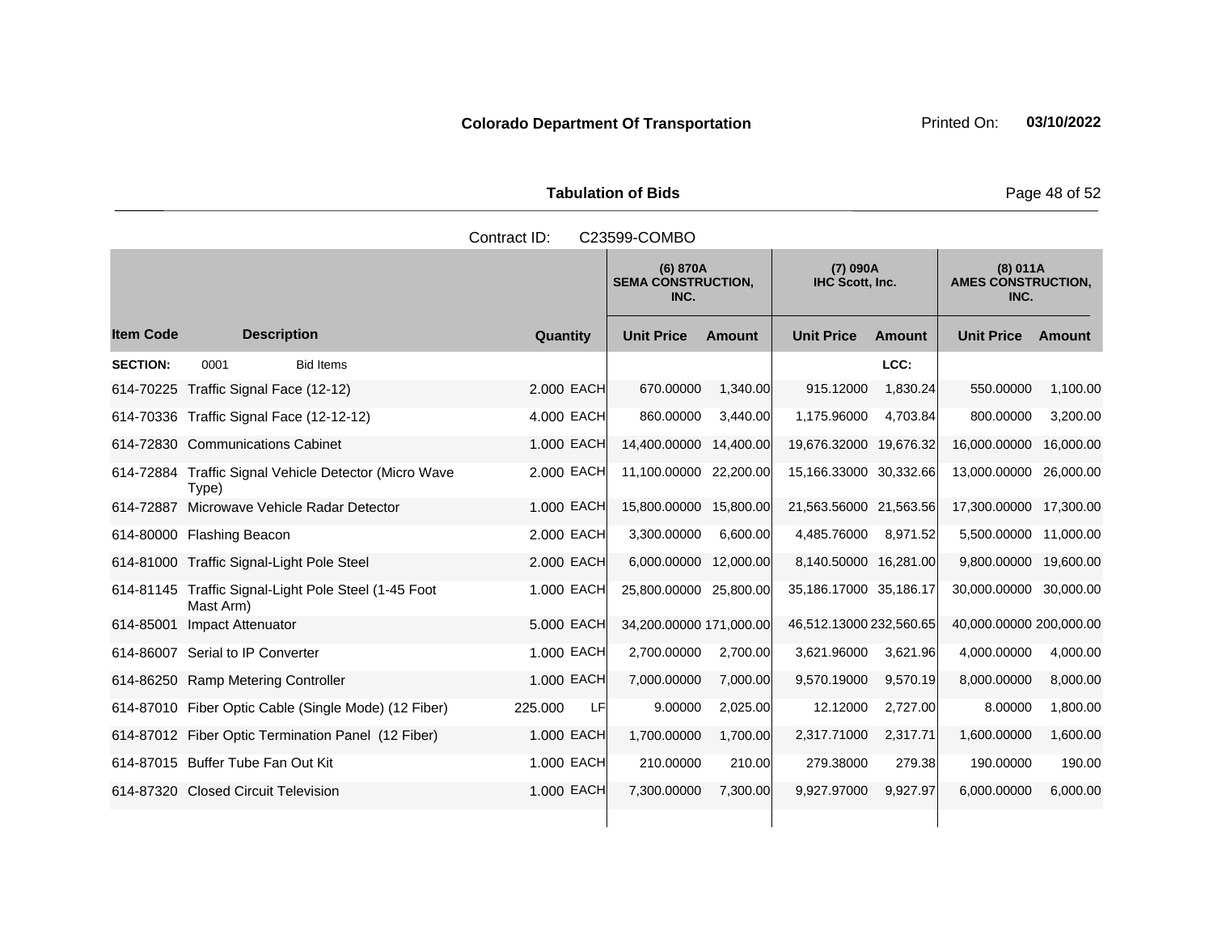**Colorado Department Of Transportation** Printed On: **03/10/2022**

**Tabulation of Bids**

Contract ID: C23599-COMBO

| Item Code | Description | Quantity | | (6) 870A SEMA CONSTRUCTION, INC. Unit Price | Amount | (7) 090A IHC Scott, Inc. Unit Price | Amount | (8) 011A AMES CONSTRUCTION, INC. Unit Price | Amount |
|---|---|---|---|---|---|---|---|---|---|
| **SECTION:** | 0001 Bid Items | | | | | | LCC: | | |
| 614-70225 | Traffic Signal Face (12-12) | 2.000 | EACH | 670.00000 | 1,340.00 | 915.12000 | 1,830.24 | 550.00000 | 1,100.00 |
| 614-70336 | Traffic Signal Face (12-12-12) | 4.000 | EACH | 860.00000 | 3,440.00 | 1,175.96000 | 4,703.84 | 800.00000 | 3,200.00 |
| 614-72830 | Communications Cabinet | 1.000 | EACH | 14,400.00000 | 14,400.00 | 19,676.32000 | 19,676.32 | 16,000.00000 | 16,000.00 |
| 614-72884 | Traffic Signal Vehicle Detector (Micro Wave Type) | 2.000 | EACH | 11,100.00000 | 22,200.00 | 15,166.33000 | 30,332.66 | 13,000.00000 | 26,000.00 |
| 614-72887 | Microwave Vehicle Radar Detector | 1.000 | EACH | 15,800.00000 | 15,800.00 | 21,563.56000 | 21,563.56 | 17,300.00000 | 17,300.00 |
| 614-80000 | Flashing Beacon | 2.000 | EACH | 3,300.00000 | 6,600.00 | 4,485.76000 | 8,971.52 | 5,500.00000 | 11,000.00 |
| 614-81000 | Traffic Signal-Light Pole Steel | 2.000 | EACH | 6,000.00000 | 12,000.00 | 8,140.50000 | 16,281.00 | 9,800.00000 | 19,600.00 |
| 614-81145 | Traffic Signal-Light Pole Steel (1-45 Foot Mast Arm) | 1.000 | EACH | 25,800.00000 | 25,800.00 | 35,186.17000 | 35,186.17 | 30,000.00000 | 30,000.00 |
| 614-85001 | Impact Attenuator | 5.000 | EACH | 34,200.00000 | 171,000.00 | 46,512.13000 | 232,560.65 | 40,000.00000 | 200,000.00 |
| 614-86007 | Serial to IP Converter | 1.000 | EACH | 2,700.00000 | 2,700.00 | 3,621.96000 | 3,621.96 | 4,000.00000 | 4,000.00 |
| 614-86250 | Ramp Metering Controller | 1.000 | EACH | 7,000.00000 | 7,000.00 | 9,570.19000 | 9,570.19 | 8,000.00000 | 8,000.00 |
| 614-87010 | Fiber Optic Cable (Single Mode) (12 Fiber) | 225.000 | LF | 9.00000 | 2,025.00 | 12.12000 | 2,727.00 | 8.00000 | 1,800.00 |
| 614-87012 | Fiber Optic Termination Panel (12 Fiber) | 1.000 | EACH | 1,700.00000 | 1,700.00 | 2,317.71000 | 2,317.71 | 1,600.00000 | 1,600.00 |
| 614-87015 | Buffer Tube Fan Out Kit | 1.000 | EACH | 210.00000 | 210.00 | 279.38000 | 279.38 | 190.00000 | 190.00 |
| 614-87320 | Closed Circuit Television | 1.000 | EACH | 7,300.00000 | 7,300.00 | 9,927.97000 | 9,927.97 | 6,000.00000 | 6,000.00 |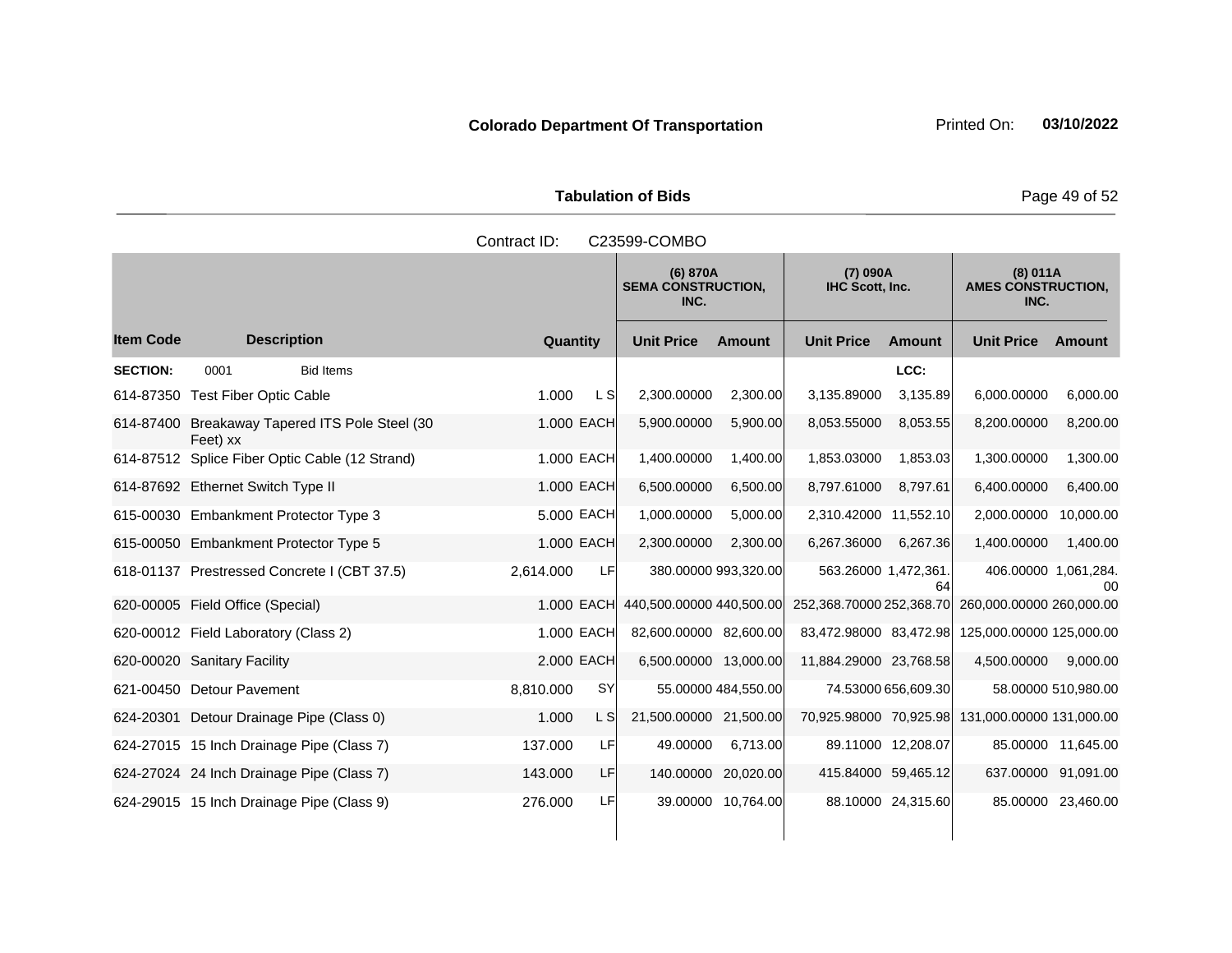Colorado Department Of Transportation

Printed On: **03/10/2022**

**Tabulation of Bids**

Contract ID: C23599-COMBO

| Item Code | Description | Quantity | | (6) 870A SEMA CONSTRUCTION, INC. | | (7) 090A IHC Scott, Inc. | | (8) 011A AMES CONSTRUCTION, INC. | |
|---|---|---|---|---|---|---|---|---|---|
| | | | | Unit Price | Amount | Unit Price | Amount | Unit Price | Amount |
| **SECTION:** | 0001 Bid Items | | | | | | LCC: | | |
| 614-87350 | Test Fiber Optic Cable | 1.000 | L S | 2,300.00000 | 2,300.00 | 3,135.89000 | 3,135.89 | 6,000.00000 | 6,000.00 |
| 614-87400 | Breakaway Tapered ITS Pole Steel (30 Feet) xx | 1.000 | EACH | 5,900.00000 | 5,900.00 | 8,053.55000 | 8,053.55 | 8,200.00000 | 8,200.00 |
| 614-87512 | Splice Fiber Optic Cable (12 Strand) | 1.000 | EACH | 1,400.00000 | 1,400.00 | 1,853.03000 | 1,853.03 | 1,300.00000 | 1,300.00 |
| 614-87692 | Ethernet Switch Type II | 1.000 | EACH | 6,500.00000 | 6,500.00 | 8,797.61000 | 8,797.61 | 6,400.00000 | 6,400.00 |
| 615-00030 | Embankment Protector Type 3 | 5.000 | EACH | 1,000.00000 | 5,000.00 | 2,310.42000 | 11,552.10 | 2,000.00000 | 10,000.00 |
| 615-00050 | Embankment Protector Type 5 | 1.000 | EACH | 2,300.00000 | 2,300.00 | 6,267.36000 | 6,267.36 | 1,400.00000 | 1,400.00 |
| 618-01137 | Prestressed Concrete I (CBT 37.5) | 2,614.000 | LF | 380.00000 | 993,320.00 | 563.26000 | 1,472,361.64 | 406.00000 | 1,061,284.00 |
| 620-00005 | Field Office (Special) | 1.000 | EACH | 440,500.00000 | 440,500.00 | 252,368.70000 | 252,368.70 | 260,000.00000 | 260,000.00 |
| 620-00012 | Field Laboratory (Class 2) | 1.000 | EACH | 82,600.00000 | 82,600.00 | 83,472.98000 | 83,472.98 | 125,000.00000 | 125,000.00 |
| 620-00020 | Sanitary Facility | 2.000 | EACH | 6,500.00000 | 13,000.00 | 11,884.29000 | 23,768.58 | 4,500.00000 | 9,000.00 |
| 621-00450 | Detour Pavement | 8,810.000 | SY | 55.00000 | 484,550.00 | 74.53000 | 656,609.30 | 58.00000 | 510,980.00 |
| 624-20301 | Detour Drainage Pipe (Class 0) | 1.000 | L S | 21,500.00000 | 21,500.00 | 70,925.98000 | 70,925.98 | 131,000.00000 | 131,000.00 |
| 624-27015 | 15 Inch Drainage Pipe (Class 7) | 137.000 | LF | 49.00000 | 6,713.00 | 89.11000 | 12,208.07 | 85.00000 | 11,645.00 |
| 624-27024 | 24 Inch Drainage Pipe (Class 7) | 143.000 | LF | 140.00000 | 20,020.00 | 415.84000 | 59,465.12 | 637.00000 | 91,091.00 |
| 624-29015 | 15 Inch Drainage Pipe (Class 9) | 276.000 | LF | 39.00000 | 10,764.00 | 88.10000 | 24,315.60 | 85.00000 | 23,460.00 |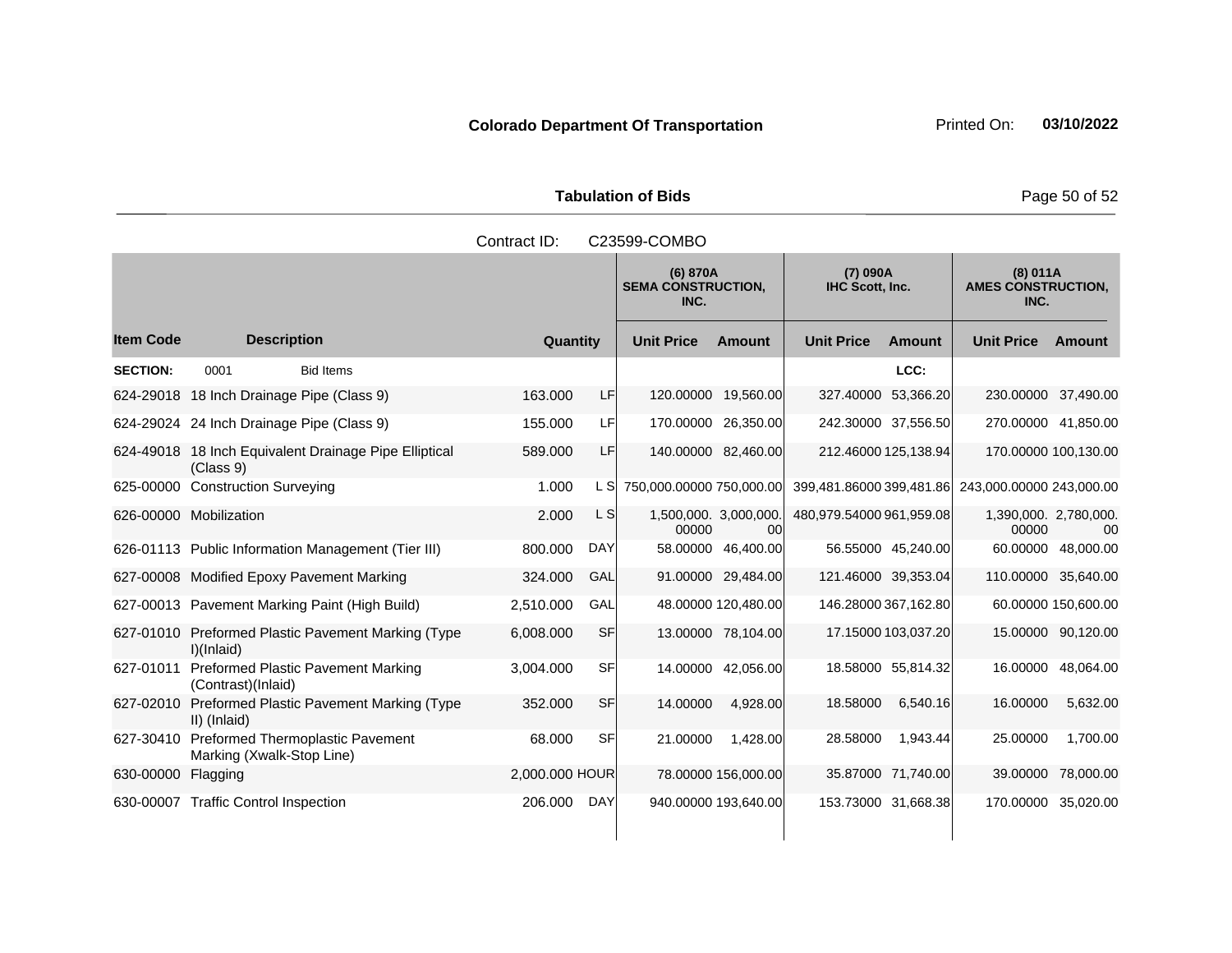**Colorado Department Of Transportation** Printed On: **03/10/2022**

**Tabulation of Bids**

Contract ID: C23599-COMBO

| | | | | (6) 870A SEMA CONSTRUCTION, INC. | | (7) 090A IHC Scott, Inc. | | (8) 011A AMES CONSTRUCTION, INC. | |
|---|---|---|---|---|---|---|---|---|---|
| **Item Code** | **Description** | **Quantity** | | **Unit Price** | **Amount** | **Unit Price** | **Amount** | **Unit Price** | **Amount** |
| **SECTION:** | 0001 Bid Items | | | | | | LCC: | | |
| 624-29018 | 18 Inch Drainage Pipe (Class 9) | 163.000 | LF | 120.00000 | 19,560.00 | 327.40000 | 53,366.20 | 230.00000 | 37,490.00 |
| 624-29024 | 24 Inch Drainage Pipe (Class 9) | 155.000 | LF | 170.00000 | 26,350.00 | 242.30000 | 37,556.50 | 270.00000 | 41,850.00 |
| 624-49018 | 18 Inch Equivalent Drainage Pipe Elliptical (Class 9) | 589.000 | LF | 140.00000 | 82,460.00 | 212.46000 | 125,138.94 | 170.00000 | 100,130.00 |
| 625-00000 | Construction Surveying | 1.000 | L S | 750,000.00000 | 750,000.00 | 399,481.86000 | 399,481.86 | 243,000.00000 | 243,000.00 |
| 626-00000 | Mobilization | 2.000 | L S | 1,500,000.00000 | 3,000,000.00 | 480,979.54000 | 961,959.08 | 1,390,000.00000 | 2,780,000.00 |
| 626-01113 | Public Information Management (Tier III) | 800.000 | DAY | 58.00000 | 46,400.00 | 56.55000 | 45,240.00 | 60.00000 | 48,000.00 |
| 627-00008 | Modified Epoxy Pavement Marking | 324.000 | GAL | 91.00000 | 29,484.00 | 121.46000 | 39,353.04 | 110.00000 | 35,640.00 |
| 627-00013 | Pavement Marking Paint (High Build) | 2,510.000 | GAL | 48.00000 | 120,480.00 | 146.28000 | 367,162.80 | 60.00000 | 150,600.00 |
| 627-01010 | Preformed Plastic Pavement Marking (Type I)(Inlaid) | 6,008.000 | SF | 13.00000 | 78,104.00 | 17.15000 | 103,037.20 | 15.00000 | 90,120.00 |
| 627-01011 | Preformed Plastic Pavement Marking (Contrast)(Inlaid) | 3,004.000 | SF | 14.00000 | 42,056.00 | 18.58000 | 55,814.32 | 16.00000 | 48,064.00 |
| 627-02010 | Preformed Plastic Pavement Marking (Type II) (Inlaid) | 352.000 | SF | 14.00000 | 4,928.00 | 18.58000 | 6,540.16 | 16.00000 | 5,632.00 |
| 627-30410 | Preformed Thermoplastic Pavement Marking (Xwalk-Stop Line) | 68.000 | SF | 21.00000 | 1,428.00 | 28.58000 | 1,943.44 | 25.00000 | 1,700.00 |
| 630-00000 | Flagging | 2,000.000 | HOUR | 78.00000 | 156,000.00 | 35.87000 | 71,740.00 | 39.00000 | 78,000.00 |
| 630-00007 | Traffic Control Inspection | 206.000 | DAY | 940.00000 | 193,640.00 | 153.73000 | 31,668.38 | 170.00000 | 35,020.00 |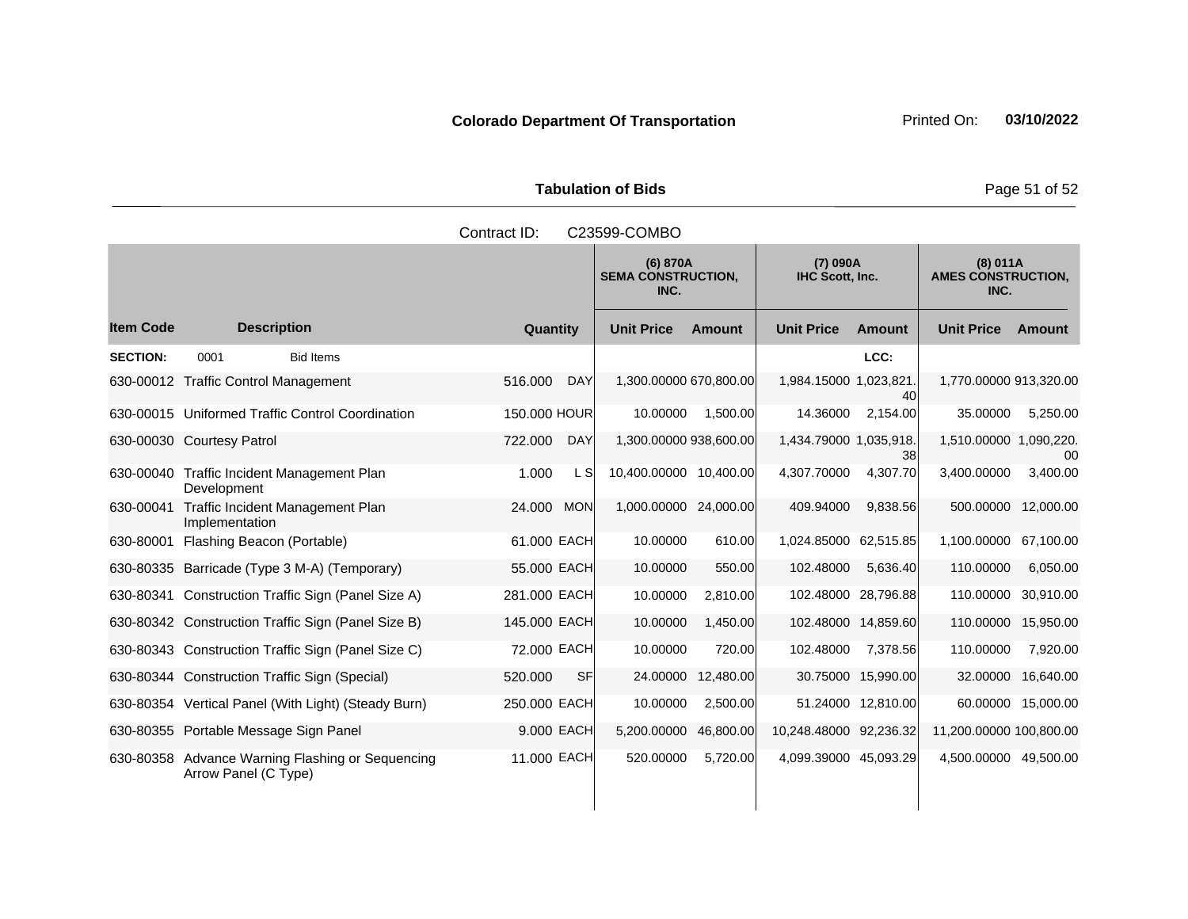**Colorado Department Of Transportation**

Printed On: **03/10/2022**

**Tabulation of Bids**

Contract ID: C23599-COMBO

| | | | | (6) 870A SEMA CONSTRUCTION, INC. | | (7) 090A IHC Scott, Inc. | | (8) 011A AMES CONSTRUCTION, INC. | |
|---|---|---|---|---|---|---|---|---|---|
| **Item Code** | **Description** | **Quantity** | | **Unit Price** | **Amount** | **Unit Price** | **Amount** | **Unit Price** | **Amount** |
| **SECTION:** | 0001 Bid Items | | | | | | LCC: | | |
| 630-00012 | Traffic Control Management | 516.000 | DAY | 1,300.00000 | 670,800.00 | 1,984.15000 | 1,023,821.40 | 1,770.00000 | 913,320.00 |
| 630-00015 | Uniformed Traffic Control Coordination | 150.000 | HOUR | 10.00000 | 1,500.00 | 14.36000 | 2,154.00 | 35.00000 | 5,250.00 |
| 630-00030 | Courtesy Patrol | 722.000 | DAY | 1,300.00000 | 938,600.00 | 1,434.79000 | 1,035,918.38 | 1,510.00000 | 1,090,220.00 |
| 630-00040 | Traffic Incident Management Plan Development | 1.000 | L S | 10,400.00000 | 10,400.00 | 4,307.70000 | 4,307.70 | 3,400.00000 | 3,400.00 |
| 630-00041 | Traffic Incident Management Plan Implementation | 24.000 | MON | 1,000.00000 | 24,000.00 | 409.94000 | 9,838.56 | 500.00000 | 12,000.00 |
| 630-80001 | Flashing Beacon (Portable) | 61.000 | EACH | 10.00000 | 610.00 | 1,024.85000 | 62,515.85 | 1,100.00000 | 67,100.00 |
| 630-80335 | Barricade (Type 3 M-A) (Temporary) | 55.000 | EACH | 10.00000 | 550.00 | 102.48000 | 5,636.40 | 110.00000 | 6,050.00 |
| 630-80341 | Construction Traffic Sign (Panel Size A) | 281.000 | EACH | 10.00000 | 2,810.00 | 102.48000 | 28,796.88 | 110.00000 | 30,910.00 |
| 630-80342 | Construction Traffic Sign (Panel Size B) | 145.000 | EACH | 10.00000 | 1,450.00 | 102.48000 | 14,859.60 | 110.00000 | 15,950.00 |
| 630-80343 | Construction Traffic Sign (Panel Size C) | 72.000 | EACH | 10.00000 | 720.00 | 102.48000 | 7,378.56 | 110.00000 | 7,920.00 |
| 630-80344 | Construction Traffic Sign (Special) | 520.000 | SF | 24.00000 | 12,480.00 | 30.75000 | 15,990.00 | 32.00000 | 16,640.00 |
| 630-80354 | Vertical Panel (With Light) (Steady Burn) | 250.000 | EACH | 10.00000 | 2,500.00 | 51.24000 | 12,810.00 | 60.00000 | 15,000.00 |
| 630-80355 | Portable Message Sign Panel | 9.000 | EACH | 5,200.00000 | 46,800.00 | 10,248.48000 | 92,236.32 | 11,200.00000 | 100,800.00 |
| 630-80358 | Advance Warning Flashing or Sequencing Arrow Panel (C Type) | 11.000 | EACH | 520.00000 | 5,720.00 | 4,099.39000 | 45,093.29 | 4,500.00000 | 49,500.00 |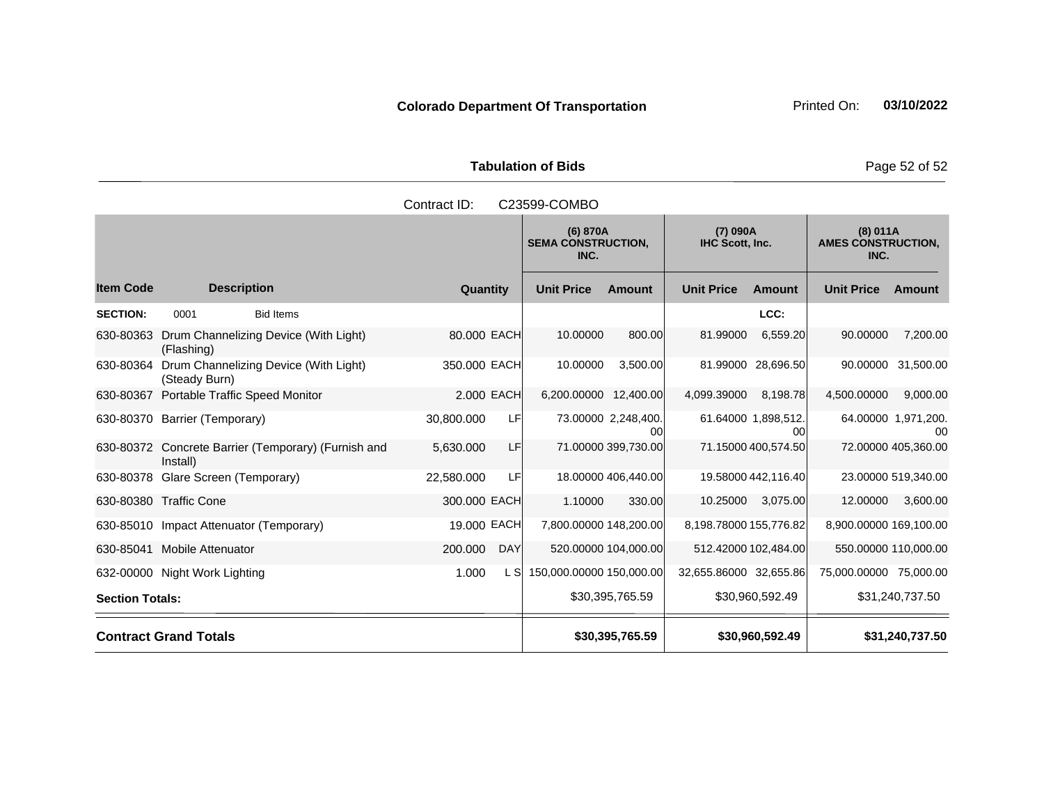**Colorado Department Of Transportation** Printed On: **03/10/2022**

**Tabulation of Bids**

Contract ID: C23599-COMBO

| Item Code | Description | Quantity | | (6) 870A SEMA CONSTRUCTION, INC. Unit Price | Amount | (7) 090A IHC Scott, Inc. Unit Price | Amount | (8) 011A AMES CONSTRUCTION, INC. Unit Price | Amount |
|---|---|---|---|---|---|---|---|---|---|
| **SECTION:** | 0001 Bid Items | | | | | | LCC: | | |
| 630-80363 | Drum Channelizing Device (With Light) (Flashing) | 80.000 | EACH | 10.00000 | 800.00 | 81.99000 | 6,559.20 | 90.00000 | 7,200.00 |
| 630-80364 | Drum Channelizing Device (With Light) (Steady Burn) | 350.000 | EACH | 10.00000 | 3,500.00 | 81.99000 | 28,696.50 | 90.00000 | 31,500.00 |
| 630-80367 | Portable Traffic Speed Monitor | 2.000 | EACH | 6,200.00000 | 12,400.00 | 4,099.39000 | 8,198.78 | 4,500.00000 | 9,000.00 |
| 630-80370 | Barrier (Temporary) | 30,800.000 | LF | 73.00000 | 2,248,400.00 | 61.64000 | 1,898,512.00 | 64.00000 | 1,971,200.00 |
| 630-80372 | Concrete Barrier (Temporary) (Furnish and Install) | 5,630.000 | LF | 71.00000 | 399,730.00 | 71.15000 | 400,574.50 | 72.00000 | 405,360.00 |
| 630-80378 | Glare Screen (Temporary) | 22,580.000 | LF | 18.00000 | 406,440.00 | 19.58000 | 442,116.40 | 23.00000 | 519,340.00 |
| 630-80380 | Traffic Cone | 300.000 | EACH | 1.10000 | 330.00 | 10.25000 | 3,075.00 | 12.00000 | 3,600.00 |
| 630-85010 | Impact Attenuator (Temporary) | 19.000 | EACH | 7,800.00000 | 148,200.00 | 8,198.78000 | 155,776.82 | 8,900.00000 | 169,100.00 |
| 630-85041 | Mobile Attenuator | 200.000 | DAY | 520.00000 | 104,000.00 | 512.42000 | 102,484.00 | 550.00000 | 110,000.00 |
| 632-00000 | Night Work Lighting | 1.000 | L S | 150,000.00000 | 150,000.00 | 32,655.86000 | 32,655.86 | 75,000.00000 | 75,000.00 |
| **Section Totals:** | | | | | $30,395,765.59 | | $30,960,592.49 | | $31,240,737.50 |
| **Contract Grand Totals** | | | | | **$30,395,765.59** | | **$30,960,592.49** | | **$31,240,737.50** |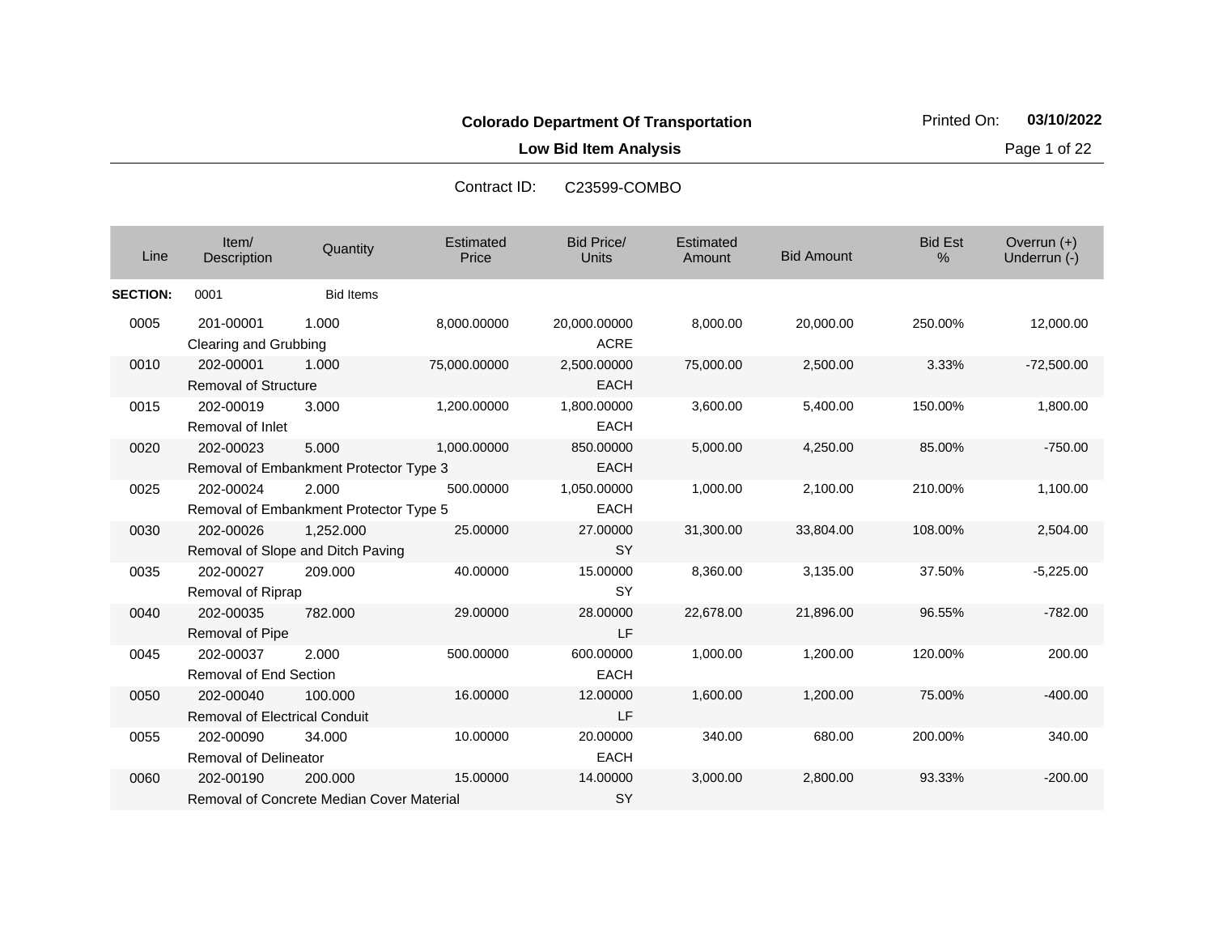**Colorado Department Of Transportation**

**Low Bid Item Analysis**

Printed On: **03/10/2022**

Contract ID: C23599-COMBO

| Line | Item/ Description | Quantity | Estimated Price | Bid Price/ Units | Estimated Amount | Bid Amount | Bid Est % | Overrun (+) Underrun (-) |
|---|---|---|---|---|---|---|---|---|
| **SECTION:** | 0001 | Bid Items | | | | | | |
| 0005 | 201-00001 Clearing and Grubbing | 1.000 | 8,000.00000 | 20,000.00000 ACRE | 8,000.00 | 20,000.00 | 250.00% | 12,000.00 |
| 0010 | 202-00001 Removal of Structure | 1.000 | 75,000.00000 | 2,500.00000 EACH | 75,000.00 | 2,500.00 | 3.33% | -72,500.00 |
| 0015 | 202-00019 Removal of Inlet | 3.000 | 1,200.00000 | 1,800.00000 EACH | 3,600.00 | 5,400.00 | 150.00% | 1,800.00 |
| 0020 | 202-00023 Removal of Embankment Protector Type 3 | 5.000 | 1,000.00000 | 850.00000 EACH | 5,000.00 | 4,250.00 | 85.00% | -750.00 |
| 0025 | 202-00024 Removal of Embankment Protector Type 5 | 2.000 | 500.00000 | 1,050.00000 EACH | 1,000.00 | 2,100.00 | 210.00% | 1,100.00 |
| 0030 | 202-00026 Removal of Slope and Ditch Paving | 1,252.000 | 25.00000 | 27.00000 SY | 31,300.00 | 33,804.00 | 108.00% | 2,504.00 |
| 0035 | 202-00027 Removal of Riprap | 209.000 | 40.00000 | 15.00000 SY | 8,360.00 | 3,135.00 | 37.50% | -5,225.00 |
| 0040 | 202-00035 Removal of Pipe | 782.000 | 29.00000 | 28.00000 LF | 22,678.00 | 21,896.00 | 96.55% | -782.00 |
| 0045 | 202-00037 Removal of End Section | 2.000 | 500.00000 | 600.00000 EACH | 1,000.00 | 1,200.00 | 120.00% | 200.00 |
| 0050 | 202-00040 Removal of Electrical Conduit | 100.000 | 16.00000 | 12.00000 LF | 1,600.00 | 1,200.00 | 75.00% | -400.00 |
| 0055 | 202-00090 Removal of Delineator | 34.000 | 10.00000 | 20.00000 EACH | 340.00 | 680.00 | 200.00% | 340.00 |
| 0060 | 202-00190 Removal of Concrete Median Cover Material | 200.000 | 15.00000 | 14.00000 SY | 3,000.00 | 2,800.00 | 93.33% | -200.00 |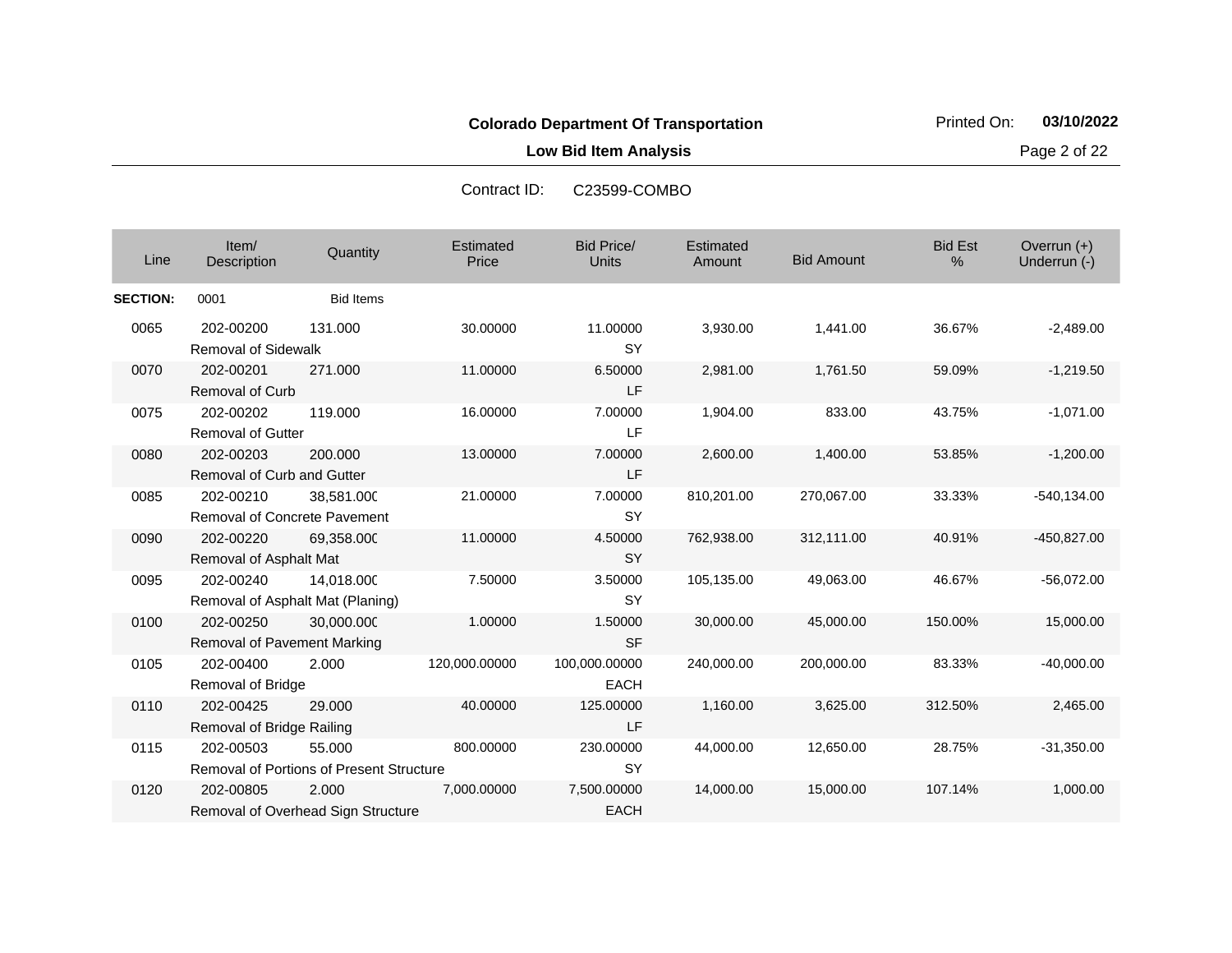**Colorado Department Of Transportation**

Printed On: **03/10/2022**

**Low Bid Item Analysis**

Contract ID: C23599-COMBO

| Line | Item/ Description | Quantity | Estimated Price | Bid Price/ Units | Estimated Amount | Bid Amount | Bid Est % | Overrun (+) Underrun (-) |
|---|---|---|---|---|---|---|---|---|
| **SECTION:** | 0001 | Bid Items | | | | | | |
| 0065 | 202-00200 Removal of Sidewalk | 131.000 | 30.00000 | 11.00000 SY | 3,930.00 | 1,441.00 | 36.67% | -2,489.00 |
| 0070 | 202-00201 Removal of Curb | 271.000 | 11.00000 | 6.50000 LF | 2,981.00 | 1,761.50 | 59.09% | -1,219.50 |
| 0075 | 202-00202 Removal of Gutter | 119.000 | 16.00000 | 7.00000 LF | 1,904.00 | 833.00 | 43.75% | -1,071.00 |
| 0080 | 202-00203 Removal of Curb and Gutter | 200.000 | 13.00000 | 7.00000 LF | 2,600.00 | 1,400.00 | 53.85% | -1,200.00 |
| 0085 | 202-00210 Removal of Concrete Pavement | 38,581.000 | 21.00000 | 7.00000 SY | 810,201.00 | 270,067.00 | 33.33% | -540,134.00 |
| 0090 | 202-00220 Removal of Asphalt Mat | 69,358.000 | 11.00000 | 4.50000 SY | 762,938.00 | 312,111.00 | 40.91% | -450,827.00 |
| 0095 | 202-00240 Removal of Asphalt Mat (Planing) | 14,018.000 | 7.50000 | 3.50000 SY | 105,135.00 | 49,063.00 | 46.67% | -56,072.00 |
| 0100 | 202-00250 Removal of Pavement Marking | 30,000.000 | 1.00000 | 1.50000 SF | 30,000.00 | 45,000.00 | 150.00% | 15,000.00 |
| 0105 | 202-00400 Removal of Bridge | 2.000 | 120,000.00000 | 100,000.00000 EACH | 240,000.00 | 200,000.00 | 83.33% | -40,000.00 |
| 0110 | 202-00425 Removal of Bridge Railing | 29.000 | 40.00000 | 125.00000 LF | 1,160.00 | 3,625.00 | 312.50% | 2,465.00 |
| 0115 | 202-00503 Removal of Portions of Present Structure | 55.000 | 800.00000 | 230.00000 SY | 44,000.00 | 12,650.00 | 28.75% | -31,350.00 |
| 0120 | 202-00805 Removal of Overhead Sign Structure | 2.000 | 7,000.00000 | 7,500.00000 EACH | 14,000.00 | 15,000.00 | 107.14% | 1,000.00 |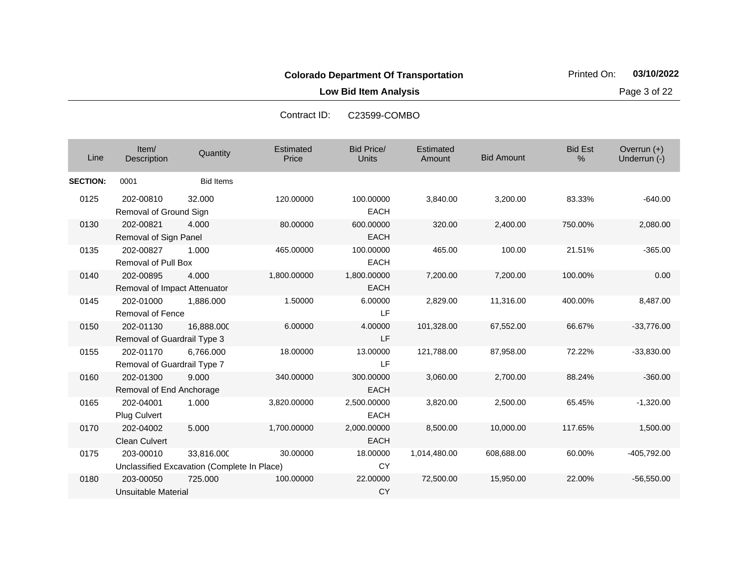**Colorado Department Of Transportation**

**Low Bid Item Analysis**

Contract ID: C23599-COMBO

| Line | Item/ Description | Quantity | Estimated Price | Bid Price/ Units | Estimated Amount | Bid Amount | Bid Est % | Overrun (+) Underrun (-) |
|---|---|---|---|---|---|---|---|---|
| **SECTION:** | 0001 | Bid Items | | | | | | |
| 0125 | 202-00810 Removal of Ground Sign | 32.000 | 120.00000 | 100.00000 EACH | 3,840.00 | 3,200.00 | 83.33% | -640.00 |
| 0130 | 202-00821 Removal of Sign Panel | 4.000 | 80.00000 | 600.00000 EACH | 320.00 | 2,400.00 | 750.00% | 2,080.00 |
| 0135 | 202-00827 Removal of Pull Box | 1.000 | 465.00000 | 100.00000 EACH | 465.00 | 100.00 | 21.51% | -365.00 |
| 0140 | 202-00895 Removal of Impact Attenuator | 4.000 | 1,800.00000 | 1,800.00000 EACH | 7,200.00 | 7,200.00 | 100.00% | 0.00 |
| 0145 | 202-01000 Removal of Fence | 1,886.000 | 1.50000 | 6.00000 LF | 2,829.00 | 11,316.00 | 400.00% | 8,487.00 |
| 0150 | 202-01130 Removal of Guardrail Type 3 | 16,888.000 | 6.00000 | 4.00000 LF | 101,328.00 | 67,552.00 | 66.67% | -33,776.00 |
| 0155 | 202-01170 Removal of Guardrail Type 7 | 6,766.000 | 18.00000 | 13.00000 LF | 121,788.00 | 87,958.00 | 72.22% | -33,830.00 |
| 0160 | 202-01300 Removal of End Anchorage | 9.000 | 340.00000 | 300.00000 EACH | 3,060.00 | 2,700.00 | 88.24% | -360.00 |
| 0165 | 202-04001 Plug Culvert | 1.000 | 3,820.00000 | 2,500.00000 EACH | 3,820.00 | 2,500.00 | 65.45% | -1,320.00 |
| 0170 | 202-04002 Clean Culvert | 5.000 | 1,700.00000 | 2,000.00000 EACH | 8,500.00 | 10,000.00 | 117.65% | 1,500.00 |
| 0175 | 203-00010 Unclassified Excavation (Complete In Place) | 33,816.000 | 30.00000 | 18.00000 CY | 1,014,480.00 | 608,688.00 | 60.00% | -405,792.00 |
| 0180 | 203-00050 Unsuitable Material | 725.000 | 100.00000 | 22.00000 CY | 72,500.00 | 15,950.00 | 22.00% | -56,550.00 |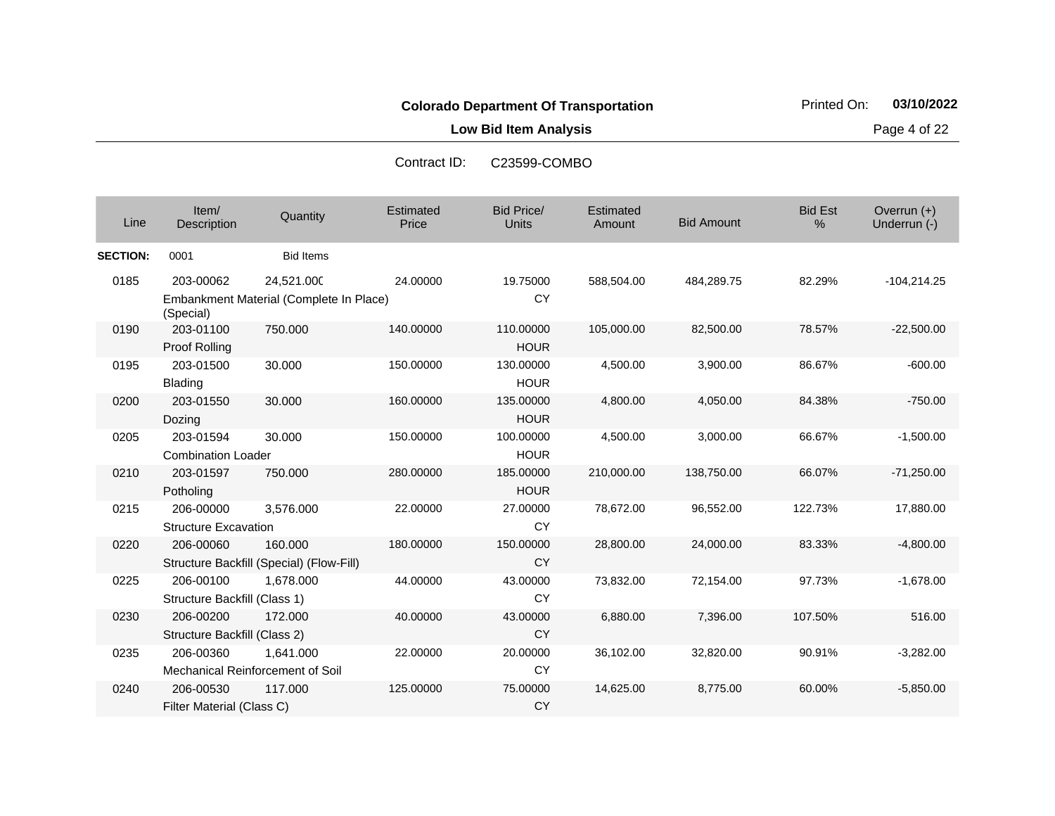**Colorado Department Of Transportation**

Printed On: **03/10/2022**

**Low Bid Item Analysis**

Contract ID: C23599-COMBO

| Line | Item/ Description | Quantity | Estimated Price | Bid Price/ Units | Estimated Amount | Bid Amount | Bid Est % | Overrun (+) Underrun (-) |
|---|---|---|---|---|---|---|---|---|
| **SECTION:** | 0001 | Bid Items | | | | | | |
| 0185 | 203-00062 Embankment Material (Complete In Place) (Special) | 24,521.000 | 24.00000 | 19.75000 CY | 588,504.00 | 484,289.75 | 82.29% | -104,214.25 |
| 0190 | 203-01100 Proof Rolling | 750.000 | 140.00000 | 110.00000 HOUR | 105,000.00 | 82,500.00 | 78.57% | -22,500.00 |
| 0195 | 203-01500 Blading | 30.000 | 150.00000 | 130.00000 HOUR | 4,500.00 | 3,900.00 | 86.67% | -600.00 |
| 0200 | 203-01550 Dozing | 30.000 | 160.00000 | 135.00000 HOUR | 4,800.00 | 4,050.00 | 84.38% | -750.00 |
| 0205 | 203-01594 Combination Loader | 30.000 | 150.00000 | 100.00000 HOUR | 4,500.00 | 3,000.00 | 66.67% | -1,500.00 |
| 0210 | 203-01597 Potholing | 750.000 | 280.00000 | 185.00000 HOUR | 210,000.00 | 138,750.00 | 66.07% | -71,250.00 |
| 0215 | 206-00000 Structure Excavation | 3,576.000 | 22.00000 | 27.00000 CY | 78,672.00 | 96,552.00 | 122.73% | 17,880.00 |
| 0220 | 206-00060 Structure Backfill (Special) (Flow-Fill) | 160.000 | 180.00000 | 150.00000 CY | 28,800.00 | 24,000.00 | 83.33% | -4,800.00 |
| 0225 | 206-00100 Structure Backfill (Class 1) | 1,678.000 | 44.00000 | 43.00000 CY | 73,832.00 | 72,154.00 | 97.73% | -1,678.00 |
| 0230 | 206-00200 Structure Backfill (Class 2) | 172.000 | 40.00000 | 43.00000 CY | 6,880.00 | 7,396.00 | 107.50% | 516.00 |
| 0235 | 206-00360 Mechanical Reinforcement of Soil | 1,641.000 | 22.00000 | 20.00000 CY | 36,102.00 | 32,820.00 | 90.91% | -3,282.00 |
| 0240 | 206-00530 Filter Material (Class C) | 117.000 | 125.00000 | 75.00000 CY | 14,625.00 | 8,775.00 | 60.00% | -5,850.00 |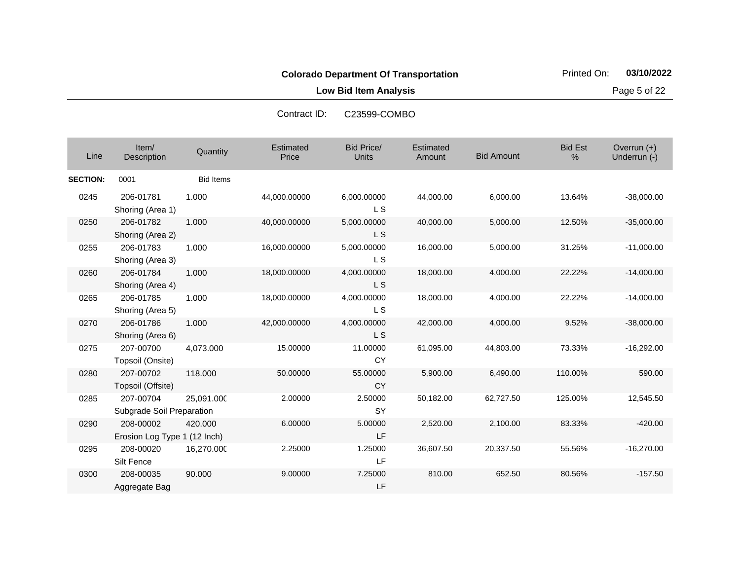**Colorado Department Of Transportation**

**Low Bid Item Analysis**

Printed On: **03/10/2022**

Contract ID: C23599-COMBO

| Line | Item/ Description | Quantity | Estimated Price | Bid Price/ Units | Estimated Amount | Bid Amount | Bid Est % | Overrun (+) Underrun (-) |
|---|---|---|---|---|---|---|---|---|
| **SECTION:** | 0001 | Bid Items | | | | | | |
| 0245 | 206-01781 Shoring (Area 1) | 1.000 | 44,000.00000 | 6,000.00000 L S | 44,000.00 | 6,000.00 | 13.64% | -38,000.00 |
| 0250 | 206-01782 Shoring (Area 2) | 1.000 | 40,000.00000 | 5,000.00000 L S | 40,000.00 | 5,000.00 | 12.50% | -35,000.00 |
| 0255 | 206-01783 Shoring (Area 3) | 1.000 | 16,000.00000 | 5,000.00000 L S | 16,000.00 | 5,000.00 | 31.25% | -11,000.00 |
| 0260 | 206-01784 Shoring (Area 4) | 1.000 | 18,000.00000 | 4,000.00000 L S | 18,000.00 | 4,000.00 | 22.22% | -14,000.00 |
| 0265 | 206-01785 Shoring (Area 5) | 1.000 | 18,000.00000 | 4,000.00000 L S | 18,000.00 | 4,000.00 | 22.22% | -14,000.00 |
| 0270 | 206-01786 Shoring (Area 6) | 1.000 | 42,000.00000 | 4,000.00000 L S | 42,000.00 | 4,000.00 | 9.52% | -38,000.00 |
| 0275 | 207-00700 Topsoil (Onsite) | 4,073.000 | 15.00000 | 11.00000 CY | 61,095.00 | 44,803.00 | 73.33% | -16,292.00 |
| 0280 | 207-00702 Topsoil (Offsite) | 118.000 | 50.00000 | 55.00000 CY | 5,900.00 | 6,490.00 | 110.00% | 590.00 |
| 0285 | 207-00704 Subgrade Soil Preparation | 25,091.000 | 2.00000 | 2.50000 SY | 50,182.00 | 62,727.50 | 125.00% | 12,545.50 |
| 0290 | 208-00002 Erosion Log Type 1 (12 Inch) | 420.000 | 6.00000 | 5.00000 LF | 2,520.00 | 2,100.00 | 83.33% | -420.00 |
| 0295 | 208-00020 Silt Fence | 16,270.000 | 2.25000 | 1.25000 LF | 36,607.50 | 20,337.50 | 55.56% | -16,270.00 |
| 0300 | 208-00035 Aggregate Bag | 90.000 | 9.00000 | 7.25000 LF | 810.00 | 652.50 | 80.56% | -157.50 |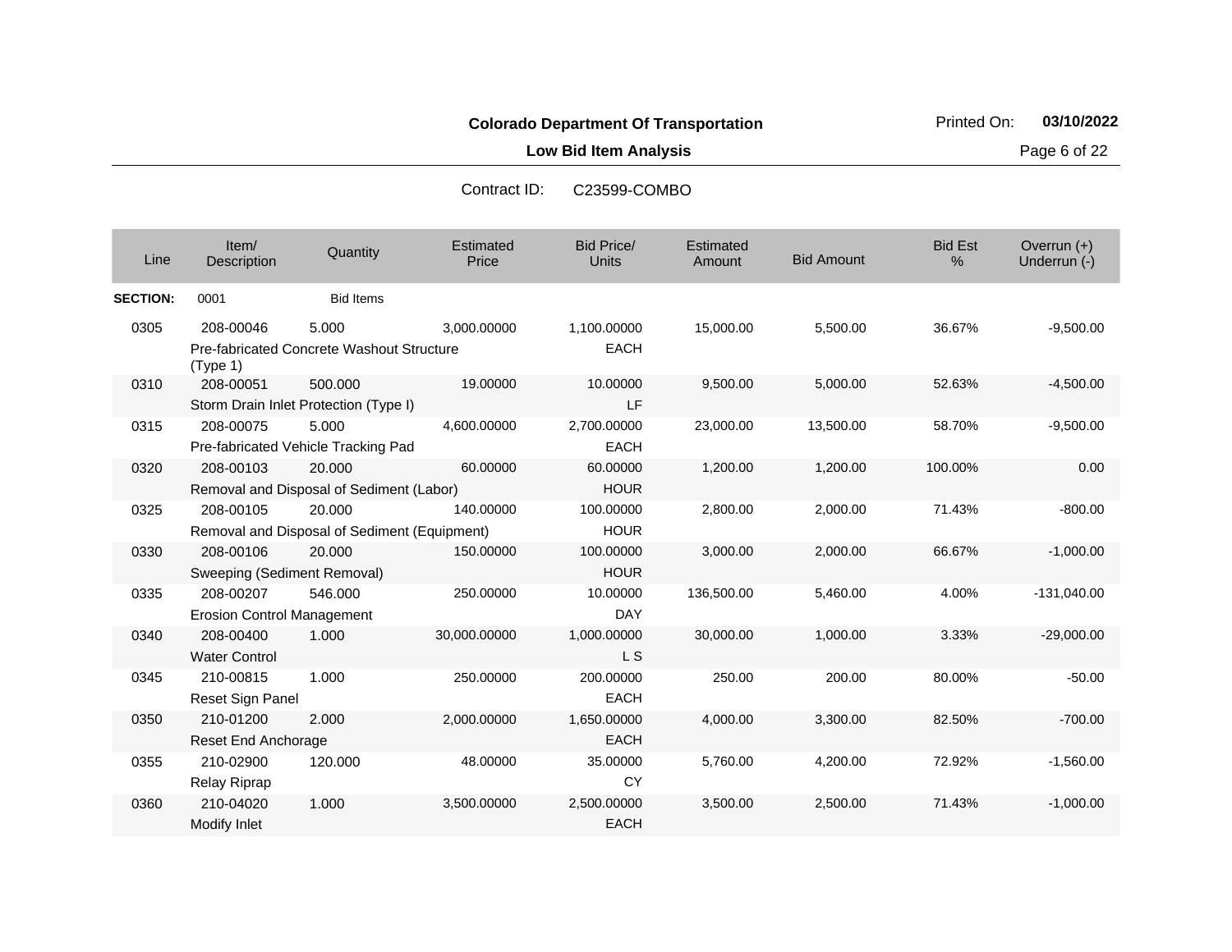**Colorado Department Of Transportation**

**Low Bid Item Analysis**

Printed On: **03/10/2022**

Contract ID: C23599-COMBO

| Line | Item/ Description | Quantity | Estimated Price | Bid Price/ Units | Estimated Amount | Bid Amount | Bid Est % | Overrun (+) Underrun (-) |
|---|---|---|---|---|---|---|---|---|
| **SECTION:** | 0001 | Bid Items | | | | | | |
| 0305 | 208-00046 Pre-fabricated Concrete Washout Structure (Type 1) | 5.000 | 3,000.00000 | 1,100.00000 EACH | 15,000.00 | 5,500.00 | 36.67% | -9,500.00 |
| 0310 | 208-00051 Storm Drain Inlet Protection (Type I) | 500.000 | 19.00000 | 10.00000 LF | 9,500.00 | 5,000.00 | 52.63% | -4,500.00 |
| 0315 | 208-00075 Pre-fabricated Vehicle Tracking Pad | 5.000 | 4,600.00000 | 2,700.00000 EACH | 23,000.00 | 13,500.00 | 58.70% | -9,500.00 |
| 0320 | 208-00103 Removal and Disposal of Sediment (Labor) | 20.000 | 60.00000 | 60.00000 HOUR | 1,200.00 | 1,200.00 | 100.00% | 0.00 |
| 0325 | 208-00105 Removal and Disposal of Sediment (Equipment) | 20.000 | 140.00000 | 100.00000 HOUR | 2,800.00 | 2,000.00 | 71.43% | -800.00 |
| 0330 | 208-00106 Sweeping (Sediment Removal) | 20.000 | 150.00000 | 100.00000 HOUR | 3,000.00 | 2,000.00 | 66.67% | -1,000.00 |
| 0335 | 208-00207 Erosion Control Management | 546.000 | 250.00000 | 10.00000 DAY | 136,500.00 | 5,460.00 | 4.00% | -131,040.00 |
| 0340 | 208-00400 Water Control | 1.000 | 30,000.00000 | 1,000.00000 L S | 30,000.00 | 1,000.00 | 3.33% | -29,000.00 |
| 0345 | 210-00815 Reset Sign Panel | 1.000 | 250.00000 | 200.00000 EACH | 250.00 | 200.00 | 80.00% | -50.00 |
| 0350 | 210-01200 Reset End Anchorage | 2.000 | 2,000.00000 | 1,650.00000 EACH | 4,000.00 | 3,300.00 | 82.50% | -700.00 |
| 0355 | 210-02900 Relay Riprap | 120.000 | 48.00000 | 35.00000 CY | 5,760.00 | 4,200.00 | 72.92% | -1,560.00 |
| 0360 | 210-04020 Modify Inlet | 1.000 | 3,500.00000 | 2,500.00000 EACH | 3,500.00 | 2,500.00 | 71.43% | -1,000.00 |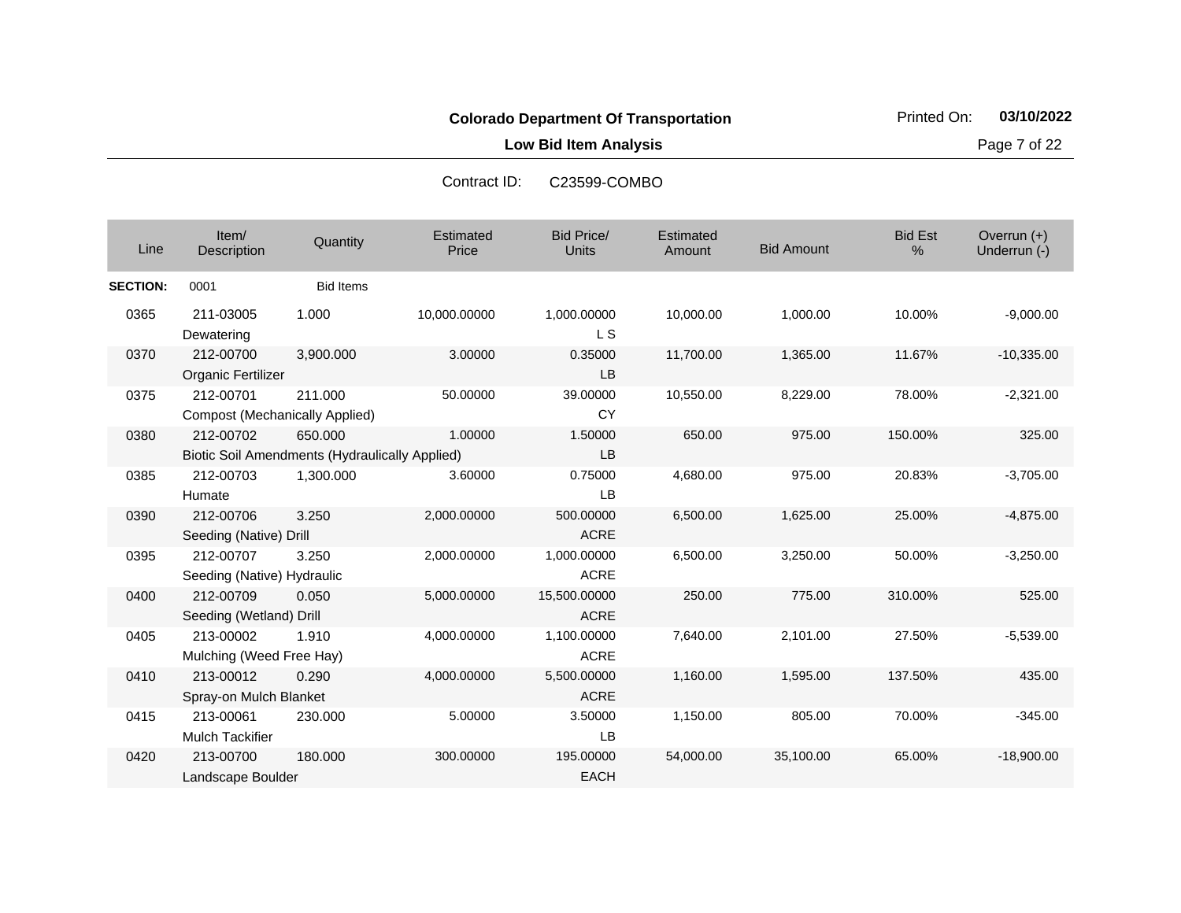**Colorado Department Of Transportation**

Printed On: **03/10/2022**

**Low Bid Item Analysis**

Contract ID: C23599-COMBO

| Line | Item/ Description | Quantity | Estimated Price | Bid Price/ Units | Estimated Amount | Bid Amount | Bid Est % | Overrun (+) Underrun (-) |
|---|---|---|---|---|---|---|---|---|
| **SECTION:** | 0001 | Bid Items | | | | | | |
| 0365 | 211-03005 Dewatering | 1.000 | 10,000.00000 | 1,000.00000 L S | 10,000.00 | 1,000.00 | 10.00% | -9,000.00 |
| 0370 | 212-00700 Organic Fertilizer | 3,900.000 | 3.00000 | 0.35000 LB | 11,700.00 | 1,365.00 | 11.67% | -10,335.00 |
| 0375 | 212-00701 Compost (Mechanically Applied) | 211.000 | 50.00000 | 39.00000 CY | 10,550.00 | 8,229.00 | 78.00% | -2,321.00 |
| 0380 | 212-00702 Biotic Soil Amendments (Hydraulically Applied) | 650.000 | 1.00000 | 1.50000 LB | 650.00 | 975.00 | 150.00% | 325.00 |
| 0385 | 212-00703 Humate | 1,300.000 | 3.60000 | 0.75000 LB | 4,680.00 | 975.00 | 20.83% | -3,705.00 |
| 0390 | 212-00706 Seeding (Native) Drill | 3.250 | 2,000.00000 | 500.00000 ACRE | 6,500.00 | 1,625.00 | 25.00% | -4,875.00 |
| 0395 | 212-00707 Seeding (Native) Hydraulic | 3.250 | 2,000.00000 | 1,000.00000 ACRE | 6,500.00 | 3,250.00 | 50.00% | -3,250.00 |
| 0400 | 212-00709 Seeding (Wetland) Drill | 0.050 | 5,000.00000 | 15,500.00000 ACRE | 250.00 | 775.00 | 310.00% | 525.00 |
| 0405 | 213-00002 Mulching (Weed Free Hay) | 1.910 | 4,000.00000 | 1,100.00000 ACRE | 7,640.00 | 2,101.00 | 27.50% | -5,539.00 |
| 0410 | 213-00012 Spray-on Mulch Blanket | 0.290 | 4,000.00000 | 5,500.00000 ACRE | 1,160.00 | 1,595.00 | 137.50% | 435.00 |
| 0415 | 213-00061 Mulch Tackifier | 230.000 | 5.00000 | 3.50000 LB | 1,150.00 | 805.00 | 70.00% | -345.00 |
| 0420 | 213-00700 Landscape Boulder | 180.000 | 300.00000 | 195.00000 EACH | 54,000.00 | 35,100.00 | 65.00% | -18,900.00 |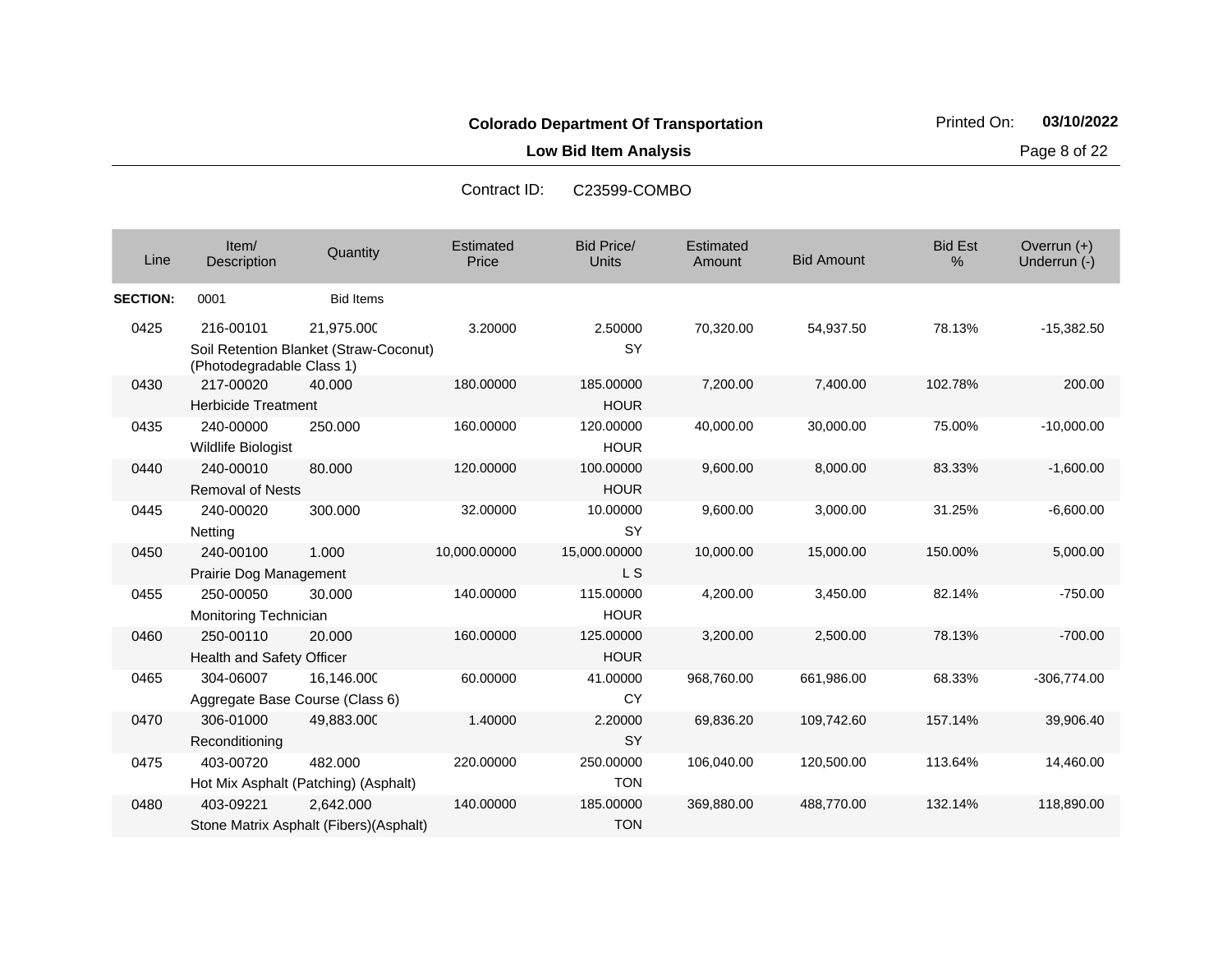**Colorado Department Of Transportation**

Printed On: **03/10/2022**

**Low Bid Item Analysis**

Contract ID: C23599-COMBO

| Line | Item/ Description | Quantity | Estimated Price | Bid Price/ Units | Estimated Amount | Bid Amount | Bid Est % | Overrun (+) Underrun (-) |
|---|---|---|---|---|---|---|---|---|
| **SECTION:** | 0001 | Bid Items | | | | | | |
| 0425 | 216-00101 Soil Retention Blanket (Straw-Coconut) (Photodegradable Class 1) | 21,975.000 | 3.20000 | 2.50000 SY | 70,320.00 | 54,937.50 | 78.13% | -15,382.50 |
| 0430 | 217-00020 Herbicide Treatment | 40.000 | 180.00000 | 185.00000 HOUR | 7,200.00 | 7,400.00 | 102.78% | 200.00 |
| 0435 | 240-00000 Wildlife Biologist | 250.000 | 160.00000 | 120.00000 HOUR | 40,000.00 | 30,000.00 | 75.00% | -10,000.00 |
| 0440 | 240-00010 Removal of Nests | 80.000 | 120.00000 | 100.00000 HOUR | 9,600.00 | 8,000.00 | 83.33% | -1,600.00 |
| 0445 | 240-00020 Netting | 300.000 | 32.00000 | 10.00000 SY | 9,600.00 | 3,000.00 | 31.25% | -6,600.00 |
| 0450 | 240-00100 Prairie Dog Management | 1.000 | 10,000.00000 | 15,000.00000 L S | 10,000.00 | 15,000.00 | 150.00% | 5,000.00 |
| 0455 | 250-00050 Monitoring Technician | 30.000 | 140.00000 | 115.00000 HOUR | 4,200.00 | 3,450.00 | 82.14% | -750.00 |
| 0460 | 250-00110 Health and Safety Officer | 20.000 | 160.00000 | 125.00000 HOUR | 3,200.00 | 2,500.00 | 78.13% | -700.00 |
| 0465 | 304-06007 Aggregate Base Course (Class 6) | 16,146.000 | 60.00000 | 41.00000 CY | 968,760.00 | 661,986.00 | 68.33% | -306,774.00 |
| 0470 | 306-01000 Reconditioning | 49,883.000 | 1.40000 | 2.20000 SY | 69,836.20 | 109,742.60 | 157.14% | 39,906.40 |
| 0475 | 403-00720 Hot Mix Asphalt (Patching) (Asphalt) | 482.000 | 220.00000 | 250.00000 TON | 106,040.00 | 120,500.00 | 113.64% | 14,460.00 |
| 0480 | 403-09221 Stone Matrix Asphalt (Fibers)(Asphalt) | 2,642.000 | 140.00000 | 185.00000 TON | 369,880.00 | 488,770.00 | 132.14% | 118,890.00 |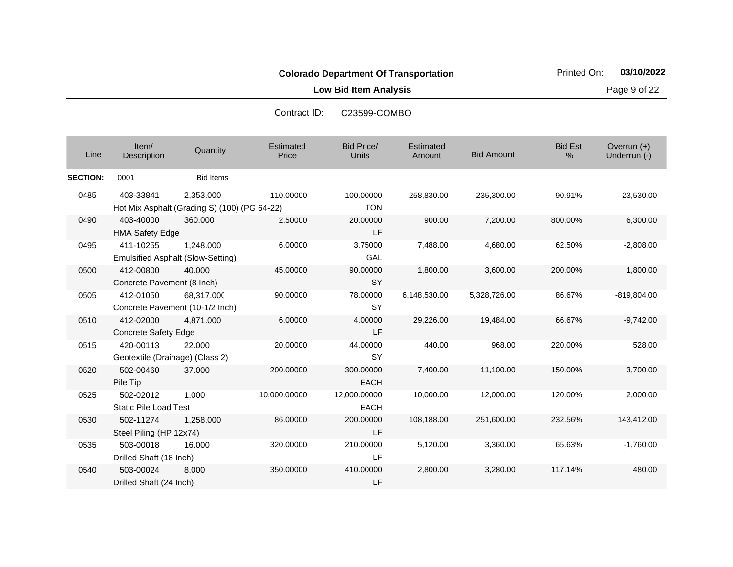**Colorado Department Of Transportation**

**Low Bid Item Analysis**

Contract ID: C23599-COMBO

| Line | Item/ Description | Quantity | Estimated Price | Bid Price/ Units | Estimated Amount | Bid Amount | Bid Est % | Overrun (+) Underrun (-) |
|---|---|---|---|---|---|---|---|---|
| **SECTION:** | 0001 | Bid Items | | | | | | |
| 0485 | 403-33841 Hot Mix Asphalt (Grading S) (100) (PG 64-22) | 2,353.000 | 110.00000 | 100.00000 TON | 258,830.00 | 235,300.00 | 90.91% | -23,530.00 |
| 0490 | 403-40000 HMA Safety Edge | 360.000 | 2.50000 | 20.00000 LF | 900.00 | 7,200.00 | 800.00% | 6,300.00 |
| 0495 | 411-10255 Emulsified Asphalt (Slow-Setting) | 1,248.000 | 6.00000 | 3.75000 GAL | 7,488.00 | 4,680.00 | 62.50% | -2,808.00 |
| 0500 | 412-00800 Concrete Pavement (8 Inch) | 40.000 | 45.00000 | 90.00000 SY | 1,800.00 | 3,600.00 | 200.00% | 1,800.00 |
| 0505 | 412-01050 Concrete Pavement (10-1/2 Inch) | 68,317.000 | 90.00000 | 78.00000 SY | 6,148,530.00 | 5,328,726.00 | 86.67% | -819,804.00 |
| 0510 | 412-02000 Concrete Safety Edge | 4,871.000 | 6.00000 | 4.00000 LF | 29,226.00 | 19,484.00 | 66.67% | -9,742.00 |
| 0515 | 420-00113 Geotextile (Drainage) (Class 2) | 22.000 | 20.00000 | 44.00000 SY | 440.00 | 968.00 | 220.00% | 528.00 |
| 0520 | 502-00460 Pile Tip | 37.000 | 200.00000 | 300.00000 EACH | 7,400.00 | 11,100.00 | 150.00% | 3,700.00 |
| 0525 | 502-02012 Static Pile Load Test | 1.000 | 10,000.00000 | 12,000.00000 EACH | 10,000.00 | 12,000.00 | 120.00% | 2,000.00 |
| 0530 | 502-11274 Steel Piling (HP 12x74) | 1,258.000 | 86.00000 | 200.00000 LF | 108,188.00 | 251,600.00 | 232.56% | 143,412.00 |
| 0535 | 503-00018 Drilled Shaft (18 Inch) | 16.000 | 320.00000 | 210.00000 LF | 5,120.00 | 3,360.00 | 65.63% | -1,760.00 |
| 0540 | 503-00024 Drilled Shaft (24 Inch) | 8.000 | 350.00000 | 410.00000 LF | 2,800.00 | 3,280.00 | 117.14% | 480.00 |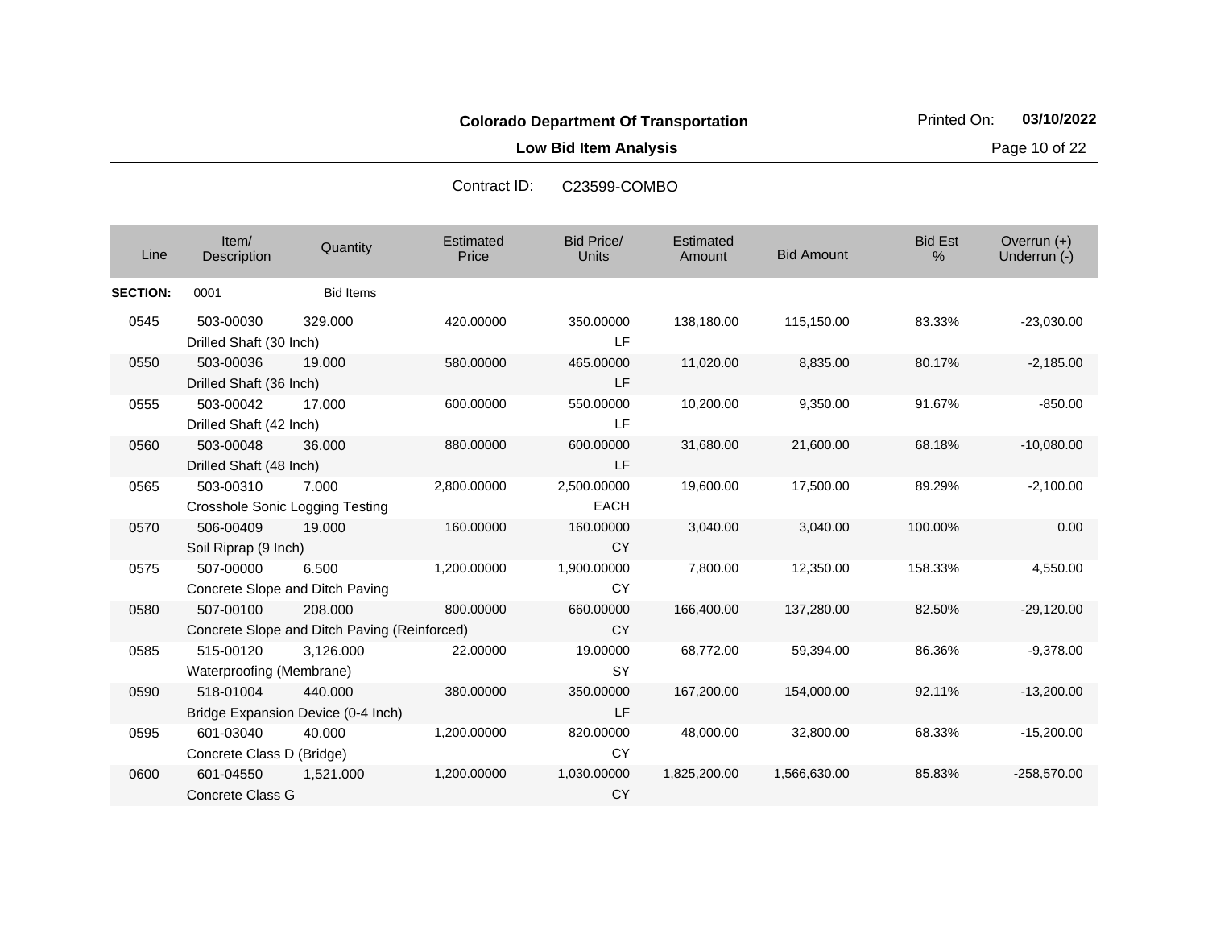**Colorado Department Of Transportation**

**Low Bid Item Analysis**

Printed On: **03/10/2022**

Contract ID: C23599-COMBO

| Line | Item/ Description | Quantity | Estimated Price | Bid Price/ Units | Estimated Amount | Bid Amount | Bid Est % | Overrun (+) Underrun (-) |
|---|---|---|---|---|---|---|---|---|
| **SECTION:** | 0001 | Bid Items | | | | | | |
| 0545 | 503-00030 Drilled Shaft (30 Inch) | 329.000 | 420.00000 | 350.00000 LF | 138,180.00 | 115,150.00 | 83.33% | -23,030.00 |
| 0550 | 503-00036 Drilled Shaft (36 Inch) | 19.000 | 580.00000 | 465.00000 LF | 11,020.00 | 8,835.00 | 80.17% | -2,185.00 |
| 0555 | 503-00042 Drilled Shaft (42 Inch) | 17.000 | 600.00000 | 550.00000 LF | 10,200.00 | 9,350.00 | 91.67% | -850.00 |
| 0560 | 503-00048 Drilled Shaft (48 Inch) | 36.000 | 880.00000 | 600.00000 LF | 31,680.00 | 21,600.00 | 68.18% | -10,080.00 |
| 0565 | 503-00310 Crosshole Sonic Logging Testing | 7.000 | 2,800.00000 | 2,500.00000 EACH | 19,600.00 | 17,500.00 | 89.29% | -2,100.00 |
| 0570 | 506-00409 Soil Riprap (9 Inch) | 19.000 | 160.00000 | 160.00000 CY | 3,040.00 | 3,040.00 | 100.00% | 0.00 |
| 0575 | 507-00000 Concrete Slope and Ditch Paving | 6.500 | 1,200.00000 | 1,900.00000 CY | 7,800.00 | 12,350.00 | 158.33% | 4,550.00 |
| 0580 | 507-00100 Concrete Slope and Ditch Paving (Reinforced) | 208.000 | 800.00000 | 660.00000 CY | 166,400.00 | 137,280.00 | 82.50% | -29,120.00 |
| 0585 | 515-00120 Waterproofing (Membrane) | 3,126.000 | 22.00000 | 19.00000 SY | 68,772.00 | 59,394.00 | 86.36% | -9,378.00 |
| 0590 | 518-01004 Bridge Expansion Device (0-4 Inch) | 440.000 | 380.00000 | 350.00000 LF | 167,200.00 | 154,000.00 | 92.11% | -13,200.00 |
| 0595 | 601-03040 Concrete Class D (Bridge) | 40.000 | 1,200.00000 | 820.00000 CY | 48,000.00 | 32,800.00 | 68.33% | -15,200.00 |
| 0600 | 601-04550 Concrete Class G | 1,521.000 | 1,200.00000 | 1,030.00000 CY | 1,825,200.00 | 1,566,630.00 | 85.83% | -258,570.00 |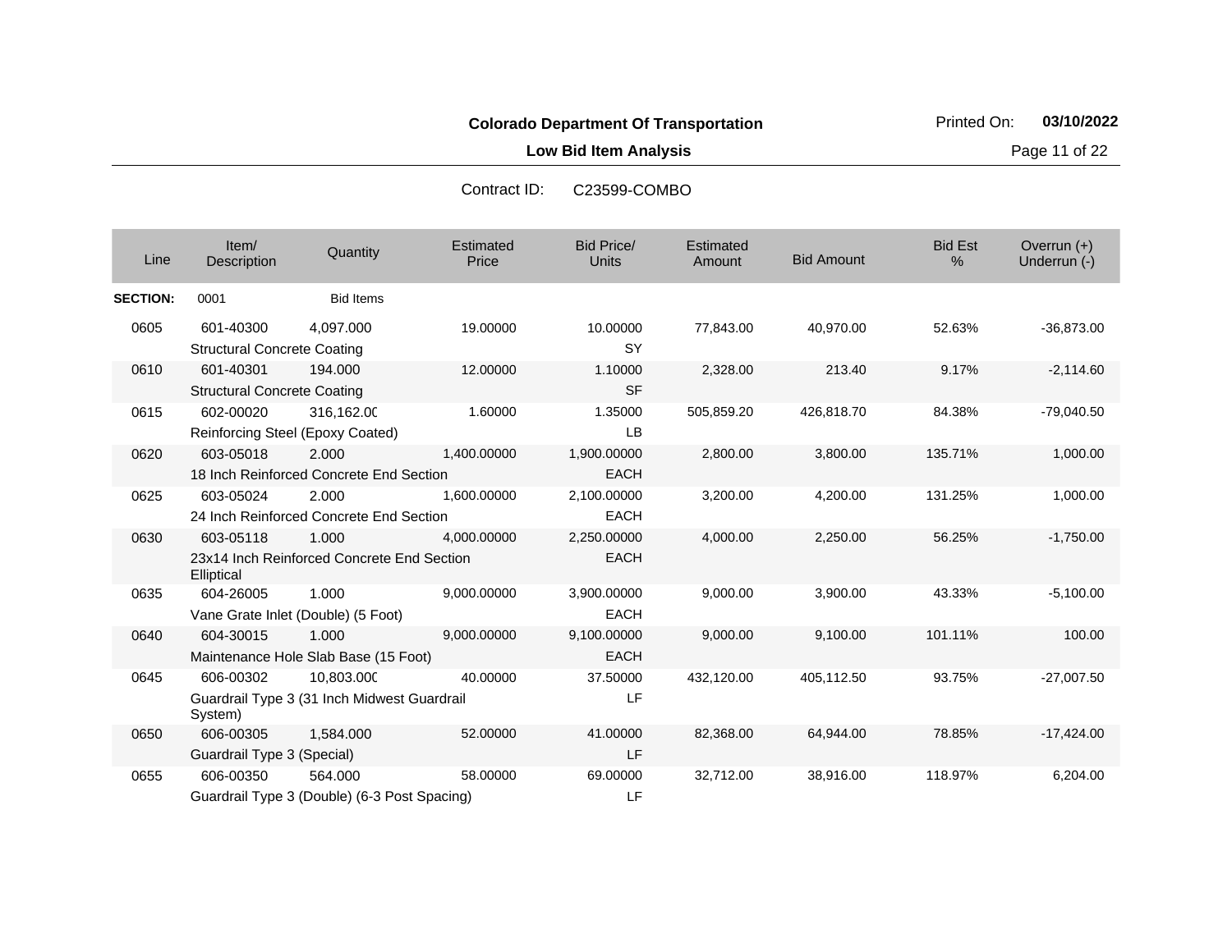**Colorado Department Of Transportation**

**Low Bid Item Analysis**

Contract ID: C23599-COMBO

| Line | Item/ Description | Quantity | Estimated Price | Bid Price/ Units | Estimated Amount | Bid Amount | Bid Est % | Overrun (+) Underrun (-) |
|---|---|---|---|---|---|---|---|---|
| **SECTION:** | 0001 | Bid Items | | | | | | |
| 0605 | 601-40300 Structural Concrete Coating | 4,097.000 | 19.00000 | 10.00000 SY | 77,843.00 | 40,970.00 | 52.63% | -36,873.00 |
| 0610 | 601-40301 Structural Concrete Coating | 194.000 | 12.00000 | 1.10000 SF | 2,328.00 | 213.40 | 9.17% | -2,114.60 |
| 0615 | 602-00020 Reinforcing Steel (Epoxy Coated) | 316,162.00 | 1.60000 | 1.35000 LB | 505,859.20 | 426,818.70 | 84.38% | -79,040.50 |
| 0620 | 603-05018 18 Inch Reinforced Concrete End Section | 2.000 | 1,400.00000 | 1,900.00000 EACH | 2,800.00 | 3,800.00 | 135.71% | 1,000.00 |
| 0625 | 603-05024 24 Inch Reinforced Concrete End Section | 2.000 | 1,600.00000 | 2,100.00000 EACH | 3,200.00 | 4,200.00 | 131.25% | 1,000.00 |
| 0630 | 603-05118 23x14 Inch Reinforced Concrete End Section Elliptical | 1.000 | 4,000.00000 | 2,250.00000 EACH | 4,000.00 | 2,250.00 | 56.25% | -1,750.00 |
| 0635 | 604-26005 Vane Grate Inlet (Double) (5 Foot) | 1.000 | 9,000.00000 | 3,900.00000 EACH | 9,000.00 | 3,900.00 | 43.33% | -5,100.00 |
| 0640 | 604-30015 Maintenance Hole Slab Base (15 Foot) | 1.000 | 9,000.00000 | 9,100.00000 EACH | 9,000.00 | 9,100.00 | 101.11% | 100.00 |
| 0645 | 606-00302 Guardrail Type 3 (31 Inch Midwest Guardrail System) | 10,803.000 | 40.00000 | 37.50000 LF | 432,120.00 | 405,112.50 | 93.75% | -27,007.50 |
| 0650 | 606-00305 Guardrail Type 3 (Special) | 1,584.000 | 52.00000 | 41.00000 LF | 82,368.00 | 64,944.00 | 78.85% | -17,424.00 |
| 0655 | 606-00350 Guardrail Type 3 (Double) (6-3 Post Spacing) | 564.000 | 58.00000 | 69.00000 LF | 32,712.00 | 38,916.00 | 118.97% | 6,204.00 |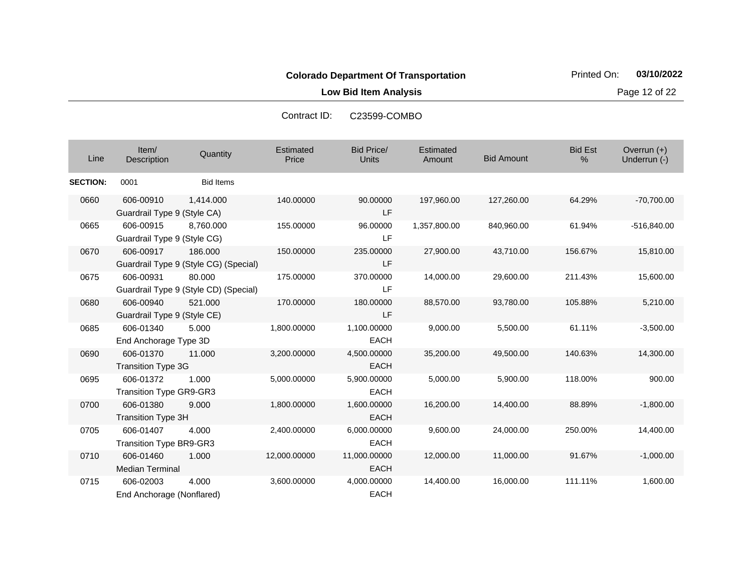**Colorado Department Of Transportation**

**Low Bid Item Analysis**

Printed On: **03/10/2022**

Contract ID: C23599-COMBO

| Line | Item/ Description | Quantity | Estimated Price | Bid Price/ Units | Estimated Amount | Bid Amount | Bid Est % | Overrun (+) Underrun (-) |
|---|---|---|---|---|---|---|---|---|
| **SECTION:** | 0001 | Bid Items | | | | | | |
| 0660 | 606-00910 Guardrail Type 9 (Style CA) | 1,414.000 | 140.00000 | 90.00000 LF | 197,960.00 | 127,260.00 | 64.29% | -70,700.00 |
| 0665 | 606-00915 Guardrail Type 9 (Style CG) | 8,760.000 | 155.00000 | 96.00000 LF | 1,357,800.00 | 840,960.00 | 61.94% | -516,840.00 |
| 0670 | 606-00917 Guardrail Type 9 (Style CG) (Special) | 186.000 | 150.00000 | 235.00000 LF | 27,900.00 | 43,710.00 | 156.67% | 15,810.00 |
| 0675 | 606-00931 Guardrail Type 9 (Style CD) (Special) | 80.000 | 175.00000 | 370.00000 LF | 14,000.00 | 29,600.00 | 211.43% | 15,600.00 |
| 0680 | 606-00940 Guardrail Type 9 (Style CE) | 521.000 | 170.00000 | 180.00000 LF | 88,570.00 | 93,780.00 | 105.88% | 5,210.00 |
| 0685 | 606-01340 End Anchorage Type 3D | 5.000 | 1,800.00000 | 1,100.00000 EACH | 9,000.00 | 5,500.00 | 61.11% | -3,500.00 |
| 0690 | 606-01370 Transition Type 3G | 11.000 | 3,200.00000 | 4,500.00000 EACH | 35,200.00 | 49,500.00 | 140.63% | 14,300.00 |
| 0695 | 606-01372 Transition Type GR9-GR3 | 1.000 | 5,000.00000 | 5,900.00000 EACH | 5,000.00 | 5,900.00 | 118.00% | 900.00 |
| 0700 | 606-01380 Transition Type 3H | 9.000 | 1,800.00000 | 1,600.00000 EACH | 16,200.00 | 14,400.00 | 88.89% | -1,800.00 |
| 0705 | 606-01407 Transition Type BR9-GR3 | 4.000 | 2,400.00000 | 6,000.00000 EACH | 9,600.00 | 24,000.00 | 250.00% | 14,400.00 |
| 0710 | 606-01460 Median Terminal | 1.000 | 12,000.00000 | 11,000.00000 EACH | 12,000.00 | 11,000.00 | 91.67% | -1,000.00 |
| 0715 | 606-02003 End Anchorage (Nonflared) | 4.000 | 3,600.00000 | 4,000.00000 EACH | 14,400.00 | 16,000.00 | 111.11% | 1,600.00 |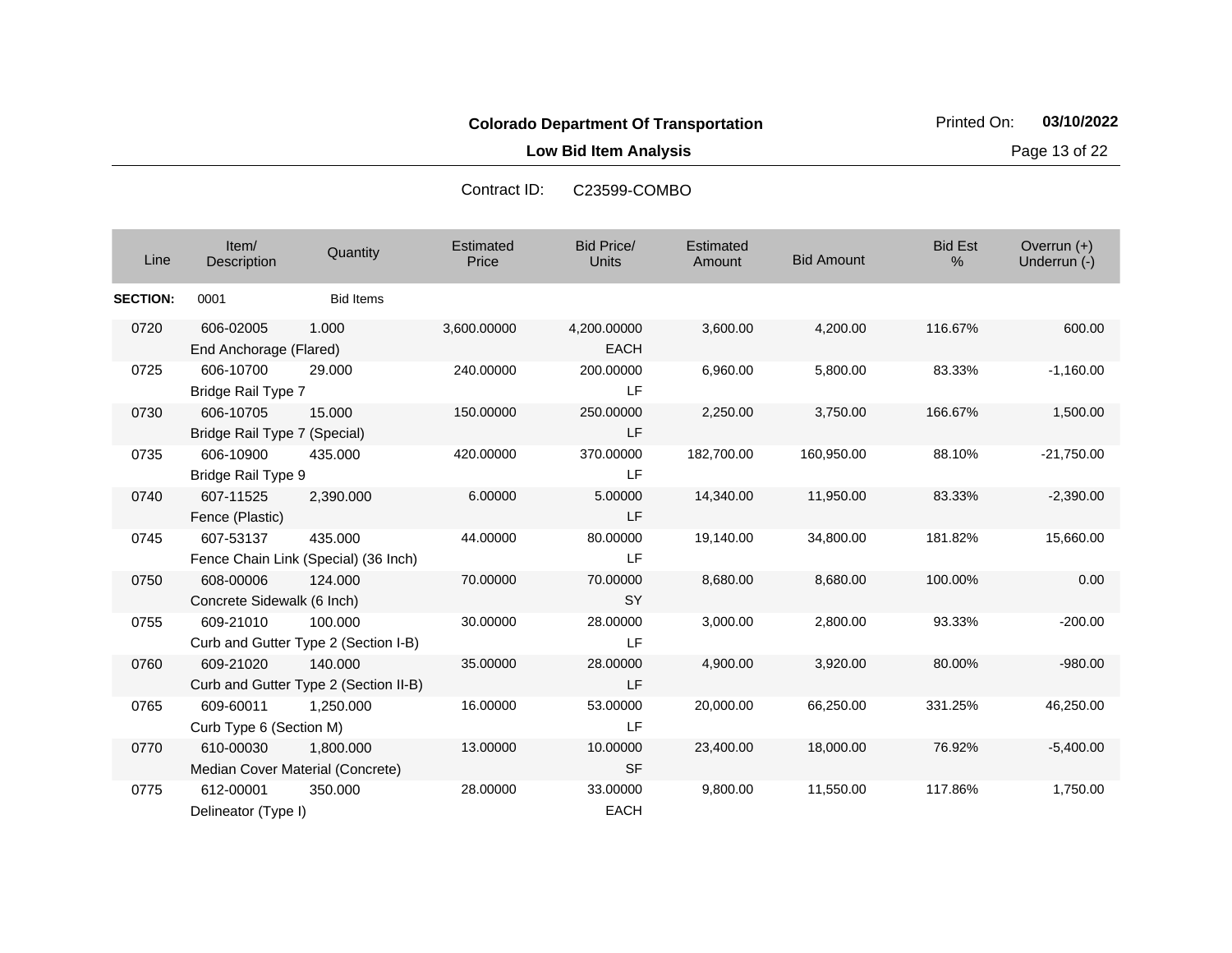**Colorado Department Of Transportation**

**Low Bid Item Analysis**

Printed On: **03/10/2022**

Contract ID: C23599-COMBO

| Line | Item/ Description | Quantity | Estimated Price | Bid Price/ Units | Estimated Amount | Bid Amount | Bid Est % | Overrun (+) Underrun (-) |
|---|---|---|---|---|---|---|---|---|
| **SECTION:** | 0001 | Bid Items | | | | | | |
| 0720 | 606-02005 End Anchorage (Flared) | 1.000 | 3,600.00000 | 4,200.00000 EACH | 3,600.00 | 4,200.00 | 116.67% | 600.00 |
| 0725 | 606-10700 Bridge Rail Type 7 | 29.000 | 240.00000 | 200.00000 LF | 6,960.00 | 5,800.00 | 83.33% | -1,160.00 |
| 0730 | 606-10705 Bridge Rail Type 7 (Special) | 15.000 | 150.00000 | 250.00000 LF | 2,250.00 | 3,750.00 | 166.67% | 1,500.00 |
| 0735 | 606-10900 Bridge Rail Type 9 | 435.000 | 420.00000 | 370.00000 LF | 182,700.00 | 160,950.00 | 88.10% | -21,750.00 |
| 0740 | 607-11525 Fence (Plastic) | 2,390.000 | 6.00000 | 5.00000 LF | 14,340.00 | 11,950.00 | 83.33% | -2,390.00 |
| 0745 | 607-53137 Fence Chain Link (Special) (36 Inch) | 435.000 | 44.00000 | 80.00000 LF | 19,140.00 | 34,800.00 | 181.82% | 15,660.00 |
| 0750 | 608-00006 Concrete Sidewalk (6 Inch) | 124.000 | 70.00000 | 70.00000 SY | 8,680.00 | 8,680.00 | 100.00% | 0.00 |
| 0755 | 609-21010 Curb and Gutter Type 2 (Section I-B) | 100.000 | 30.00000 | 28.00000 LF | 3,000.00 | 2,800.00 | 93.33% | -200.00 |
| 0760 | 609-21020 Curb and Gutter Type 2 (Section II-B) | 140.000 | 35.00000 | 28.00000 LF | 4,900.00 | 3,920.00 | 80.00% | -980.00 |
| 0765 | 609-60011 Curb Type 6 (Section M) | 1,250.000 | 16.00000 | 53.00000 LF | 20,000.00 | 66,250.00 | 331.25% | 46,250.00 |
| 0770 | 610-00030 Median Cover Material (Concrete) | 1,800.000 | 13.00000 | 10.00000 SF | 23,400.00 | 18,000.00 | 76.92% | -5,400.00 |
| 0775 | 612-00001 Delineator (Type I) | 350.000 | 28.00000 | 33.00000 EACH | 9,800.00 | 11,550.00 | 117.86% | 1,750.00 |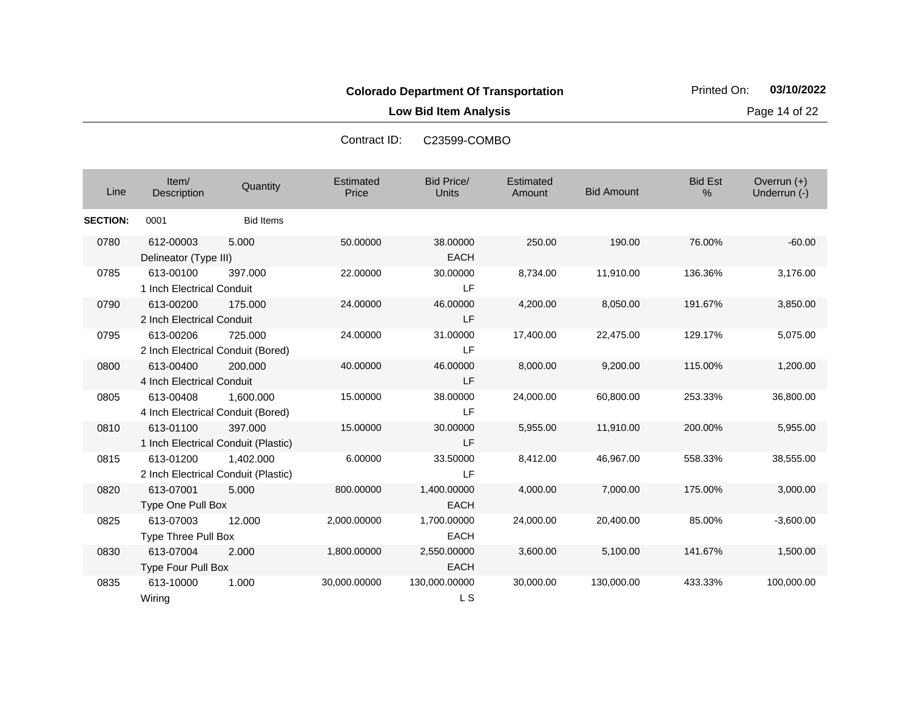**Colorado Department Of Transportation**

**Low Bid Item Analysis**

Contract ID: C23599-COMBO

| Line | Item/ Description | Quantity | Estimated Price | Bid Price/ Units | Estimated Amount | Bid Amount | Bid Est % | Overrun (+) Underrun (-) |
|---|---|---|---|---|---|---|---|---|
| **SECTION:** | 0001 | Bid Items | | | | | | |
| 0780 | 612-00003 Delineator (Type III) | 5.000 | 50.00000 | 38.00000 EACH | 250.00 | 190.00 | 76.00% | -60.00 |
| 0785 | 613-00100 1 Inch Electrical Conduit | 397.000 | 22.00000 | 30.00000 LF | 8,734.00 | 11,910.00 | 136.36% | 3,176.00 |
| 0790 | 613-00200 2 Inch Electrical Conduit | 175.000 | 24.00000 | 46.00000 LF | 4,200.00 | 8,050.00 | 191.67% | 3,850.00 |
| 0795 | 613-00206 2 Inch Electrical Conduit (Bored) | 725.000 | 24.00000 | 31.00000 LF | 17,400.00 | 22,475.00 | 129.17% | 5,075.00 |
| 0800 | 613-00400 4 Inch Electrical Conduit | 200.000 | 40.00000 | 46.00000 LF | 8,000.00 | 9,200.00 | 115.00% | 1,200.00 |
| 0805 | 613-00408 4 Inch Electrical Conduit (Bored) | 1,600.000 | 15.00000 | 38.00000 LF | 24,000.00 | 60,800.00 | 253.33% | 36,800.00 |
| 0810 | 613-01100 1 Inch Electrical Conduit (Plastic) | 397.000 | 15.00000 | 30.00000 LF | 5,955.00 | 11,910.00 | 200.00% | 5,955.00 |
| 0815 | 613-01200 2 Inch Electrical Conduit (Plastic) | 1,402.000 | 6.00000 | 33.50000 LF | 8,412.00 | 46,967.00 | 558.33% | 38,555.00 |
| 0820 | 613-07001 Type One Pull Box | 5.000 | 800.00000 | 1,400.00000 EACH | 4,000.00 | 7,000.00 | 175.00% | 3,000.00 |
| 0825 | 613-07003 Type Three Pull Box | 12.000 | 2,000.00000 | 1,700.00000 EACH | 24,000.00 | 20,400.00 | 85.00% | -3,600.00 |
| 0830 | 613-07004 Type Four Pull Box | 2.000 | 1,800.00000 | 2,550.00000 EACH | 3,600.00 | 5,100.00 | 141.67% | 1,500.00 |
| 0835 | 613-10000 Wiring | 1.000 | 30,000.00000 | 130,000.00000 L S | 30,000.00 | 130,000.00 | 433.33% | 100,000.00 |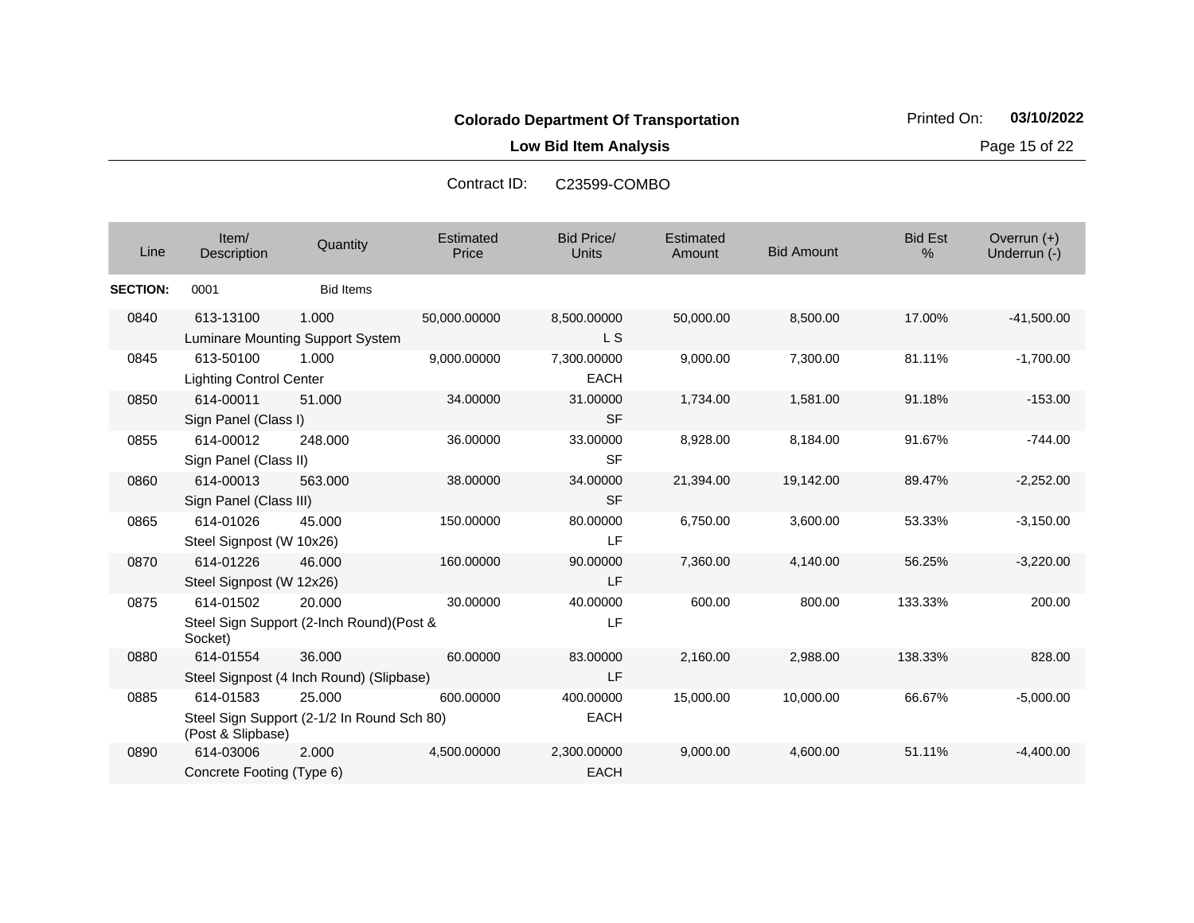**Colorado Department Of Transportation**

**Low Bid Item Analysis**

Contract ID: C23599-COMBO

| Line | Item/ Description | Quantity | Estimated Price | Bid Price/ Units | Estimated Amount | Bid Amount | Bid Est % | Overrun (+) Underrun (-) |
|---|---|---|---|---|---|---|---|---|
| **SECTION:** | 0001 | Bid Items | | | | | | |
| 0840 | 613-13100 Luminare Mounting Support System | 1.000 | 50,000.00000 | 8,500.00000 L S | 50,000.00 | 8,500.00 | 17.00% | -41,500.00 |
| 0845 | 613-50100 Lighting Control Center | 1.000 | 9,000.00000 | 7,300.00000 EACH | 9,000.00 | 7,300.00 | 81.11% | -1,700.00 |
| 0850 | 614-00011 Sign Panel (Class I) | 51.000 | 34.00000 | 31.00000 SF | 1,734.00 | 1,581.00 | 91.18% | -153.00 |
| 0855 | 614-00012 Sign Panel (Class II) | 248.000 | 36.00000 | 33.00000 SF | 8,928.00 | 8,184.00 | 91.67% | -744.00 |
| 0860 | 614-00013 Sign Panel (Class III) | 563.000 | 38.00000 | 34.00000 SF | 21,394.00 | 19,142.00 | 89.47% | -2,252.00 |
| 0865 | 614-01026 Steel Signpost (W 10x26) | 45.000 | 150.00000 | 80.00000 LF | 6,750.00 | 3,600.00 | 53.33% | -3,150.00 |
| 0870 | 614-01226 Steel Signpost (W 12x26) | 46.000 | 160.00000 | 90.00000 LF | 7,360.00 | 4,140.00 | 56.25% | -3,220.00 |
| 0875 | 614-01502 Steel Sign Support (2-Inch Round)(Post & Socket) | 20.000 | 30.00000 | 40.00000 LF | 600.00 | 800.00 | 133.33% | 200.00 |
| 0880 | 614-01554 Steel Signpost (4 Inch Round) (Slipbase) | 36.000 | 60.00000 | 83.00000 LF | 2,160.00 | 2,988.00 | 138.33% | 828.00 |
| 0885 | 614-01583 Steel Sign Support (2-1/2 In Round Sch 80) (Post & Slipbase) | 25.000 | 600.00000 | 400.00000 EACH | 15,000.00 | 10,000.00 | 66.67% | -5,000.00 |
| 0890 | 614-03006 Concrete Footing (Type 6) | 2.000 | 4,500.00000 | 2,300.00000 EACH | 9,000.00 | 4,600.00 | 51.11% | -4,400.00 |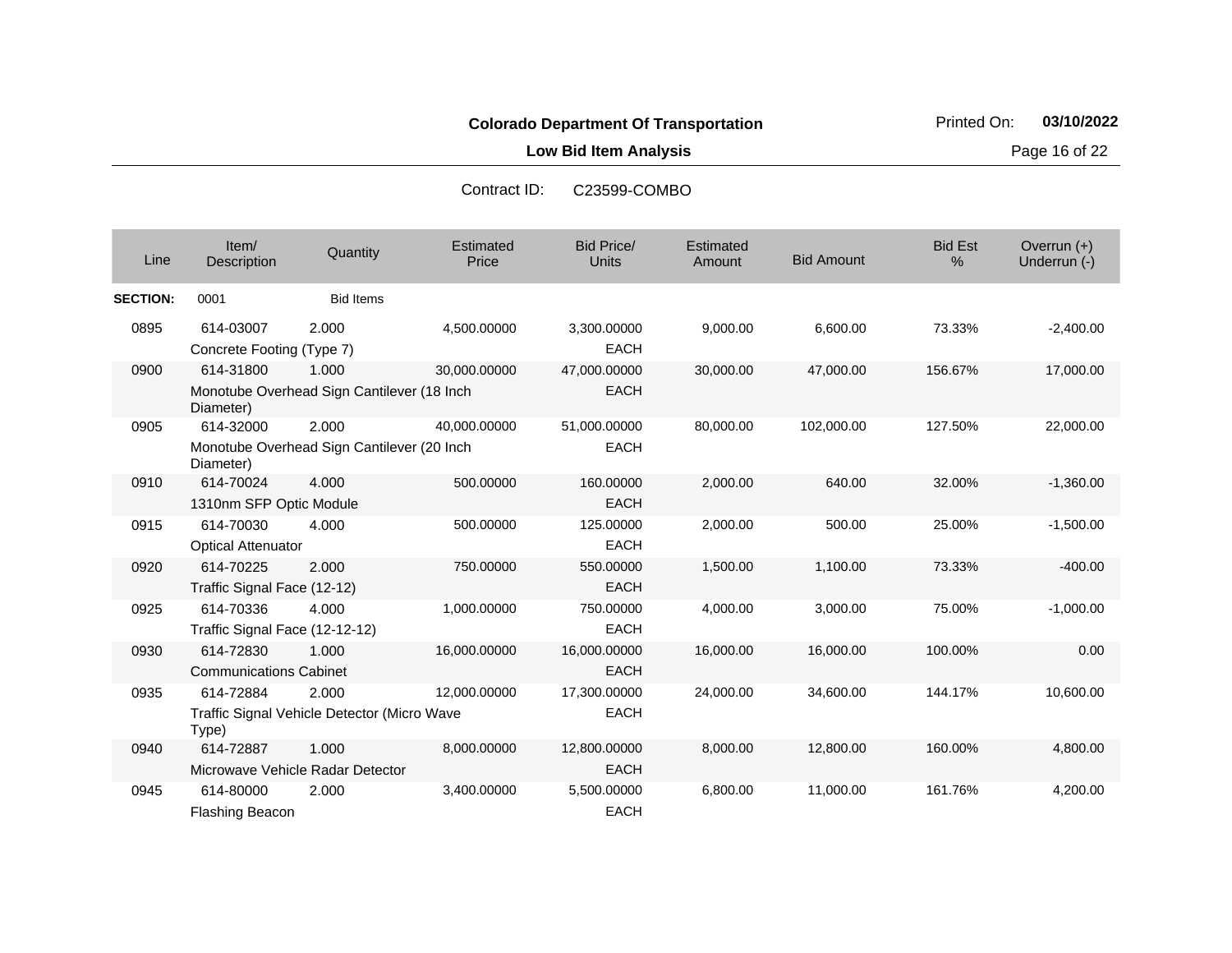**Colorado Department Of Transportation**

**Low Bid Item Analysis**

Printed On: **03/10/2022**

Contract ID: C23599-COMBO

| Line | Item/ Description | Quantity | Estimated Price | Bid Price/ Units | Estimated Amount | Bid Amount | Bid Est % | Overrun (+) Underrun (-) |
|---|---|---|---|---|---|---|---|---|
| **SECTION:** | 0001 | Bid Items | | | | | | |
| 0895 | 614-03007 Concrete Footing (Type 7) | 2.000 | 4,500.00000 | 3,300.00000 EACH | 9,000.00 | 6,600.00 | 73.33% | -2,400.00 |
| 0900 | 614-31800 Monotube Overhead Sign Cantilever (18 Inch Diameter) | 1.000 | 30,000.00000 | 47,000.00000 EACH | 30,000.00 | 47,000.00 | 156.67% | 17,000.00 |
| 0905 | 614-32000 Monotube Overhead Sign Cantilever (20 Inch Diameter) | 2.000 | 40,000.00000 | 51,000.00000 EACH | 80,000.00 | 102,000.00 | 127.50% | 22,000.00 |
| 0910 | 614-70024 1310nm SFP Optic Module | 4.000 | 500.00000 | 160.00000 EACH | 2,000.00 | 640.00 | 32.00% | -1,360.00 |
| 0915 | 614-70030 Optical Attenuator | 4.000 | 500.00000 | 125.00000 EACH | 2,000.00 | 500.00 | 25.00% | -1,500.00 |
| 0920 | 614-70225 Traffic Signal Face (12-12) | 2.000 | 750.00000 | 550.00000 EACH | 1,500.00 | 1,100.00 | 73.33% | -400.00 |
| 0925 | 614-70336 Traffic Signal Face (12-12-12) | 4.000 | 1,000.00000 | 750.00000 EACH | 4,000.00 | 3,000.00 | 75.00% | -1,000.00 |
| 0930 | 614-72830 Communications Cabinet | 1.000 | 16,000.00000 | 16,000.00000 EACH | 16,000.00 | 16,000.00 | 100.00% | 0.00 |
| 0935 | 614-72884 Traffic Signal Vehicle Detector (Micro Wave Type) | 2.000 | 12,000.00000 | 17,300.00000 EACH | 24,000.00 | 34,600.00 | 144.17% | 10,600.00 |
| 0940 | 614-72887 Microwave Vehicle Radar Detector | 1.000 | 8,000.00000 | 12,800.00000 EACH | 8,000.00 | 12,800.00 | 160.00% | 4,800.00 |
| 0945 | 614-80000 Flashing Beacon | 2.000 | 3,400.00000 | 5,500.00000 EACH | 6,800.00 | 11,000.00 | 161.76% | 4,200.00 |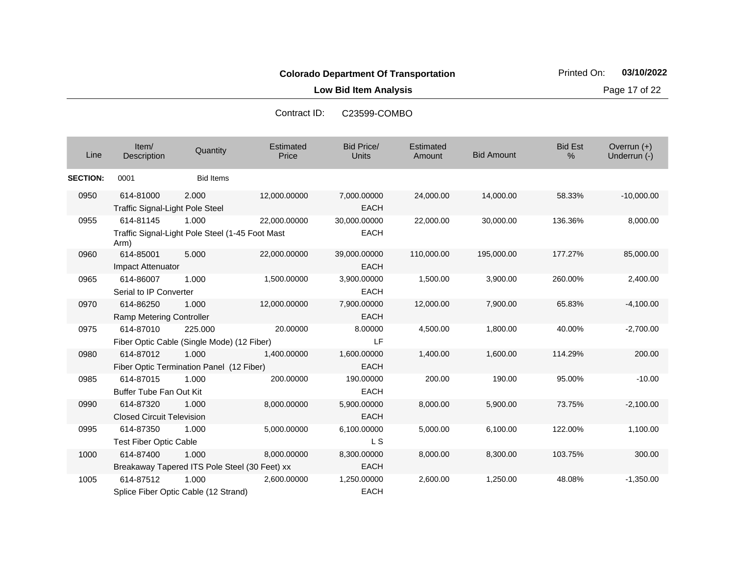**Colorado Department Of Transportation**

**Low Bid Item Analysis**

Printed On: **03/10/2022**

Contract ID: C23599-COMBO

| Line | Item/ Description | Quantity | Estimated Price | Bid Price/ Units | Estimated Amount | Bid Amount | Bid Est % | Overrun (+) Underrun (-) |
|---|---|---|---|---|---|---|---|---|
| **SECTION:** | 0001 | Bid Items | | | | | | |
| 0950 | 614-81000 Traffic Signal-Light Pole Steel | 2.000 | 12,000.00000 | 7,000.00000 EACH | 24,000.00 | 14,000.00 | 58.33% | -10,000.00 |
| 0955 | 614-81145 Traffic Signal-Light Pole Steel (1-45 Foot Mast Arm) | 1.000 | 22,000.00000 | 30,000.00000 EACH | 22,000.00 | 30,000.00 | 136.36% | 8,000.00 |
| 0960 | 614-85001 Impact Attenuator | 5.000 | 22,000.00000 | 39,000.00000 EACH | 110,000.00 | 195,000.00 | 177.27% | 85,000.00 |
| 0965 | 614-86007 Serial to IP Converter | 1.000 | 1,500.00000 | 3,900.00000 EACH | 1,500.00 | 3,900.00 | 260.00% | 2,400.00 |
| 0970 | 614-86250 Ramp Metering Controller | 1.000 | 12,000.00000 | 7,900.00000 EACH | 12,000.00 | 7,900.00 | 65.83% | -4,100.00 |
| 0975 | 614-87010 Fiber Optic Cable (Single Mode) (12 Fiber) | 225.000 | 20.00000 | 8.00000 LF | 4,500.00 | 1,800.00 | 40.00% | -2,700.00 |
| 0980 | 614-87012 Fiber Optic Termination Panel (12 Fiber) | 1.000 | 1,400.00000 | 1,600.00000 EACH | 1,400.00 | 1,600.00 | 114.29% | 200.00 |
| 0985 | 614-87015 Buffer Tube Fan Out Kit | 1.000 | 200.00000 | 190.00000 EACH | 200.00 | 190.00 | 95.00% | -10.00 |
| 0990 | 614-87320 Closed Circuit Television | 1.000 | 8,000.00000 | 5,900.00000 EACH | 8,000.00 | 5,900.00 | 73.75% | -2,100.00 |
| 0995 | 614-87350 Test Fiber Optic Cable | 1.000 | 5,000.00000 | 6,100.00000 L S | 5,000.00 | 6,100.00 | 122.00% | 1,100.00 |
| 1000 | 614-87400 Breakaway Tapered ITS Pole Steel (30 Feet) xx | 1.000 | 8,000.00000 | 8,300.00000 EACH | 8,000.00 | 8,300.00 | 103.75% | 300.00 |
| 1005 | 614-87512 Splice Fiber Optic Cable (12 Strand) | 1.000 | 2,600.00000 | 1,250.00000 EACH | 2,600.00 | 1,250.00 | 48.08% | -1,350.00 |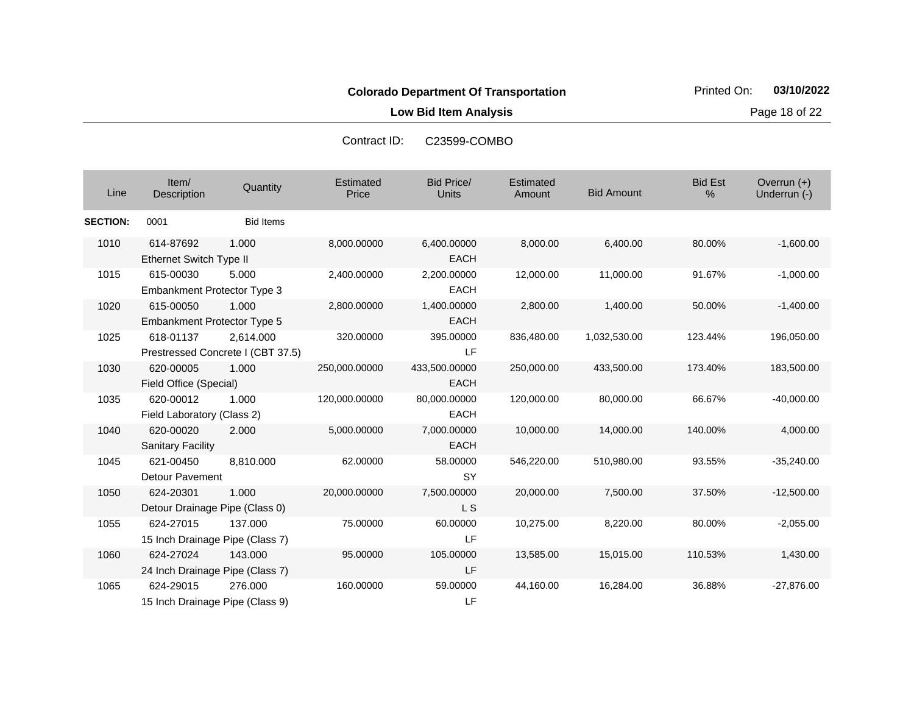**Colorado Department Of Transportation**

**Low Bid Item Analysis**

Printed On: **03/10/2022**

Contract ID: C23599-COMBO

| Line | Item/ Description | Quantity | Estimated Price | Bid Price/ Units | Estimated Amount | Bid Amount | Bid Est % | Overrun (+) Underrun (-) |
|---|---|---|---|---|---|---|---|---|
| **SECTION:** | 0001 | Bid Items | | | | | | |
| 1010 | 614-87692 Ethernet Switch Type II | 1.000 | 8,000.00000 | 6,400.00000 EACH | 8,000.00 | 6,400.00 | 80.00% | -1,600.00 |
| 1015 | 615-00030 Embankment Protector Type 3 | 5.000 | 2,400.00000 | 2,200.00000 EACH | 12,000.00 | 11,000.00 | 91.67% | -1,000.00 |
| 1020 | 615-00050 Embankment Protector Type 5 | 1.000 | 2,800.00000 | 1,400.00000 EACH | 2,800.00 | 1,400.00 | 50.00% | -1,400.00 |
| 1025 | 618-01137 Prestressed Concrete I (CBT 37.5) | 2,614.000 | 320.00000 | 395.00000 LF | 836,480.00 | 1,032,530.00 | 123.44% | 196,050.00 |
| 1030 | 620-00005 Field Office (Special) | 1.000 | 250,000.00000 | 433,500.00000 EACH | 250,000.00 | 433,500.00 | 173.40% | 183,500.00 |
| 1035 | 620-00012 Field Laboratory (Class 2) | 1.000 | 120,000.00000 | 80,000.00000 EACH | 120,000.00 | 80,000.00 | 66.67% | -40,000.00 |
| 1040 | 620-00020 Sanitary Facility | 2.000 | 5,000.00000 | 7,000.00000 EACH | 10,000.00 | 14,000.00 | 140.00% | 4,000.00 |
| 1045 | 621-00450 Detour Pavement | 8,810.000 | 62.00000 | 58.00000 SY | 546,220.00 | 510,980.00 | 93.55% | -35,240.00 |
| 1050 | 624-20301 Detour Drainage Pipe (Class 0) | 1.000 | 20,000.00000 | 7,500.00000 L S | 20,000.00 | 7,500.00 | 37.50% | -12,500.00 |
| 1055 | 624-27015 15 Inch Drainage Pipe (Class 7) | 137.000 | 75.00000 | 60.00000 LF | 10,275.00 | 8,220.00 | 80.00% | -2,055.00 |
| 1060 | 624-27024 24 Inch Drainage Pipe (Class 7) | 143.000 | 95.00000 | 105.00000 LF | 13,585.00 | 15,015.00 | 110.53% | 1,430.00 |
| 1065 | 624-29015 15 Inch Drainage Pipe (Class 9) | 276.000 | 160.00000 | 59.00000 LF | 44,160.00 | 16,284.00 | 36.88% | -27,876.00 |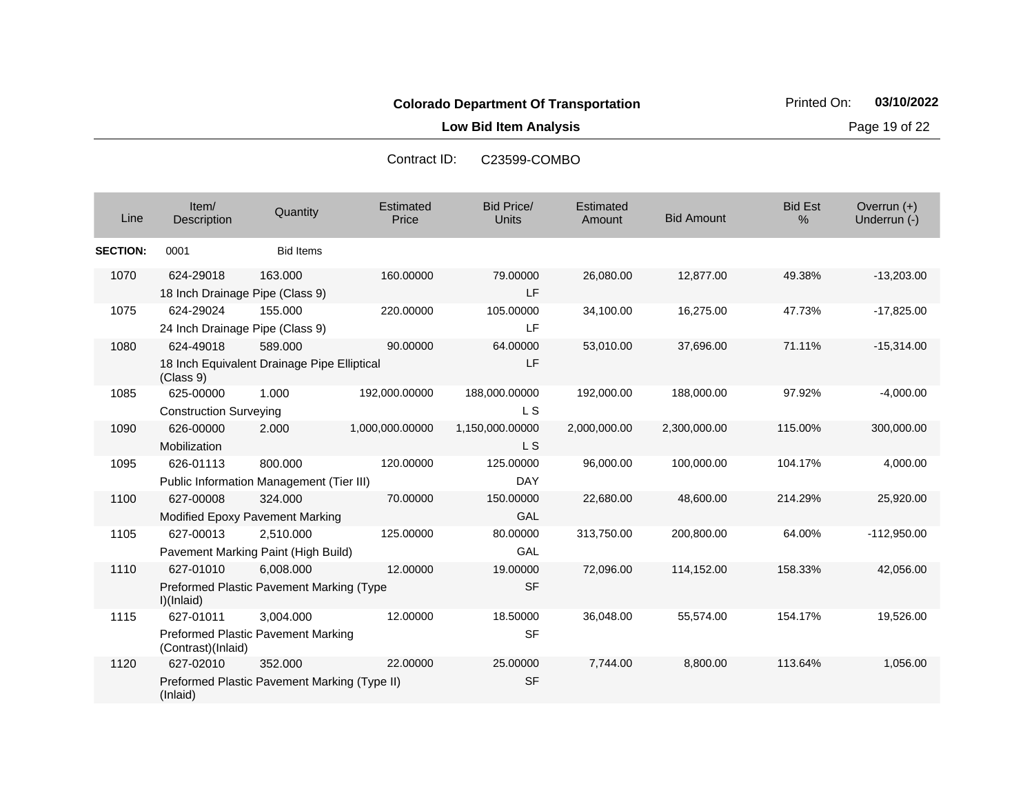**Colorado Department Of Transportation**

**Low Bid Item Analysis**

Printed On: **03/10/2022**

Contract ID: C23599-COMBO

| Line | Item/ Description | Quantity | Estimated Price | Bid Price/ Units | Estimated Amount | Bid Amount | Bid Est % | Overrun (+) Underrun (-) |
|---|---|---|---|---|---|---|---|---|
| **SECTION:** | 0001 | Bid Items | | | | | | |
| 1070 | 624-29018 18 Inch Drainage Pipe (Class 9) | 163.000 | 160.00000 | 79.00000 LF | 26,080.00 | 12,877.00 | 49.38% | -13,203.00 |
| 1075 | 624-29024 24 Inch Drainage Pipe (Class 9) | 155.000 | 220.00000 | 105.00000 LF | 34,100.00 | 16,275.00 | 47.73% | -17,825.00 |
| 1080 | 624-49018 18 Inch Equivalent Drainage Pipe Elliptical (Class 9) | 589.000 | 90.00000 | 64.00000 LF | 53,010.00 | 37,696.00 | 71.11% | -15,314.00 |
| 1085 | 625-00000 Construction Surveying | 1.000 | 192,000.00000 | 188,000.00000 L S | 192,000.00 | 188,000.00 | 97.92% | -4,000.00 |
| 1090 | 626-00000 Mobilization | 2.000 | 1,000,000.00000 | 1,150,000.00000 L S | 2,000,000.00 | 2,300,000.00 | 115.00% | 300,000.00 |
| 1095 | 626-01113 Public Information Management (Tier III) | 800.000 | 120.00000 | 125.00000 DAY | 96,000.00 | 100,000.00 | 104.17% | 4,000.00 |
| 1100 | 627-00008 Modified Epoxy Pavement Marking | 324.000 | 70.00000 | 150.00000 GAL | 22,680.00 | 48,600.00 | 214.29% | 25,920.00 |
| 1105 | 627-00013 Pavement Marking Paint (High Build) | 2,510.000 | 125.00000 | 80.00000 GAL | 313,750.00 | 200,800.00 | 64.00% | -112,950.00 |
| 1110 | 627-01010 Preformed Plastic Pavement Marking (Type I)(Inlaid) | 6,008.000 | 12.00000 | 19.00000 SF | 72,096.00 | 114,152.00 | 158.33% | 42,056.00 |
| 1115 | 627-01011 Preformed Plastic Pavement Marking (Contrast)(Inlaid) | 3,004.000 | 12.00000 | 18.50000 SF | 36,048.00 | 55,574.00 | 154.17% | 19,526.00 |
| 1120 | 627-02010 Preformed Plastic Pavement Marking (Type II) (Inlaid) | 352.000 | 22.00000 | 25.00000 SF | 7,744.00 | 8,800.00 | 113.64% | 1,056.00 |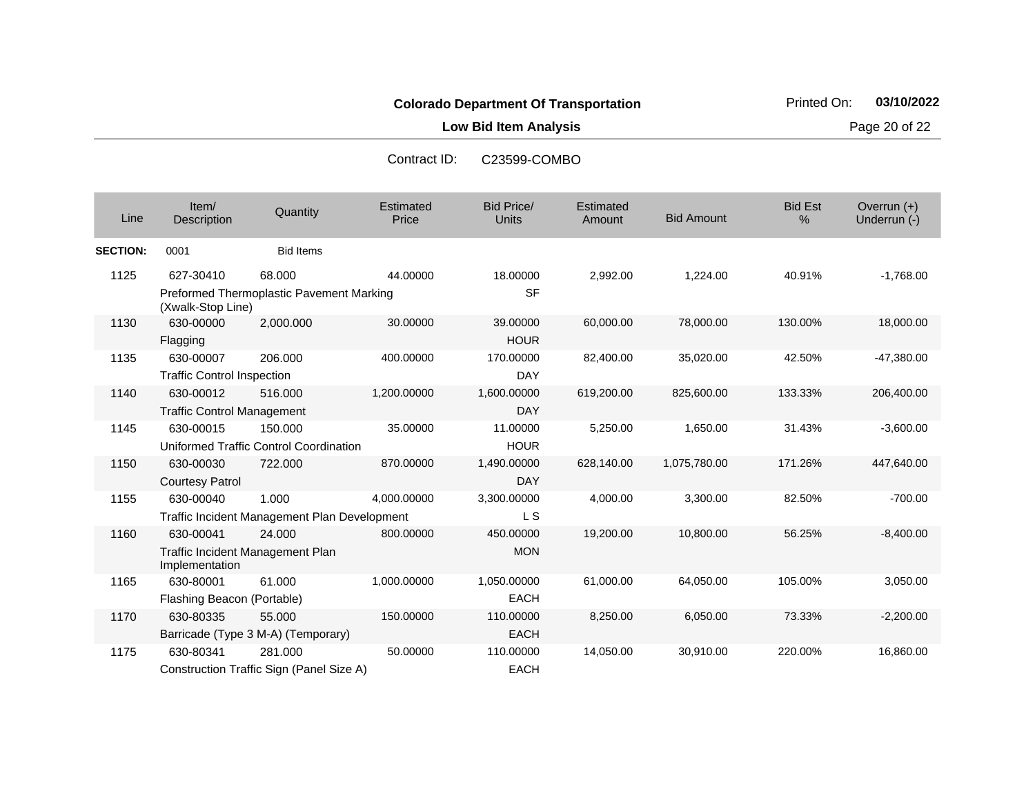**Colorado Department Of Transportation**

**Low Bid Item Analysis**

Printed On: **03/10/2022**

Contract ID: C23599-COMBO

| Line | Item/ Description | Quantity | Estimated Price | Bid Price/ Units | Estimated Amount | Bid Amount | Bid Est % | Overrun (+) Underrun (-) |
|---|---|---|---|---|---|---|---|---|
| **SECTION:** | 0001 | Bid Items | | | | | | |
| 1125 | 627-30410 Preformed Thermoplastic Pavement Marking (Xwalk-Stop Line) | 68.000 | 44.00000 | 18.00000 SF | 2,992.00 | 1,224.00 | 40.91% | -1,768.00 |
| 1130 | 630-00000 Flagging | 2,000.000 | 30.00000 | 39.00000 HOUR | 60,000.00 | 78,000.00 | 130.00% | 18,000.00 |
| 1135 | 630-00007 Traffic Control Inspection | 206.000 | 400.00000 | 170.00000 DAY | 82,400.00 | 35,020.00 | 42.50% | -47,380.00 |
| 1140 | 630-00012 Traffic Control Management | 516.000 | 1,200.00000 | 1,600.00000 DAY | 619,200.00 | 825,600.00 | 133.33% | 206,400.00 |
| 1145 | 630-00015 Uniformed Traffic Control Coordination | 150.000 | 35.00000 | 11.00000 HOUR | 5,250.00 | 1,650.00 | 31.43% | -3,600.00 |
| 1150 | 630-00030 Courtesy Patrol | 722.000 | 870.00000 | 1,490.00000 DAY | 628,140.00 | 1,075,780.00 | 171.26% | 447,640.00 |
| 1155 | 630-00040 Traffic Incident Management Plan Development | 1.000 | 4,000.00000 | 3,300.00000 L S | 4,000.00 | 3,300.00 | 82.50% | -700.00 |
| 1160 | 630-00041 Traffic Incident Management Plan Implementation | 24.000 | 800.00000 | 450.00000 MON | 19,200.00 | 10,800.00 | 56.25% | -8,400.00 |
| 1165 | 630-80001 Flashing Beacon (Portable) | 61.000 | 1,000.00000 | 1,050.00000 EACH | 61,000.00 | 64,050.00 | 105.00% | 3,050.00 |
| 1170 | 630-80335 Barricade (Type 3 M-A) (Temporary) | 55.000 | 150.00000 | 110.00000 EACH | 8,250.00 | 6,050.00 | 73.33% | -2,200.00 |
| 1175 | 630-80341 Construction Traffic Sign (Panel Size A) | 281.000 | 50.00000 | 110.00000 EACH | 14,050.00 | 30,910.00 | 220.00% | 16,860.00 |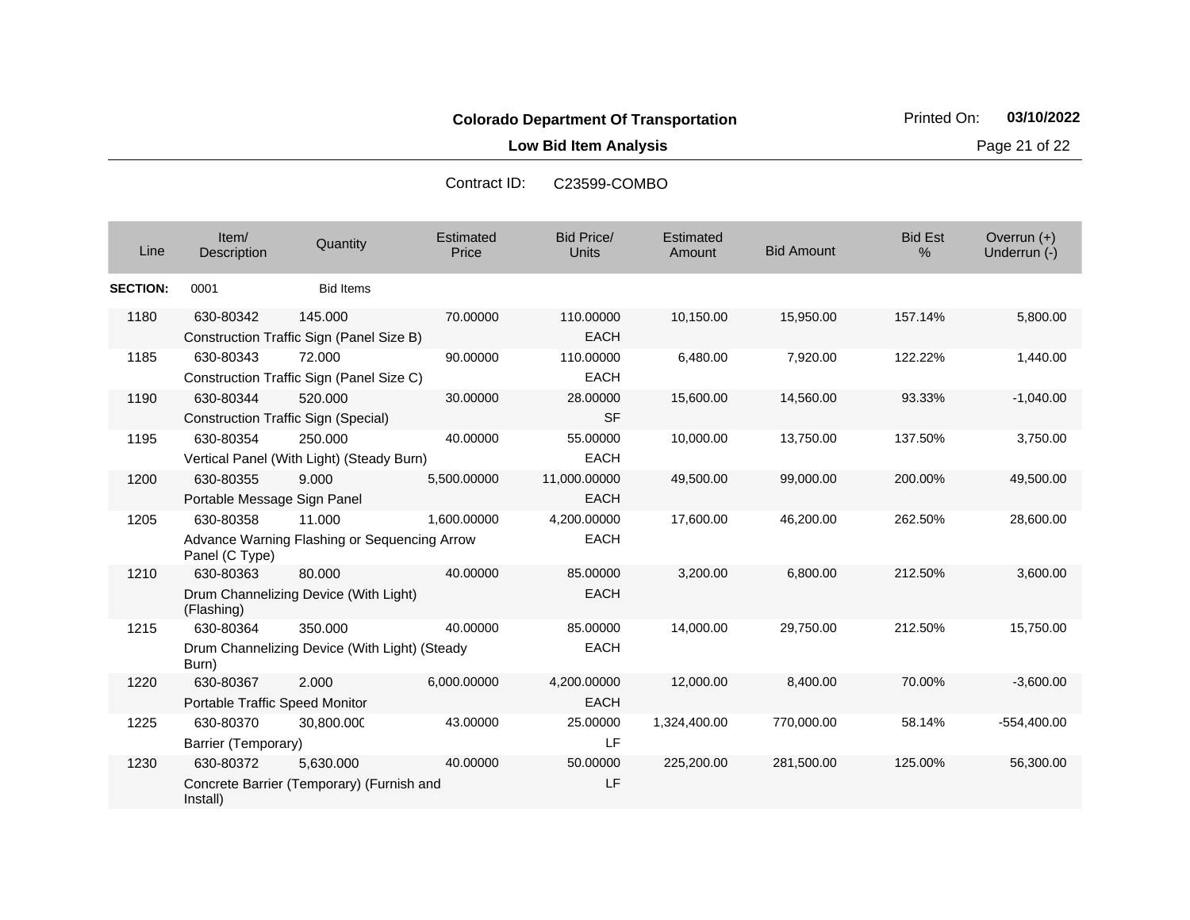**Colorado Department Of Transportation**

**Low Bid Item Analysis**

Printed On: **03/10/2022**

Contract ID: C23599-COMBO

| Line | Item/ Description | Quantity | Estimated Price | Bid Price/ Units | Estimated Amount | Bid Amount | Bid Est % | Overrun (+) Underrun (-) |
|---|---|---|---|---|---|---|---|---|
| **SECTION:** | 0001 | Bid Items | | | | | | |
| 1180 | 630-80342 Construction Traffic Sign (Panel Size B) | 145.000 | 70.00000 | 110.00000 EACH | 10,150.00 | 15,950.00 | 157.14% | 5,800.00 |
| 1185 | 630-80343 Construction Traffic Sign (Panel Size C) | 72.000 | 90.00000 | 110.00000 EACH | 6,480.00 | 7,920.00 | 122.22% | 1,440.00 |
| 1190 | 630-80344 Construction Traffic Sign (Special) | 520.000 | 30.00000 | 28.00000 SF | 15,600.00 | 14,560.00 | 93.33% | -1,040.00 |
| 1195 | 630-80354 Vertical Panel (With Light) (Steady Burn) | 250.000 | 40.00000 | 55.00000 EACH | 10,000.00 | 13,750.00 | 137.50% | 3,750.00 |
| 1200 | 630-80355 Portable Message Sign Panel | 9.000 | 5,500.00000 | 11,000.00000 EACH | 49,500.00 | 99,000.00 | 200.00% | 49,500.00 |
| 1205 | 630-80358 Advance Warning Flashing or Sequencing Arrow Panel (C Type) | 11.000 | 1,600.00000 | 4,200.00000 EACH | 17,600.00 | 46,200.00 | 262.50% | 28,600.00 |
| 1210 | 630-80363 Drum Channelizing Device (With Light) (Flashing) | 80.000 | 40.00000 | 85.00000 EACH | 3,200.00 | 6,800.00 | 212.50% | 3,600.00 |
| 1215 | 630-80364 Drum Channelizing Device (With Light) (Steady Burn) | 350.000 | 40.00000 | 85.00000 EACH | 14,000.00 | 29,750.00 | 212.50% | 15,750.00 |
| 1220 | 630-80367 Portable Traffic Speed Monitor | 2.000 | 6,000.00000 | 4,200.00000 EACH | 12,000.00 | 8,400.00 | 70.00% | -3,600.00 |
| 1225 | 630-80370 Barrier (Temporary) | 30,800.000 | 43.00000 | 25.00000 LF | 1,324,400.00 | 770,000.00 | 58.14% | -554,400.00 |
| 1230 | 630-80372 Concrete Barrier (Temporary) (Furnish and Install) | 5,630.000 | 40.00000 | 50.00000 LF | 225,200.00 | 281,500.00 | 125.00% | 56,300.00 |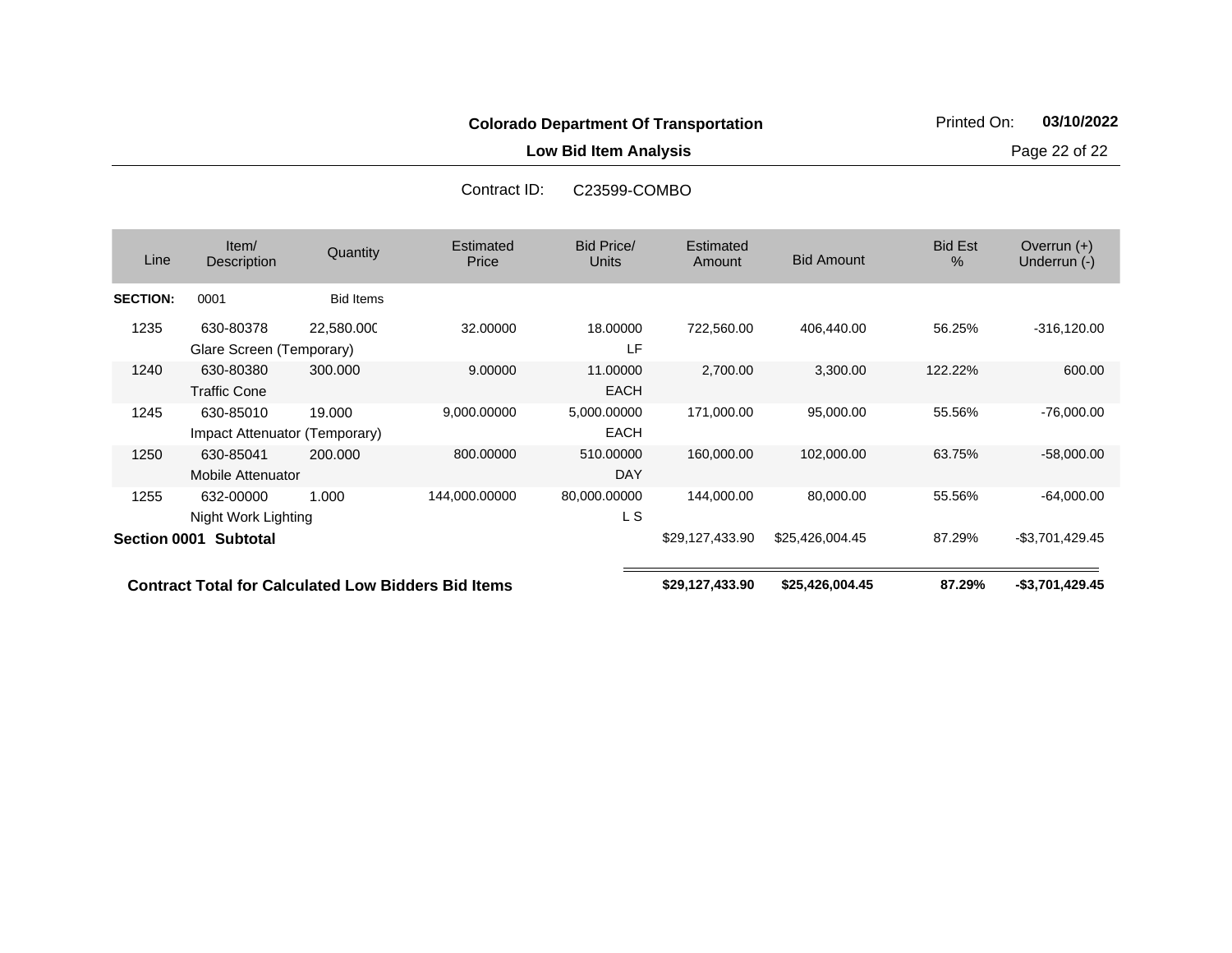**Colorado Department Of Transportation**

Printed On: **03/10/2022**

**Low Bid Item Analysis**

Contract ID: C23599-COMBO

| Line | Item/ Description | Quantity | Estimated Price | Bid Price/ Units | Estimated Amount | Bid Amount | Bid Est % | Overrun (+) Underrun (-) |
|---|---|---|---|---|---|---|---|---|
| **SECTION:** | 0001 | Bid Items | | | | | | |
| 1235 | 630-80378 Glare Screen (Temporary) | 22,580.000 | 32.00000 | 18.00000 LF | 722,560.00 | 406,440.00 | 56.25% | -316,120.00 |
| 1240 | 630-80380 Traffic Cone | 300.000 | 9.00000 | 11.00000 EACH | 2,700.00 | 3,300.00 | 122.22% | 600.00 |
| 1245 | 630-85010 Impact Attenuator (Temporary) | 19.000 | 9,000.00000 | 5,000.00000 EACH | 171,000.00 | 95,000.00 | 55.56% | -76,000.00 |
| 1250 | 630-85041 Mobile Attenuator | 200.000 | 800.00000 | 510.00000 DAY | 160,000.00 | 102,000.00 | 63.75% | -58,000.00 |
| 1255 | 632-00000 Night Work Lighting | 1.000 | 144,000.00000 | 80,000.00000 L S | 144,000.00 | 80,000.00 | 55.56% | -64,000.00 |
| **Section 0001 Subtotal** | | | | | $29,127,433.90 | $25,426,004.45 | 87.29% | -$3,701,429.45 |
| **Contract Total for Calculated Low Bidders Bid Items** | | | | | **$29,127,433.90** | **$25,426,004.45** | **87.29%** | **-$3,701,429.45** |